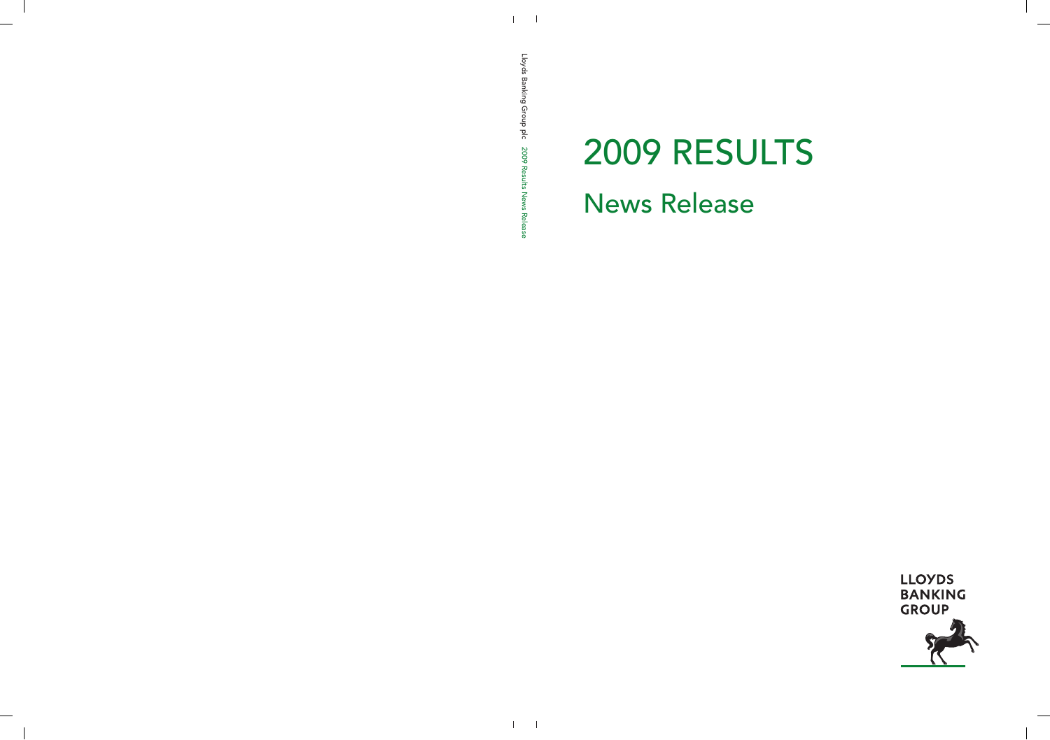Lloyds Banking Group plc 2009 Results News Release

# 2009 RESULTS

## News Release

LLOYDS
BANKING
GROUP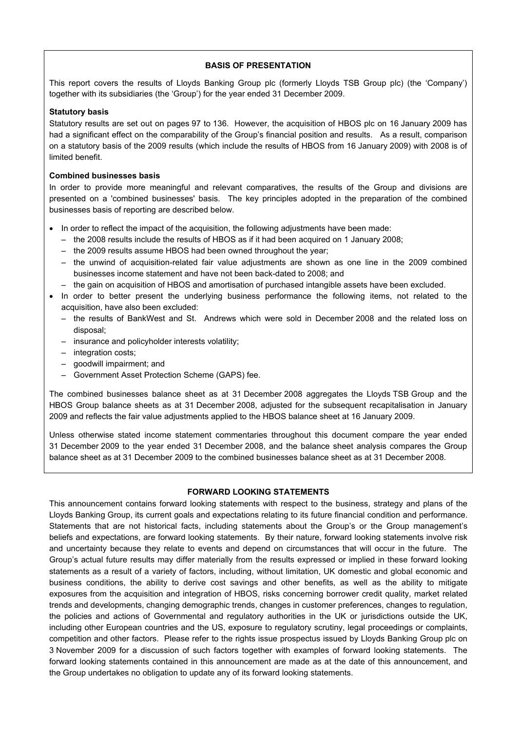## BASIS OF PRESENTATION

This report covers the results of Lloyds Banking Group plc (formerly Lloyds TSB Group plc) (the 'Company') together with its subsidiaries (the 'Group') for the year ended 31 December 2009.

**Statutory basis**

Statutory results are set out on pages 97 to 136. However, the acquisition of HBOS plc on 16 January 2009 has had a significant effect on the comparability of the Group's financial position and results. As a result, comparison on a statutory basis of the 2009 results (which include the results of HBOS from 16 January 2009) with 2008 is of limited benefit.

**Combined businesses basis**

In order to provide more meaningful and relevant comparatives, the results of the Group and divisions are presented on a 'combined businesses' basis. The key principles adopted in the preparation of the combined businesses basis of reporting are described below.

- In order to reflect the impact of the acquisition, the following adjustments have been made:
  - the 2008 results include the results of HBOS as if it had been acquired on 1 January 2008;
  - the 2009 results assume HBOS had been owned throughout the year;
  - the unwind of acquisition-related fair value adjustments are shown as one line in the 2009 combined businesses income statement and have not been back-dated to 2008; and
  - the gain on acquisition of HBOS and amortisation of purchased intangible assets have been excluded.
- In order to better present the underlying business performance the following items, not related to the acquisition, have also been excluded:
  - the results of BankWest and St. Andrews which were sold in December 2008 and the related loss on disposal;
  - insurance and policyholder interests volatility;
  - integration costs;
  - goodwill impairment; and
  - Government Asset Protection Scheme (GAPS) fee.

The combined businesses balance sheet as at 31 December 2008 aggregates the Lloyds TSB Group and the HBOS Group balance sheets as at 31 December 2008, adjusted for the subsequent recapitalisation in January 2009 and reflects the fair value adjustments applied to the HBOS balance sheet at 16 January 2009.

Unless otherwise stated income statement commentaries throughout this document compare the year ended 31 December 2009 to the year ended 31 December 2008, and the balance sheet analysis compares the Group balance sheet as at 31 December 2009 to the combined businesses balance sheet as at 31 December 2008.

## FORWARD LOOKING STATEMENTS

This announcement contains forward looking statements with respect to the business, strategy and plans of the Lloyds Banking Group, its current goals and expectations relating to its future financial condition and performance. Statements that are not historical facts, including statements about the Group's or the Group management's beliefs and expectations, are forward looking statements. By their nature, forward looking statements involve risk and uncertainty because they relate to events and depend on circumstances that will occur in the future. The Group's actual future results may differ materially from the results expressed or implied in these forward looking statements as a result of a variety of factors, including, without limitation, UK domestic and global economic and business conditions, the ability to derive cost savings and other benefits, as well as the ability to mitigate exposures from the acquisition and integration of HBOS, risks concerning borrower credit quality, market related trends and developments, changing demographic trends, changes in customer preferences, changes to regulation, the policies and actions of Governmental and regulatory authorities in the UK or jurisdictions outside the UK, including other European countries and the US, exposure to regulatory scrutiny, legal proceedings or complaints, competition and other factors. Please refer to the rights issue prospectus issued by Lloyds Banking Group plc on 3 November 2009 for a discussion of such factors together with examples of forward looking statements. The forward looking statements contained in this announcement are made as at the date of this announcement, and the Group undertakes no obligation to update any of its forward looking statements.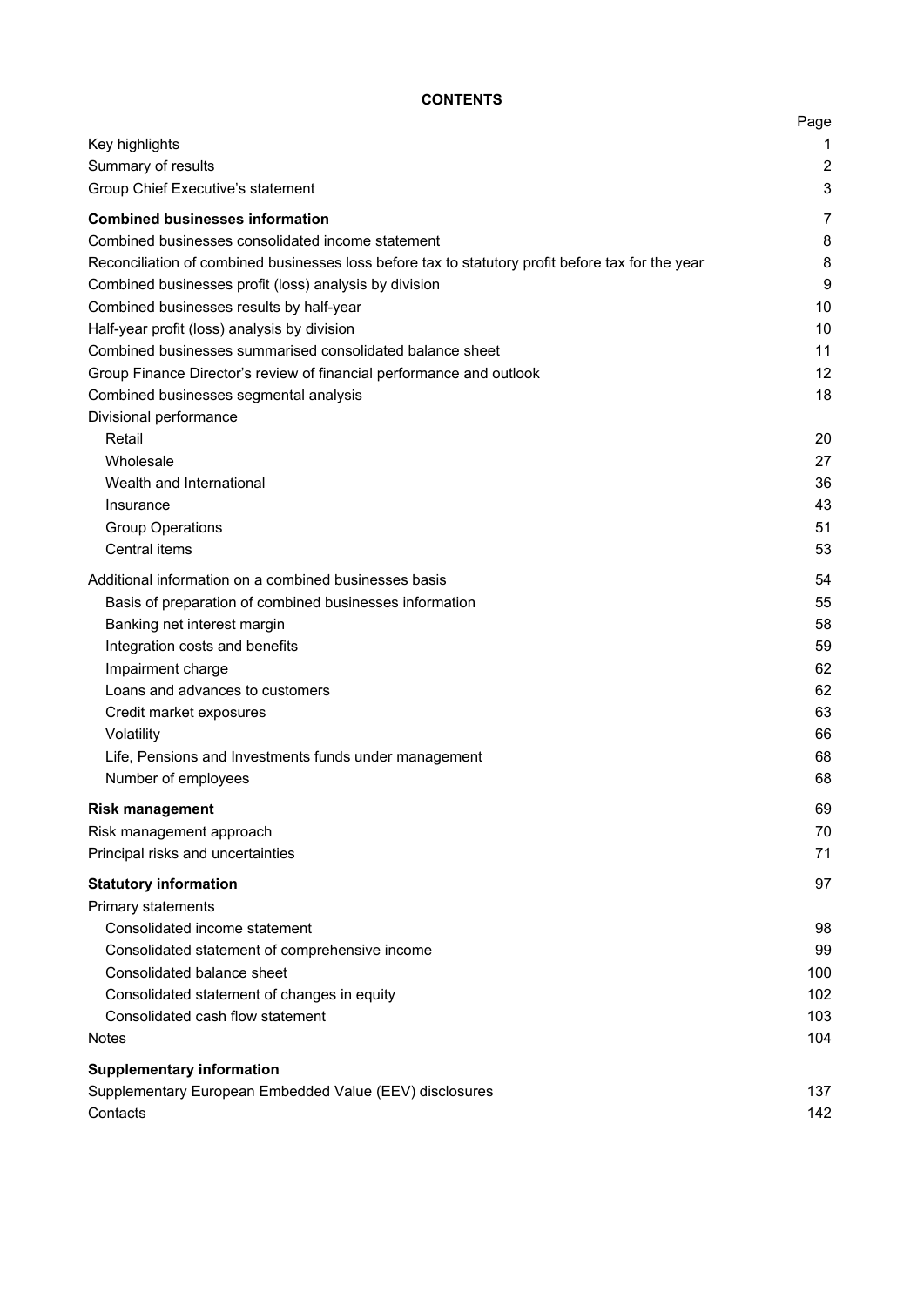# CONTENTS

| | Page |
|---|---|
| Key highlights | 1 |
| Summary of results | 2 |
| Group Chief Executive's statement | 3 |
| **Combined businesses information** | 7 |
| Combined businesses consolidated income statement | 8 |
| Reconciliation of combined businesses loss before tax to statutory profit before tax for the year | 8 |
| Combined businesses profit (loss) analysis by division | 9 |
| Combined businesses results by half-year | 10 |
| Half-year profit (loss) analysis by division | 10 |
| Combined businesses summarised consolidated balance sheet | 11 |
| Group Finance Director's review of financial performance and outlook | 12 |
| Combined businesses segmental analysis | 18 |
| Divisional performance | |
| Retail | 20 |
| Wholesale | 27 |
| Wealth and International | 36 |
| Insurance | 43 |
| Group Operations | 51 |
| Central items | 53 |
| Additional information on a combined businesses basis | 54 |
| Basis of preparation of combined businesses information | 55 |
| Banking net interest margin | 58 |
| Integration costs and benefits | 59 |
| Impairment charge | 62 |
| Loans and advances to customers | 62 |
| Credit market exposures | 63 |
| Volatility | 66 |
| Life, Pensions and Investments funds under management | 68 |
| Number of employees | 68 |
| **Risk management** | 69 |
| Risk management approach | 70 |
| Principal risks and uncertainties | 71 |
| **Statutory information** | 97 |
| Primary statements | |
| Consolidated income statement | 98 |
| Consolidated statement of comprehensive income | 99 |
| Consolidated balance sheet | 100 |
| Consolidated statement of changes in equity | 102 |
| Consolidated cash flow statement | 103 |
| Notes | 104 |
| **Supplementary information** | |
| Supplementary European Embedded Value (EEV) disclosures | 137 |
| Contacts | 142 |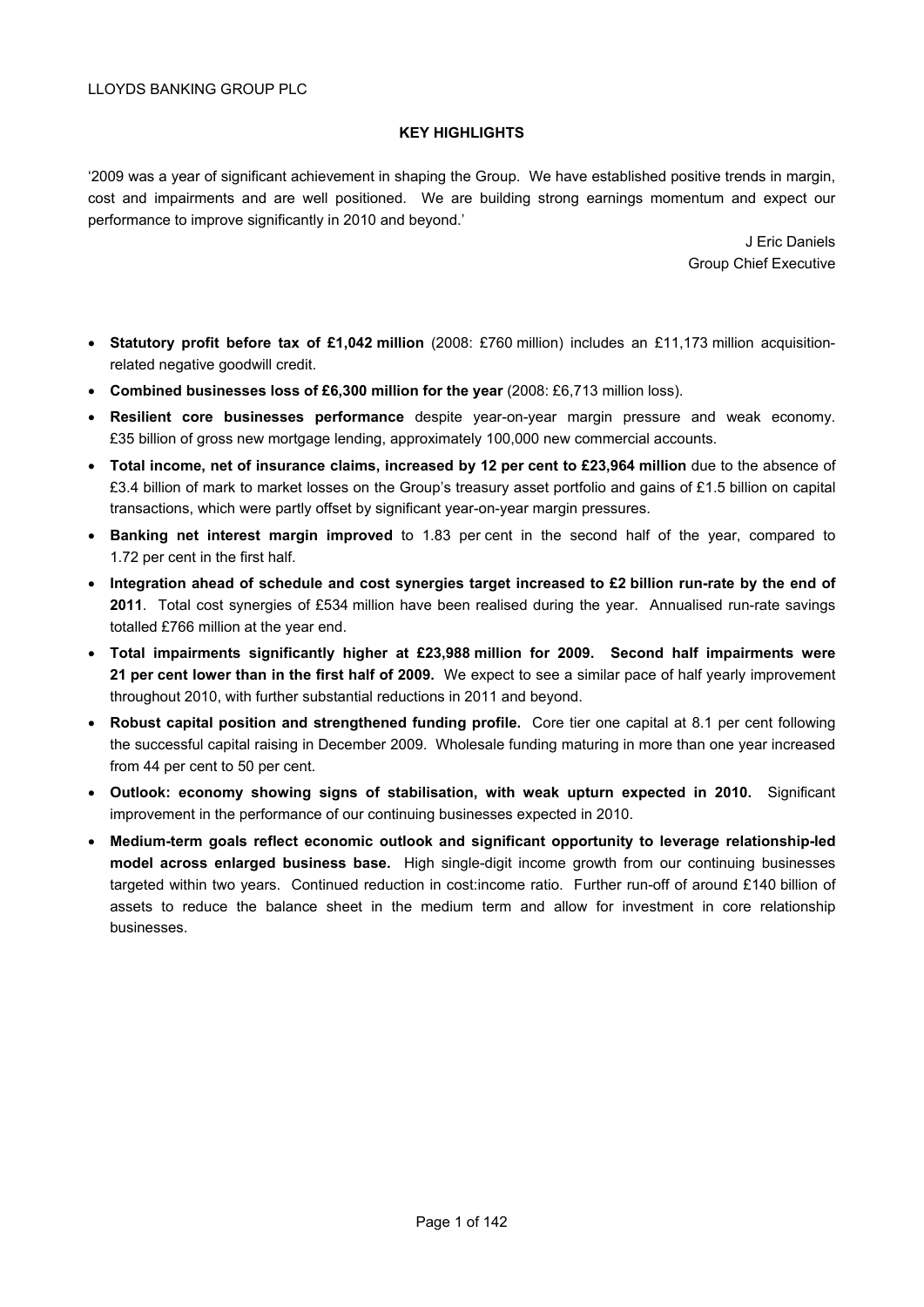LLOYDS BANKING GROUP PLC

## KEY HIGHLIGHTS

'2009 was a year of significant achievement in shaping the Group. We have established positive trends in margin, cost and impairments and are well positioned. We are building strong earnings momentum and expect our performance to improve significantly in 2010 and beyond.'

J Eric Daniels
Group Chief Executive

- **Statutory profit before tax of £1,042 million** (2008: £760 million) includes an £11,173 million acquisition-related negative goodwill credit.
- **Combined businesses loss of £6,300 million for the year** (2008: £6,713 million loss).
- **Resilient core businesses performance** despite year-on-year margin pressure and weak economy. £35 billion of gross new mortgage lending, approximately 100,000 new commercial accounts.
- **Total income, net of insurance claims, increased by 12 per cent to £23,964 million** due to the absence of £3.4 billion of mark to market losses on the Group's treasury asset portfolio and gains of £1.5 billion on capital transactions, which were partly offset by significant year-on-year margin pressures.
- **Banking net interest margin improved** to 1.83 per cent in the second half of the year, compared to 1.72 per cent in the first half.
- **Integration ahead of schedule and cost synergies target increased to £2 billion run-rate by the end of 2011**. Total cost synergies of £534 million have been realised during the year. Annualised run-rate savings totalled £766 million at the year end.
- **Total impairments significantly higher at £23,988 million for 2009. Second half impairments were 21 per cent lower than in the first half of 2009.** We expect to see a similar pace of half yearly improvement throughout 2010, with further substantial reductions in 2011 and beyond.
- **Robust capital position and strengthened funding profile.** Core tier one capital at 8.1 per cent following the successful capital raising in December 2009. Wholesale funding maturing in more than one year increased from 44 per cent to 50 per cent.
- **Outlook: economy showing signs of stabilisation, with weak upturn expected in 2010.** Significant improvement in the performance of our continuing businesses expected in 2010.
- **Medium-term goals reflect economic outlook and significant opportunity to leverage relationship-led model across enlarged business base.** High single-digit income growth from our continuing businesses targeted within two years. Continued reduction in cost:income ratio. Further run-off of around £140 billion of assets to reduce the balance sheet in the medium term and allow for investment in core relationship businesses.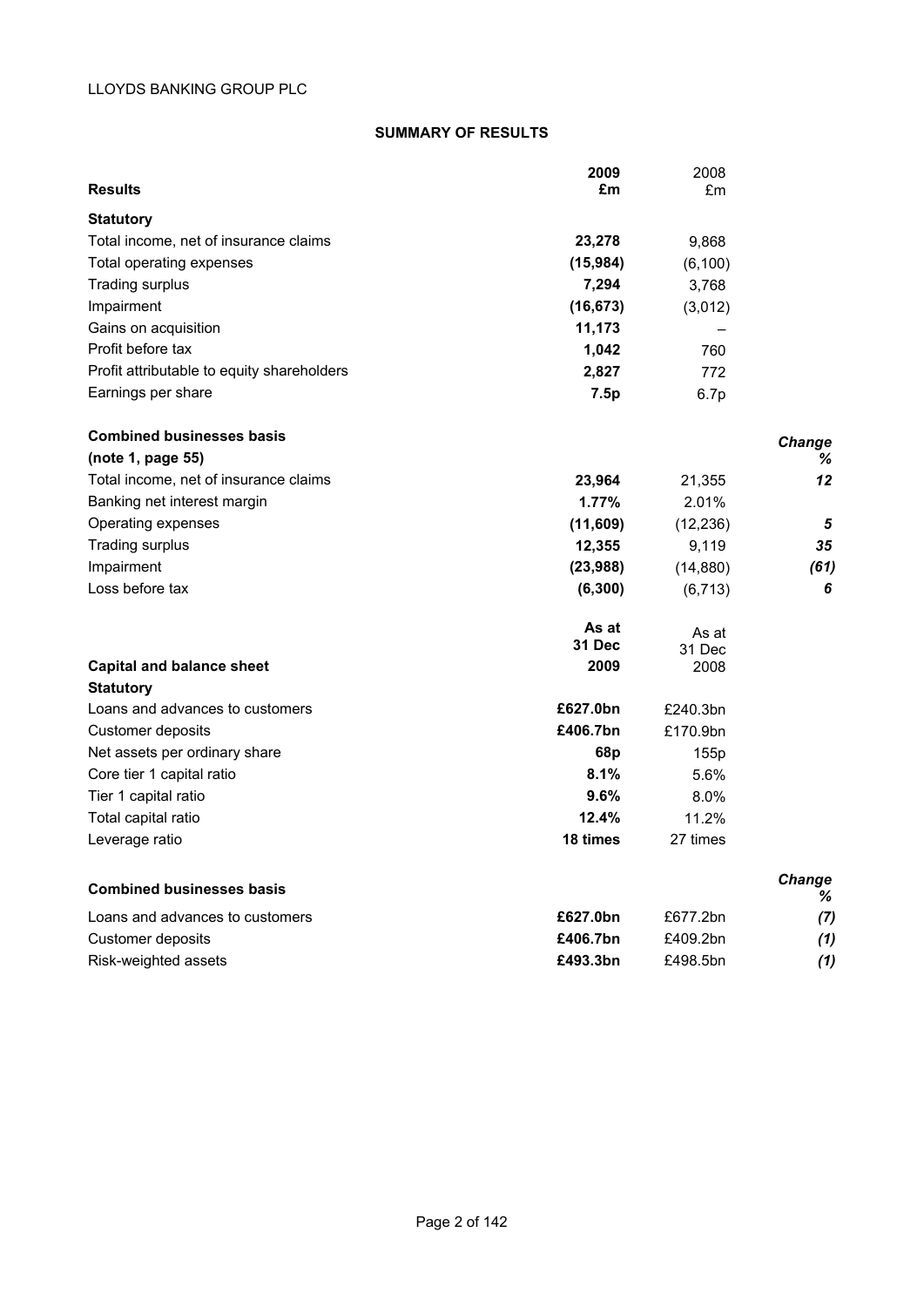LLOYDS BANKING GROUP PLC

## SUMMARY OF RESULTS

| Results | 2009 £m | 2008 £m | |
|---|---|---|---|
| **Statutory** | | | |
| Total income, net of insurance claims | **23,278** | 9,868 | |
| Total operating expenses | **(15,984)** | (6,100) | |
| Trading surplus | **7,294** | 3,768 | |
| Impairment | **(16,673)** | (3,012) | |
| Gains on acquisition | **11,173** | – | |
| Profit before tax | **1,042** | 760 | |
| Profit attributable to equity shareholders | **2,827** | 772 | |
| Earnings per share | **7.5p** | 6.7p | |
| | | | |
| **Combined businesses basis (note 1, page 55)** | | | ***Change %*** |
| Total income, net of insurance claims | **23,964** | 21,355 | ***12*** |
| Banking net interest margin | **1.77%** | 2.01% | |
| Operating expenses | **(11,609)** | (12,236) | ***5*** |
| Trading surplus | **12,355** | 9,119 | ***35*** |
| Impairment | **(23,988)** | (14,880) | ***(61)*** |
| Loss before tax | **(6,300)** | (6,713) | ***6*** |

| Capital and balance sheet | As at 31 Dec 2009 | As at 31 Dec 2008 | |
|---|---|---|---|
| **Statutory** | | | |
| Loans and advances to customers | **£627.0bn** | £240.3bn | |
| Customer deposits | **£406.7bn** | £170.9bn | |
| Net assets per ordinary share | **68p** | 155p | |
| Core tier 1 capital ratio | **8.1%** | 5.6% | |
| Tier 1 capital ratio | **9.6%** | 8.0% | |
| Total capital ratio | **12.4%** | 11.2% | |
| Leverage ratio | **18 times** | 27 times | |
| | | | |
| **Combined businesses basis** | | | ***Change %*** |
| Loans and advances to customers | **£627.0bn** | £677.2bn | ***(7)*** |
| Customer deposits | **£406.7bn** | £409.2bn | ***(1)*** |
| Risk-weighted assets | **£493.3bn** | £498.5bn | ***(1)*** |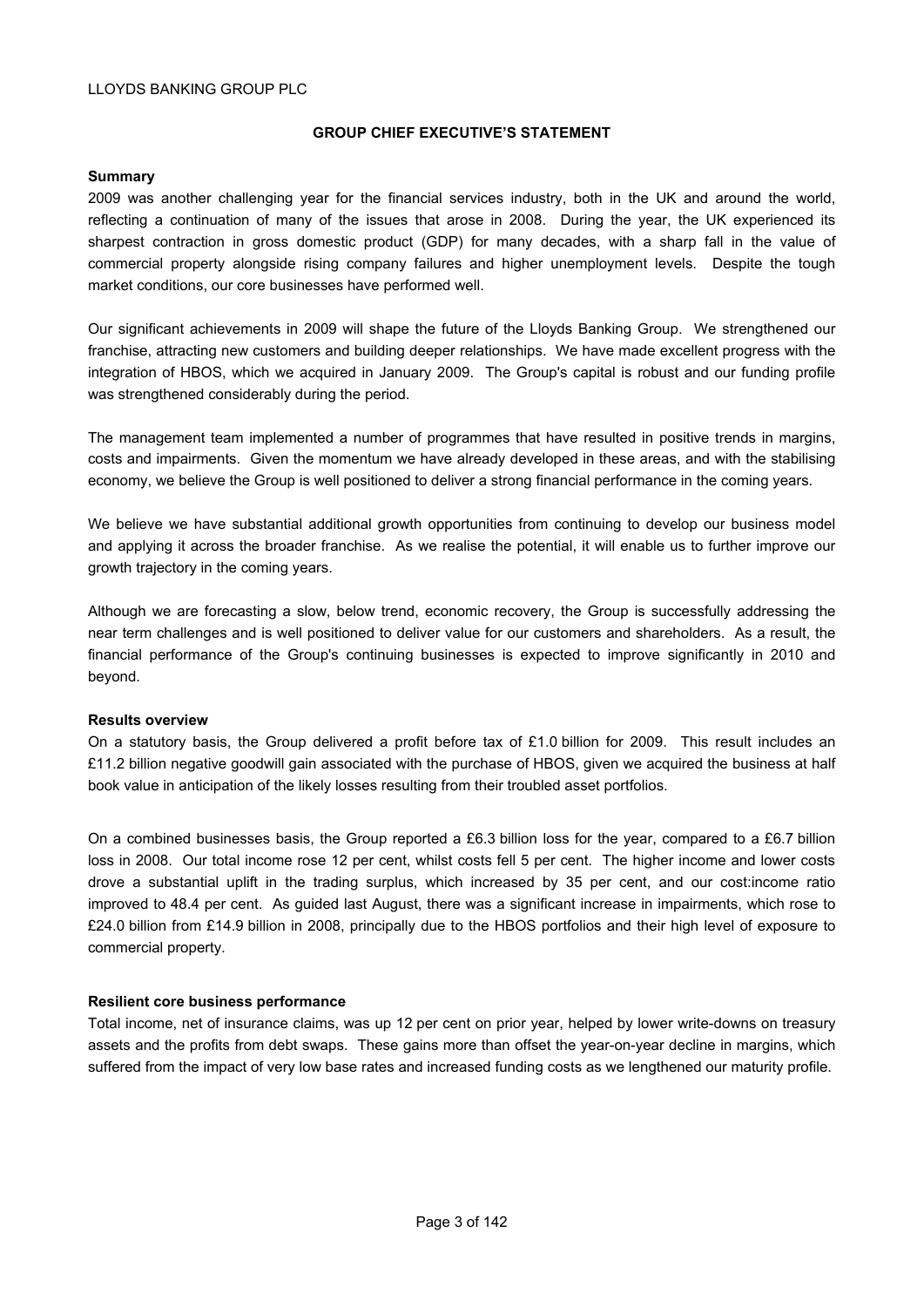## GROUP CHIEF EXECUTIVE'S STATEMENT

**Summary**

2009 was another challenging year for the financial services industry, both in the UK and around the world, reflecting a continuation of many of the issues that arose in 2008. During the year, the UK experienced its sharpest contraction in gross domestic product (GDP) for many decades, with a sharp fall in the value of commercial property alongside rising company failures and higher unemployment levels. Despite the tough market conditions, our core businesses have performed well.

Our significant achievements in 2009 will shape the future of the Lloyds Banking Group. We strengthened our franchise, attracting new customers and building deeper relationships. We have made excellent progress with the integration of HBOS, which we acquired in January 2009. The Group's capital is robust and our funding profile was strengthened considerably during the period.

The management team implemented a number of programmes that have resulted in positive trends in margins, costs and impairments. Given the momentum we have already developed in these areas, and with the stabilising economy, we believe the Group is well positioned to deliver a strong financial performance in the coming years.

We believe we have substantial additional growth opportunities from continuing to develop our business model and applying it across the broader franchise. As we realise the potential, it will enable us to further improve our growth trajectory in the coming years.

Although we are forecasting a slow, below trend, economic recovery, the Group is successfully addressing the near term challenges and is well positioned to deliver value for our customers and shareholders. As a result, the financial performance of the Group's continuing businesses is expected to improve significantly in 2010 and beyond.

**Results overview**

On a statutory basis, the Group delivered a profit before tax of £1.0 billion for 2009. This result includes an £11.2 billion negative goodwill gain associated with the purchase of HBOS, given we acquired the business at half book value in anticipation of the likely losses resulting from their troubled asset portfolios.

On a combined businesses basis, the Group reported a £6.3 billion loss for the year, compared to a £6.7 billion loss in 2008. Our total income rose 12 per cent, whilst costs fell 5 per cent. The higher income and lower costs drove a substantial uplift in the trading surplus, which increased by 35 per cent, and our cost:income ratio improved to 48.4 per cent. As guided last August, there was a significant increase in impairments, which rose to £24.0 billion from £14.9 billion in 2008, principally due to the HBOS portfolios and their high level of exposure to commercial property.

**Resilient core business performance**

Total income, net of insurance claims, was up 12 per cent on prior year, helped by lower write-downs on treasury assets and the profits from debt swaps. These gains more than offset the year-on-year decline in margins, which suffered from the impact of very low base rates and increased funding costs as we lengthened our maturity profile.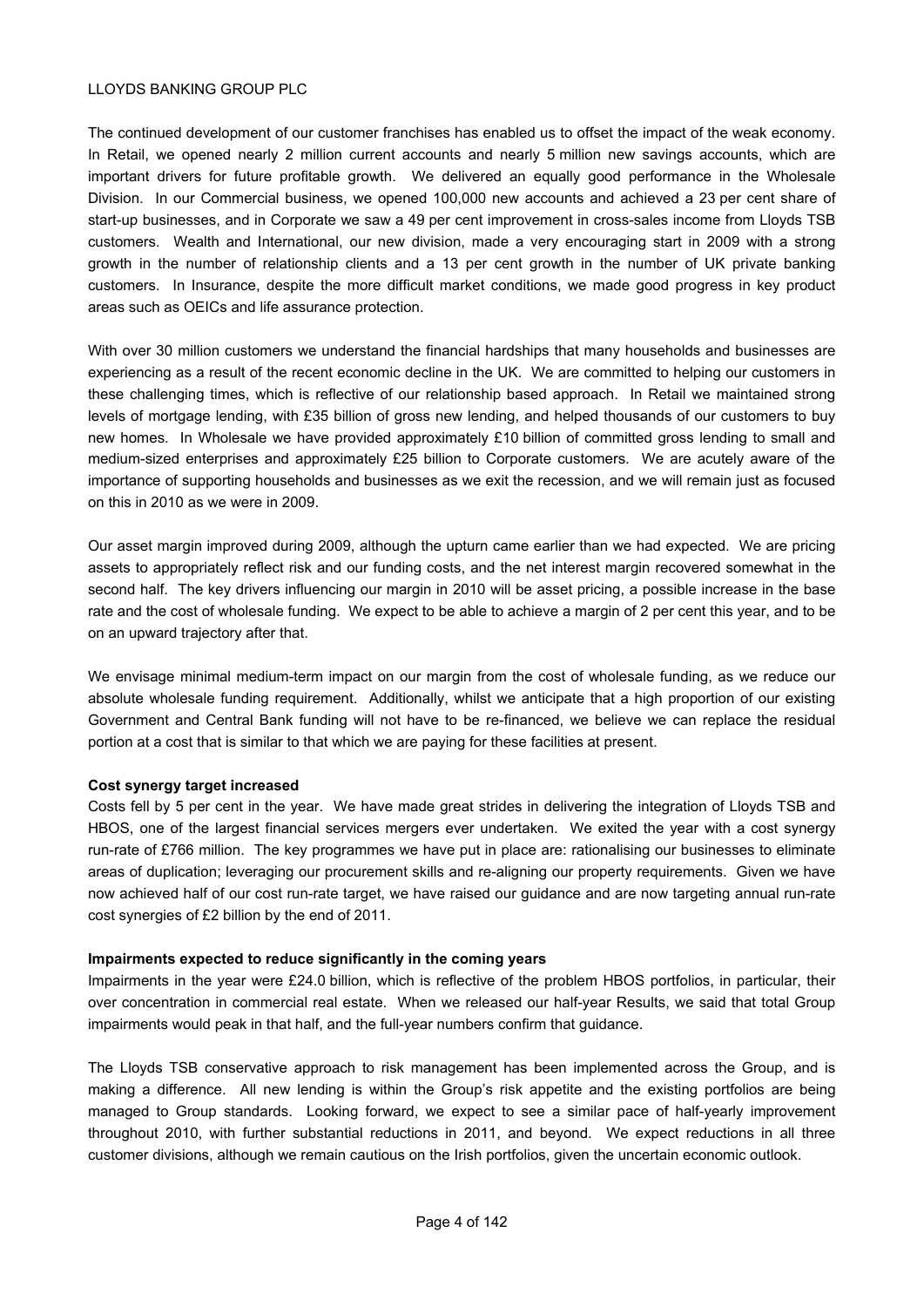The continued development of our customer franchises has enabled us to offset the impact of the weak economy. In Retail, we opened nearly 2 million current accounts and nearly 5 million new savings accounts, which are important drivers for future profitable growth. We delivered an equally good performance in the Wholesale Division. In our Commercial business, we opened 100,000 new accounts and achieved a 23 per cent share of start-up businesses, and in Corporate we saw a 49 per cent improvement in cross-sales income from Lloyds TSB customers. Wealth and International, our new division, made a very encouraging start in 2009 with a strong growth in the number of relationship clients and a 13 per cent growth in the number of UK private banking customers. In Insurance, despite the more difficult market conditions, we made good progress in key product areas such as OEICs and life assurance protection.

With over 30 million customers we understand the financial hardships that many households and businesses are experiencing as a result of the recent economic decline in the UK. We are committed to helping our customers in these challenging times, which is reflective of our relationship based approach. In Retail we maintained strong levels of mortgage lending, with £35 billion of gross new lending, and helped thousands of our customers to buy new homes. In Wholesale we have provided approximately £10 billion of committed gross lending to small and medium-sized enterprises and approximately £25 billion to Corporate customers. We are acutely aware of the importance of supporting households and businesses as we exit the recession, and we will remain just as focused on this in 2010 as we were in 2009.

Our asset margin improved during 2009, although the upturn came earlier than we had expected. We are pricing assets to appropriately reflect risk and our funding costs, and the net interest margin recovered somewhat in the second half. The key drivers influencing our margin in 2010 will be asset pricing, a possible increase in the base rate and the cost of wholesale funding. We expect to be able to achieve a margin of 2 per cent this year, and to be on an upward trajectory after that.

We envisage minimal medium-term impact on our margin from the cost of wholesale funding, as we reduce our absolute wholesale funding requirement. Additionally, whilst we anticipate that a high proportion of our existing Government and Central Bank funding will not have to be re-financed, we believe we can replace the residual portion at a cost that is similar to that which we are paying for these facilities at present.

**Cost synergy target increased**

Costs fell by 5 per cent in the year. We have made great strides in delivering the integration of Lloyds TSB and HBOS, one of the largest financial services mergers ever undertaken. We exited the year with a cost synergy run-rate of £766 million. The key programmes we have put in place are: rationalising our businesses to eliminate areas of duplication; leveraging our procurement skills and re-aligning our property requirements. Given we have now achieved half of our cost run-rate target, we have raised our guidance and are now targeting annual run-rate cost synergies of £2 billion by the end of 2011.

**Impairments expected to reduce significantly in the coming years**

Impairments in the year were £24.0 billion, which is reflective of the problem HBOS portfolios, in particular, their over concentration in commercial real estate. When we released our half-year Results, we said that total Group impairments would peak in that half, and the full-year numbers confirm that guidance.

The Lloyds TSB conservative approach to risk management has been implemented across the Group, and is making a difference. All new lending is within the Group's risk appetite and the existing portfolios are being managed to Group standards. Looking forward, we expect to see a similar pace of half-yearly improvement throughout 2010, with further substantial reductions in 2011, and beyond. We expect reductions in all three customer divisions, although we remain cautious on the Irish portfolios, given the uncertain economic outlook.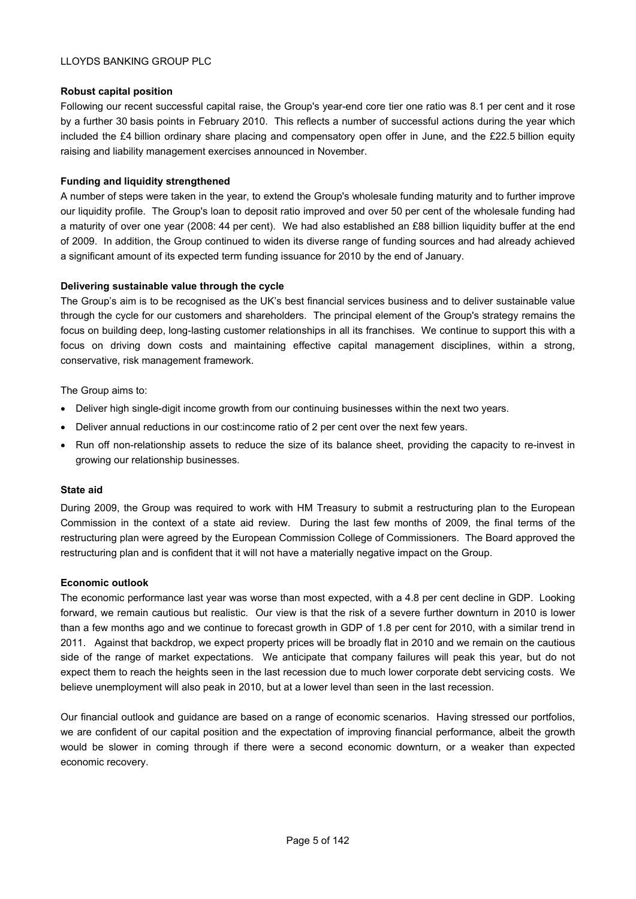**Robust capital position**

Following our recent successful capital raise, the Group's year-end core tier one ratio was 8.1 per cent and it rose by a further 30 basis points in February 2010. This reflects a number of successful actions during the year which included the £4 billion ordinary share placing and compensatory open offer in June, and the £22.5 billion equity raising and liability management exercises announced in November.

**Funding and liquidity strengthened**

A number of steps were taken in the year, to extend the Group's wholesale funding maturity and to further improve our liquidity profile. The Group's loan to deposit ratio improved and over 50 per cent of the wholesale funding had a maturity of over one year (2008: 44 per cent). We had also established an £88 billion liquidity buffer at the end of 2009. In addition, the Group continued to widen its diverse range of funding sources and had already achieved a significant amount of its expected term funding issuance for 2010 by the end of January.

**Delivering sustainable value through the cycle**

The Group's aim is to be recognised as the UK's best financial services business and to deliver sustainable value through the cycle for our customers and shareholders. The principal element of the Group's strategy remains the focus on building deep, long-lasting customer relationships in all its franchises. We continue to support this with a focus on driving down costs and maintaining effective capital management disciplines, within a strong, conservative, risk management framework.

The Group aims to:

- Deliver high single-digit income growth from our continuing businesses within the next two years.
- Deliver annual reductions in our cost:income ratio of 2 per cent over the next few years.
- Run off non-relationship assets to reduce the size of its balance sheet, providing the capacity to re-invest in growing our relationship businesses.

**State aid**

During 2009, the Group was required to work with HM Treasury to submit a restructuring plan to the European Commission in the context of a state aid review. During the last few months of 2009, the final terms of the restructuring plan were agreed by the European Commission College of Commissioners. The Board approved the restructuring plan and is confident that it will not have a materially negative impact on the Group.

**Economic outlook**

The economic performance last year was worse than most expected, with a 4.8 per cent decline in GDP. Looking forward, we remain cautious but realistic. Our view is that the risk of a severe further downturn in 2010 is lower than a few months ago and we continue to forecast growth in GDP of 1.8 per cent for 2010, with a similar trend in 2011. Against that backdrop, we expect property prices will be broadly flat in 2010 and we remain on the cautious side of the range of market expectations. We anticipate that company failures will peak this year, but do not expect them to reach the heights seen in the last recession due to much lower corporate debt servicing costs. We believe unemployment will also peak in 2010, but at a lower level than seen in the last recession.

Our financial outlook and guidance are based on a range of economic scenarios. Having stressed our portfolios, we are confident of our capital position and the expectation of improving financial performance, albeit the growth would be slower in coming through if there were a second economic downturn, or a weaker than expected economic recovery.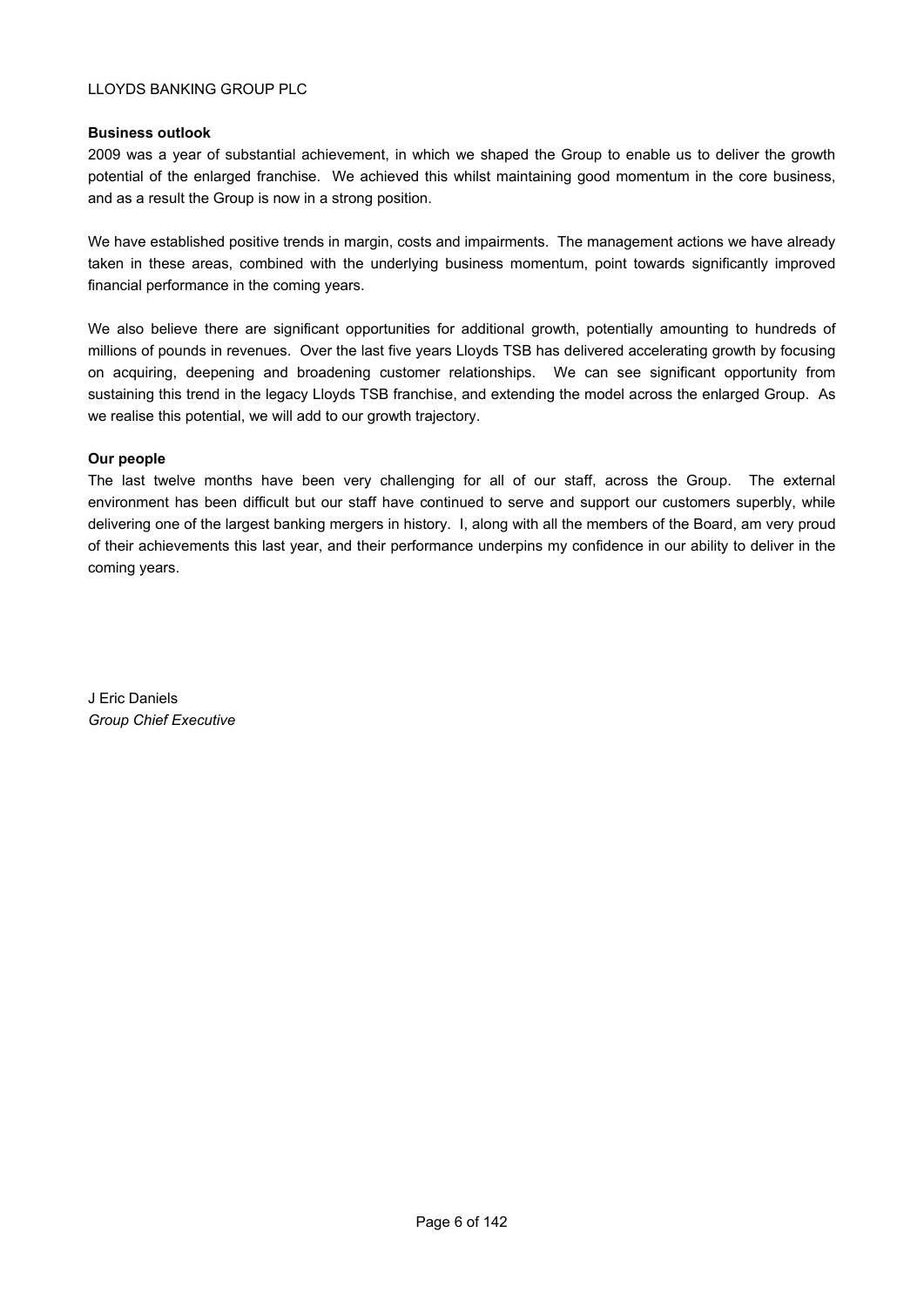**Business outlook**

2009 was a year of substantial achievement, in which we shaped the Group to enable us to deliver the growth potential of the enlarged franchise. We achieved this whilst maintaining good momentum in the core business, and as a result the Group is now in a strong position.

We have established positive trends in margin, costs and impairments. The management actions we have already taken in these areas, combined with the underlying business momentum, point towards significantly improved financial performance in the coming years.

We also believe there are significant opportunities for additional growth, potentially amounting to hundreds of millions of pounds in revenues. Over the last five years Lloyds TSB has delivered accelerating growth by focusing on acquiring, deepening and broadening customer relationships. We can see significant opportunity from sustaining this trend in the legacy Lloyds TSB franchise, and extending the model across the enlarged Group. As we realise this potential, we will add to our growth trajectory.

**Our people**

The last twelve months have been very challenging for all of our staff, across the Group. The external environment has been difficult but our staff have continued to serve and support our customers superbly, while delivering one of the largest banking mergers in history. I, along with all the members of the Board, am very proud of their achievements this last year, and their performance underpins my confidence in our ability to deliver in the coming years.

J Eric Daniels
*Group Chief Executive*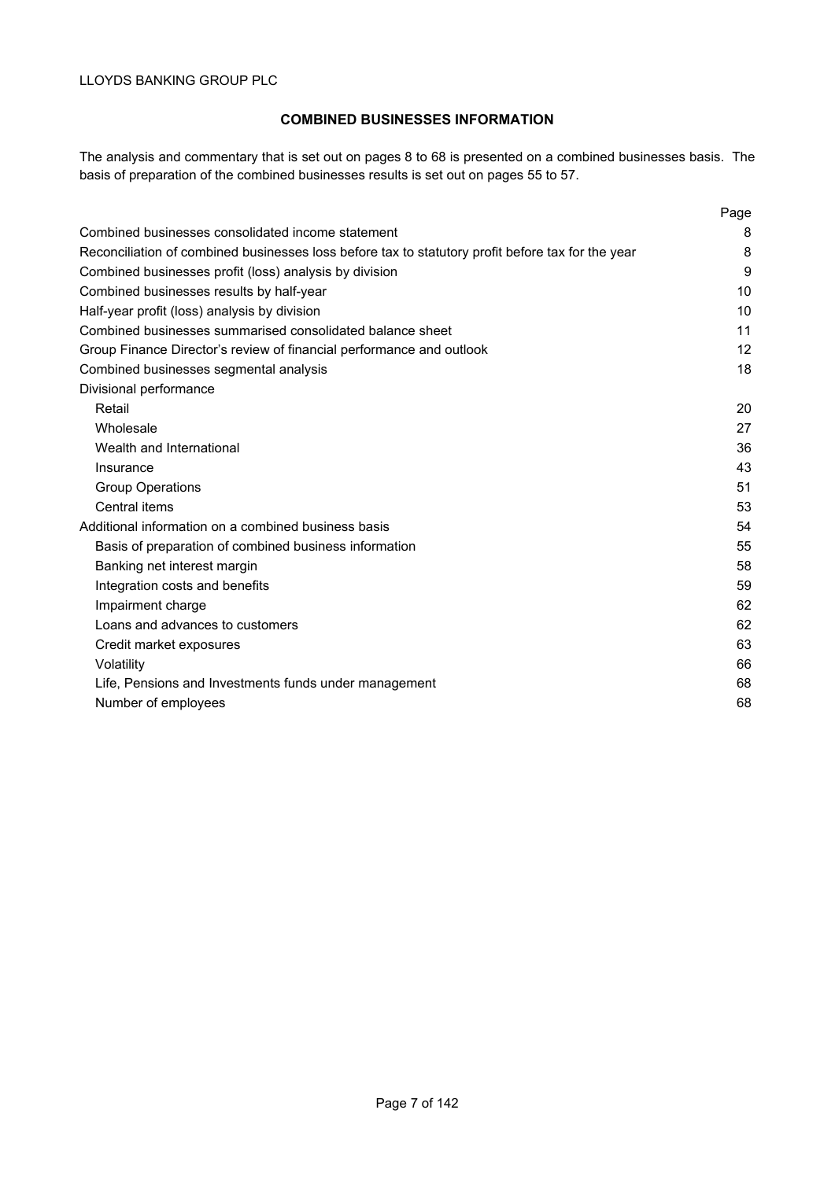LLOYDS BANKING GROUP PLC

## COMBINED BUSINESSES INFORMATION

The analysis and commentary that is set out on pages 8 to 68 is presented on a combined businesses basis. The basis of preparation of the combined businesses results is set out on pages 55 to 57.

| | Page |
|---|---|
| Combined businesses consolidated income statement | 8 |
| Reconciliation of combined businesses loss before tax to statutory profit before tax for the year | 8 |
| Combined businesses profit (loss) analysis by division | 9 |
| Combined businesses results by half-year | 10 |
| Half-year profit (loss) analysis by division | 10 |
| Combined businesses summarised consolidated balance sheet | 11 |
| Group Finance Director's review of financial performance and outlook | 12 |
| Combined businesses segmental analysis | 18 |
| Divisional performance | |
| Retail | 20 |
| Wholesale | 27 |
| Wealth and International | 36 |
| Insurance | 43 |
| Group Operations | 51 |
| Central items | 53 |
| Additional information on a combined business basis | 54 |
| Basis of preparation of combined business information | 55 |
| Banking net interest margin | 58 |
| Integration costs and benefits | 59 |
| Impairment charge | 62 |
| Loans and advances to customers | 62 |
| Credit market exposures | 63 |
| Volatility | 66 |
| Life, Pensions and Investments funds under management | 68 |
| Number of employees | 68 |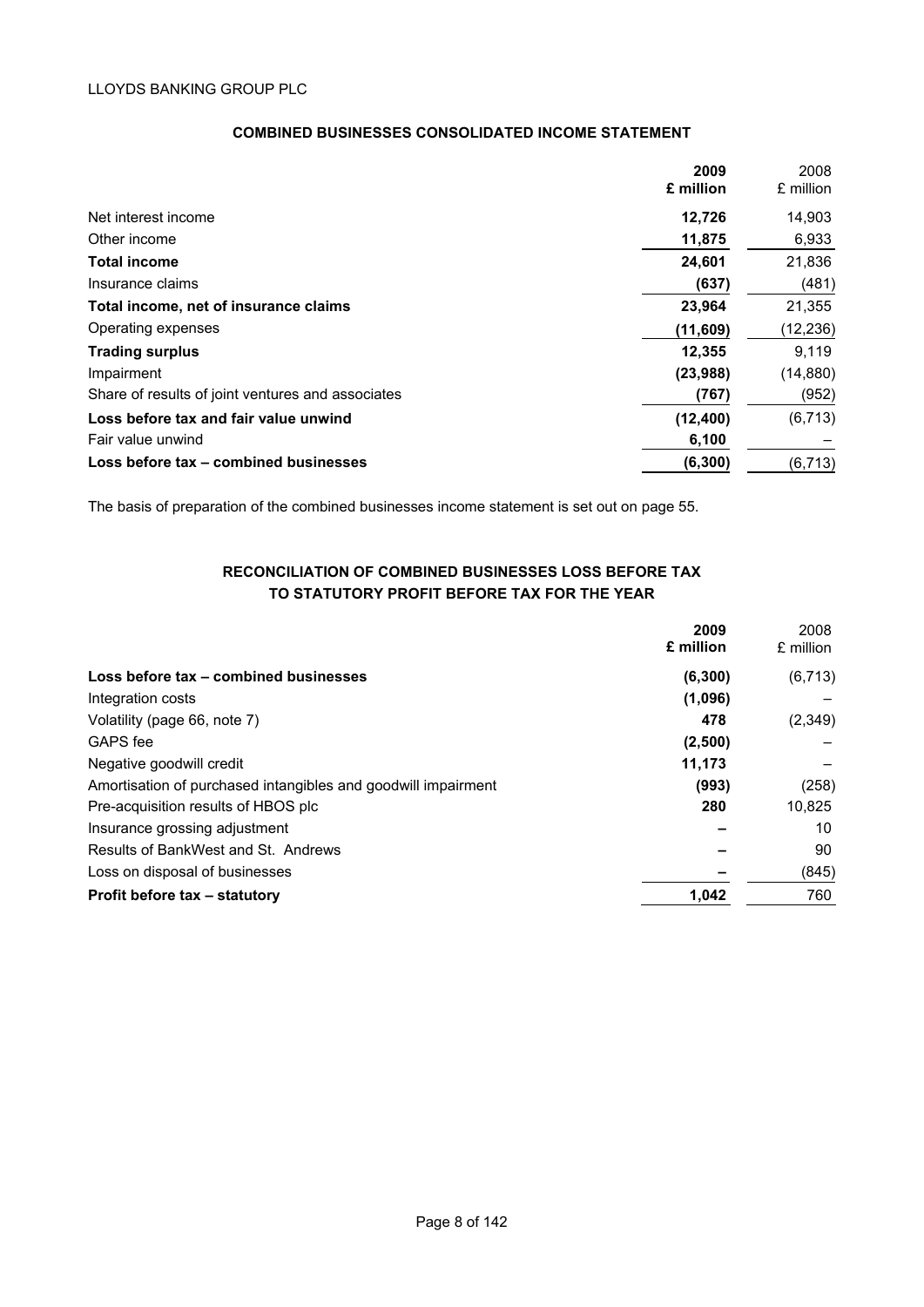LLOYDS BANKING GROUP PLC

## COMBINED BUSINESSES CONSOLIDATED INCOME STATEMENT

| | 2009 £ million | 2008 £ million |
|---|---|---|
| Net interest income | **12,726** | 14,903 |
| Other income | **11,875** | 6,933 |
| **Total income** | **24,601** | 21,836 |
| Insurance claims | **(637)** | (481) |
| **Total income, net of insurance claims** | **23,964** | 21,355 |
| Operating expenses | **(11,609)** | (12,236) |
| **Trading surplus** | **12,355** | 9,119 |
| Impairment | **(23,988)** | (14,880) |
| Share of results of joint ventures and associates | **(767)** | (952) |
| **Loss before tax and fair value unwind** | **(12,400)** | (6,713) |
| Fair value unwind | **6,100** | – |
| **Loss before tax – combined businesses** | **(6,300)** | (6,713) |

The basis of preparation of the combined businesses income statement is set out on page 55.

## RECONCILIATION OF COMBINED BUSINESSES LOSS BEFORE TAX TO STATUTORY PROFIT BEFORE TAX FOR THE YEAR

| | 2009 £ million | 2008 £ million |
|---|---|---|
| **Loss before tax – combined businesses** | **(6,300)** | (6,713) |
| Integration costs | **(1,096)** | – |
| Volatility (page 66, note 7) | **478** | (2,349) |
| GAPS fee | **(2,500)** | – |
| Negative goodwill credit | **11,173** | – |
| Amortisation of purchased intangibles and goodwill impairment | **(993)** | (258) |
| Pre-acquisition results of HBOS plc | **280** | 10,825 |
| Insurance grossing adjustment | **–** | 10 |
| Results of BankWest and St. Andrews | **–** | 90 |
| Loss on disposal of businesses | **–** | (845) |
| **Profit before tax – statutory** | **1,042** | 760 |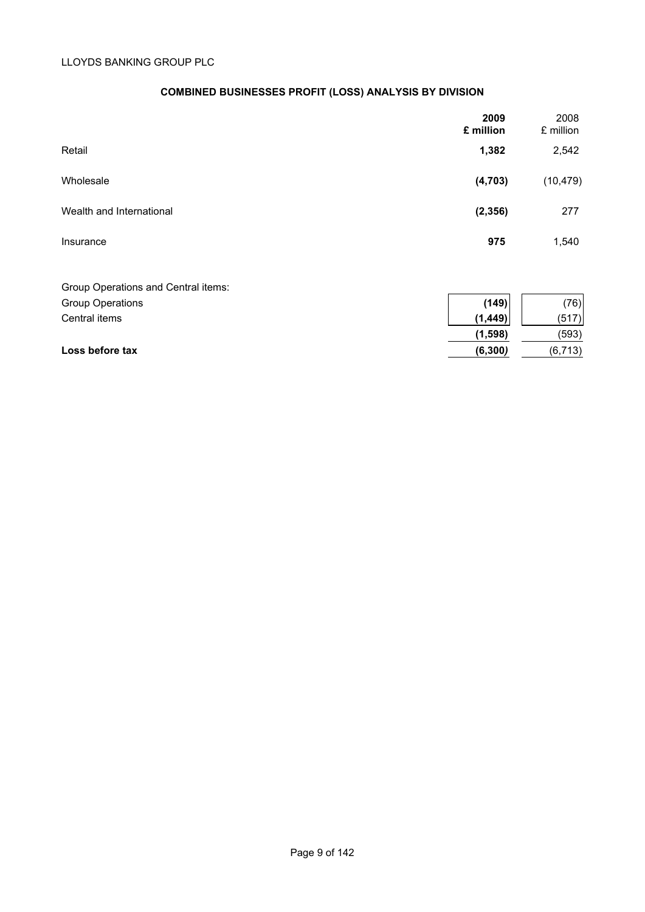LLOYDS BANKING GROUP PLC

## COMBINED BUSINESSES PROFIT (LOSS) ANALYSIS BY DIVISION

| | **2009 £ million** | 2008 £ million |
|---|---|---|
| Retail | **1,382** | 2,542 |
| Wholesale | **(4,703)** | (10,479) |
| Wealth and International | **(2,356)** | 277 |
| Insurance | **975** | 1,540 |
| Group Operations and Central items: | | |
| Group Operations | **(149)** | (76) |
| Central items | **(1,449)** | (517) |
| | **(1,598)** | (593) |
| **Loss before tax** | **(6,300)** | (6,713) |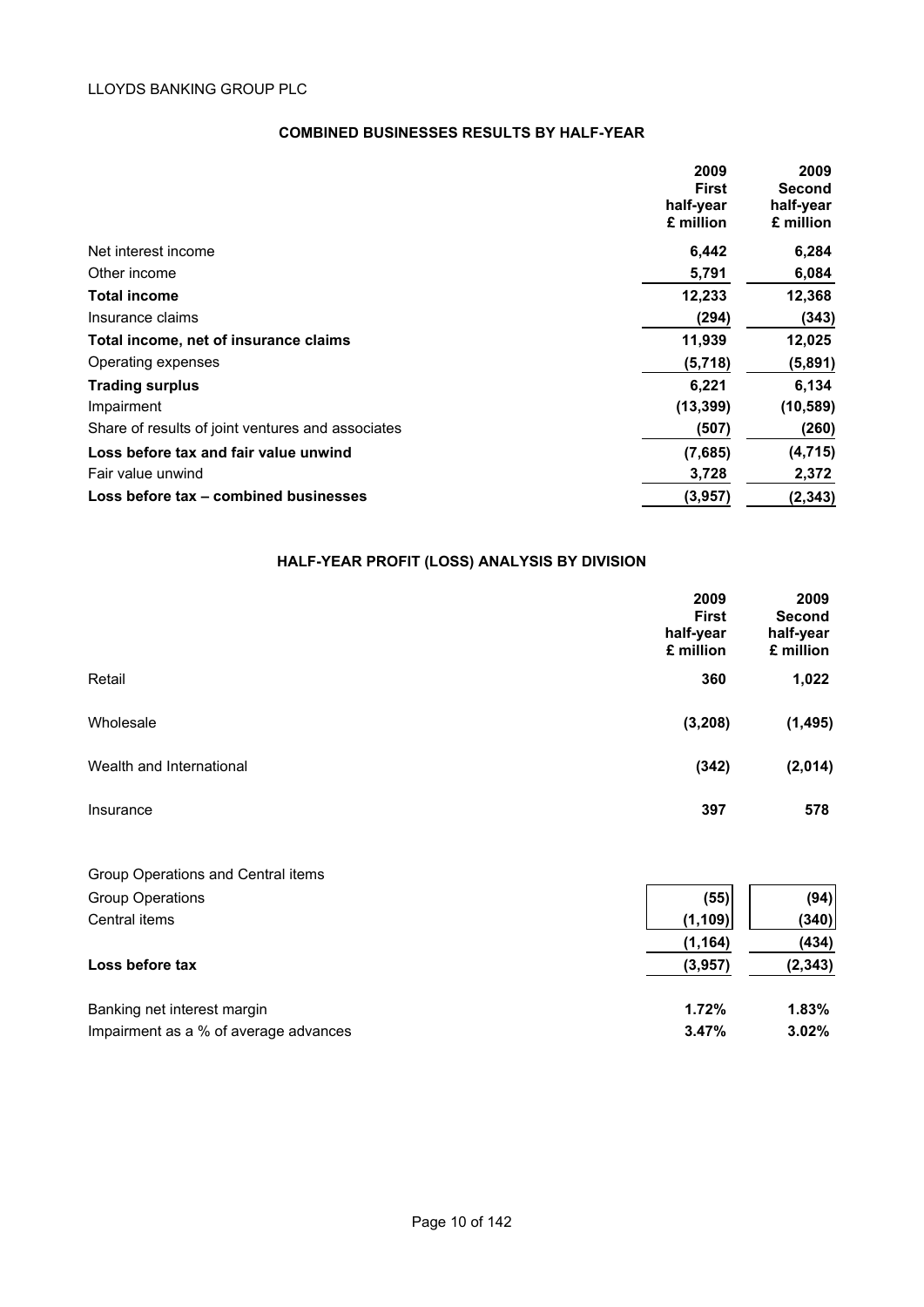## COMBINED BUSINESSES RESULTS BY HALF-YEAR

| | 2009 First half-year £ million | 2009 Second half-year £ million |
|---|---|---|
| Net interest income | 6,442 | 6,284 |
| Other income | 5,791 | 6,084 |
| **Total income** | 12,233 | 12,368 |
| Insurance claims | (294) | (343) |
| **Total income, net of insurance claims** | 11,939 | 12,025 |
| Operating expenses | (5,718) | (5,891) |
| **Trading surplus** | 6,221 | 6,134 |
| Impairment | (13,399) | (10,589) |
| Share of results of joint ventures and associates | (507) | (260) |
| **Loss before tax and fair value unwind** | (7,685) | (4,715) |
| Fair value unwind | 3,728 | 2,372 |
| **Loss before tax – combined businesses** | (3,957) | (2,343) |

## HALF-YEAR PROFIT (LOSS) ANALYSIS BY DIVISION

| | 2009 First half-year £ million | 2009 Second half-year £ million |
|---|---|---|
| Retail | 360 | 1,022 |
| Wholesale | (3,208) | (1,495) |
| Wealth and International | (342) | (2,014) |
| Insurance | 397 | 578 |
| Group Operations and Central items | | |
| Group Operations | (55) | (94) |
| Central items | (1,109) | (340) |
| | (1,164) | (434) |
| **Loss before tax** | (3,957) | (2,343) |
| Banking net interest margin | 1.72% | 1.83% |
| Impairment as a % of average advances | 3.47% | 3.02% |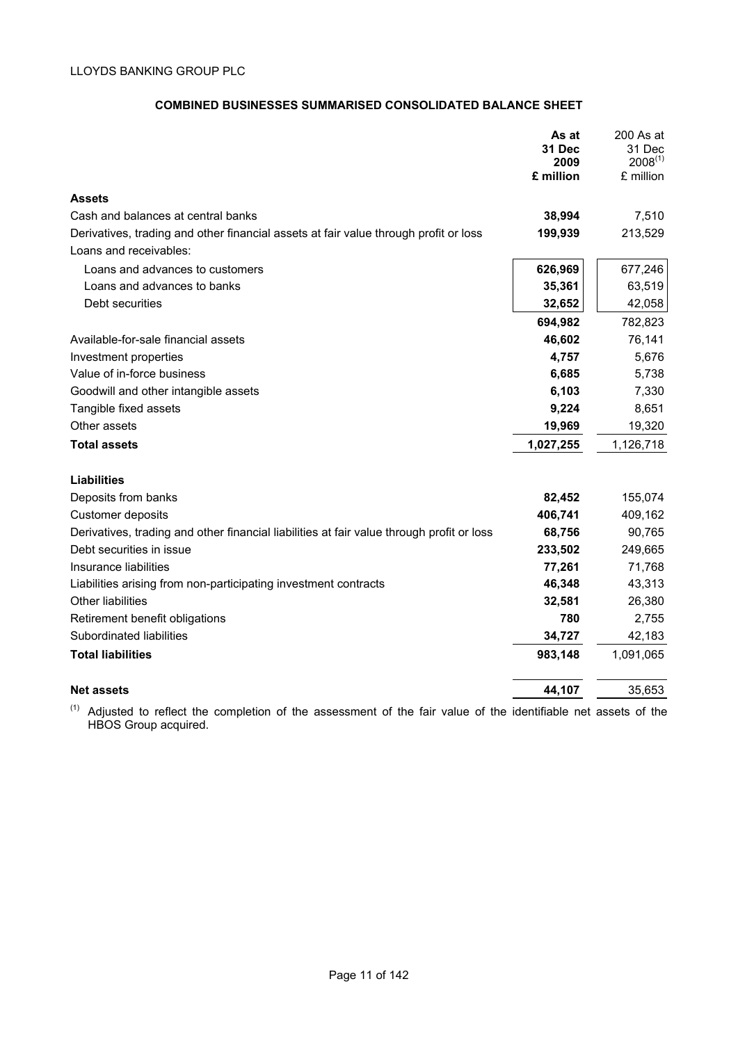LLOYDS BANKING GROUP PLC

## COMBINED BUSINESSES SUMMARISED CONSOLIDATED BALANCE SHEET

| | **As at 31 Dec 2009 £ million** | 200 As at 31 Dec 2008[1] £ million |
|---|---|---|
| **Assets** | | |
| Cash and balances at central banks | **38,994** | 7,510 |
| Derivatives, trading and other financial assets at fair value through profit or loss | **199,939** | 213,529 |
| Loans and receivables: | | |
| Loans and advances to customers | **626,969** | 677,246 |
| Loans and advances to banks | **35,361** | 63,519 |
| Debt securities | **32,652** | 42,058 |
| | **694,982** | 782,823 |
| Available-for-sale financial assets | **46,602** | 76,141 |
| Investment properties | **4,757** | 5,676 |
| Value of in-force business | **6,685** | 5,738 |
| Goodwill and other intangible assets | **6,103** | 7,330 |
| Tangible fixed assets | **9,224** | 8,651 |
| Other assets | **19,969** | 19,320 |
| **Total assets** | **1,027,255** | 1,126,718 |
| | | |
| **Liabilities** | | |
| Deposits from banks | **82,452** | 155,074 |
| Customer deposits | **406,741** | 409,162 |
| Derivatives, trading and other financial liabilities at fair value through profit or loss | **68,756** | 90,765 |
| Debt securities in issue | **233,502** | 249,665 |
| Insurance liabilities | **77,261** | 71,768 |
| Liabilities arising from non-participating investment contracts | **46,348** | 43,313 |
| Other liabilities | **32,581** | 26,380 |
| Retirement benefit obligations | **780** | 2,755 |
| Subordinated liabilities | **34,727** | 42,183 |
| **Total liabilities** | **983,148** | 1,091,065 |
| | | |
| **Net assets** | **44,107** | 35,653 |

[1] Adjusted to reflect the completion of the assessment of the fair value of the identifiable net assets of the HBOS Group acquired.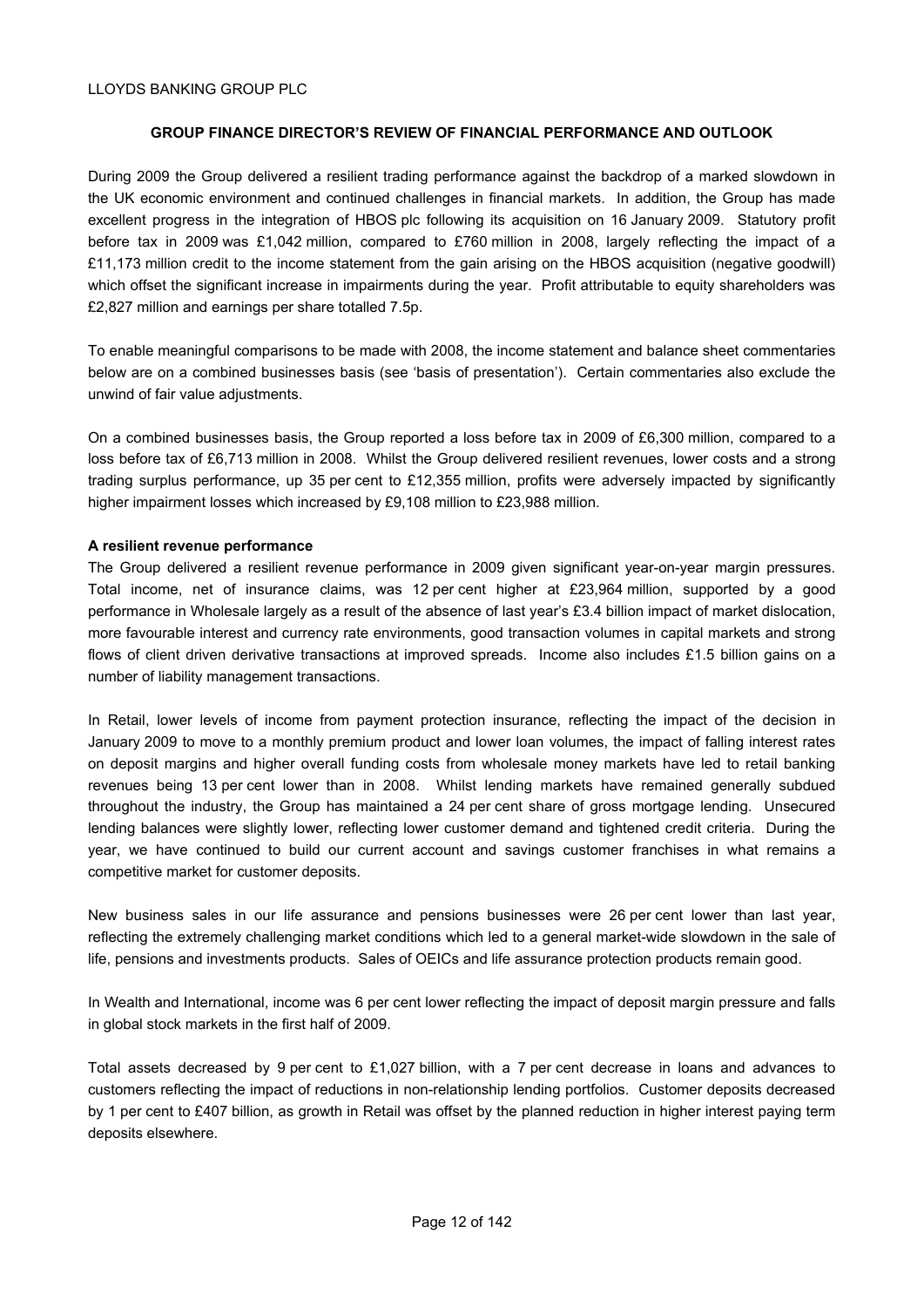LLOYDS BANKING GROUP PLC

## GROUP FINANCE DIRECTOR'S REVIEW OF FINANCIAL PERFORMANCE AND OUTLOOK

During 2009 the Group delivered a resilient trading performance against the backdrop of a marked slowdown in the UK economic environment and continued challenges in financial markets. In addition, the Group has made excellent progress in the integration of HBOS plc following its acquisition on 16 January 2009. Statutory profit before tax in 2009 was £1,042 million, compared to £760 million in 2008, largely reflecting the impact of a £11,173 million credit to the income statement from the gain arising on the HBOS acquisition (negative goodwill) which offset the significant increase in impairments during the year. Profit attributable to equity shareholders was £2,827 million and earnings per share totalled 7.5p.

To enable meaningful comparisons to be made with 2008, the income statement and balance sheet commentaries below are on a combined businesses basis (see 'basis of presentation'). Certain commentaries also exclude the unwind of fair value adjustments.

On a combined businesses basis, the Group reported a loss before tax in 2009 of £6,300 million, compared to a loss before tax of £6,713 million in 2008. Whilst the Group delivered resilient revenues, lower costs and a strong trading surplus performance, up 35 per cent to £12,355 million, profits were adversely impacted by significantly higher impairment losses which increased by £9,108 million to £23,988 million.

**A resilient revenue performance**

The Group delivered a resilient revenue performance in 2009 given significant year-on-year margin pressures. Total income, net of insurance claims, was 12 per cent higher at £23,964 million, supported by a good performance in Wholesale largely as a result of the absence of last year's £3.4 billion impact of market dislocation, more favourable interest and currency rate environments, good transaction volumes in capital markets and strong flows of client driven derivative transactions at improved spreads. Income also includes £1.5 billion gains on a number of liability management transactions.

In Retail, lower levels of income from payment protection insurance, reflecting the impact of the decision in January 2009 to move to a monthly premium product and lower loan volumes, the impact of falling interest rates on deposit margins and higher overall funding costs from wholesale money markets have led to retail banking revenues being 13 per cent lower than in 2008. Whilst lending markets have remained generally subdued throughout the industry, the Group has maintained a 24 per cent share of gross mortgage lending. Unsecured lending balances were slightly lower, reflecting lower customer demand and tightened credit criteria. During the year, we have continued to build our current account and savings customer franchises in what remains a competitive market for customer deposits.

New business sales in our life assurance and pensions businesses were 26 per cent lower than last year, reflecting the extremely challenging market conditions which led to a general market-wide slowdown in the sale of life, pensions and investments products. Sales of OEICs and life assurance protection products remain good.

In Wealth and International, income was 6 per cent lower reflecting the impact of deposit margin pressure and falls in global stock markets in the first half of 2009.

Total assets decreased by 9 per cent to £1,027 billion, with a 7 per cent decrease in loans and advances to customers reflecting the impact of reductions in non-relationship lending portfolios. Customer deposits decreased by 1 per cent to £407 billion, as growth in Retail was offset by the planned reduction in higher interest paying term deposits elsewhere.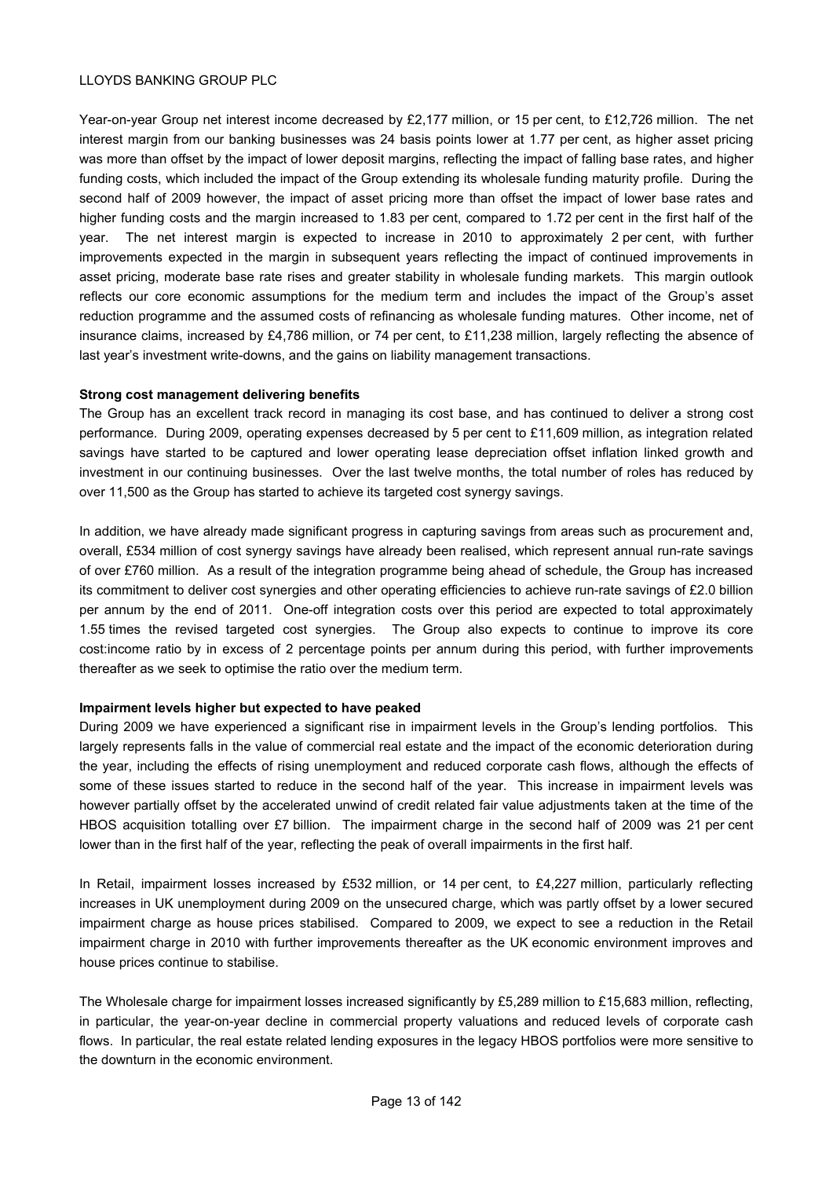Year-on-year Group net interest income decreased by £2,177 million, or 15 per cent, to £12,726 million. The net interest margin from our banking businesses was 24 basis points lower at 1.77 per cent, as higher asset pricing was more than offset by the impact of lower deposit margins, reflecting the impact of falling base rates, and higher funding costs, which included the impact of the Group extending its wholesale funding maturity profile. During the second half of 2009 however, the impact of asset pricing more than offset the impact of lower base rates and higher funding costs and the margin increased to 1.83 per cent, compared to 1.72 per cent in the first half of the year. The net interest margin is expected to increase in 2010 to approximately 2 per cent, with further improvements expected in the margin in subsequent years reflecting the impact of continued improvements in asset pricing, moderate base rate rises and greater stability in wholesale funding markets. This margin outlook reflects our core economic assumptions for the medium term and includes the impact of the Group's asset reduction programme and the assumed costs of refinancing as wholesale funding matures. Other income, net of insurance claims, increased by £4,786 million, or 74 per cent, to £11,238 million, largely reflecting the absence of last year's investment write-downs, and the gains on liability management transactions.

**Strong cost management delivering benefits**

The Group has an excellent track record in managing its cost base, and has continued to deliver a strong cost performance. During 2009, operating expenses decreased by 5 per cent to £11,609 million, as integration related savings have started to be captured and lower operating lease depreciation offset inflation linked growth and investment in our continuing businesses. Over the last twelve months, the total number of roles has reduced by over 11,500 as the Group has started to achieve its targeted cost synergy savings.

In addition, we have already made significant progress in capturing savings from areas such as procurement and, overall, £534 million of cost synergy savings have already been realised, which represent annual run-rate savings of over £760 million. As a result of the integration programme being ahead of schedule, the Group has increased its commitment to deliver cost synergies and other operating efficiencies to achieve run-rate savings of £2.0 billion per annum by the end of 2011. One-off integration costs over this period are expected to total approximately 1.55 times the revised targeted cost synergies. The Group also expects to continue to improve its core cost:income ratio by in excess of 2 percentage points per annum during this period, with further improvements thereafter as we seek to optimise the ratio over the medium term.

**Impairment levels higher but expected to have peaked**

During 2009 we have experienced a significant rise in impairment levels in the Group's lending portfolios. This largely represents falls in the value of commercial real estate and the impact of the economic deterioration during the year, including the effects of rising unemployment and reduced corporate cash flows, although the effects of some of these issues started to reduce in the second half of the year. This increase in impairment levels was however partially offset by the accelerated unwind of credit related fair value adjustments taken at the time of the HBOS acquisition totalling over £7 billion. The impairment charge in the second half of 2009 was 21 per cent lower than in the first half of the year, reflecting the peak of overall impairments in the first half.

In Retail, impairment losses increased by £532 million, or 14 per cent, to £4,227 million, particularly reflecting increases in UK unemployment during 2009 on the unsecured charge, which was partly offset by a lower secured impairment charge as house prices stabilised. Compared to 2009, we expect to see a reduction in the Retail impairment charge in 2010 with further improvements thereafter as the UK economic environment improves and house prices continue to stabilise.

The Wholesale charge for impairment losses increased significantly by £5,289 million to £15,683 million, reflecting, in particular, the year-on-year decline in commercial property valuations and reduced levels of corporate cash flows. In particular, the real estate related lending exposures in the legacy HBOS portfolios were more sensitive to the downturn in the economic environment.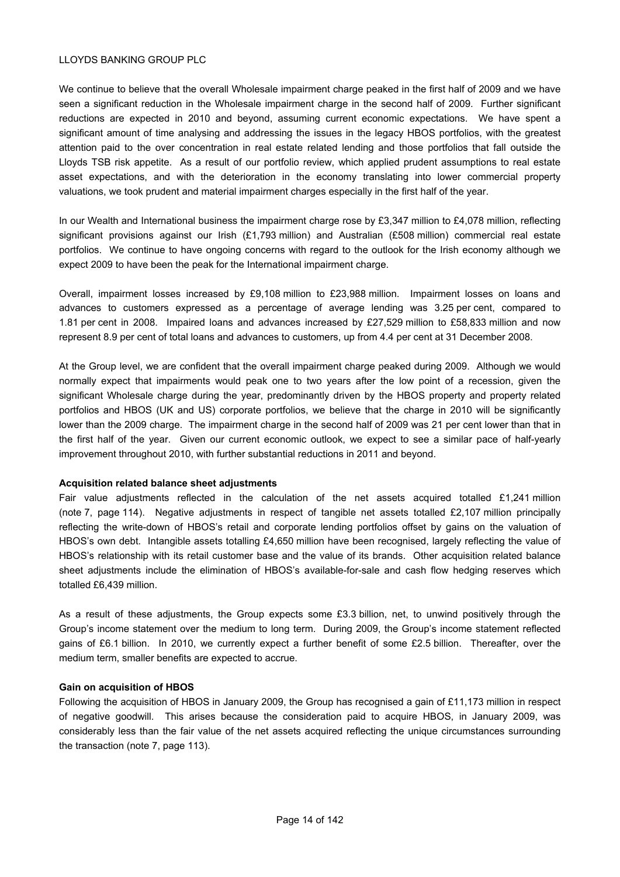We continue to believe that the overall Wholesale impairment charge peaked in the first half of 2009 and we have seen a significant reduction in the Wholesale impairment charge in the second half of 2009. Further significant reductions are expected in 2010 and beyond, assuming current economic expectations. We have spent a significant amount of time analysing and addressing the issues in the legacy HBOS portfolios, with the greatest attention paid to the over concentration in real estate related lending and those portfolios that fall outside the Lloyds TSB risk appetite. As a result of our portfolio review, which applied prudent assumptions to real estate asset expectations, and with the deterioration in the economy translating into lower commercial property valuations, we took prudent and material impairment charges especially in the first half of the year.

In our Wealth and International business the impairment charge rose by £3,347 million to £4,078 million, reflecting significant provisions against our Irish (£1,793 million) and Australian (£508 million) commercial real estate portfolios. We continue to have ongoing concerns with regard to the outlook for the Irish economy although we expect 2009 to have been the peak for the International impairment charge.

Overall, impairment losses increased by £9,108 million to £23,988 million. Impairment losses on loans and advances to customers expressed as a percentage of average lending was 3.25 per cent, compared to 1.81 per cent in 2008. Impaired loans and advances increased by £27,529 million to £58,833 million and now represent 8.9 per cent of total loans and advances to customers, up from 4.4 per cent at 31 December 2008.

At the Group level, we are confident that the overall impairment charge peaked during 2009. Although we would normally expect that impairments would peak one to two years after the low point of a recession, given the significant Wholesale charge during the year, predominantly driven by the HBOS property and property related portfolios and HBOS (UK and US) corporate portfolios, we believe that the charge in 2010 will be significantly lower than the 2009 charge. The impairment charge in the second half of 2009 was 21 per cent lower than that in the first half of the year. Given our current economic outlook, we expect to see a similar pace of half-yearly improvement throughout 2010, with further substantial reductions in 2011 and beyond.

**Acquisition related balance sheet adjustments**

Fair value adjustments reflected in the calculation of the net assets acquired totalled £1,241 million (note 7, page 114). Negative adjustments in respect of tangible net assets totalled £2,107 million principally reflecting the write-down of HBOS's retail and corporate lending portfolios offset by gains on the valuation of HBOS's own debt. Intangible assets totalling £4,650 million have been recognised, largely reflecting the value of HBOS's relationship with its retail customer base and the value of its brands. Other acquisition related balance sheet adjustments include the elimination of HBOS's available-for-sale and cash flow hedging reserves which totalled £6,439 million.

As a result of these adjustments, the Group expects some £3.3 billion, net, to unwind positively through the Group's income statement over the medium to long term. During 2009, the Group's income statement reflected gains of £6.1 billion. In 2010, we currently expect a further benefit of some £2.5 billion. Thereafter, over the medium term, smaller benefits are expected to accrue.

**Gain on acquisition of HBOS**

Following the acquisition of HBOS in January 2009, the Group has recognised a gain of £11,173 million in respect of negative goodwill. This arises because the consideration paid to acquire HBOS, in January 2009, was considerably less than the fair value of the net assets acquired reflecting the unique circumstances surrounding the transaction (note 7, page 113).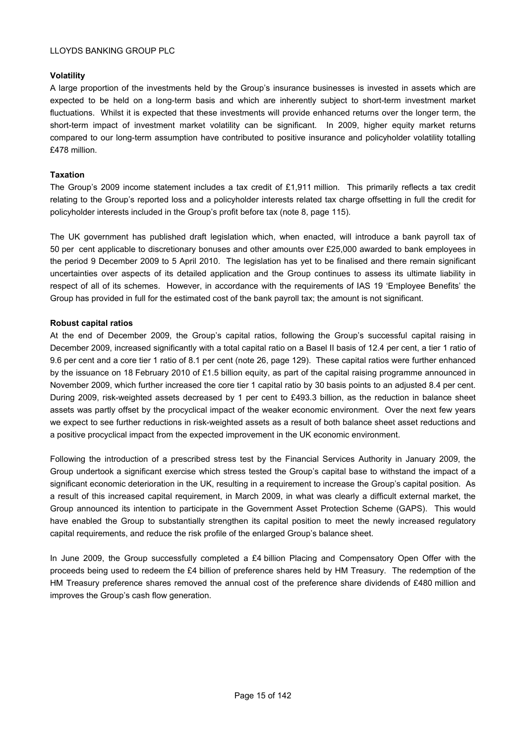**Volatility**

A large proportion of the investments held by the Group's insurance businesses is invested in assets which are expected to be held on a long-term basis and which are inherently subject to short-term investment market fluctuations. Whilst it is expected that these investments will provide enhanced returns over the longer term, the short-term impact of investment market volatility can be significant. In 2009, higher equity market returns compared to our long-term assumption have contributed to positive insurance and policyholder volatility totalling £478 million.

**Taxation**

The Group's 2009 income statement includes a tax credit of £1,911 million. This primarily reflects a tax credit relating to the Group's reported loss and a policyholder interests related tax charge offsetting in full the credit for policyholder interests included in the Group's profit before tax (note 8, page 115).

The UK government has published draft legislation which, when enacted, will introduce a bank payroll tax of 50 per cent applicable to discretionary bonuses and other amounts over £25,000 awarded to bank employees in the period 9 December 2009 to 5 April 2010. The legislation has yet to be finalised and there remain significant uncertainties over aspects of its detailed application and the Group continues to assess its ultimate liability in respect of all of its schemes. However, in accordance with the requirements of IAS 19 'Employee Benefits' the Group has provided in full for the estimated cost of the bank payroll tax; the amount is not significant.

**Robust capital ratios**

At the end of December 2009, the Group's capital ratios, following the Group's successful capital raising in December 2009, increased significantly with a total capital ratio on a Basel II basis of 12.4 per cent, a tier 1 ratio of 9.6 per cent and a core tier 1 ratio of 8.1 per cent (note 26, page 129). These capital ratios were further enhanced by the issuance on 18 February 2010 of £1.5 billion equity, as part of the capital raising programme announced in November 2009, which further increased the core tier 1 capital ratio by 30 basis points to an adjusted 8.4 per cent. During 2009, risk-weighted assets decreased by 1 per cent to £493.3 billion, as the reduction in balance sheet assets was partly offset by the procyclical impact of the weaker economic environment. Over the next few years we expect to see further reductions in risk-weighted assets as a result of both balance sheet asset reductions and a positive procyclical impact from the expected improvement in the UK economic environment.

Following the introduction of a prescribed stress test by the Financial Services Authority in January 2009, the Group undertook a significant exercise which stress tested the Group's capital base to withstand the impact of a significant economic deterioration in the UK, resulting in a requirement to increase the Group's capital position. As a result of this increased capital requirement, in March 2009, in what was clearly a difficult external market, the Group announced its intention to participate in the Government Asset Protection Scheme (GAPS). This would have enabled the Group to substantially strengthen its capital position to meet the newly increased regulatory capital requirements, and reduce the risk profile of the enlarged Group's balance sheet.

In June 2009, the Group successfully completed a £4 billion Placing and Compensatory Open Offer with the proceeds being used to redeem the £4 billion of preference shares held by HM Treasury. The redemption of the HM Treasury preference shares removed the annual cost of the preference share dividends of £480 million and improves the Group's cash flow generation.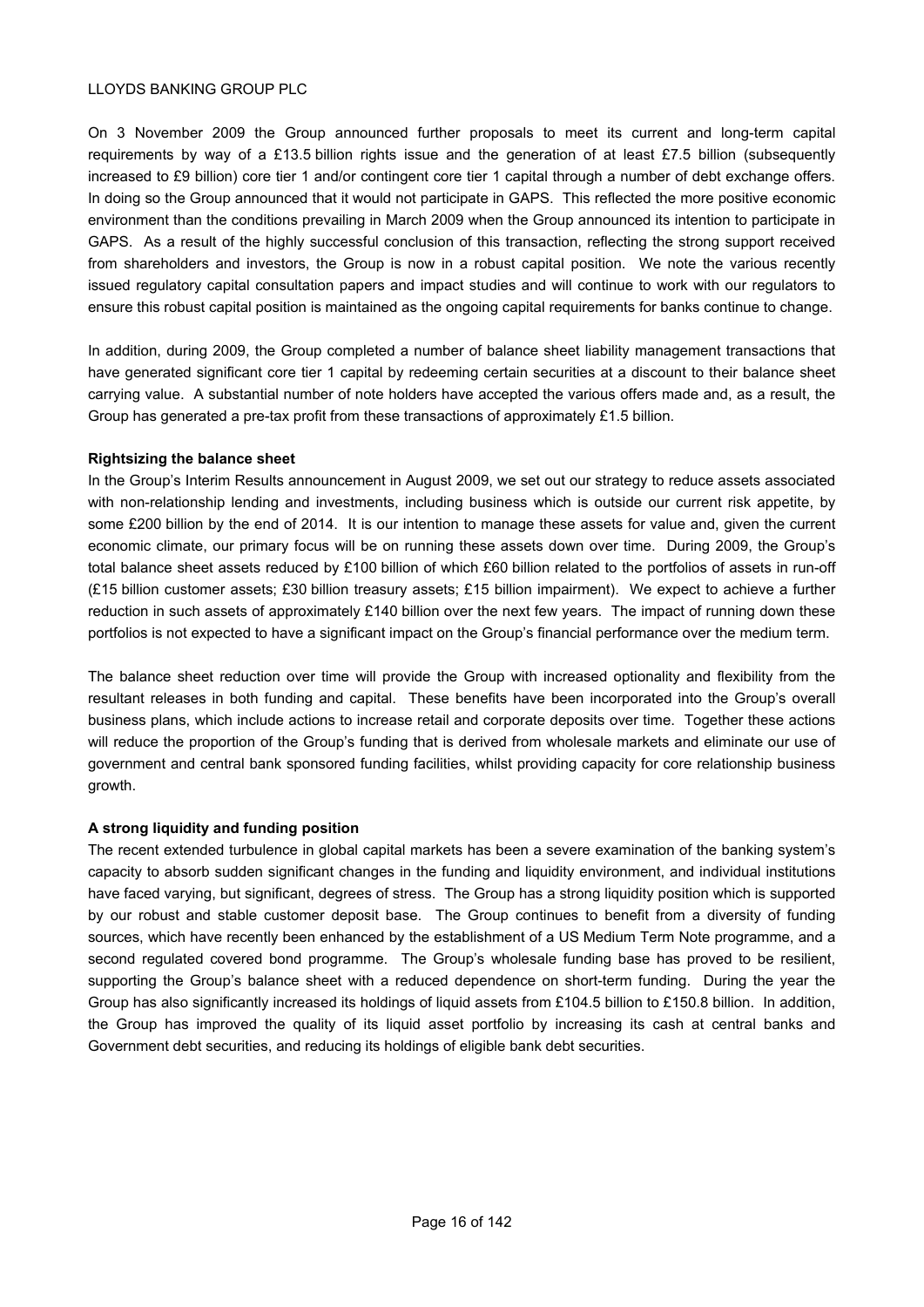On 3 November 2009 the Group announced further proposals to meet its current and long-term capital requirements by way of a £13.5 billion rights issue and the generation of at least £7.5 billion (subsequently increased to £9 billion) core tier 1 and/or contingent core tier 1 capital through a number of debt exchange offers. In doing so the Group announced that it would not participate in GAPS. This reflected the more positive economic environment than the conditions prevailing in March 2009 when the Group announced its intention to participate in GAPS. As a result of the highly successful conclusion of this transaction, reflecting the strong support received from shareholders and investors, the Group is now in a robust capital position. We note the various recently issued regulatory capital consultation papers and impact studies and will continue to work with our regulators to ensure this robust capital position is maintained as the ongoing capital requirements for banks continue to change.

In addition, during 2009, the Group completed a number of balance sheet liability management transactions that have generated significant core tier 1 capital by redeeming certain securities at a discount to their balance sheet carrying value. A substantial number of note holders have accepted the various offers made and, as a result, the Group has generated a pre-tax profit from these transactions of approximately £1.5 billion.

**Rightsizing the balance sheet**

In the Group's Interim Results announcement in August 2009, we set out our strategy to reduce assets associated with non-relationship lending and investments, including business which is outside our current risk appetite, by some £200 billion by the end of 2014. It is our intention to manage these assets for value and, given the current economic climate, our primary focus will be on running these assets down over time. During 2009, the Group's total balance sheet assets reduced by £100 billion of which £60 billion related to the portfolios of assets in run-off (£15 billion customer assets; £30 billion treasury assets; £15 billion impairment). We expect to achieve a further reduction in such assets of approximately £140 billion over the next few years. The impact of running down these portfolios is not expected to have a significant impact on the Group's financial performance over the medium term.

The balance sheet reduction over time will provide the Group with increased optionality and flexibility from the resultant releases in both funding and capital. These benefits have been incorporated into the Group's overall business plans, which include actions to increase retail and corporate deposits over time. Together these actions will reduce the proportion of the Group's funding that is derived from wholesale markets and eliminate our use of government and central bank sponsored funding facilities, whilst providing capacity for core relationship business growth.

**A strong liquidity and funding position**

The recent extended turbulence in global capital markets has been a severe examination of the banking system's capacity to absorb sudden significant changes in the funding and liquidity environment, and individual institutions have faced varying, but significant, degrees of stress. The Group has a strong liquidity position which is supported by our robust and stable customer deposit base. The Group continues to benefit from a diversity of funding sources, which have recently been enhanced by the establishment of a US Medium Term Note programme, and a second regulated covered bond programme. The Group's wholesale funding base has proved to be resilient, supporting the Group's balance sheet with a reduced dependence on short-term funding. During the year the Group has also significantly increased its holdings of liquid assets from £104.5 billion to £150.8 billion. In addition, the Group has improved the quality of its liquid asset portfolio by increasing its cash at central banks and Government debt securities, and reducing its holdings of eligible bank debt securities.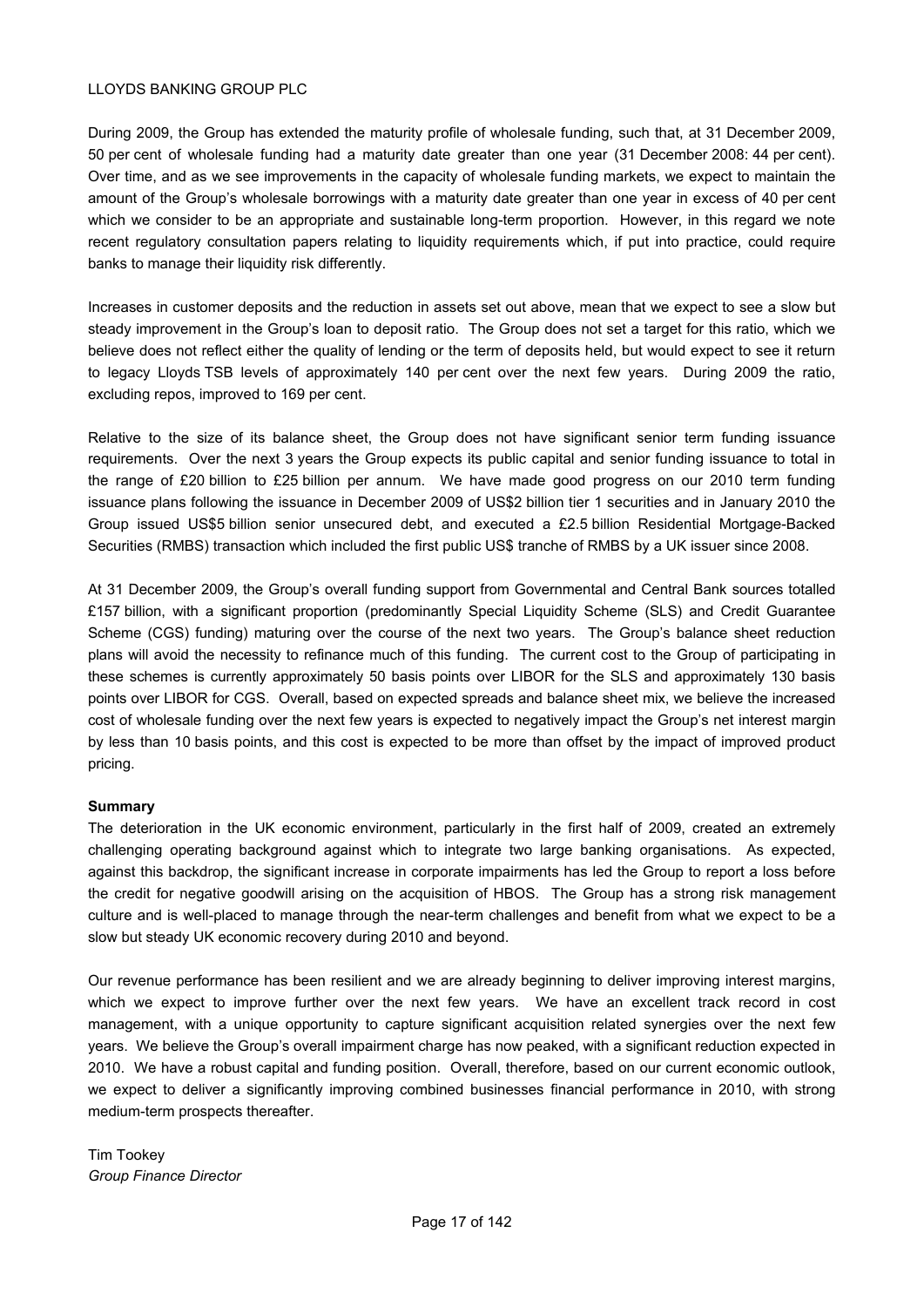During 2009, the Group has extended the maturity profile of wholesale funding, such that, at 31 December 2009, 50 per cent of wholesale funding had a maturity date greater than one year (31 December 2008: 44 per cent). Over time, and as we see improvements in the capacity of wholesale funding markets, we expect to maintain the amount of the Group's wholesale borrowings with a maturity date greater than one year in excess of 40 per cent which we consider to be an appropriate and sustainable long-term proportion. However, in this regard we note recent regulatory consultation papers relating to liquidity requirements which, if put into practice, could require banks to manage their liquidity risk differently.

Increases in customer deposits and the reduction in assets set out above, mean that we expect to see a slow but steady improvement in the Group's loan to deposit ratio. The Group does not set a target for this ratio, which we believe does not reflect either the quality of lending or the term of deposits held, but would expect to see it return to legacy Lloyds TSB levels of approximately 140 per cent over the next few years. During 2009 the ratio, excluding repos, improved to 169 per cent.

Relative to the size of its balance sheet, the Group does not have significant senior term funding issuance requirements. Over the next 3 years the Group expects its public capital and senior funding issuance to total in the range of £20 billion to £25 billion per annum. We have made good progress on our 2010 term funding issuance plans following the issuance in December 2009 of US$2 billion tier 1 securities and in January 2010 the Group issued US$5 billion senior unsecured debt, and executed a £2.5 billion Residential Mortgage-Backed Securities (RMBS) transaction which included the first public US$ tranche of RMBS by a UK issuer since 2008.

At 31 December 2009, the Group's overall funding support from Governmental and Central Bank sources totalled £157 billion, with a significant proportion (predominantly Special Liquidity Scheme (SLS) and Credit Guarantee Scheme (CGS) funding) maturing over the course of the next two years. The Group's balance sheet reduction plans will avoid the necessity to refinance much of this funding. The current cost to the Group of participating in these schemes is currently approximately 50 basis points over LIBOR for the SLS and approximately 130 basis points over LIBOR for CGS. Overall, based on expected spreads and balance sheet mix, we believe the increased cost of wholesale funding over the next few years is expected to negatively impact the Group's net interest margin by less than 10 basis points, and this cost is expected to be more than offset by the impact of improved product pricing.

**Summary**

The deterioration in the UK economic environment, particularly in the first half of 2009, created an extremely challenging operating background against which to integrate two large banking organisations. As expected, against this backdrop, the significant increase in corporate impairments has led the Group to report a loss before the credit for negative goodwill arising on the acquisition of HBOS. The Group has a strong risk management culture and is well-placed to manage through the near-term challenges and benefit from what we expect to be a slow but steady UK economic recovery during 2010 and beyond.

Our revenue performance has been resilient and we are already beginning to deliver improving interest margins, which we expect to improve further over the next few years. We have an excellent track record in cost management, with a unique opportunity to capture significant acquisition related synergies over the next few years. We believe the Group's overall impairment charge has now peaked, with a significant reduction expected in 2010. We have a robust capital and funding position. Overall, therefore, based on our current economic outlook, we expect to deliver a significantly improving combined businesses financial performance in 2010, with strong medium-term prospects thereafter.

Tim Tookey
*Group Finance Director*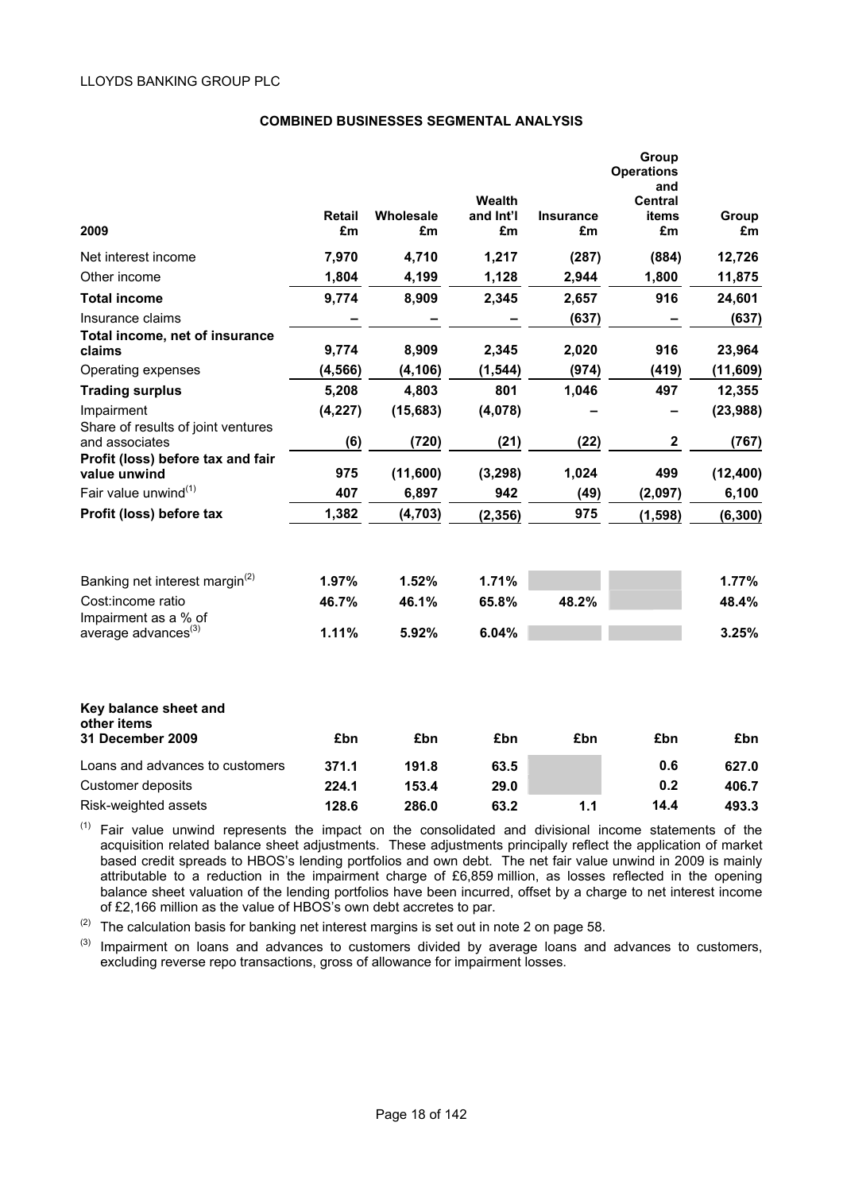## COMBINED BUSINESSES SEGMENTAL ANALYSIS

| 2009 | Retail £m | Wholesale £m | Wealth and Int'l £m | Insurance £m | Group Operations and Central items £m | Group £m |
|---|---|---|---|---|---|---|
| Net interest income | **7,970** | **4,710** | **1,217** | **(287)** | **(884)** | **12,726** |
| Other income | **1,804** | **4,199** | **1,128** | **2,944** | **1,800** | **11,875** |
| **Total income** | **9,774** | **8,909** | **2,345** | **2,657** | **916** | **24,601** |
| Insurance claims | **–** | **–** | **–** | **(637)** | **–** | **(637)** |
| **Total income, net of insurance claims** | **9,774** | **8,909** | **2,345** | **2,020** | **916** | **23,964** |
| Operating expenses | **(4,566)** | **(4,106)** | **(1,544)** | **(974)** | **(419)** | **(11,609)** |
| **Trading surplus** | **5,208** | **4,803** | **801** | **1,046** | **497** | **12,355** |
| Impairment | **(4,227)** | **(15,683)** | **(4,078)** | **–** | **–** | **(23,988)** |
| Share of results of joint ventures and associates | **(6)** | **(720)** | **(21)** | **(22)** | **2** | **(767)** |
| **Profit (loss) before tax and fair value unwind** | **975** | **(11,600)** | **(3,298)** | **1,024** | **499** | **(12,400)** |
| Fair value unwind[(1)] | **407** | **6,897** | **942** | **(49)** | **(2,097)** | **6,100** |
| **Profit (loss) before tax** | **1,382** | **(4,703)** | **(2,356)** | **975** | **(1,598)** | **(6,300)** |
| | | | | | | |
| Banking net interest margin[(2)] | **1.97%** | **1.52%** | **1.71%** | | | **1.77%** |
| Cost:income ratio | **46.7%** | **46.1%** | **65.8%** | **48.2%** | | **48.4%** |
| Impairment as a % of average advances[(3)] | **1.11%** | **5.92%** | **6.04%** | | | **3.25%** |

| Key balance sheet and other items 31 December 2009 | £bn | £bn | £bn | £bn | £bn | £bn |
|---|---|---|---|---|---|---|
| Loans and advances to customers | **371.1** | **191.8** | **63.5** | | **0.6** | **627.0** |
| Customer deposits | **224.1** | **153.4** | **29.0** | | **0.2** | **406.7** |
| Risk-weighted assets | **128.6** | **286.0** | **63.2** | **1.1** | **14.4** | **493.3** |

(1) Fair value unwind represents the impact on the consolidated and divisional income statements of the acquisition related balance sheet adjustments. These adjustments principally reflect the application of market based credit spreads to HBOS's lending portfolios and own debt. The net fair value unwind in 2009 is mainly attributable to a reduction in the impairment charge of £6,859 million, as losses reflected in the opening balance sheet valuation of the lending portfolios have been incurred, offset by a charge to net interest income of £2,166 million as the value of HBOS's own debt accretes to par.

(2) The calculation basis for banking net interest margins is set out in note 2 on page 58.

(3) Impairment on loans and advances to customers divided by average loans and advances to customers, excluding reverse repo transactions, gross of allowance for impairment losses.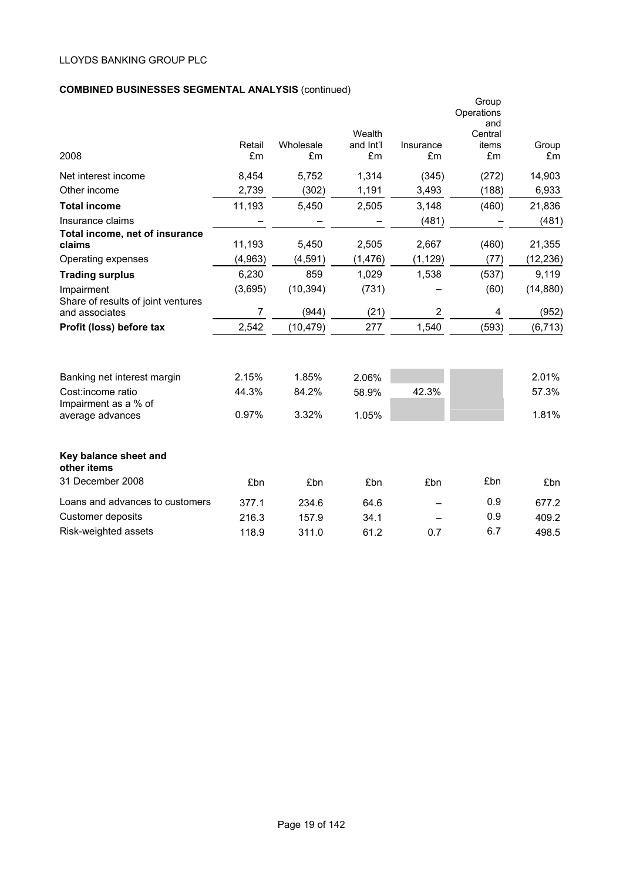LLOYDS BANKING GROUP PLC

**COMBINED BUSINESSES SEGMENTAL ANALYSIS** (continued)

| 2008 | Retail £m | Wholesale £m | Wealth and Int'l £m | Insurance £m | Group Operations and Central items £m | Group £m |
|---|---|---|---|---|---|---|
| Net interest income | 8,454 | 5,752 | 1,314 | (345) | (272) | 14,903 |
| Other income | 2,739 | (302) | 1,191 | 3,493 | (188) | 6,933 |
| **Total income** | 11,193 | 5,450 | 2,505 | 3,148 | (460) | 21,836 |
| Insurance claims | – | – | – | (481) | – | (481) |
| **Total income, net of insurance claims** | 11,193 | 5,450 | 2,505 | 2,667 | (460) | 21,355 |
| Operating expenses | (4,963) | (4,591) | (1,476) | (1,129) | (77) | (12,236) |
| **Trading surplus** | 6,230 | 859 | 1,029 | 1,538 | (537) | 9,119 |
| Impairment | (3,695) | (10,394) | (731) | – | (60) | (14,880) |
| Share of results of joint ventures and associates | 7 | (944) | (21) | 2 | 4 | (952) |
| **Profit (loss) before tax** | 2,542 | (10,479) | 277 | 1,540 | (593) | (6,713) |
| | | | | | | |
| Banking net interest margin | 2.15% | 1.85% | 2.06% | | | 2.01% |
| Cost:income ratio | 44.3% | 84.2% | 58.9% | 42.3% | | 57.3% |
| Impairment as a % of average advances | 0.97% | 3.32% | 1.05% | | | 1.81% |

| **Key balance sheet and other items** 31 December 2008 | £bn | £bn | £bn | £bn | £bn | £bn |
|---|---|---|---|---|---|---|
| Loans and advances to customers | 377.1 | 234.6 | 64.6 | – | 0.9 | 677.2 |
| Customer deposits | 216.3 | 157.9 | 34.1 | – | 0.9 | 409.2 |
| Risk-weighted assets | 118.9 | 311.0 | 61.2 | 0.7 | 6.7 | 498.5 |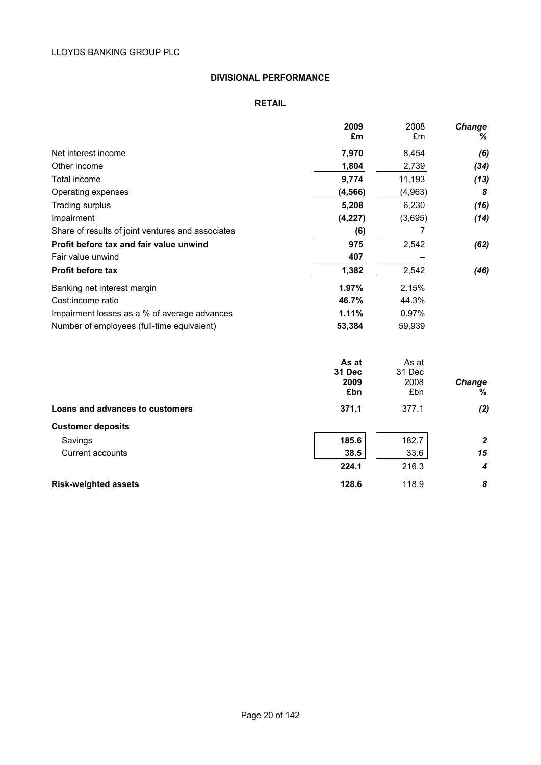## DIVISIONAL PERFORMANCE

### RETAIL

| | 2009 £m | 2008 £m | Change % |
|---|---|---|---|
| Net interest income | **7,970** | 8,454 | *(6)* |
| Other income | **1,804** | 2,739 | *(34)* |
| Total income | **9,774** | 11,193 | *(13)* |
| Operating expenses | **(4,566)** | (4,963) | *8* |
| Trading surplus | **5,208** | 6,230 | *(16)* |
| Impairment | **(4,227)** | (3,695) | *(14)* |
| Share of results of joint ventures and associates | **(6)** | 7 | |
| **Profit before tax and fair value unwind** | **975** | 2,542 | *(62)* |
| Fair value unwind | **407** | – | |
| **Profit before tax** | **1,382** | 2,542 | *(46)* |
| Banking net interest margin | **1.97%** | 2.15% | |
| Cost:income ratio | **46.7%** | 44.3% | |
| Impairment losses as a % of average advances | **1.11%** | 0.97% | |
| Number of employees (full-time equivalent) | **53,384** | 59,939 | |

| | As at 31 Dec 2009 £bn | As at 31 Dec 2008 £bn | Change % |
|---|---|---|---|
| **Loans and advances to customers** | **371.1** | 377.1 | *(2)* |
| **Customer deposits** | | | |
| Savings | **185.6** | 182.7 | *2* |
| Current accounts | **38.5** | 33.6 | *15* |
| | **224.1** | 216.3 | *4* |
| **Risk-weighted assets** | **128.6** | 118.9 | *8* |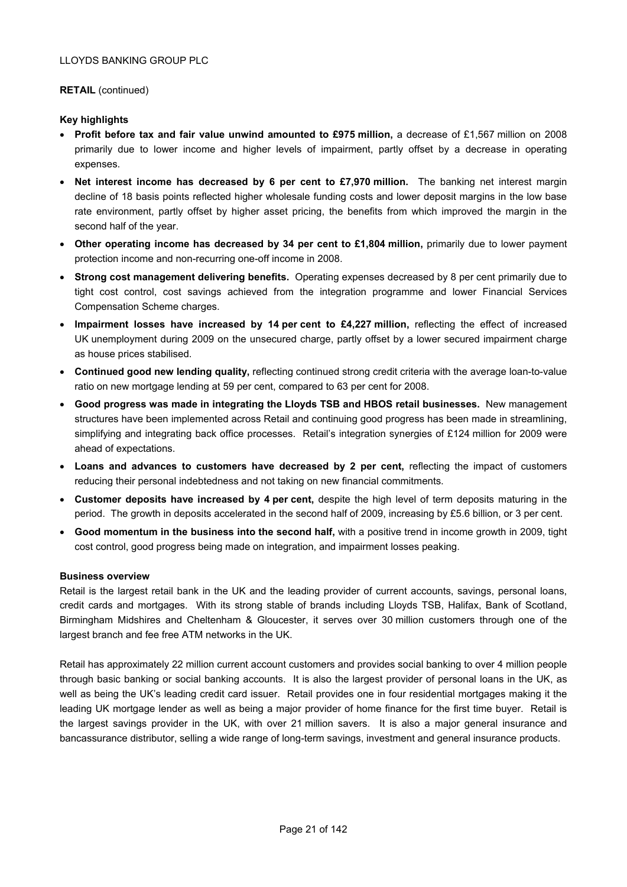LLOYDS BANKING GROUP PLC

**RETAIL** (continued)

**Key highlights**

- **Profit before tax and fair value unwind amounted to £975 million,** a decrease of £1,567 million on 2008 primarily due to lower income and higher levels of impairment, partly offset by a decrease in operating expenses.
- **Net interest income has decreased by 6 per cent to £7,970 million.** The banking net interest margin decline of 18 basis points reflected higher wholesale funding costs and lower deposit margins in the low base rate environment, partly offset by higher asset pricing, the benefits from which improved the margin in the second half of the year.
- **Other operating income has decreased by 34 per cent to £1,804 million,** primarily due to lower payment protection income and non-recurring one-off income in 2008.
- **Strong cost management delivering benefits.** Operating expenses decreased by 8 per cent primarily due to tight cost control, cost savings achieved from the integration programme and lower Financial Services Compensation Scheme charges.
- **Impairment losses have increased by 14 per cent to £4,227 million,** reflecting the effect of increased UK unemployment during 2009 on the unsecured charge, partly offset by a lower secured impairment charge as house prices stabilised.
- **Continued good new lending quality,** reflecting continued strong credit criteria with the average loan-to-value ratio on new mortgage lending at 59 per cent, compared to 63 per cent for 2008.
- **Good progress was made in integrating the Lloyds TSB and HBOS retail businesses.** New management structures have been implemented across Retail and continuing good progress has been made in streamlining, simplifying and integrating back office processes. Retail's integration synergies of £124 million for 2009 were ahead of expectations.
- **Loans and advances to customers have decreased by 2 per cent,** reflecting the impact of customers reducing their personal indebtedness and not taking on new financial commitments.
- **Customer deposits have increased by 4 per cent,** despite the high level of term deposits maturing in the period. The growth in deposits accelerated in the second half of 2009, increasing by £5.6 billion, or 3 per cent.
- **Good momentum in the business into the second half,** with a positive trend in income growth in 2009, tight cost control, good progress being made on integration, and impairment losses peaking.

**Business overview**

Retail is the largest retail bank in the UK and the leading provider of current accounts, savings, personal loans, credit cards and mortgages. With its strong stable of brands including Lloyds TSB, Halifax, Bank of Scotland, Birmingham Midshires and Cheltenham & Gloucester, it serves over 30 million customers through one of the largest branch and fee free ATM networks in the UK.

Retail has approximately 22 million current account customers and provides social banking to over 4 million people through basic banking or social banking accounts. It is also the largest provider of personal loans in the UK, as well as being the UK's leading credit card issuer. Retail provides one in four residential mortgages making it the leading UK mortgage lender as well as being a major provider of home finance for the first time buyer. Retail is the largest savings provider in the UK, with over 21 million savers. It is also a major general insurance and bancassurance distributor, selling a wide range of long-term savings, investment and general insurance products.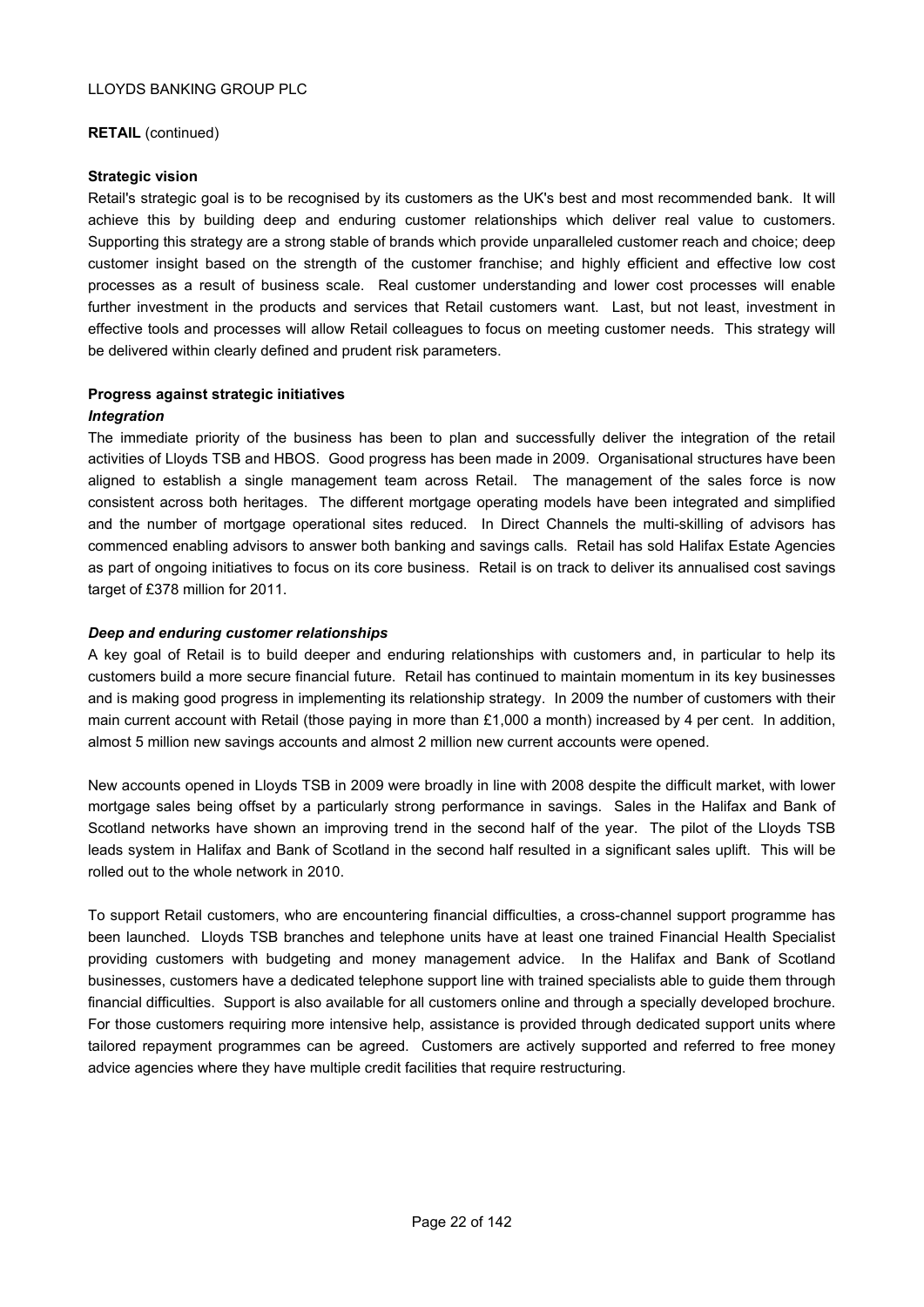**RETAIL** (continued)

**Strategic vision**

Retail's strategic goal is to be recognised by its customers as the UK's best and most recommended bank. It will achieve this by building deep and enduring customer relationships which deliver real value to customers. Supporting this strategy are a strong stable of brands which provide unparalleled customer reach and choice; deep customer insight based on the strength of the customer franchise; and highly efficient and effective low cost processes as a result of business scale. Real customer understanding and lower cost processes will enable further investment in the products and services that Retail customers want. Last, but not least, investment in effective tools and processes will allow Retail colleagues to focus on meeting customer needs. This strategy will be delivered within clearly defined and prudent risk parameters.

**Progress against strategic initiatives**

***Integration***

The immediate priority of the business has been to plan and successfully deliver the integration of the retail activities of Lloyds TSB and HBOS. Good progress has been made in 2009. Organisational structures have been aligned to establish a single management team across Retail. The management of the sales force is now consistent across both heritages. The different mortgage operating models have been integrated and simplified and the number of mortgage operational sites reduced. In Direct Channels the multi-skilling of advisors has commenced enabling advisors to answer both banking and savings calls. Retail has sold Halifax Estate Agencies as part of ongoing initiatives to focus on its core business. Retail is on track to deliver its annualised cost savings target of £378 million for 2011.

***Deep and enduring customer relationships***

A key goal of Retail is to build deeper and enduring relationships with customers and, in particular to help its customers build a more secure financial future. Retail has continued to maintain momentum in its key businesses and is making good progress in implementing its relationship strategy. In 2009 the number of customers with their main current account with Retail (those paying in more than £1,000 a month) increased by 4 per cent. In addition, almost 5 million new savings accounts and almost 2 million new current accounts were opened.

New accounts opened in Lloyds TSB in 2009 were broadly in line with 2008 despite the difficult market, with lower mortgage sales being offset by a particularly strong performance in savings. Sales in the Halifax and Bank of Scotland networks have shown an improving trend in the second half of the year. The pilot of the Lloyds TSB leads system in Halifax and Bank of Scotland in the second half resulted in a significant sales uplift. This will be rolled out to the whole network in 2010.

To support Retail customers, who are encountering financial difficulties, a cross-channel support programme has been launched. Lloyds TSB branches and telephone units have at least one trained Financial Health Specialist providing customers with budgeting and money management advice. In the Halifax and Bank of Scotland businesses, customers have a dedicated telephone support line with trained specialists able to guide them through financial difficulties. Support is also available for all customers online and through a specially developed brochure. For those customers requiring more intensive help, assistance is provided through dedicated support units where tailored repayment programmes can be agreed. Customers are actively supported and referred to free money advice agencies where they have multiple credit facilities that require restructuring.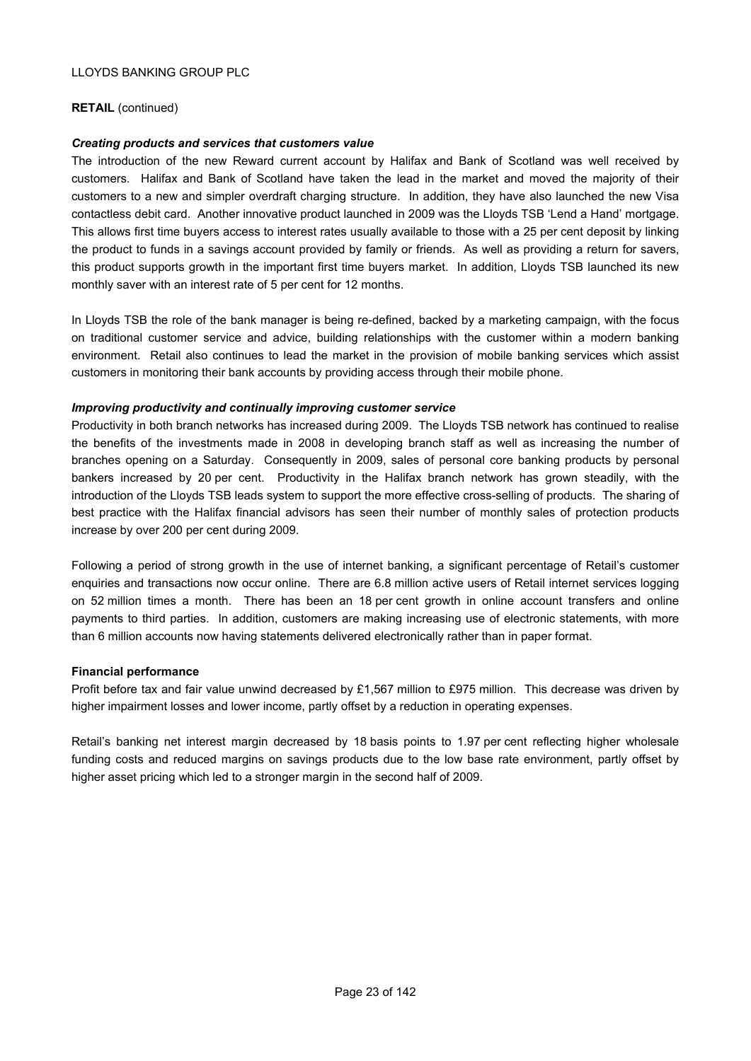**RETAIL** (continued)

***Creating products and services that customers value***

The introduction of the new Reward current account by Halifax and Bank of Scotland was well received by customers. Halifax and Bank of Scotland have taken the lead in the market and moved the majority of their customers to a new and simpler overdraft charging structure. In addition, they have also launched the new Visa contactless debit card. Another innovative product launched in 2009 was the Lloyds TSB 'Lend a Hand' mortgage. This allows first time buyers access to interest rates usually available to those with a 25 per cent deposit by linking the product to funds in a savings account provided by family or friends. As well as providing a return for savers, this product supports growth in the important first time buyers market. In addition, Lloyds TSB launched its new monthly saver with an interest rate of 5 per cent for 12 months.

In Lloyds TSB the role of the bank manager is being re-defined, backed by a marketing campaign, with the focus on traditional customer service and advice, building relationships with the customer within a modern banking environment. Retail also continues to lead the market in the provision of mobile banking services which assist customers in monitoring their bank accounts by providing access through their mobile phone.

***Improving productivity and continually improving customer service***

Productivity in both branch networks has increased during 2009. The Lloyds TSB network has continued to realise the benefits of the investments made in 2008 in developing branch staff as well as increasing the number of branches opening on a Saturday. Consequently in 2009, sales of personal core banking products by personal bankers increased by 20 per cent. Productivity in the Halifax branch network has grown steadily, with the introduction of the Lloyds TSB leads system to support the more effective cross-selling of products. The sharing of best practice with the Halifax financial advisors has seen their number of monthly sales of protection products increase by over 200 per cent during 2009.

Following a period of strong growth in the use of internet banking, a significant percentage of Retail's customer enquiries and transactions now occur online. There are 6.8 million active users of Retail internet services logging on 52 million times a month. There has been an 18 per cent growth in online account transfers and online payments to third parties. In addition, customers are making increasing use of electronic statements, with more than 6 million accounts now having statements delivered electronically rather than in paper format.

**Financial performance**

Profit before tax and fair value unwind decreased by £1,567 million to £975 million. This decrease was driven by higher impairment losses and lower income, partly offset by a reduction in operating expenses.

Retail's banking net interest margin decreased by 18 basis points to 1.97 per cent reflecting higher wholesale funding costs and reduced margins on savings products due to the low base rate environment, partly offset by higher asset pricing which led to a stronger margin in the second half of 2009.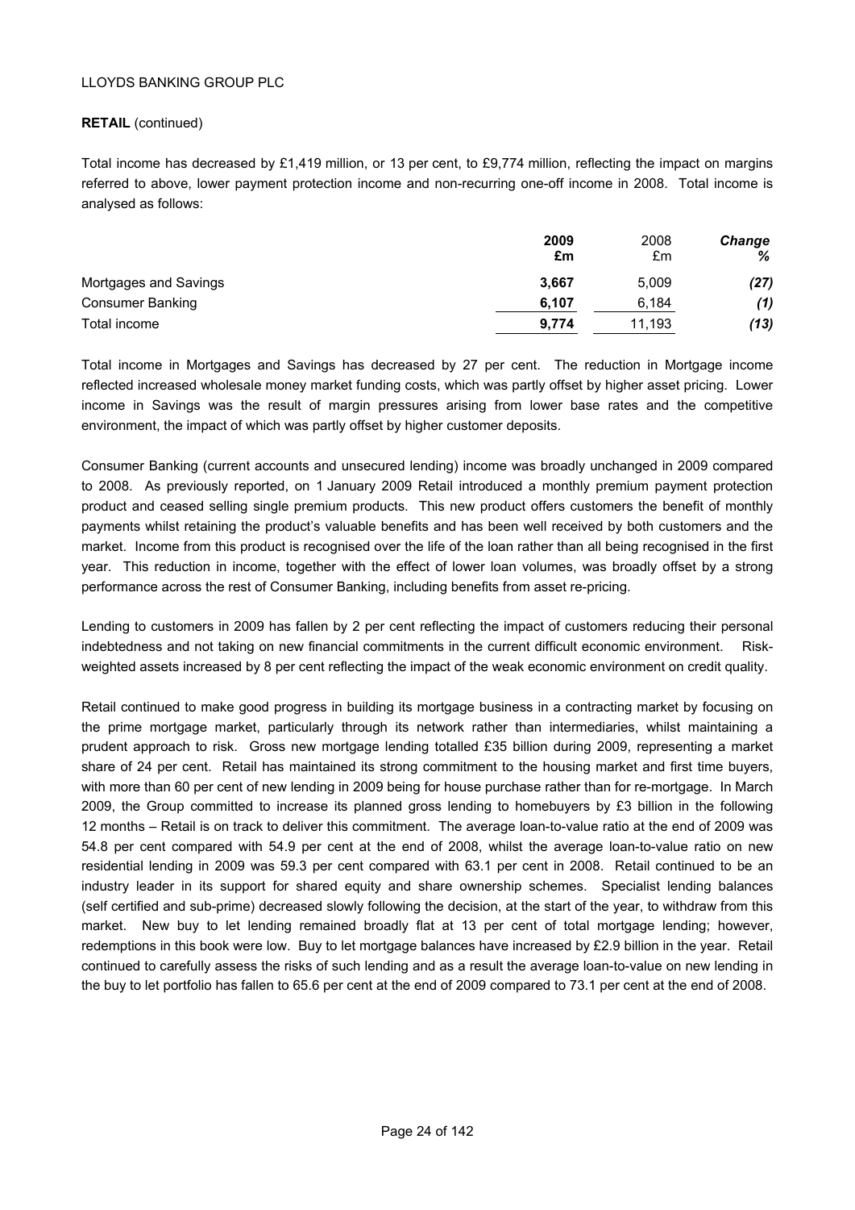**RETAIL** (continued)

Total income has decreased by £1,419 million, or 13 per cent, to £9,774 million, reflecting the impact on margins referred to above, lower payment protection income and non-recurring one-off income in 2008. Total income is analysed as follows:

| | **2009 £m** | 2008 £m | ***Change %*** |
|---|---|---|---|
| Mortgages and Savings | **3,667** | 5,009 | ***(27)*** |
| Consumer Banking | **6,107** | 6,184 | ***(1)*** |
| Total income | **9,774** | 11,193 | ***(13)*** |

Total income in Mortgages and Savings has decreased by 27 per cent. The reduction in Mortgage income reflected increased wholesale money market funding costs, which was partly offset by higher asset pricing. Lower income in Savings was the result of margin pressures arising from lower base rates and the competitive environment, the impact of which was partly offset by higher customer deposits.

Consumer Banking (current accounts and unsecured lending) income was broadly unchanged in 2009 compared to 2008. As previously reported, on 1 January 2009 Retail introduced a monthly premium payment protection product and ceased selling single premium products. This new product offers customers the benefit of monthly payments whilst retaining the product's valuable benefits and has been well received by both customers and the market. Income from this product is recognised over the life of the loan rather than all being recognised in the first year. This reduction in income, together with the effect of lower loan volumes, was broadly offset by a strong performance across the rest of Consumer Banking, including benefits from asset re-pricing.

Lending to customers in 2009 has fallen by 2 per cent reflecting the impact of customers reducing their personal indebtedness and not taking on new financial commitments in the current difficult economic environment. Risk-weighted assets increased by 8 per cent reflecting the impact of the weak economic environment on credit quality.

Retail continued to make good progress in building its mortgage business in a contracting market by focusing on the prime mortgage market, particularly through its network rather than intermediaries, whilst maintaining a prudent approach to risk. Gross new mortgage lending totalled £35 billion during 2009, representing a market share of 24 per cent. Retail has maintained its strong commitment to the housing market and first time buyers, with more than 60 per cent of new lending in 2009 being for house purchase rather than for re-mortgage. In March 2009, the Group committed to increase its planned gross lending to homebuyers by £3 billion in the following 12 months – Retail is on track to deliver this commitment. The average loan-to-value ratio at the end of 2009 was 54.8 per cent compared with 54.9 per cent at the end of 2008, whilst the average loan-to-value ratio on new residential lending in 2009 was 59.3 per cent compared with 63.1 per cent in 2008. Retail continued to be an industry leader in its support for shared equity and share ownership schemes. Specialist lending balances (self certified and sub-prime) decreased slowly following the decision, at the start of the year, to withdraw from this market. New buy to let lending remained broadly flat at 13 per cent of total mortgage lending; however, redemptions in this book were low. Buy to let mortgage balances have increased by £2.9 billion in the year. Retail continued to carefully assess the risks of such lending and as a result the average loan-to-value on new lending in the buy to let portfolio has fallen to 65.6 per cent at the end of 2009 compared to 73.1 per cent at the end of 2008.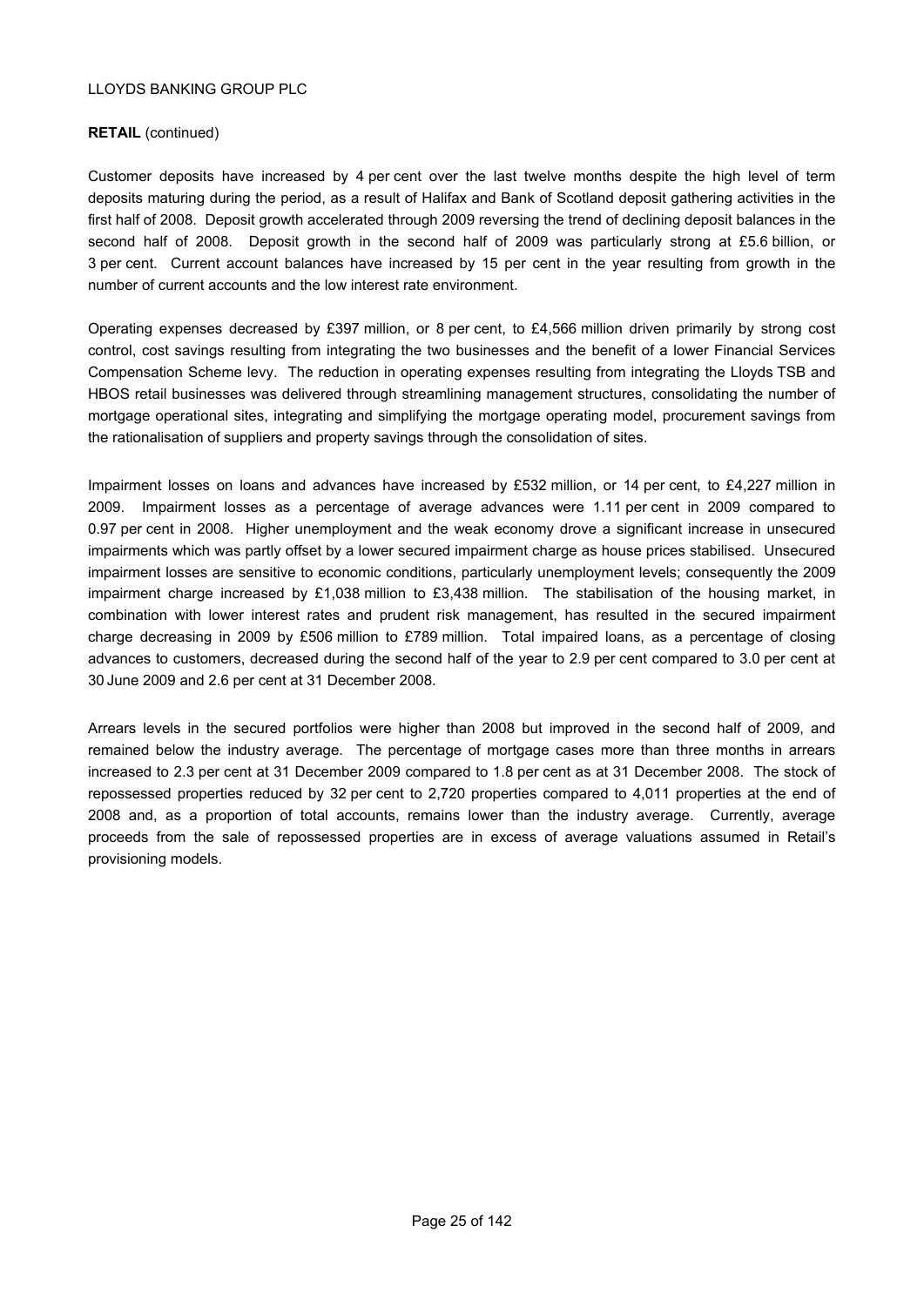**RETAIL** (continued)

Customer deposits have increased by 4 per cent over the last twelve months despite the high level of term deposits maturing during the period, as a result of Halifax and Bank of Scotland deposit gathering activities in the first half of 2008. Deposit growth accelerated through 2009 reversing the trend of declining deposit balances in the second half of 2008. Deposit growth in the second half of 2009 was particularly strong at £5.6 billion, or 3 per cent. Current account balances have increased by 15 per cent in the year resulting from growth in the number of current accounts and the low interest rate environment.

Operating expenses decreased by £397 million, or 8 per cent, to £4,566 million driven primarily by strong cost control, cost savings resulting from integrating the two businesses and the benefit of a lower Financial Services Compensation Scheme levy. The reduction in operating expenses resulting from integrating the Lloyds TSB and HBOS retail businesses was delivered through streamlining management structures, consolidating the number of mortgage operational sites, integrating and simplifying the mortgage operating model, procurement savings from the rationalisation of suppliers and property savings through the consolidation of sites.

Impairment losses on loans and advances have increased by £532 million, or 14 per cent, to £4,227 million in 2009. Impairment losses as a percentage of average advances were 1.11 per cent in 2009 compared to 0.97 per cent in 2008. Higher unemployment and the weak economy drove a significant increase in unsecured impairments which was partly offset by a lower secured impairment charge as house prices stabilised. Unsecured impairment losses are sensitive to economic conditions, particularly unemployment levels; consequently the 2009 impairment charge increased by £1,038 million to £3,438 million. The stabilisation of the housing market, in combination with lower interest rates and prudent risk management, has resulted in the secured impairment charge decreasing in 2009 by £506 million to £789 million. Total impaired loans, as a percentage of closing advances to customers, decreased during the second half of the year to 2.9 per cent compared to 3.0 per cent at 30 June 2009 and 2.6 per cent at 31 December 2008.

Arrears levels in the secured portfolios were higher than 2008 but improved in the second half of 2009, and remained below the industry average. The percentage of mortgage cases more than three months in arrears increased to 2.3 per cent at 31 December 2009 compared to 1.8 per cent as at 31 December 2008. The stock of repossessed properties reduced by 32 per cent to 2,720 properties compared to 4,011 properties at the end of 2008 and, as a proportion of total accounts, remains lower than the industry average. Currently, average proceeds from the sale of repossessed properties are in excess of average valuations assumed in Retail's provisioning models.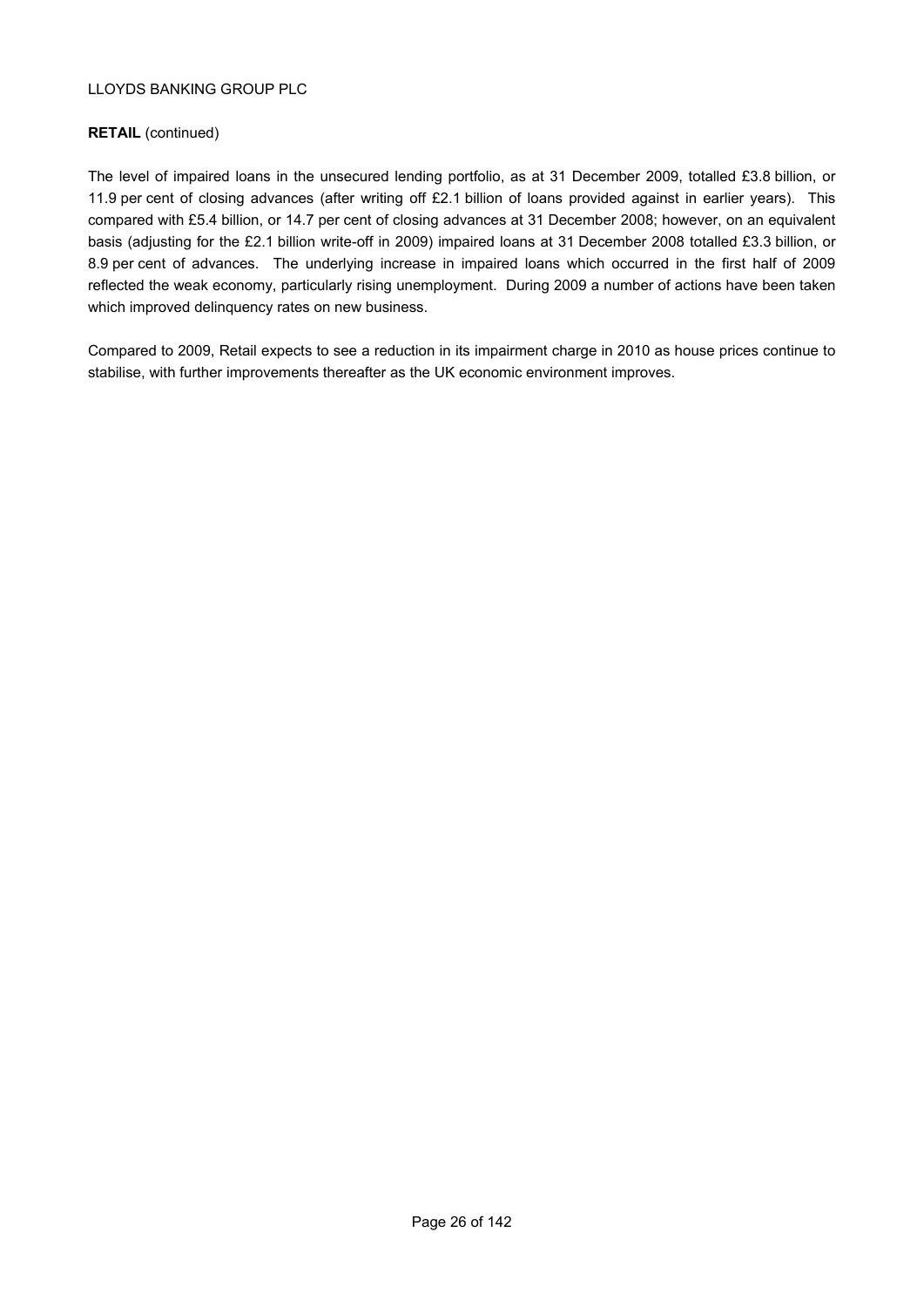**RETAIL** (continued)

The level of impaired loans in the unsecured lending portfolio, as at 31 December 2009, totalled £3.8 billion, or 11.9 per cent of closing advances (after writing off £2.1 billion of loans provided against in earlier years). This compared with £5.4 billion, or 14.7 per cent of closing advances at 31 December 2008; however, on an equivalent basis (adjusting for the £2.1 billion write-off in 2009) impaired loans at 31 December 2008 totalled £3.3 billion, or 8.9 per cent of advances. The underlying increase in impaired loans which occurred in the first half of 2009 reflected the weak economy, particularly rising unemployment. During 2009 a number of actions have been taken which improved delinquency rates on new business.

Compared to 2009, Retail expects to see a reduction in its impairment charge in 2010 as house prices continue to stabilise, with further improvements thereafter as the UK economic environment improves.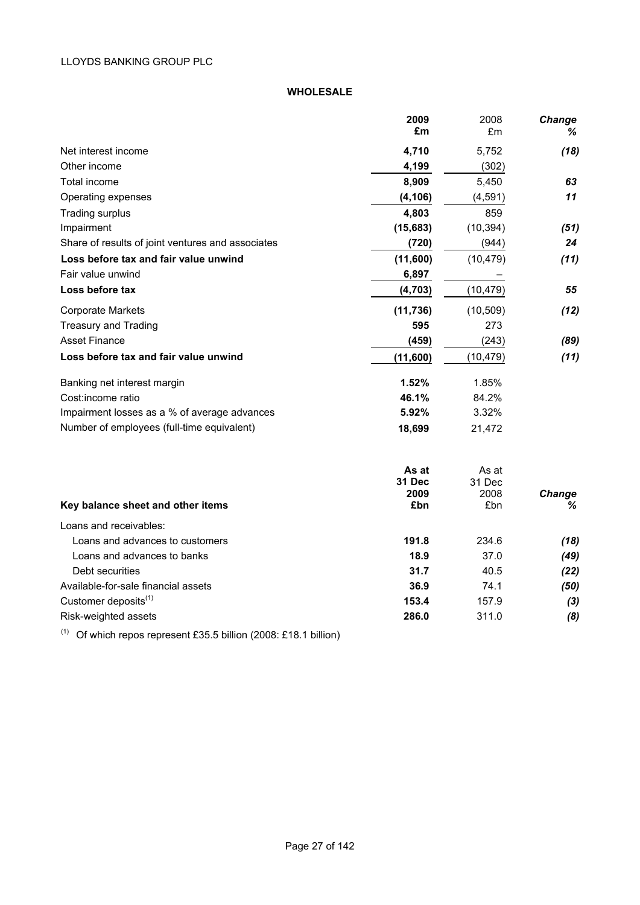LLOYDS BANKING GROUP PLC

## WHOLESALE

| | 2009 £m | 2008 £m | Change % |
|---|---|---|---|
| Net interest income | **4,710** | 5,752 | ***(18)*** |
| Other income | **4,199** | (302) | |
| Total income | **8,909** | 5,450 | ***63*** |
| Operating expenses | **(4,106)** | (4,591) | ***11*** |
| Trading surplus | **4,803** | 859 | |
| Impairment | **(15,683)** | (10,394) | ***(51)*** |
| Share of results of joint ventures and associates | **(720)** | (944) | ***24*** |
| **Loss before tax and fair value unwind** | **(11,600)** | (10,479) | ***(11)*** |
| Fair value unwind | **6,897** | – | |
| **Loss before tax** | **(4,703)** | (10,479) | ***55*** |
| Corporate Markets | **(11,736)** | (10,509) | ***(12)*** |
| Treasury and Trading | **595** | 273 | |
| Asset Finance | **(459)** | (243) | ***(89)*** |
| **Loss before tax and fair value unwind** | **(11,600)** | (10,479) | ***(11)*** |
| Banking net interest margin | **1.52%** | 1.85% | |
| Cost:income ratio | **46.1%** | 84.2% | |
| Impairment losses as a % of average advances | **5.92%** | 3.32% | |
| Number of employees (full-time equivalent) | **18,699** | 21,472 | |

| **Key balance sheet and other items** | As at 31 Dec 2009 £bn | As at 31 Dec 2008 £bn | Change % |
|---|---|---|---|
| Loans and receivables: | | | |
| Loans and advances to customers | **191.8** | 234.6 | ***(18)*** |
| Loans and advances to banks | **18.9** | 37.0 | ***(49)*** |
| Debt securities | **31.7** | 40.5 | ***(22)*** |
| Available-for-sale financial assets | **36.9** | 74.1 | ***(50)*** |
| Customer deposits[(1)] | **153.4** | 157.9 | ***(3)*** |
| Risk-weighted assets | **286.0** | 311.0 | ***(8)*** |

[(1)] Of which repos represent £35.5 billion (2008: £18.1 billion)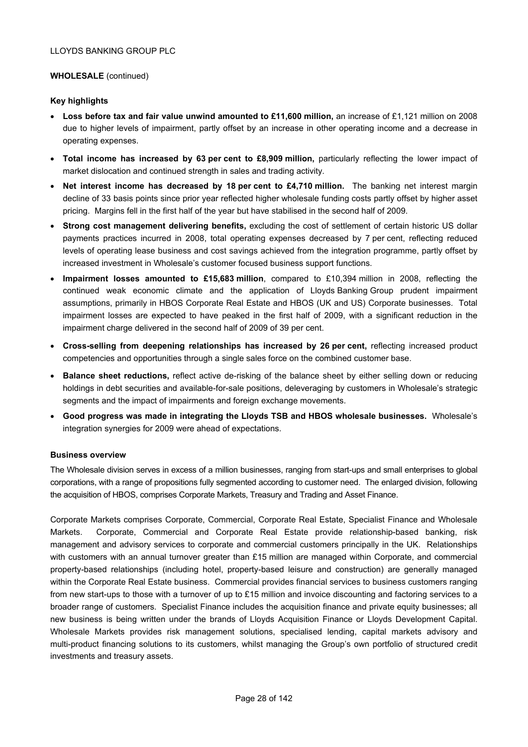**WHOLESALE** (continued)

**Key highlights**

- **Loss before tax and fair value unwind amounted to £11,600 million,** an increase of £1,121 million on 2008 due to higher levels of impairment, partly offset by an increase in other operating income and a decrease in operating expenses.
- **Total income has increased by 63 per cent to £8,909 million,** particularly reflecting the lower impact of market dislocation and continued strength in sales and trading activity.
- **Net interest income has decreased by 18 per cent to £4,710 million.** The banking net interest margin decline of 33 basis points since prior year reflected higher wholesale funding costs partly offset by higher asset pricing. Margins fell in the first half of the year but have stabilised in the second half of 2009.
- **Strong cost management delivering benefits,** excluding the cost of settlement of certain historic US dollar payments practices incurred in 2008, total operating expenses decreased by 7 per cent, reflecting reduced levels of operating lease business and cost savings achieved from the integration programme, partly offset by increased investment in Wholesale's customer focused business support functions.
- **Impairment losses amounted to £15,683 million**, compared to £10,394 million in 2008, reflecting the continued weak economic climate and the application of Lloyds Banking Group prudent impairment assumptions, primarily in HBOS Corporate Real Estate and HBOS (UK and US) Corporate businesses. Total impairment losses are expected to have peaked in the first half of 2009, with a significant reduction in the impairment charge delivered in the second half of 2009 of 39 per cent.
- **Cross-selling from deepening relationships has increased by 26 per cent,** reflecting increased product competencies and opportunities through a single sales force on the combined customer base.
- **Balance sheet reductions,** reflect active de-risking of the balance sheet by either selling down or reducing holdings in debt securities and available-for-sale positions, deleveraging by customers in Wholesale's strategic segments and the impact of impairments and foreign exchange movements.
- **Good progress was made in integrating the Lloyds TSB and HBOS wholesale businesses.** Wholesale's integration synergies for 2009 were ahead of expectations.

**Business overview**

The Wholesale division serves in excess of a million businesses, ranging from start-ups and small enterprises to global corporations, with a range of propositions fully segmented according to customer need. The enlarged division, following the acquisition of HBOS, comprises Corporate Markets, Treasury and Trading and Asset Finance.

Corporate Markets comprises Corporate, Commercial, Corporate Real Estate, Specialist Finance and Wholesale Markets. Corporate, Commercial and Corporate Real Estate provide relationship-based banking, risk management and advisory services to corporate and commercial customers principally in the UK. Relationships with customers with an annual turnover greater than £15 million are managed within Corporate, and commercial property-based relationships (including hotel, property-based leisure and construction) are generally managed within the Corporate Real Estate business. Commercial provides financial services to business customers ranging from new start-ups to those with a turnover of up to £15 million and invoice discounting and factoring services to a broader range of customers. Specialist Finance includes the acquisition finance and private equity businesses; all new business is being written under the brands of Lloyds Acquisition Finance or Lloyds Development Capital. Wholesale Markets provides risk management solutions, specialised lending, capital markets advisory and multi-product financing solutions to its customers, whilst managing the Group's own portfolio of structured credit investments and treasury assets.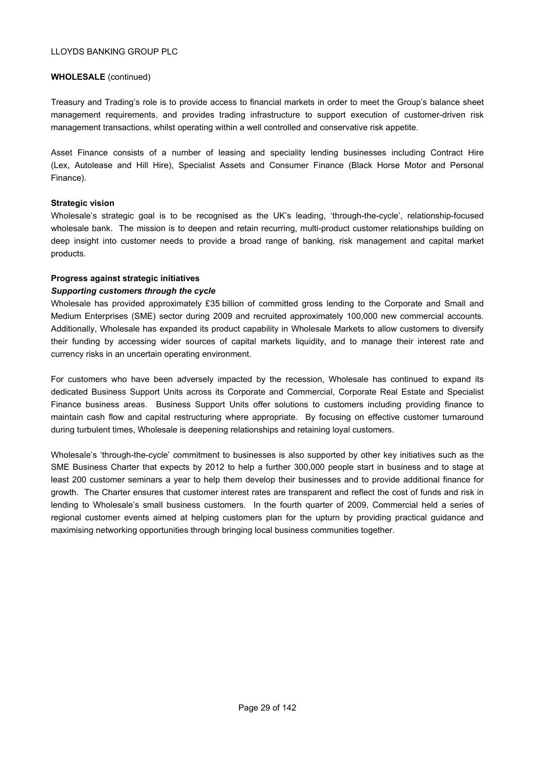**WHOLESALE** (continued)

Treasury and Trading's role is to provide access to financial markets in order to meet the Group's balance sheet management requirements, and provides trading infrastructure to support execution of customer-driven risk management transactions, whilst operating within a well controlled and conservative risk appetite.

Asset Finance consists of a number of leasing and speciality lending businesses including Contract Hire (Lex, Autolease and Hill Hire), Specialist Assets and Consumer Finance (Black Horse Motor and Personal Finance).

**Strategic vision**

Wholesale's strategic goal is to be recognised as the UK's leading, 'through-the-cycle', relationship-focused wholesale bank. The mission is to deepen and retain recurring, multi-product customer relationships building on deep insight into customer needs to provide a broad range of banking, risk management and capital market products.

**Progress against strategic initiatives**

***Supporting customers through the cycle***

Wholesale has provided approximately £35 billion of committed gross lending to the Corporate and Small and Medium Enterprises (SME) sector during 2009 and recruited approximately 100,000 new commercial accounts. Additionally, Wholesale has expanded its product capability in Wholesale Markets to allow customers to diversify their funding by accessing wider sources of capital markets liquidity, and to manage their interest rate and currency risks in an uncertain operating environment.

For customers who have been adversely impacted by the recession, Wholesale has continued to expand its dedicated Business Support Units across its Corporate and Commercial, Corporate Real Estate and Specialist Finance business areas. Business Support Units offer solutions to customers including providing finance to maintain cash flow and capital restructuring where appropriate. By focusing on effective customer turnaround during turbulent times, Wholesale is deepening relationships and retaining loyal customers.

Wholesale's 'through-the-cycle' commitment to businesses is also supported by other key initiatives such as the SME Business Charter that expects by 2012 to help a further 300,000 people start in business and to stage at least 200 customer seminars a year to help them develop their businesses and to provide additional finance for growth. The Charter ensures that customer interest rates are transparent and reflect the cost of funds and risk in lending to Wholesale's small business customers. In the fourth quarter of 2009, Commercial held a series of regional customer events aimed at helping customers plan for the upturn by providing practical guidance and maximising networking opportunities through bringing local business communities together.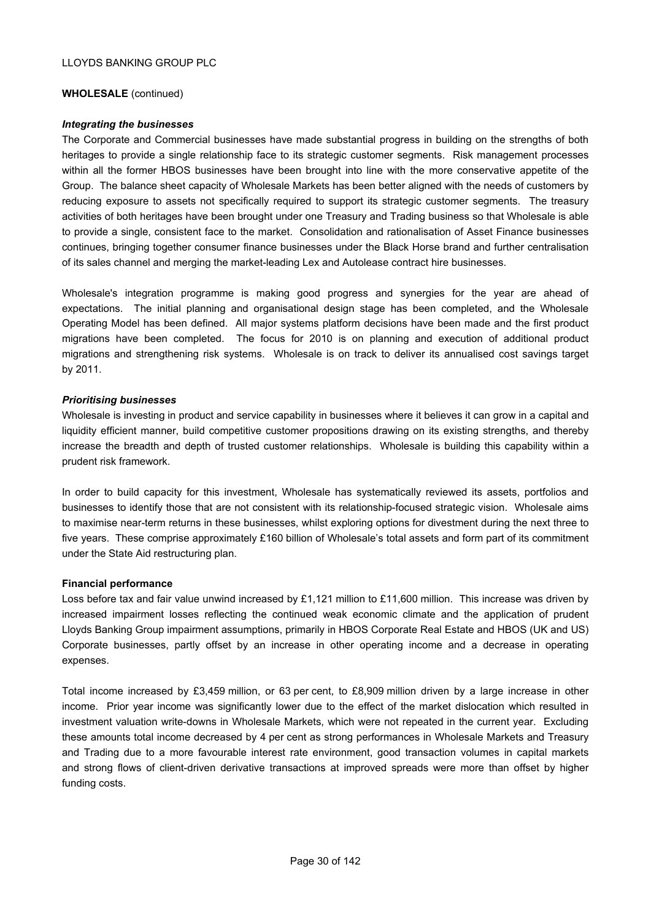**WHOLESALE** (continued)

***Integrating the businesses***

The Corporate and Commercial businesses have made substantial progress in building on the strengths of both heritages to provide a single relationship face to its strategic customer segments. Risk management processes within all the former HBOS businesses have been brought into line with the more conservative appetite of the Group. The balance sheet capacity of Wholesale Markets has been better aligned with the needs of customers by reducing exposure to assets not specifically required to support its strategic customer segments. The treasury activities of both heritages have been brought under one Treasury and Trading business so that Wholesale is able to provide a single, consistent face to the market. Consolidation and rationalisation of Asset Finance businesses continues, bringing together consumer finance businesses under the Black Horse brand and further centralisation of its sales channel and merging the market-leading Lex and Autolease contract hire businesses.

Wholesale's integration programme is making good progress and synergies for the year are ahead of expectations. The initial planning and organisational design stage has been completed, and the Wholesale Operating Model has been defined. All major systems platform decisions have been made and the first product migrations have been completed. The focus for 2010 is on planning and execution of additional product migrations and strengthening risk systems. Wholesale is on track to deliver its annualised cost savings target by 2011.

***Prioritising businesses***

Wholesale is investing in product and service capability in businesses where it believes it can grow in a capital and liquidity efficient manner, build competitive customer propositions drawing on its existing strengths, and thereby increase the breadth and depth of trusted customer relationships. Wholesale is building this capability within a prudent risk framework.

In order to build capacity for this investment, Wholesale has systematically reviewed its assets, portfolios and businesses to identify those that are not consistent with its relationship-focused strategic vision. Wholesale aims to maximise near-term returns in these businesses, whilst exploring options for divestment during the next three to five years. These comprise approximately £160 billion of Wholesale's total assets and form part of its commitment under the State Aid restructuring plan.

**Financial performance**

Loss before tax and fair value unwind increased by £1,121 million to £11,600 million. This increase was driven by increased impairment losses reflecting the continued weak economic climate and the application of prudent Lloyds Banking Group impairment assumptions, primarily in HBOS Corporate Real Estate and HBOS (UK and US) Corporate businesses, partly offset by an increase in other operating income and a decrease in operating expenses.

Total income increased by £3,459 million, or 63 per cent, to £8,909 million driven by a large increase in other income. Prior year income was significantly lower due to the effect of the market dislocation which resulted in investment valuation write-downs in Wholesale Markets, which were not repeated in the current year. Excluding these amounts total income decreased by 4 per cent as strong performances in Wholesale Markets and Treasury and Trading due to a more favourable interest rate environment, good transaction volumes in capital markets and strong flows of client-driven derivative transactions at improved spreads were more than offset by higher funding costs.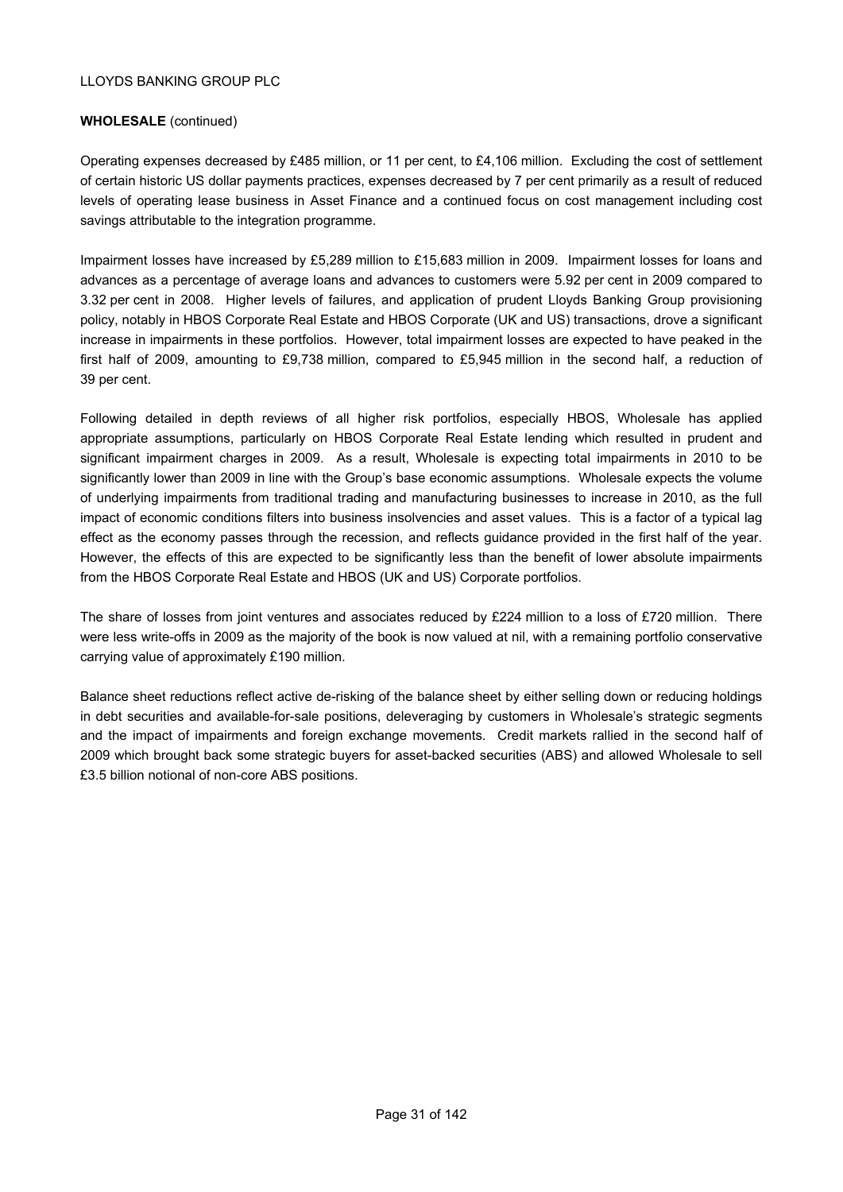**WHOLESALE** (continued)

Operating expenses decreased by £485 million, or 11 per cent, to £4,106 million. Excluding the cost of settlement of certain historic US dollar payments practices, expenses decreased by 7 per cent primarily as a result of reduced levels of operating lease business in Asset Finance and a continued focus on cost management including cost savings attributable to the integration programme.

Impairment losses have increased by £5,289 million to £15,683 million in 2009. Impairment losses for loans and advances as a percentage of average loans and advances to customers were 5.92 per cent in 2009 compared to 3.32 per cent in 2008. Higher levels of failures, and application of prudent Lloyds Banking Group provisioning policy, notably in HBOS Corporate Real Estate and HBOS Corporate (UK and US) transactions, drove a significant increase in impairments in these portfolios. However, total impairment losses are expected to have peaked in the first half of 2009, amounting to £9,738 million, compared to £5,945 million in the second half, a reduction of 39 per cent.

Following detailed in depth reviews of all higher risk portfolios, especially HBOS, Wholesale has applied appropriate assumptions, particularly on HBOS Corporate Real Estate lending which resulted in prudent and significant impairment charges in 2009. As a result, Wholesale is expecting total impairments in 2010 to be significantly lower than 2009 in line with the Group's base economic assumptions. Wholesale expects the volume of underlying impairments from traditional trading and manufacturing businesses to increase in 2010, as the full impact of economic conditions filters into business insolvencies and asset values. This is a factor of a typical lag effect as the economy passes through the recession, and reflects guidance provided in the first half of the year. However, the effects of this are expected to be significantly less than the benefit of lower absolute impairments from the HBOS Corporate Real Estate and HBOS (UK and US) Corporate portfolios.

The share of losses from joint ventures and associates reduced by £224 million to a loss of £720 million. There were less write-offs in 2009 as the majority of the book is now valued at nil, with a remaining portfolio conservative carrying value of approximately £190 million.

Balance sheet reductions reflect active de-risking of the balance sheet by either selling down or reducing holdings in debt securities and available-for-sale positions, deleveraging by customers in Wholesale's strategic segments and the impact of impairments and foreign exchange movements. Credit markets rallied in the second half of 2009 which brought back some strategic buyers for asset-backed securities (ABS) and allowed Wholesale to sell £3.5 billion notional of non-core ABS positions.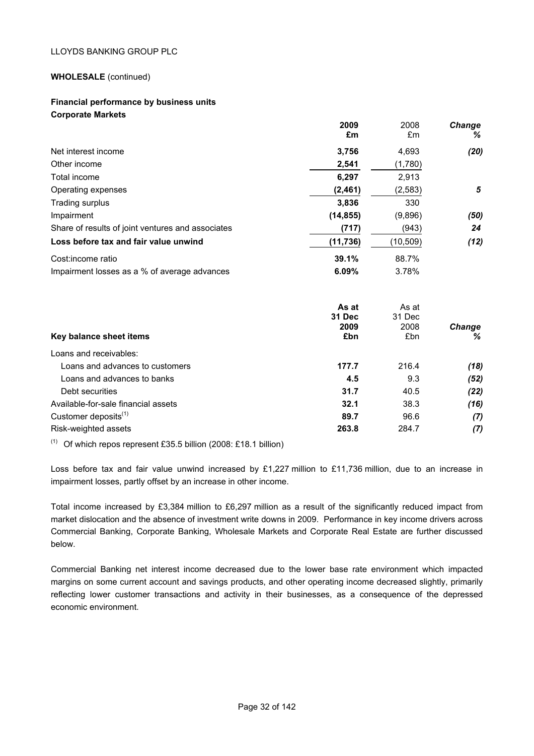**WHOLESALE** (continued)

## Financial performance by business units

### Corporate Markets

| | 2009 £m | 2008 £m | Change % |
|---|---|---|---|
| Net interest income | **3,756** | 4,693 | *(20)* |
| Other income | **2,541** | (1,780) | |
| Total income | **6,297** | 2,913 | |
| Operating expenses | **(2,461)** | (2,583) | *5* |
| Trading surplus | **3,836** | 330 | |
| Impairment | **(14,855)** | (9,896) | *(50)* |
| Share of results of joint ventures and associates | **(717)** | (943) | *24* |
| **Loss before tax and fair value unwind** | **(11,736)** | (10,509) | *(12)* |
| Cost:income ratio | **39.1%** | 88.7% | |
| Impairment losses as a % of average advances | **6.09%** | 3.78% | |

| Key balance sheet items | As at 31 Dec 2009 £bn | As at 31 Dec 2008 £bn | Change % |
|---|---|---|---|
| Loans and receivables: | | | |
| Loans and advances to customers | **177.7** | 216.4 | *(18)* |
| Loans and advances to banks | **4.5** | 9.3 | *(52)* |
| Debt securities | **31.7** | 40.5 | *(22)* |
| Available-for-sale financial assets | **32.1** | 38.3 | *(16)* |
| Customer deposits[(1)] | **89.7** | 96.6 | *(7)* |
| Risk-weighted assets | **263.8** | 284.7 | *(7)* |

[(1)] Of which repos represent £35.5 billion (2008: £18.1 billion)

Loss before tax and fair value unwind increased by £1,227 million to £11,736 million, due to an increase in impairment losses, partly offset by an increase in other income.

Total income increased by £3,384 million to £6,297 million as a result of the significantly reduced impact from market dislocation and the absence of investment write downs in 2009. Performance in key income drivers across Commercial Banking, Corporate Banking, Wholesale Markets and Corporate Real Estate are further discussed below.

Commercial Banking net interest income decreased due to the lower base rate environment which impacted margins on some current account and savings products, and other operating income decreased slightly, primarily reflecting lower customer transactions and activity in their businesses, as a consequence of the depressed economic environment.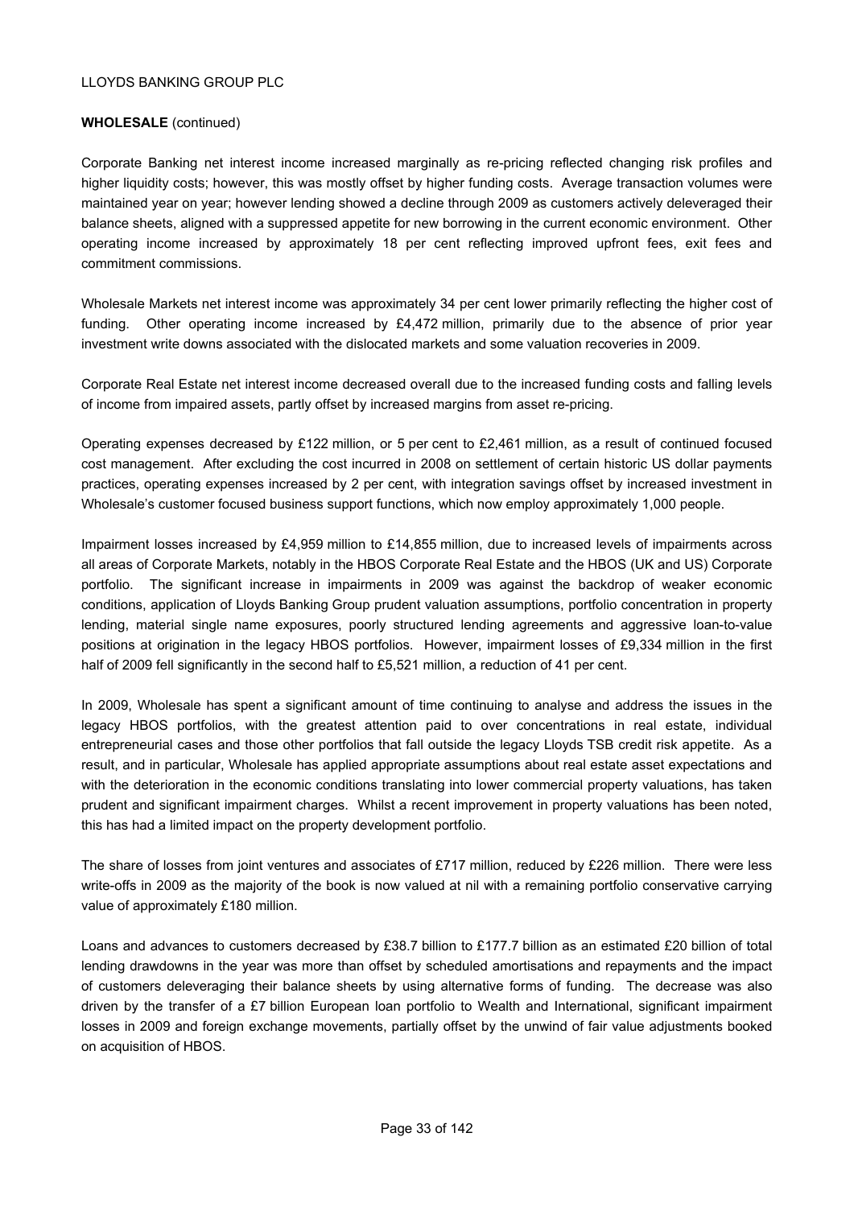**WHOLESALE** (continued)

Corporate Banking net interest income increased marginally as re-pricing reflected changing risk profiles and higher liquidity costs; however, this was mostly offset by higher funding costs. Average transaction volumes were maintained year on year; however lending showed a decline through 2009 as customers actively deleveraged their balance sheets, aligned with a suppressed appetite for new borrowing in the current economic environment. Other operating income increased by approximately 18 per cent reflecting improved upfront fees, exit fees and commitment commissions.

Wholesale Markets net interest income was approximately 34 per cent lower primarily reflecting the higher cost of funding. Other operating income increased by £4,472 million, primarily due to the absence of prior year investment write downs associated with the dislocated markets and some valuation recoveries in 2009.

Corporate Real Estate net interest income decreased overall due to the increased funding costs and falling levels of income from impaired assets, partly offset by increased margins from asset re-pricing.

Operating expenses decreased by £122 million, or 5 per cent to £2,461 million, as a result of continued focused cost management. After excluding the cost incurred in 2008 on settlement of certain historic US dollar payments practices, operating expenses increased by 2 per cent, with integration savings offset by increased investment in Wholesale's customer focused business support functions, which now employ approximately 1,000 people.

Impairment losses increased by £4,959 million to £14,855 million, due to increased levels of impairments across all areas of Corporate Markets, notably in the HBOS Corporate Real Estate and the HBOS (UK and US) Corporate portfolio. The significant increase in impairments in 2009 was against the backdrop of weaker economic conditions, application of Lloyds Banking Group prudent valuation assumptions, portfolio concentration in property lending, material single name exposures, poorly structured lending agreements and aggressive loan-to-value positions at origination in the legacy HBOS portfolios. However, impairment losses of £9,334 million in the first half of 2009 fell significantly in the second half to £5,521 million, a reduction of 41 per cent.

In 2009, Wholesale has spent a significant amount of time continuing to analyse and address the issues in the legacy HBOS portfolios, with the greatest attention paid to over concentrations in real estate, individual entrepreneurial cases and those other portfolios that fall outside the legacy Lloyds TSB credit risk appetite. As a result, and in particular, Wholesale has applied appropriate assumptions about real estate asset expectations and with the deterioration in the economic conditions translating into lower commercial property valuations, has taken prudent and significant impairment charges. Whilst a recent improvement in property valuations has been noted, this has had a limited impact on the property development portfolio.

The share of losses from joint ventures and associates of £717 million, reduced by £226 million. There were less write-offs in 2009 as the majority of the book is now valued at nil with a remaining portfolio conservative carrying value of approximately £180 million.

Loans and advances to customers decreased by £38.7 billion to £177.7 billion as an estimated £20 billion of total lending drawdowns in the year was more than offset by scheduled amortisations and repayments and the impact of customers deleveraging their balance sheets by using alternative forms of funding. The decrease was also driven by the transfer of a £7 billion European loan portfolio to Wealth and International, significant impairment losses in 2009 and foreign exchange movements, partially offset by the unwind of fair value adjustments booked on acquisition of HBOS.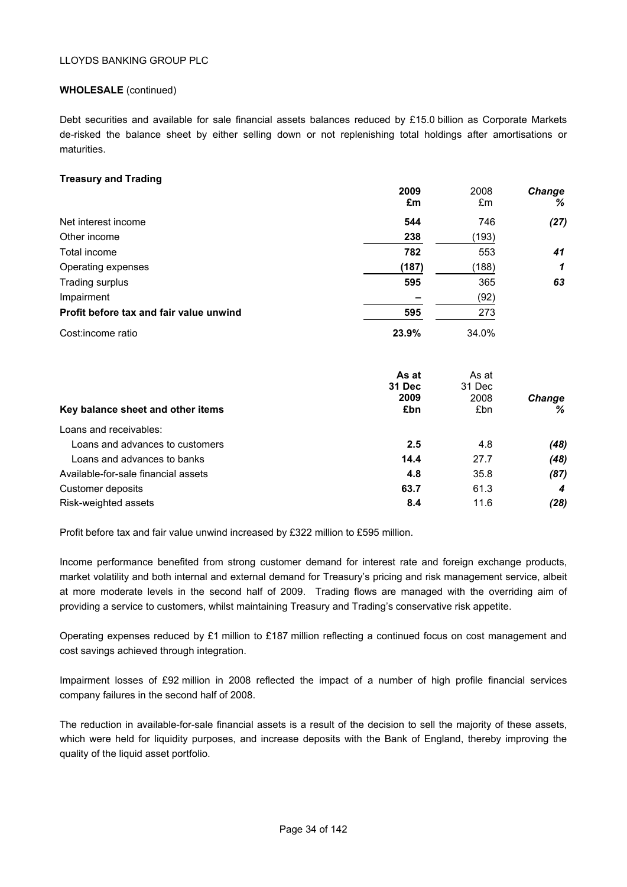LLOYDS BANKING GROUP PLC

**WHOLESALE** (continued)

Debt securities and available for sale financial assets balances reduced by £15.0 billion as Corporate Markets de-risked the balance sheet by either selling down or not replenishing total holdings after amortisations or maturities.

**Treasury and Trading**

| | **2009 £m** | 2008 £m | ***Change %*** |
|---|---|---|---|
| Net interest income | **544** | 746 | ***(27)*** |
| Other income | **238** | (193) | |
| Total income | **782** | 553 | ***41*** |
| Operating expenses | **(187)** | (188) | ***1*** |
| Trading surplus | **595** | 365 | ***63*** |
| Impairment | **–** | (92) | |
| **Profit before tax and fair value unwind** | **595** | 273 | |
| Cost:income ratio | **23.9%** | 34.0% | |

| **Key balance sheet and other items** | **As at 31 Dec 2009 £bn** | As at 31 Dec 2008 £bn | ***Change %*** |
|---|---|---|---|
| Loans and receivables: | | | |
| Loans and advances to customers | **2.5** | 4.8 | ***(48)*** |
| Loans and advances to banks | **14.4** | 27.7 | ***(48)*** |
| Available-for-sale financial assets | **4.8** | 35.8 | ***(87)*** |
| Customer deposits | **63.7** | 61.3 | ***4*** |
| Risk-weighted assets | **8.4** | 11.6 | ***(28)*** |

Profit before tax and fair value unwind increased by £322 million to £595 million.

Income performance benefited from strong customer demand for interest rate and foreign exchange products, market volatility and both internal and external demand for Treasury's pricing and risk management service, albeit at more moderate levels in the second half of 2009. Trading flows are managed with the overriding aim of providing a service to customers, whilst maintaining Treasury and Trading's conservative risk appetite.

Operating expenses reduced by £1 million to £187 million reflecting a continued focus on cost management and cost savings achieved through integration.

Impairment losses of £92 million in 2008 reflected the impact of a number of high profile financial services company failures in the second half of 2008.

The reduction in available-for-sale financial assets is a result of the decision to sell the majority of these assets, which were held for liquidity purposes, and increase deposits with the Bank of England, thereby improving the quality of the liquid asset portfolio.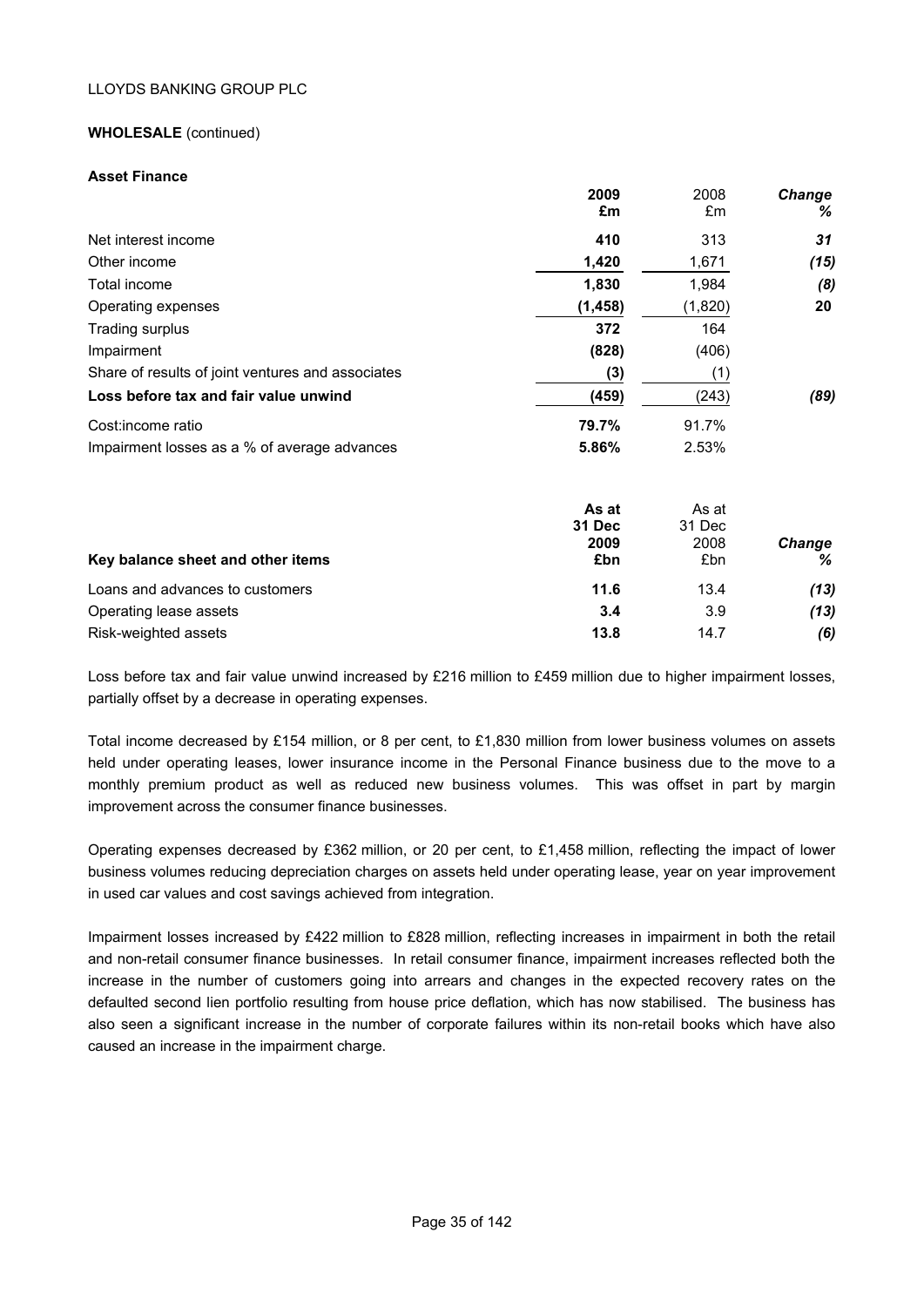LLOYDS BANKING GROUP PLC

**WHOLESALE** (continued)

**Asset Finance**

| | 2009 £m | 2008 £m | Change % |
|---|---|---|---|
| Net interest income | **410** | 313 | ***31*** |
| Other income | **1,420** | 1,671 | ***(15)*** |
| Total income | **1,830** | 1,984 | ***(8)*** |
| Operating expenses | **(1,458)** | (1,820) | ***20*** |
| Trading surplus | **372** | 164 | |
| Impairment | **(828)** | (406) | |
| Share of results of joint ventures and associates | **(3)** | (1) | |
| **Loss before tax and fair value unwind** | **(459)** | (243) | ***(89)*** |
| Cost:income ratio | **79.7%** | 91.7% | |
| Impairment losses as a % of average advances | **5.86%** | 2.53% | |

| **Key balance sheet and other items** | As at 31 Dec 2009 £bn | As at 31 Dec 2008 £bn | Change % |
|---|---|---|---|
| Loans and advances to customers | **11.6** | 13.4 | ***(13)*** |
| Operating lease assets | **3.4** | 3.9 | ***(13)*** |
| Risk-weighted assets | **13.8** | 14.7 | ***(6)*** |

Loss before tax and fair value unwind increased by £216 million to £459 million due to higher impairment losses, partially offset by a decrease in operating expenses.

Total income decreased by £154 million, or 8 per cent, to £1,830 million from lower business volumes on assets held under operating leases, lower insurance income in the Personal Finance business due to the move to a monthly premium product as well as reduced new business volumes. This was offset in part by margin improvement across the consumer finance businesses.

Operating expenses decreased by £362 million, or 20 per cent, to £1,458 million, reflecting the impact of lower business volumes reducing depreciation charges on assets held under operating lease, year on year improvement in used car values and cost savings achieved from integration.

Impairment losses increased by £422 million to £828 million, reflecting increases in impairment in both the retail and non-retail consumer finance businesses. In retail consumer finance, impairment increases reflected both the increase in the number of customers going into arrears and changes in the expected recovery rates on the defaulted second lien portfolio resulting from house price deflation, which has now stabilised. The business has also seen a significant increase in the number of corporate failures within its non-retail books which have also caused an increase in the impairment charge.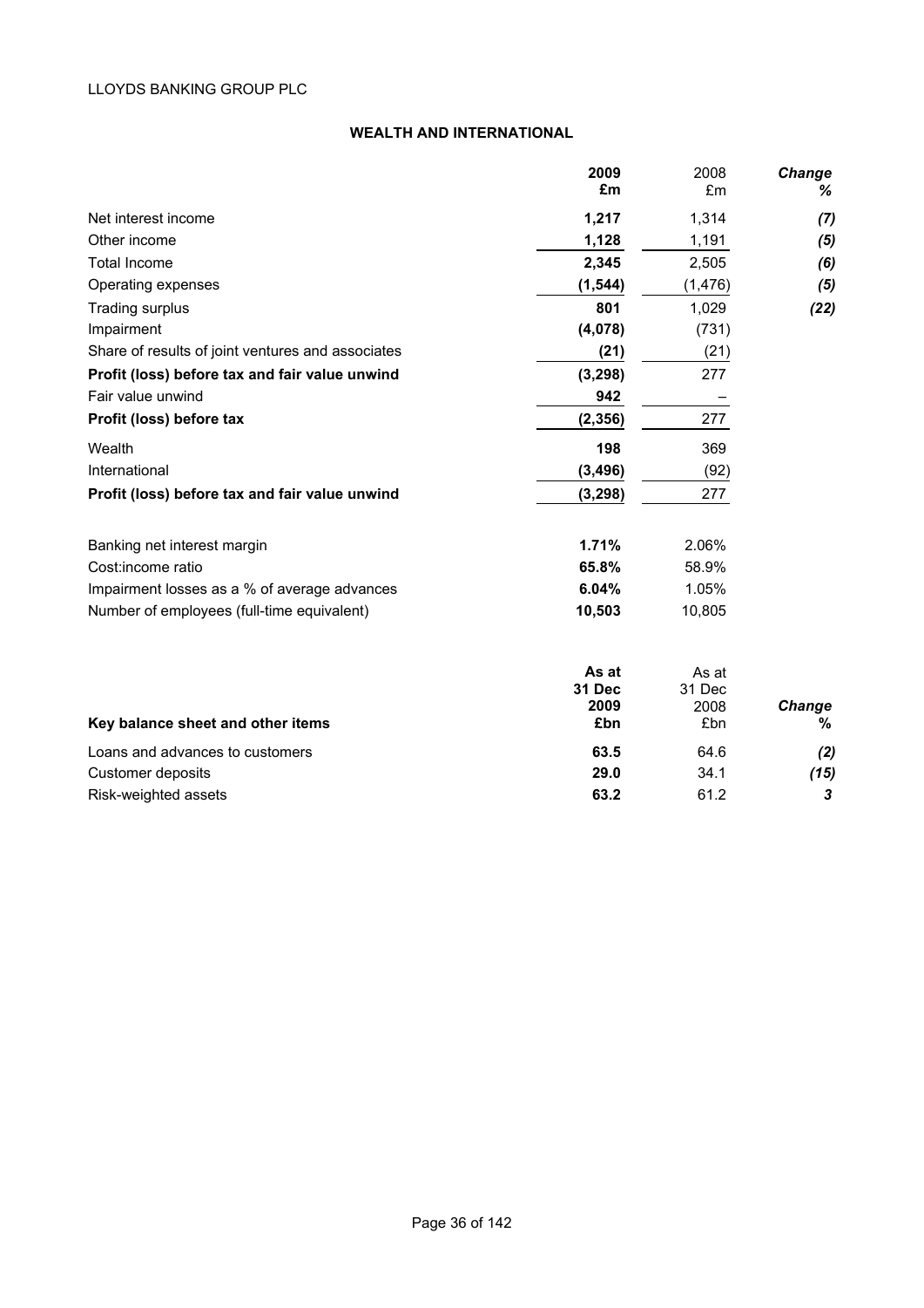LLOYDS BANKING GROUP PLC

## WEALTH AND INTERNATIONAL

| | **2009 £m** | 2008 £m | ***Change %*** |
|---|---|---|---|
| Net interest income | **1,217** | 1,314 | ***(7)*** |
| Other income | **1,128** | 1,191 | ***(5)*** |
| Total Income | **2,345** | 2,505 | ***(6)*** |
| Operating expenses | **(1,544)** | (1,476) | ***(5)*** |
| Trading surplus | **801** | 1,029 | ***(22)*** |
| Impairment | **(4,078)** | (731) | |
| Share of results of joint ventures and associates | **(21)** | (21) | |
| **Profit (loss) before tax and fair value unwind** | **(3,298)** | 277 | |
| Fair value unwind | **942** | – | |
| **Profit (loss) before tax** | **(2,356)** | 277 | |
| Wealth | **198** | 369 | |
| International | **(3,496)** | (92) | |
| **Profit (loss) before tax and fair value unwind** | **(3,298)** | 277 | |
| | | | |
| Banking net interest margin | **1.71%** | 2.06% | |
| Cost:income ratio | **65.8%** | 58.9% | |
| Impairment losses as a % of average advances | **6.04%** | 1.05% | |
| Number of employees (full-time equivalent) | **10,503** | 10,805 | |

| **Key balance sheet and other items** | **As at 31 Dec 2009 £bn** | As at 31 Dec 2008 £bn | ***Change %*** |
|---|---|---|---|
| Loans and advances to customers | **63.5** | 64.6 | ***(2)*** |
| Customer deposits | **29.0** | 34.1 | ***(15)*** |
| Risk-weighted assets | **63.2** | 61.2 | ***3*** |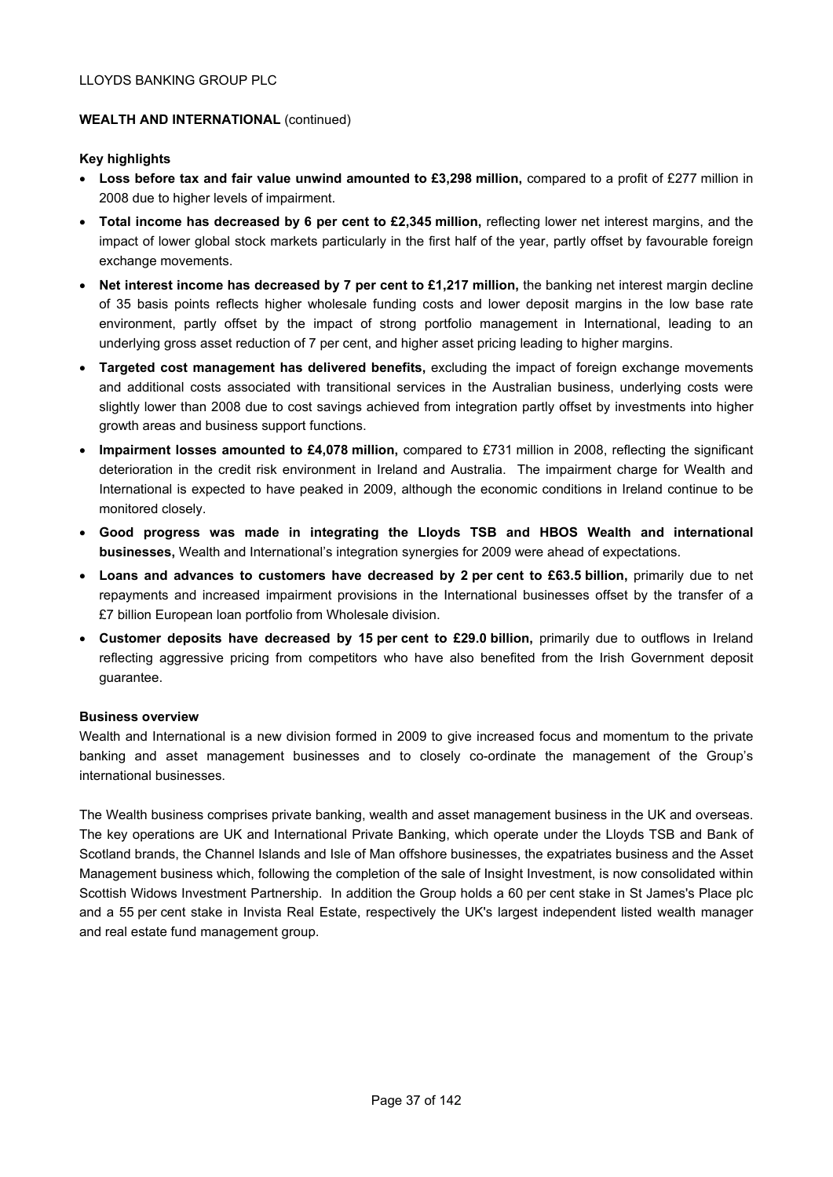**WEALTH AND INTERNATIONAL** (continued)

**Key highlights**

- **Loss before tax and fair value unwind amounted to £3,298 million,** compared to a profit of £277 million in 2008 due to higher levels of impairment.
- **Total income has decreased by 6 per cent to £2,345 million,** reflecting lower net interest margins, and the impact of lower global stock markets particularly in the first half of the year, partly offset by favourable foreign exchange movements.
- **Net interest income has decreased by 7 per cent to £1,217 million,** the banking net interest margin decline of 35 basis points reflects higher wholesale funding costs and lower deposit margins in the low base rate environment, partly offset by the impact of strong portfolio management in International, leading to an underlying gross asset reduction of 7 per cent, and higher asset pricing leading to higher margins.
- **Targeted cost management has delivered benefits,** excluding the impact of foreign exchange movements and additional costs associated with transitional services in the Australian business, underlying costs were slightly lower than 2008 due to cost savings achieved from integration partly offset by investments into higher growth areas and business support functions.
- **Impairment losses amounted to £4,078 million,** compared to £731 million in 2008, reflecting the significant deterioration in the credit risk environment in Ireland and Australia. The impairment charge for Wealth and International is expected to have peaked in 2009, although the economic conditions in Ireland continue to be monitored closely.
- **Good progress was made in integrating the Lloyds TSB and HBOS Wealth and international businesses,** Wealth and International's integration synergies for 2009 were ahead of expectations.
- **Loans and advances to customers have decreased by 2 per cent to £63.5 billion,** primarily due to net repayments and increased impairment provisions in the International businesses offset by the transfer of a £7 billion European loan portfolio from Wholesale division.
- **Customer deposits have decreased by 15 per cent to £29.0 billion,** primarily due to outflows in Ireland reflecting aggressive pricing from competitors who have also benefited from the Irish Government deposit guarantee.

**Business overview**

Wealth and International is a new division formed in 2009 to give increased focus and momentum to the private banking and asset management businesses and to closely co-ordinate the management of the Group's international businesses.

The Wealth business comprises private banking, wealth and asset management business in the UK and overseas. The key operations are UK and International Private Banking, which operate under the Lloyds TSB and Bank of Scotland brands, the Channel Islands and Isle of Man offshore businesses, the expatriates business and the Asset Management business which, following the completion of the sale of Insight Investment, is now consolidated within Scottish Widows Investment Partnership. In addition the Group holds a 60 per cent stake in St James's Place plc and a 55 per cent stake in Invista Real Estate, respectively the UK's largest independent listed wealth manager and real estate fund management group.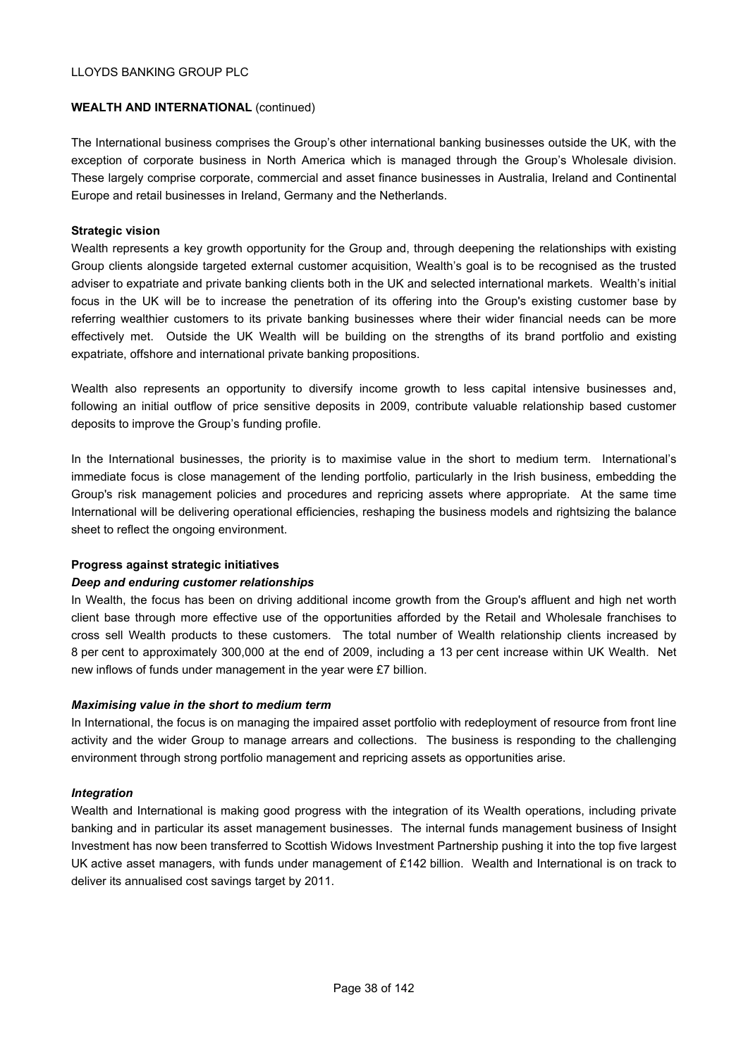**WEALTH AND INTERNATIONAL** (continued)

The International business comprises the Group's other international banking businesses outside the UK, with the exception of corporate business in North America which is managed through the Group's Wholesale division. These largely comprise corporate, commercial and asset finance businesses in Australia, Ireland and Continental Europe and retail businesses in Ireland, Germany and the Netherlands.

**Strategic vision**

Wealth represents a key growth opportunity for the Group and, through deepening the relationships with existing Group clients alongside targeted external customer acquisition, Wealth's goal is to be recognised as the trusted adviser to expatriate and private banking clients both in the UK and selected international markets. Wealth's initial focus in the UK will be to increase the penetration of its offering into the Group's existing customer base by referring wealthier customers to its private banking businesses where their wider financial needs can be more effectively met. Outside the UK Wealth will be building on the strengths of its brand portfolio and existing expatriate, offshore and international private banking propositions.

Wealth also represents an opportunity to diversify income growth to less capital intensive businesses and, following an initial outflow of price sensitive deposits in 2009, contribute valuable relationship based customer deposits to improve the Group's funding profile.

In the International businesses, the priority is to maximise value in the short to medium term. International's immediate focus is close management of the lending portfolio, particularly in the Irish business, embedding the Group's risk management policies and procedures and repricing assets where appropriate. At the same time International will be delivering operational efficiencies, reshaping the business models and rightsizing the balance sheet to reflect the ongoing environment.

**Progress against strategic initiatives**

***Deep and enduring customer relationships***

In Wealth, the focus has been on driving additional income growth from the Group's affluent and high net worth client base through more effective use of the opportunities afforded by the Retail and Wholesale franchises to cross sell Wealth products to these customers. The total number of Wealth relationship clients increased by 8 per cent to approximately 300,000 at the end of 2009, including a 13 per cent increase within UK Wealth. Net new inflows of funds under management in the year were £7 billion.

***Maximising value in the short to medium term***

In International, the focus is on managing the impaired asset portfolio with redeployment of resource from front line activity and the wider Group to manage arrears and collections. The business is responding to the challenging environment through strong portfolio management and repricing assets as opportunities arise.

***Integration***

Wealth and International is making good progress with the integration of its Wealth operations, including private banking and in particular its asset management businesses. The internal funds management business of Insight Investment has now been transferred to Scottish Widows Investment Partnership pushing it into the top five largest UK active asset managers, with funds under management of £142 billion. Wealth and International is on track to deliver its annualised cost savings target by 2011.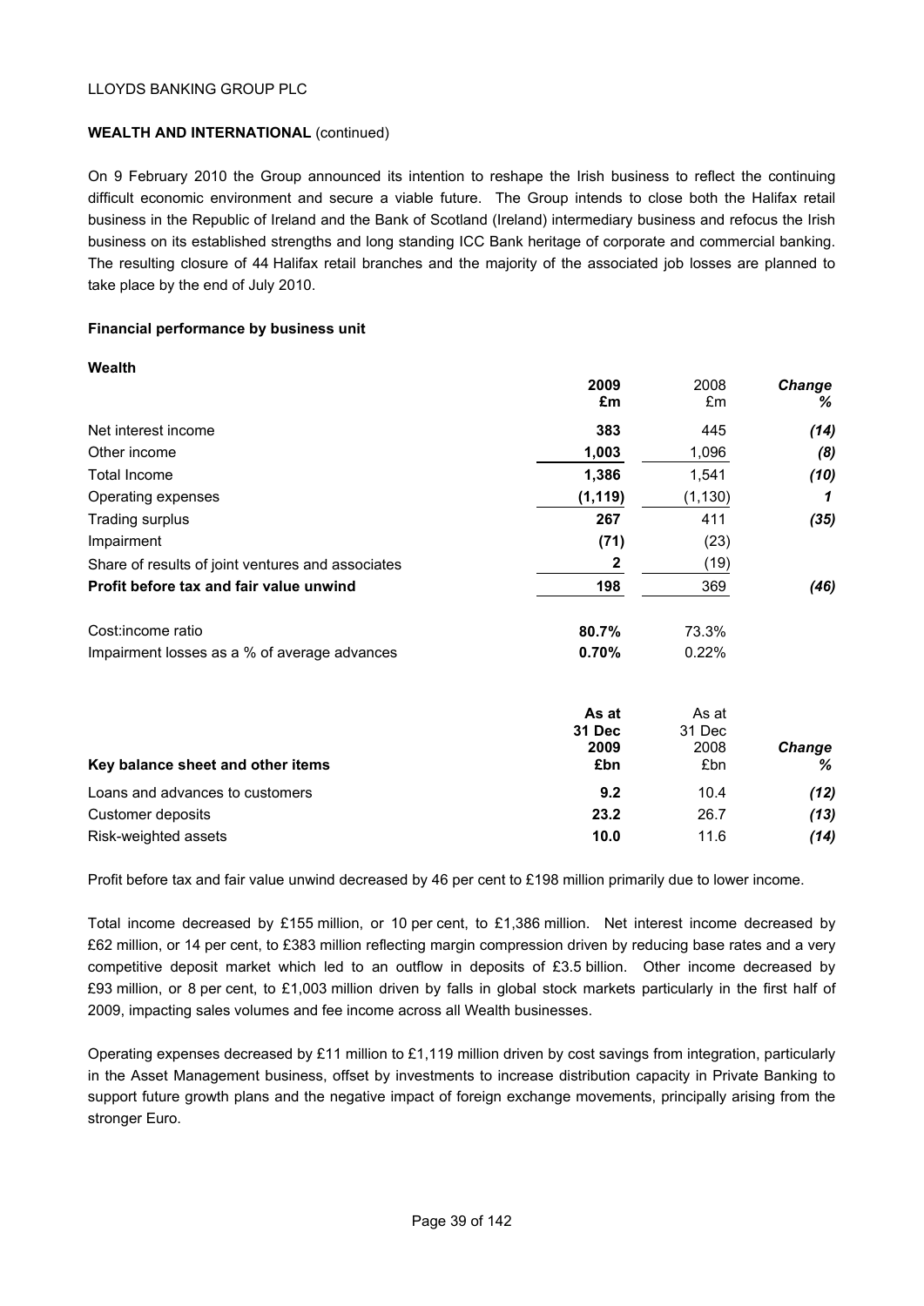LLOYDS BANKING GROUP PLC

**WEALTH AND INTERNATIONAL** (continued)

On 9 February 2010 the Group announced its intention to reshape the Irish business to reflect the continuing difficult economic environment and secure a viable future. The Group intends to close both the Halifax retail business in the Republic of Ireland and the Bank of Scotland (Ireland) intermediary business and refocus the Irish business on its established strengths and long standing ICC Bank heritage of corporate and commercial banking. The resulting closure of 44 Halifax retail branches and the majority of the associated job losses are planned to take place by the end of July 2010.

**Financial performance by business unit**

**Wealth**

| | **2009 £m** | 2008 £m | ***Change %*** |
|---|---|---|---|
| Net interest income | **383** | 445 | ***(14)*** |
| Other income | **1,003** | 1,096 | ***(8)*** |
| Total Income | **1,386** | 1,541 | ***(10)*** |
| Operating expenses | **(1,119)** | (1,130) | ***1*** |
| Trading surplus | **267** | 411 | ***(35)*** |
| Impairment | **(71)** | (23) | |
| Share of results of joint ventures and associates | **2** | (19) | |
| **Profit before tax and fair value unwind** | **198** | 369 | ***(46)*** |
| | | | |
| Cost:income ratio | **80.7%** | 73.3% | |
| Impairment losses as a % of average advances | **0.70%** | 0.22% | |

| **Key balance sheet and other items** | **As at 31 Dec 2009 £bn** | As at 31 Dec 2008 £bn | ***Change %*** |
|---|---|---|---|
| Loans and advances to customers | **9.2** | 10.4 | ***(12)*** |
| Customer deposits | **23.2** | 26.7 | ***(13)*** |
| Risk-weighted assets | **10.0** | 11.6 | ***(14)*** |

Profit before tax and fair value unwind decreased by 46 per cent to £198 million primarily due to lower income.

Total income decreased by £155 million, or 10 per cent, to £1,386 million. Net interest income decreased by £62 million, or 14 per cent, to £383 million reflecting margin compression driven by reducing base rates and a very competitive deposit market which led to an outflow in deposits of £3.5 billion. Other income decreased by £93 million, or 8 per cent, to £1,003 million driven by falls in global stock markets particularly in the first half of 2009, impacting sales volumes and fee income across all Wealth businesses.

Operating expenses decreased by £11 million to £1,119 million driven by cost savings from integration, particularly in the Asset Management business, offset by investments to increase distribution capacity in Private Banking to support future growth plans and the negative impact of foreign exchange movements, principally arising from the stronger Euro.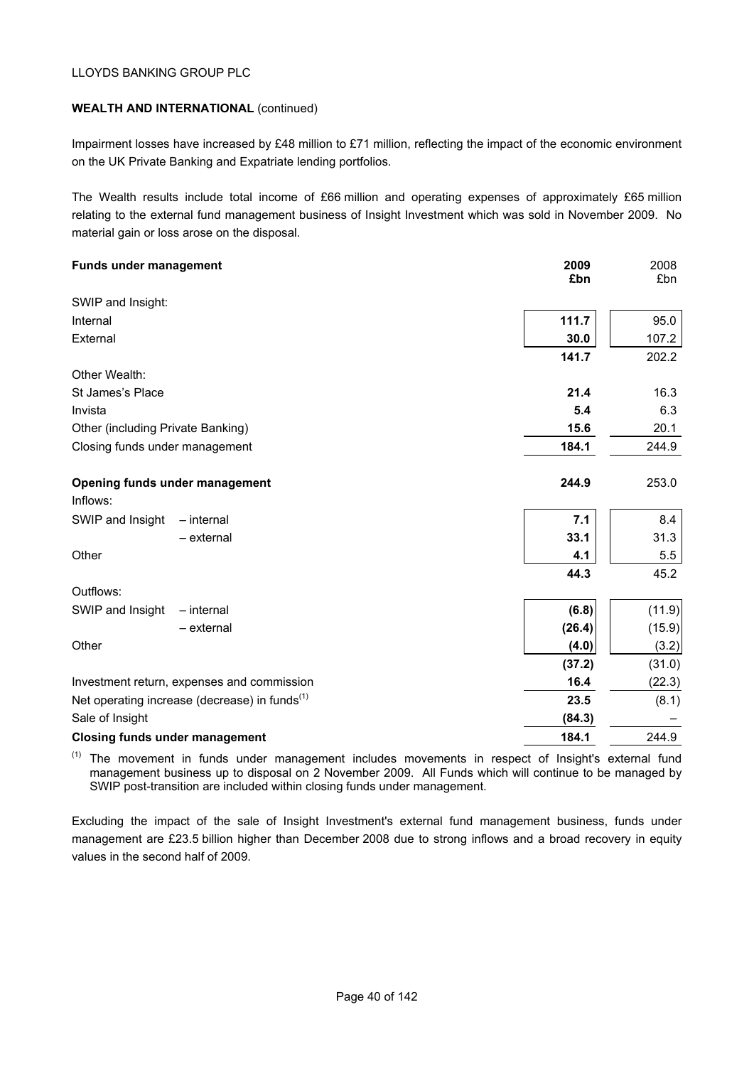**WEALTH AND INTERNATIONAL** (continued)

Impairment losses have increased by £48 million to £71 million, reflecting the impact of the economic environment on the UK Private Banking and Expatriate lending portfolios.

The Wealth results include total income of £66 million and operating expenses of approximately £65 million relating to the external fund management business of Insight Investment which was sold in November 2009. No material gain or loss arose on the disposal.

| **Funds under management** | | **2009 £bn** | 2008 £bn |
|---|---|---|---|
| SWIP and Insight: | | | |
| Internal | | **111.7** | 95.0 |
| External | | **30.0** | 107.2 |
| | | **141.7** | 202.2 |
| Other Wealth: | | | |
| St James's Place | | **21.4** | 16.3 |
| Invista | | **5.4** | 6.3 |
| Other (including Private Banking) | | **15.6** | 20.1 |
| Closing funds under management | | **184.1** | 244.9 |
| | | | |
| **Opening funds under management** | | **244.9** | 253.0 |
| Inflows: | | | |
| SWIP and Insight | – internal | **7.1** | 8.4 |
| | – external | **33.1** | 31.3 |
| Other | | **4.1** | 5.5 |
| | | **44.3** | 45.2 |
| Outflows: | | | |
| SWIP and Insight | – internal | **(6.8)** | (11.9) |
| | – external | **(26.4)** | (15.9) |
| Other | | **(4.0)** | (3.2) |
| | | **(37.2)** | (31.0) |
| Investment return, expenses and commission | | **16.4** | (22.3) |
| Net operating increase (decrease) in funds[1] | | **23.5** | (8.1) |
| Sale of Insight | | **(84.3)** | – |
| **Closing funds under management** | | **184.1** | 244.9 |

[1] The movement in funds under management includes movements in respect of Insight's external fund management business up to disposal on 2 November 2009. All Funds which will continue to be managed by SWIP post-transition are included within closing funds under management.

Excluding the impact of the sale of Insight Investment's external fund management business, funds under management are £23.5 billion higher than December 2008 due to strong inflows and a broad recovery in equity values in the second half of 2009.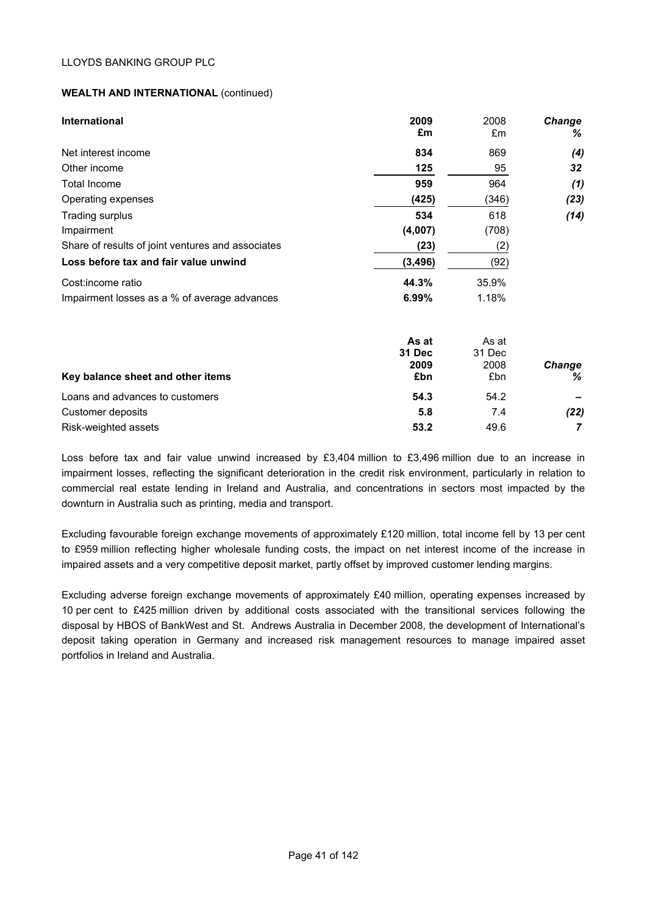LLOYDS BANKING GROUP PLC

**WEALTH AND INTERNATIONAL** (continued)

| **International** | **2009 £m** | 2008 £m | ***Change %*** |
|---|---|---|---|
| Net interest income | **834** | 869 | ***(4)*** |
| Other income | **125** | 95 | ***32*** |
| Total Income | **959** | 964 | ***(1)*** |
| Operating expenses | **(425)** | (346) | ***(23)*** |
| Trading surplus | **534** | 618 | ***(14)*** |
| Impairment | **(4,007)** | (708) | |
| Share of results of joint ventures and associates | **(23)** | (2) | |
| **Loss before tax and fair value unwind** | **(3,496)** | (92) | |
| Cost:income ratio | **44.3%** | 35.9% | |
| Impairment losses as a % of average advances | **6.99%** | 1.18% | |

| **Key balance sheet and other items** | **As at 31 Dec 2009 £bn** | As at 31 Dec 2008 £bn | ***Change %*** |
|---|---|---|---|
| Loans and advances to customers | **54.3** | 54.2 | ***–*** |
| Customer deposits | **5.8** | 7.4 | ***(22)*** |
| Risk-weighted assets | **53.2** | 49.6 | ***7*** |

Loss before tax and fair value unwind increased by £3,404 million to £3,496 million due to an increase in impairment losses, reflecting the significant deterioration in the credit risk environment, particularly in relation to commercial real estate lending in Ireland and Australia, and concentrations in sectors most impacted by the downturn in Australia such as printing, media and transport.

Excluding favourable foreign exchange movements of approximately £120 million, total income fell by 13 per cent to £959 million reflecting higher wholesale funding costs, the impact on net interest income of the increase in impaired assets and a very competitive deposit market, partly offset by improved customer lending margins.

Excluding adverse foreign exchange movements of approximately £40 million, operating expenses increased by 10 per cent to £425 million driven by additional costs associated with the transitional services following the disposal by HBOS of BankWest and St. Andrews Australia in December 2008, the development of International's deposit taking operation in Germany and increased risk management resources to manage impaired asset portfolios in Ireland and Australia.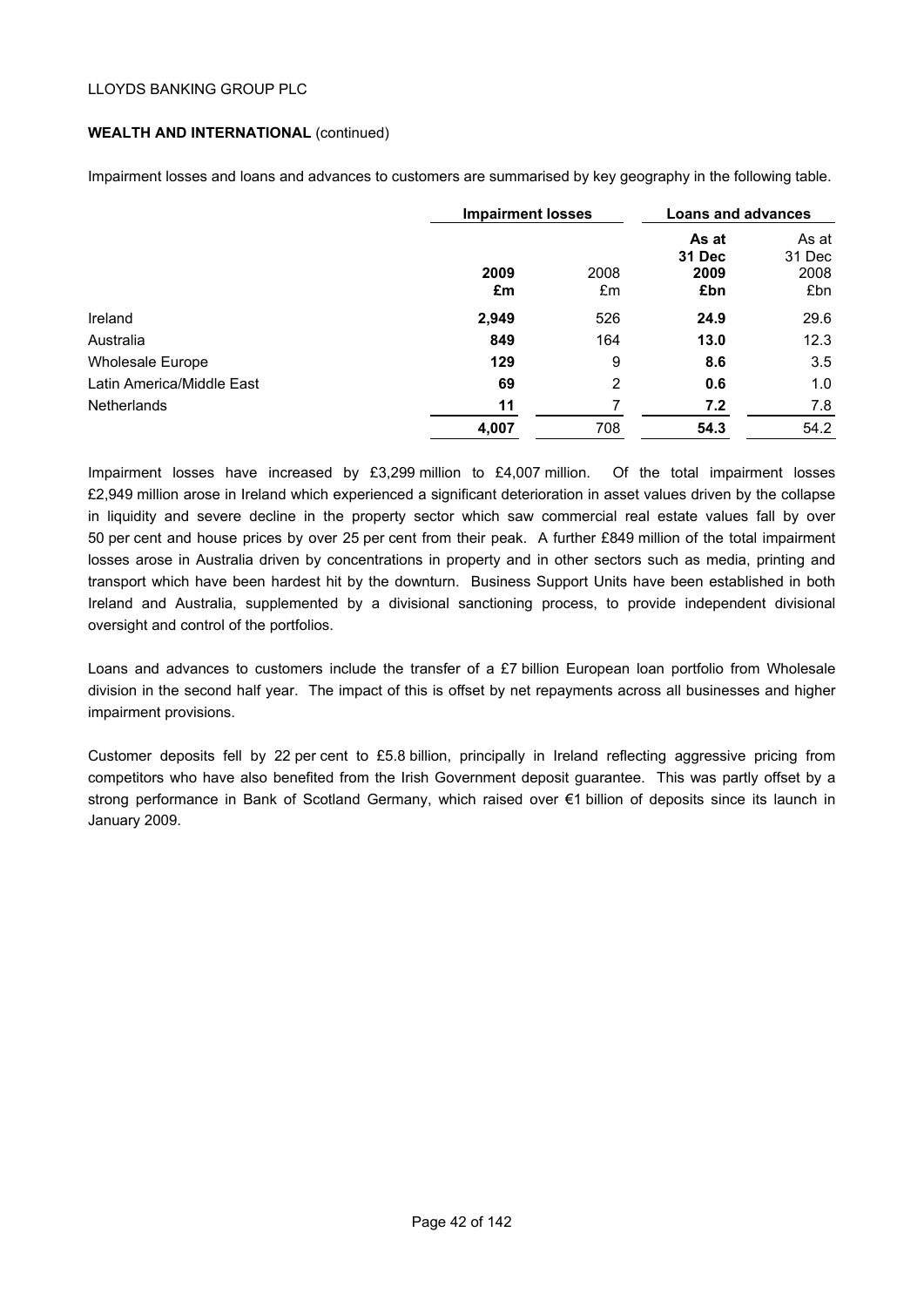## WEALTH AND INTERNATIONAL (continued)

Impairment losses and loans and advances to customers are summarised by key geography in the following table.

| | Impairment losses | | Loans and advances | |
|---|---|---|---|---|
| | **2009 £m** | 2008 £m | **As at 31 Dec 2009 £bn** | As at 31 Dec 2008 £bn |
| Ireland | **2,949** | 526 | **24.9** | 29.6 |
| Australia | **849** | 164 | **13.0** | 12.3 |
| Wholesale Europe | **129** | 9 | **8.6** | 3.5 |
| Latin America/Middle East | **69** | 2 | **0.6** | 1.0 |
| Netherlands | **11** | 7 | **7.2** | 7.8 |
| | **4,007** | 708 | **54.3** | 54.2 |

Impairment losses have increased by £3,299 million to £4,007 million. Of the total impairment losses £2,949 million arose in Ireland which experienced a significant deterioration in asset values driven by the collapse in liquidity and severe decline in the property sector which saw commercial real estate values fall by over 50 per cent and house prices by over 25 per cent from their peak. A further £849 million of the total impairment losses arose in Australia driven by concentrations in property and in other sectors such as media, printing and transport which have been hardest hit by the downturn. Business Support Units have been established in both Ireland and Australia, supplemented by a divisional sanctioning process, to provide independent divisional oversight and control of the portfolios.

Loans and advances to customers include the transfer of a £7 billion European loan portfolio from Wholesale division in the second half year. The impact of this is offset by net repayments across all businesses and higher impairment provisions.

Customer deposits fell by 22 per cent to £5.8 billion, principally in Ireland reflecting aggressive pricing from competitors who have also benefited from the Irish Government deposit guarantee. This was partly offset by a strong performance in Bank of Scotland Germany, which raised over €1 billion of deposits since its launch in January 2009.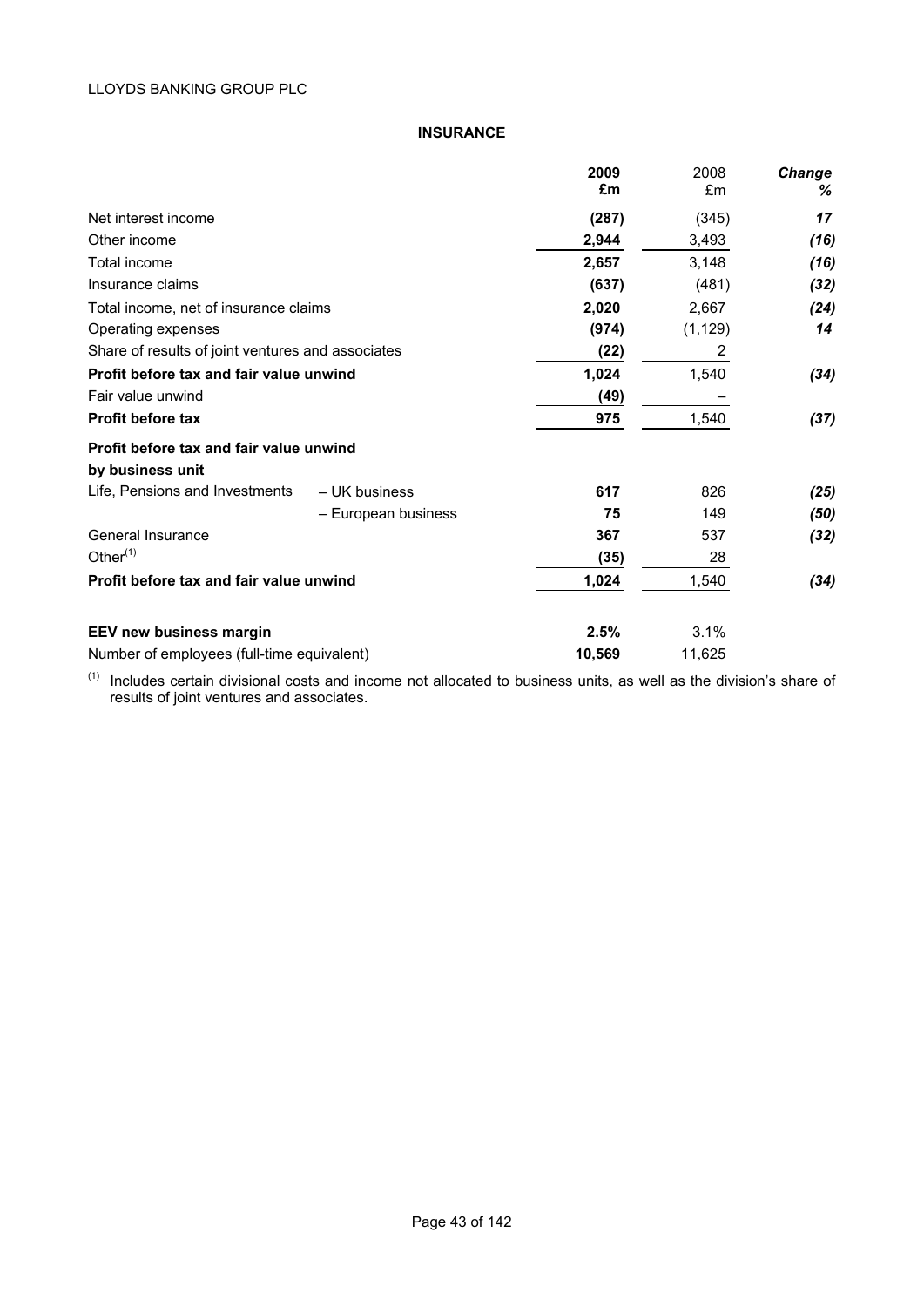## INSURANCE

| | 2009 £m | 2008 £m | Change % |
|---|---|---|---|
| Net interest income | **(287)** | (345) | ***17*** |
| Other income | **2,944** | 3,493 | ***(16)*** |
| Total income | **2,657** | 3,148 | ***(16)*** |
| Insurance claims | **(637)** | (481) | ***(32)*** |
| Total income, net of insurance claims | **2,020** | 2,667 | ***(24)*** |
| Operating expenses | **(974)** | (1,129) | ***14*** |
| Share of results of joint ventures and associates | **(22)** | 2 | |
| **Profit before tax and fair value unwind** | **1,024** | 1,540 | ***(34)*** |
| Fair value unwind | **(49)** | – | |
| **Profit before tax** | **975** | 1,540 | ***(37)*** |
| **Profit before tax and fair value unwind by business unit** | | | |
| Life, Pensions and Investments – UK business | **617** | 826 | ***(25)*** |
| Life, Pensions and Investments – European business | **75** | 149 | ***(50)*** |
| General Insurance | **367** | 537 | ***(32)*** |
| Other[(1)] | **(35)** | 28 | |
| **Profit before tax and fair value unwind** | **1,024** | 1,540 | ***(34)*** |
| | | | |
| **EEV new business margin** | **2.5%** | 3.1% | |
| Number of employees (full-time equivalent) | **10,569** | 11,625 | |

(1) Includes certain divisional costs and income not allocated to business units, as well as the division's share of results of joint ventures and associates.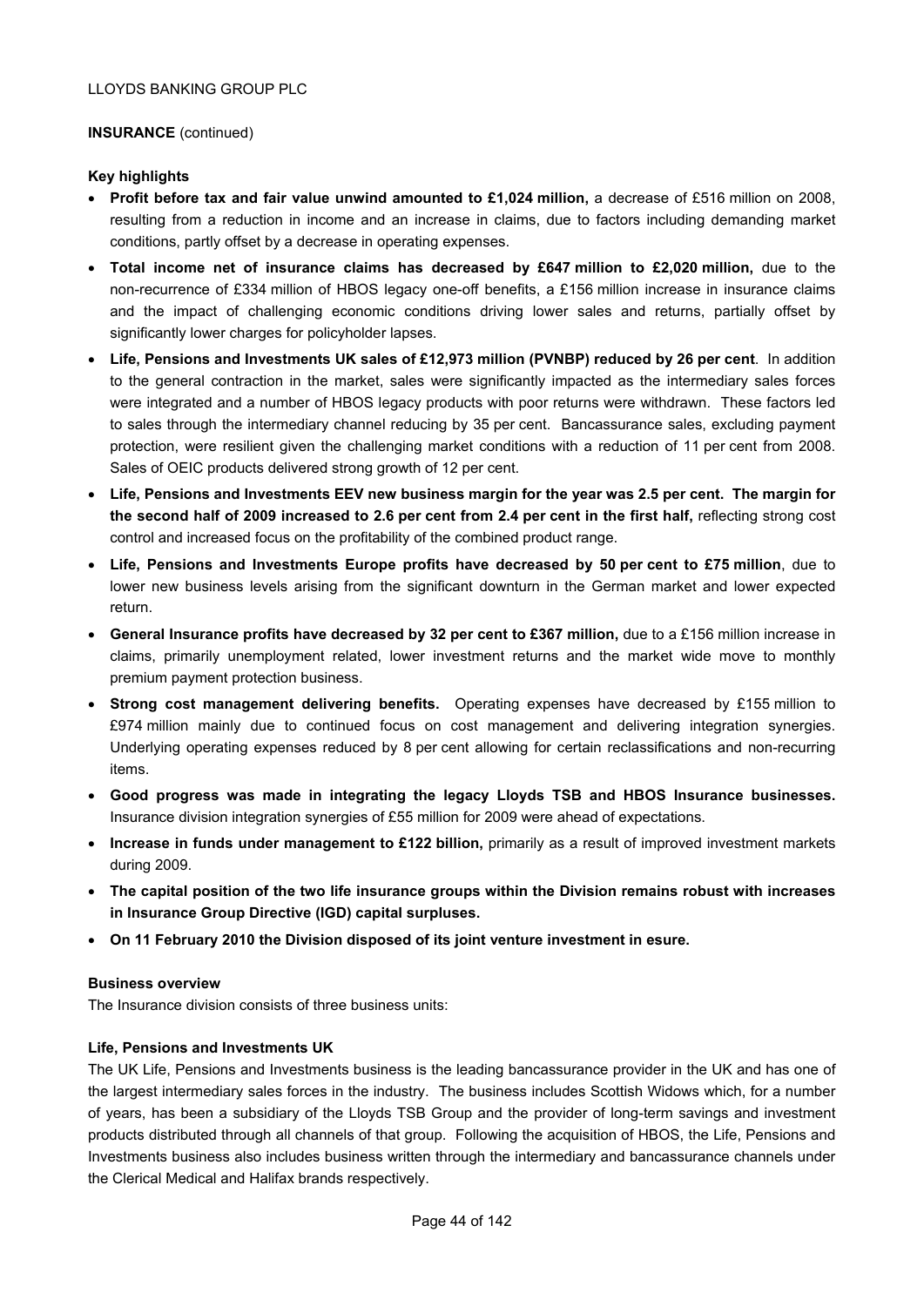LLOYDS BANKING GROUP PLC

**INSURANCE** (continued)

**Key highlights**

- **Profit before tax and fair value unwind amounted to £1,024 million,** a decrease of £516 million on 2008, resulting from a reduction in income and an increase in claims, due to factors including demanding market conditions, partly offset by a decrease in operating expenses.
- **Total income net of insurance claims has decreased by £647 million to £2,020 million,** due to the non-recurrence of £334 million of HBOS legacy one-off benefits, a £156 million increase in insurance claims and the impact of challenging economic conditions driving lower sales and returns, partially offset by significantly lower charges for policyholder lapses.
- **Life, Pensions and Investments UK sales of £12,973 million (PVNBP) reduced by 26 per cent**. In addition to the general contraction in the market, sales were significantly impacted as the intermediary sales forces were integrated and a number of HBOS legacy products with poor returns were withdrawn. These factors led to sales through the intermediary channel reducing by 35 per cent. Bancassurance sales, excluding payment protection, were resilient given the challenging market conditions with a reduction of 11 per cent from 2008. Sales of OEIC products delivered strong growth of 12 per cent.
- **Life, Pensions and Investments EEV new business margin for the year was 2.5 per cent. The margin for the second half of 2009 increased to 2.6 per cent from 2.4 per cent in the first half,** reflecting strong cost control and increased focus on the profitability of the combined product range.
- **Life, Pensions and Investments Europe profits have decreased by 50 per cent to £75 million**, due to lower new business levels arising from the significant downturn in the German market and lower expected return.
- **General Insurance profits have decreased by 32 per cent to £367 million,** due to a £156 million increase in claims, primarily unemployment related, lower investment returns and the market wide move to monthly premium payment protection business.
- **Strong cost management delivering benefits.** Operating expenses have decreased by £155 million to £974 million mainly due to continued focus on cost management and delivering integration synergies. Underlying operating expenses reduced by 8 per cent allowing for certain reclassifications and non-recurring items.
- **Good progress was made in integrating the legacy Lloyds TSB and HBOS Insurance businesses.** Insurance division integration synergies of £55 million for 2009 were ahead of expectations.
- **Increase in funds under management to £122 billion,** primarily as a result of improved investment markets during 2009.
- **The capital position of the two life insurance groups within the Division remains robust with increases in Insurance Group Directive (IGD) capital surpluses.**
- **On 11 February 2010 the Division disposed of its joint venture investment in esure.**

**Business overview**

The Insurance division consists of three business units:

**Life, Pensions and Investments UK**

The UK Life, Pensions and Investments business is the leading bancassurance provider in the UK and has one of the largest intermediary sales forces in the industry. The business includes Scottish Widows which, for a number of years, has been a subsidiary of the Lloyds TSB Group and the provider of long-term savings and investment products distributed through all channels of that group. Following the acquisition of HBOS, the Life, Pensions and Investments business also includes business written through the intermediary and bancassurance channels under the Clerical Medical and Halifax brands respectively.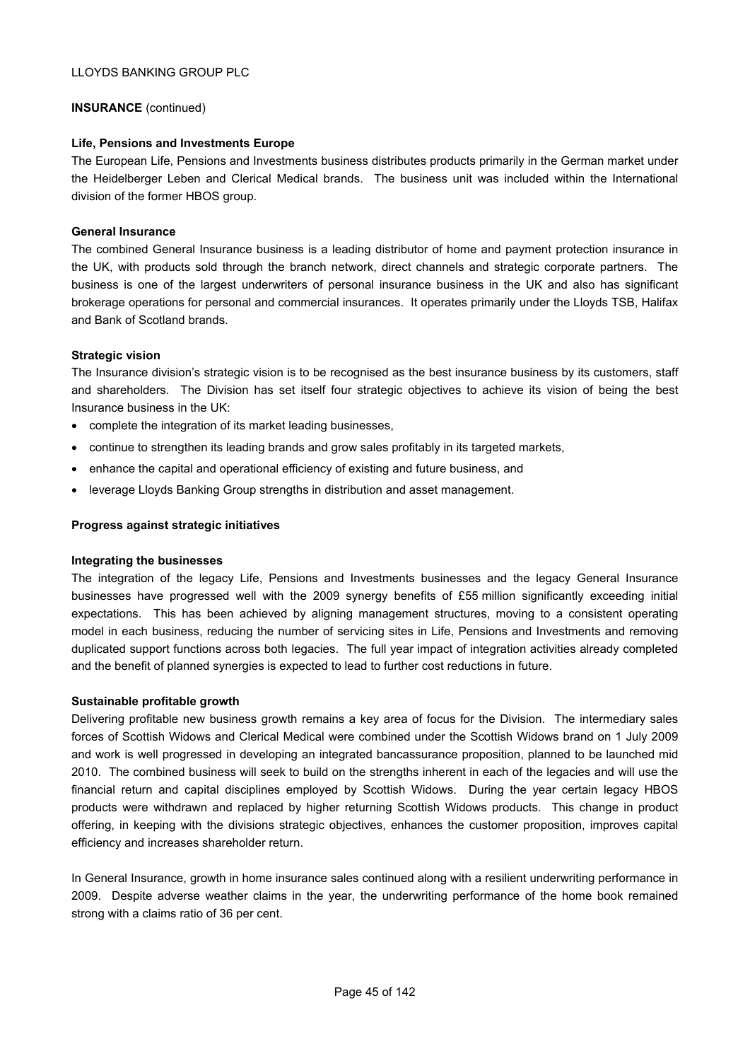**INSURANCE** (continued)

**Life, Pensions and Investments Europe**

The European Life, Pensions and Investments business distributes products primarily in the German market under the Heidelberger Leben and Clerical Medical brands. The business unit was included within the International division of the former HBOS group.

**General Insurance**

The combined General Insurance business is a leading distributor of home and payment protection insurance in the UK, with products sold through the branch network, direct channels and strategic corporate partners. The business is one of the largest underwriters of personal insurance business in the UK and also has significant brokerage operations for personal and commercial insurances. It operates primarily under the Lloyds TSB, Halifax and Bank of Scotland brands.

**Strategic vision**

The Insurance division's strategic vision is to be recognised as the best insurance business by its customers, staff and shareholders. The Division has set itself four strategic objectives to achieve its vision of being the best Insurance business in the UK:

- complete the integration of its market leading businesses,
- continue to strengthen its leading brands and grow sales profitably in its targeted markets,
- enhance the capital and operational efficiency of existing and future business, and
- leverage Lloyds Banking Group strengths in distribution and asset management.

**Progress against strategic initiatives**

**Integrating the businesses**

The integration of the legacy Life, Pensions and Investments businesses and the legacy General Insurance businesses have progressed well with the 2009 synergy benefits of £55 million significantly exceeding initial expectations. This has been achieved by aligning management structures, moving to a consistent operating model in each business, reducing the number of servicing sites in Life, Pensions and Investments and removing duplicated support functions across both legacies. The full year impact of integration activities already completed and the benefit of planned synergies is expected to lead to further cost reductions in future.

**Sustainable profitable growth**

Delivering profitable new business growth remains a key area of focus for the Division. The intermediary sales forces of Scottish Widows and Clerical Medical were combined under the Scottish Widows brand on 1 July 2009 and work is well progressed in developing an integrated bancassurance proposition, planned to be launched mid 2010. The combined business will seek to build on the strengths inherent in each of the legacies and will use the financial return and capital disciplines employed by Scottish Widows. During the year certain legacy HBOS products were withdrawn and replaced by higher returning Scottish Widows products. This change in product offering, in keeping with the divisions strategic objectives, enhances the customer proposition, improves capital efficiency and increases shareholder return.

In General Insurance, growth in home insurance sales continued along with a resilient underwriting performance in 2009. Despite adverse weather claims in the year, the underwriting performance of the home book remained strong with a claims ratio of 36 per cent.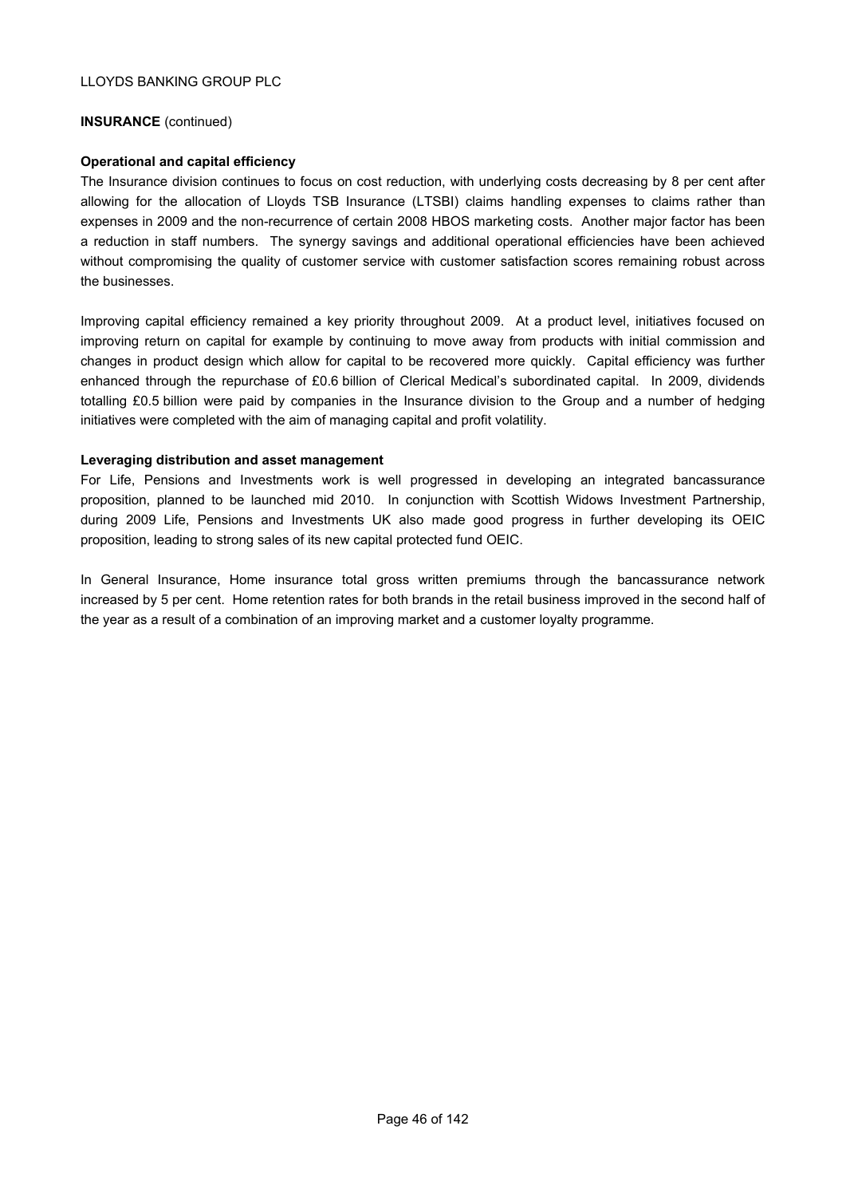**INSURANCE** (continued)

**Operational and capital efficiency**

The Insurance division continues to focus on cost reduction, with underlying costs decreasing by 8 per cent after allowing for the allocation of Lloyds TSB Insurance (LTSBI) claims handling expenses to claims rather than expenses in 2009 and the non-recurrence of certain 2008 HBOS marketing costs. Another major factor has been a reduction in staff numbers. The synergy savings and additional operational efficiencies have been achieved without compromising the quality of customer service with customer satisfaction scores remaining robust across the businesses.

Improving capital efficiency remained a key priority throughout 2009. At a product level, initiatives focused on improving return on capital for example by continuing to move away from products with initial commission and changes in product design which allow for capital to be recovered more quickly. Capital efficiency was further enhanced through the repurchase of £0.6 billion of Clerical Medical's subordinated capital. In 2009, dividends totalling £0.5 billion were paid by companies in the Insurance division to the Group and a number of hedging initiatives were completed with the aim of managing capital and profit volatility.

**Leveraging distribution and asset management**

For Life, Pensions and Investments work is well progressed in developing an integrated bancassurance proposition, planned to be launched mid 2010. In conjunction with Scottish Widows Investment Partnership, during 2009 Life, Pensions and Investments UK also made good progress in further developing its OEIC proposition, leading to strong sales of its new capital protected fund OEIC.

In General Insurance, Home insurance total gross written premiums through the bancassurance network increased by 5 per cent. Home retention rates for both brands in the retail business improved in the second half of the year as a result of a combination of an improving market and a customer loyalty programme.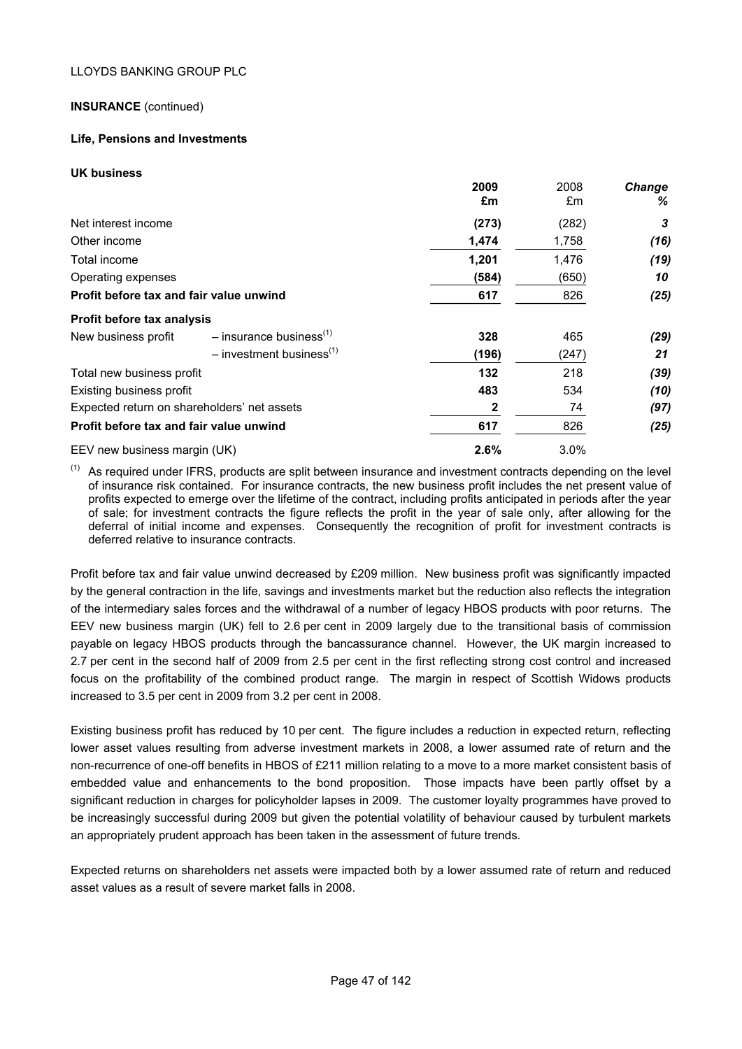LLOYDS BANKING GROUP PLC

**INSURANCE** (continued)

**Life, Pensions and Investments**

**UK business**

| | | 2009 £m | 2008 £m | Change % |
|---|---|---|---|---|
| Net interest income | | (273) | (282) | 3 |
| Other income | | 1,474 | 1,758 | (16) |
| Total income | | 1,201 | 1,476 | (19) |
| Operating expenses | | (584) | (650) | 10 |
| **Profit before tax and fair value unwind** | | 617 | 826 | (25) |
| **Profit before tax analysis** | | | | |
| New business profit | – insurance business[(1)] | 328 | 465 | (29) |
| | – investment business[(1)] | (196) | (247) | 21 |
| Total new business profit | | 132 | 218 | (39) |
| Existing business profit | | 483 | 534 | (10) |
| Expected return on shareholders' net assets | | 2 | 74 | (97) |
| **Profit before tax and fair value unwind** | | 617 | 826 | (25) |
| EEV new business margin (UK) | | 2.6% | 3.0% | |

[(1)] As required under IFRS, products are split between insurance and investment contracts depending on the level of insurance risk contained. For insurance contracts, the new business profit includes the net present value of profits expected to emerge over the lifetime of the contract, including profits anticipated in periods after the year of sale; for investment contracts the figure reflects the profit in the year of sale only, after allowing for the deferral of initial income and expenses. Consequently the recognition of profit for investment contracts is deferred relative to insurance contracts.

Profit before tax and fair value unwind decreased by £209 million. New business profit was significantly impacted by the general contraction in the life, savings and investments market but the reduction also reflects the integration of the intermediary sales forces and the withdrawal of a number of legacy HBOS products with poor returns. The EEV new business margin (UK) fell to 2.6 per cent in 2009 largely due to the transitional basis of commission payable on legacy HBOS products through the bancassurance channel. However, the UK margin increased to 2.7 per cent in the second half of 2009 from 2.5 per cent in the first reflecting strong cost control and increased focus on the profitability of the combined product range. The margin in respect of Scottish Widows products increased to 3.5 per cent in 2009 from 3.2 per cent in 2008.

Existing business profit has reduced by 10 per cent. The figure includes a reduction in expected return, reflecting lower asset values resulting from adverse investment markets in 2008, a lower assumed rate of return and the non-recurrence of one-off benefits in HBOS of £211 million relating to a move to a more market consistent basis of embedded value and enhancements to the bond proposition. Those impacts have been partly offset by a significant reduction in charges for policyholder lapses in 2009. The customer loyalty programmes have proved to be increasingly successful during 2009 but given the potential volatility of behaviour caused by turbulent markets an appropriately prudent approach has been taken in the assessment of future trends.

Expected returns on shareholders net assets were impacted both by a lower assumed rate of return and reduced asset values as a result of severe market falls in 2008.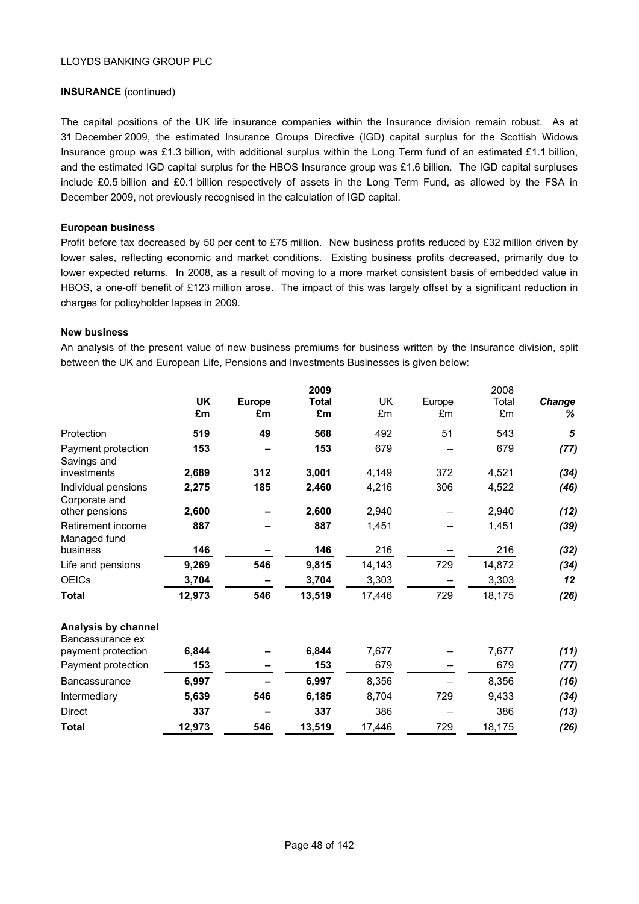LLOYDS BANKING GROUP PLC

**INSURANCE** (continued)

The capital positions of the UK life insurance companies within the Insurance division remain robust. As at 31 December 2009, the estimated Insurance Groups Directive (IGD) capital surplus for the Scottish Widows Insurance group was £1.3 billion, with additional surplus within the Long Term fund of an estimated £1.1 billion, and the estimated IGD capital surplus for the HBOS Insurance group was £1.6 billion. The IGD capital surpluses include £0.5 billion and £0.1 billion respectively of assets in the Long Term Fund, as allowed by the FSA in December 2009, not previously recognised in the calculation of IGD capital.

**European business**

Profit before tax decreased by 50 per cent to £75 million. New business profits reduced by £32 million driven by lower sales, reflecting economic and market conditions. Existing business profits decreased, primarily due to lower expected returns. In 2008, as a result of moving to a more market consistent basis of embedded value in HBOS, a one-off benefit of £123 million arose. The impact of this was largely offset by a significant reduction in charges for policyholder lapses in 2009.

**New business**

An analysis of the present value of new business premiums for business written by the Insurance division, split between the UK and European Life, Pensions and Investments Businesses is given below:

| | **UK £m** | **Europe £m** | **2009 Total £m** | UK £m | Europe £m | 2008 Total £m | ***Change %*** |
|---|---|---|---|---|---|---|---|
| Protection | **519** | **49** | **568** | 492 | 51 | 543 | ***5*** |
| Payment protection | **153** | **–** | **153** | 679 | – | 679 | ***(77)*** |
| Savings and investments | **2,689** | **312** | **3,001** | 4,149 | 372 | 4,521 | ***(34)*** |
| Individual pensions | **2,275** | **185** | **2,460** | 4,216 | 306 | 4,522 | ***(46)*** |
| Corporate and other pensions | **2,600** | **–** | **2,600** | 2,940 | – | 2,940 | ***(12)*** |
| Retirement income | **887** | **–** | **887** | 1,451 | – | 1,451 | ***(39)*** |
| Managed fund business | **146** | **–** | **146** | 216 | – | 216 | ***(32)*** |
| Life and pensions | **9,269** | **546** | **9,815** | 14,143 | 729 | 14,872 | ***(34)*** |
| OEICs | **3,704** | **–** | **3,704** | 3,303 | – | 3,303 | ***12*** |
| **Total** | **12,973** | **546** | **13,519** | 17,446 | 729 | 18,175 | ***(26)*** |
| **Analysis by channel** | | | | | | | |
| Bancassurance ex payment protection | **6,844** | **–** | **6,844** | 7,677 | – | 7,677 | ***(11)*** |
| Payment protection | **153** | **–** | **153** | 679 | – | 679 | ***(77)*** |
| Bancassurance | **6,997** | **–** | **6,997** | 8,356 | – | 8,356 | ***(16)*** |
| Intermediary | **5,639** | **546** | **6,185** | 8,704 | 729 | 9,433 | ***(34)*** |
| Direct | **337** | **–** | **337** | 386 | – | 386 | ***(13)*** |
| **Total** | **12,973** | **546** | **13,519** | 17,446 | 729 | 18,175 | ***(26)*** |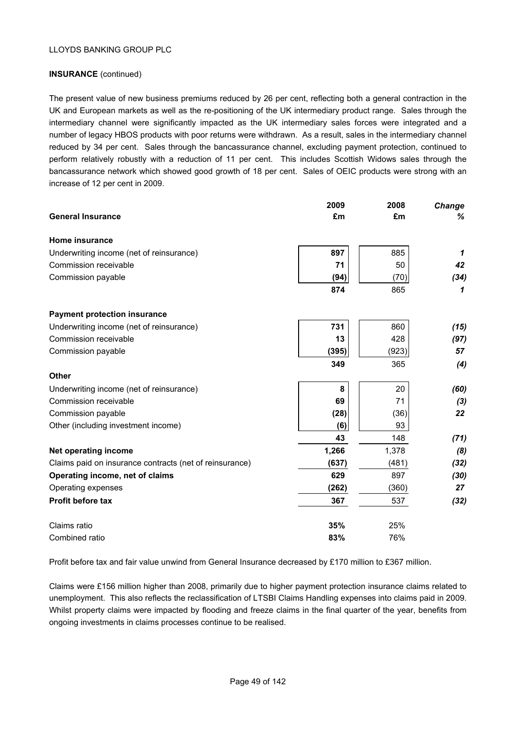**INSURANCE** (continued)

The present value of new business premiums reduced by 26 per cent, reflecting both a general contraction in the UK and European markets as well as the re-positioning of the UK intermediary product range. Sales through the intermediary channel were significantly impacted as the UK intermediary sales forces were integrated and a number of legacy HBOS products with poor returns were withdrawn. As a result, sales in the intermediary channel reduced by 34 per cent. Sales through the bancassurance channel, excluding payment protection, continued to perform relatively robustly with a reduction of 11 per cent. This includes Scottish Widows sales through the bancassurance network which showed good growth of 18 per cent. Sales of OEIC products were strong with an increase of 12 per cent in 2009.

| **General Insurance** | **2009 £m** | **2008 £m** | ***Change %*** |
|---|---|---|---|
| **Home insurance** | | | |
| Underwriting income (net of reinsurance) | **897** | 885 | ***1*** |
| Commission receivable | **71** | 50 | ***42*** |
| Commission payable | **(94)** | (70) | ***(34)*** |
| | **874** | 865 | ***1*** |
| **Payment protection insurance** | | | |
| Underwriting income (net of reinsurance) | **731** | 860 | ***(15)*** |
| Commission receivable | **13** | 428 | ***(97)*** |
| Commission payable | **(395)** | (923) | ***57*** |
| | **349** | 365 | ***(4)*** |
| **Other** | | | |
| Underwriting income (net of reinsurance) | **8** | 20 | ***(60)*** |
| Commission receivable | **69** | 71 | ***(3)*** |
| Commission payable | **(28)** | (36) | ***22*** |
| Other (including investment income) | **(6)** | 93 | |
| | **43** | 148 | ***(71)*** |
| **Net operating income** | **1,266** | 1,378 | ***(8)*** |
| Claims paid on insurance contracts (net of reinsurance) | **(637)** | (481) | ***(32)*** |
| **Operating income, net of claims** | **629** | 897 | ***(30)*** |
| Operating expenses | **(262)** | (360) | ***27*** |
| **Profit before tax** | **367** | 537 | ***(32)*** |
| | | | |
| Claims ratio | **35%** | 25% | |
| Combined ratio | **83%** | 76% | |

Profit before tax and fair value unwind from General Insurance decreased by £170 million to £367 million.

Claims were £156 million higher than 2008, primarily due to higher payment protection insurance claims related to unemployment. This also reflects the reclassification of LTSBI Claims Handling expenses into claims paid in 2009. Whilst property claims were impacted by flooding and freeze claims in the final quarter of the year, benefits from ongoing investments in claims processes continue to be realised.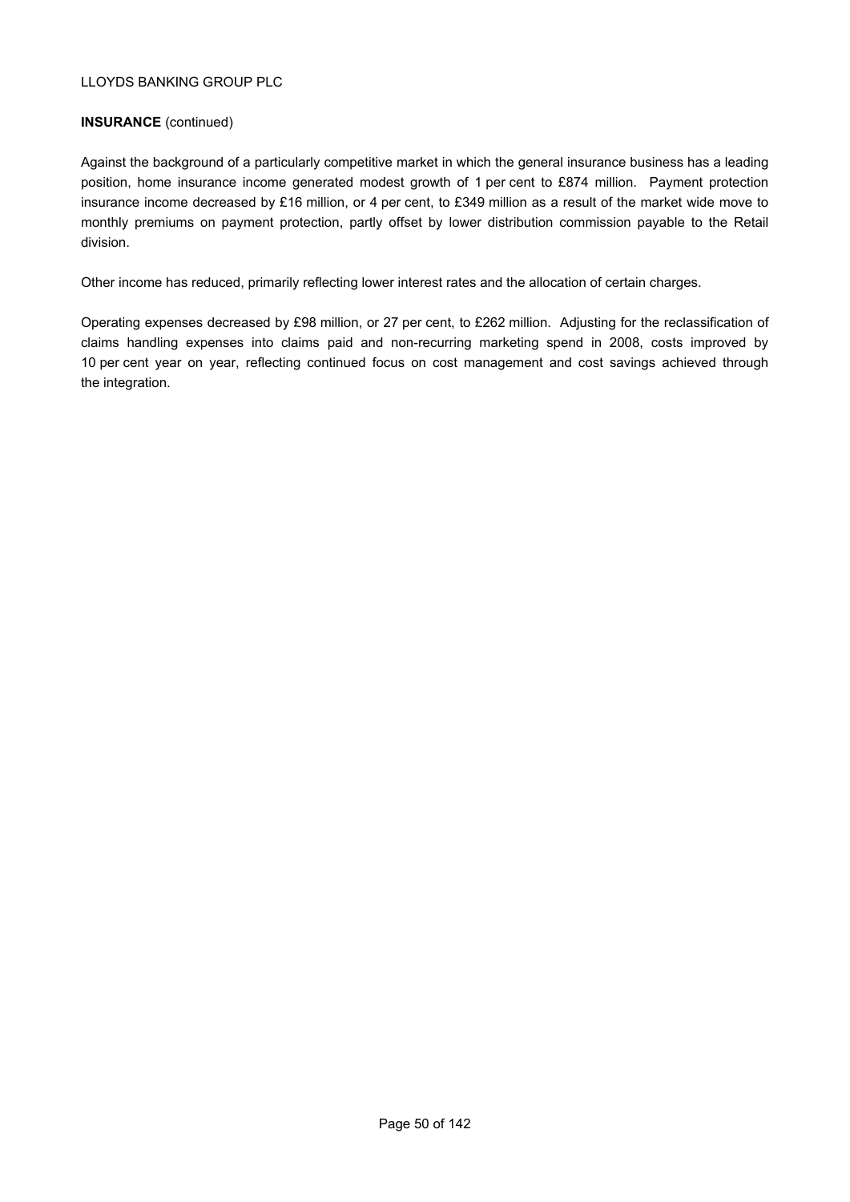**INSURANCE** (continued)

Against the background of a particularly competitive market in which the general insurance business has a leading position, home insurance income generated modest growth of 1 per cent to £874 million. Payment protection insurance income decreased by £16 million, or 4 per cent, to £349 million as a result of the market wide move to monthly premiums on payment protection, partly offset by lower distribution commission payable to the Retail division.

Other income has reduced, primarily reflecting lower interest rates and the allocation of certain charges.

Operating expenses decreased by £98 million, or 27 per cent, to £262 million. Adjusting for the reclassification of claims handling expenses into claims paid and non-recurring marketing spend in 2008, costs improved by 10 per cent year on year, reflecting continued focus on cost management and cost savings achieved through the integration.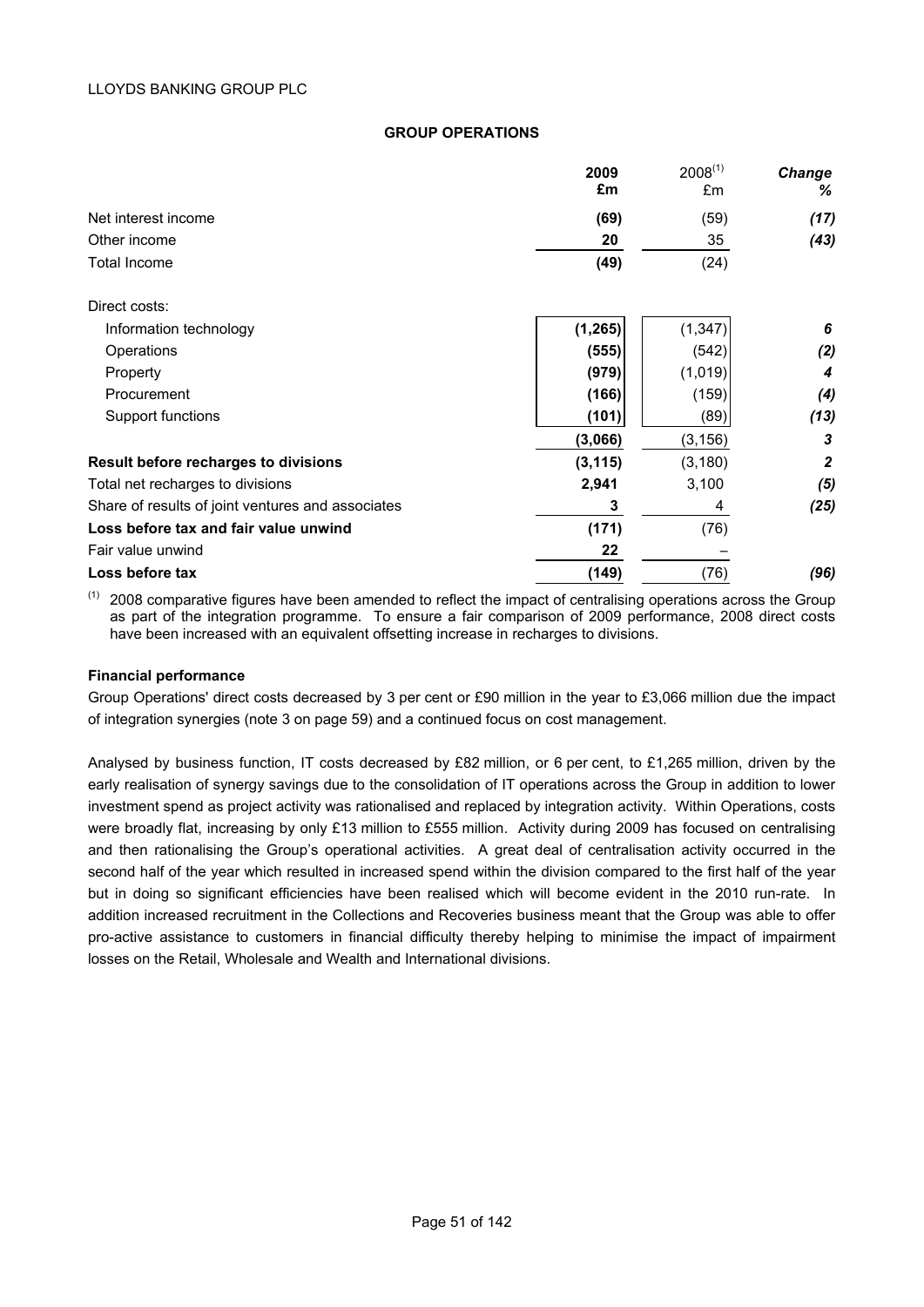LLOYDS BANKING GROUP PLC

## GROUP OPERATIONS

| | 2009 £m | 2008[(1)] £m | Change % |
|---|---|---|---|
| Net interest income | **(69)** | (59) | ***(17)*** |
| Other income | **20** | 35 | ***(43)*** |
| Total Income | **(49)** | (24) | |
| Direct costs: | | | |
| Information technology | **(1,265)** | (1,347) | ***6*** |
| Operations | **(555)** | (542) | ***(2)*** |
| Property | **(979)** | (1,019) | ***4*** |
| Procurement | **(166)** | (159) | ***(4)*** |
| Support functions | **(101)** | (89) | ***(13)*** |
| | **(3,066)** | (3,156) | ***3*** |
| **Result before recharges to divisions** | **(3,115)** | (3,180) | ***2*** |
| Total net recharges to divisions | **2,941** | 3,100 | ***(5)*** |
| Share of results of joint ventures and associates | **3** | 4 | ***(25)*** |
| **Loss before tax and fair value unwind** | **(171)** | (76) | |
| Fair value unwind | **22** | – | |
| **Loss before tax** | **(149)** | (76) | ***(96)*** |

(1) 2008 comparative figures have been amended to reflect the impact of centralising operations across the Group as part of the integration programme. To ensure a fair comparison of 2009 performance, 2008 direct costs have been increased with an equivalent offsetting increase in recharges to divisions.

**Financial performance**

Group Operations' direct costs decreased by 3 per cent or £90 million in the year to £3,066 million due the impact of integration synergies (note 3 on page 59) and a continued focus on cost management.

Analysed by business function, IT costs decreased by £82 million, or 6 per cent, to £1,265 million, driven by the early realisation of synergy savings due to the consolidation of IT operations across the Group in addition to lower investment spend as project activity was rationalised and replaced by integration activity. Within Operations, costs were broadly flat, increasing by only £13 million to £555 million. Activity during 2009 has focused on centralising and then rationalising the Group's operational activities. A great deal of centralisation activity occurred in the second half of the year which resulted in increased spend within the division compared to the first half of the year but in doing so significant efficiencies have been realised which will become evident in the 2010 run-rate. In addition increased recruitment in the Collections and Recoveries business meant that the Group was able to offer pro-active assistance to customers in financial difficulty thereby helping to minimise the impact of impairment losses on the Retail, Wholesale and Wealth and International divisions.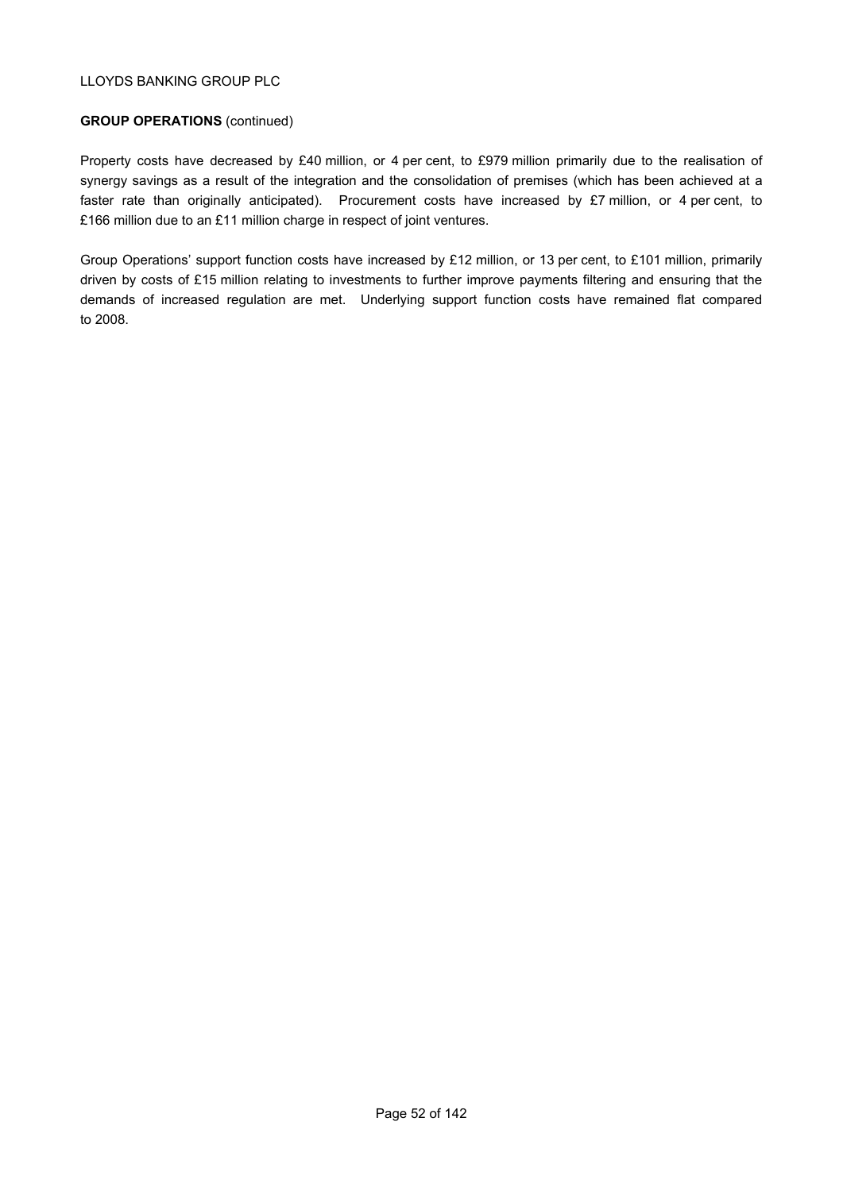**GROUP OPERATIONS** (continued)

Property costs have decreased by £40 million, or 4 per cent, to £979 million primarily due to the realisation of synergy savings as a result of the integration and the consolidation of premises (which has been achieved at a faster rate than originally anticipated). Procurement costs have increased by £7 million, or 4 per cent, to £166 million due to an £11 million charge in respect of joint ventures.

Group Operations' support function costs have increased by £12 million, or 13 per cent, to £101 million, primarily driven by costs of £15 million relating to investments to further improve payments filtering and ensuring that the demands of increased regulation are met. Underlying support function costs have remained flat compared to 2008.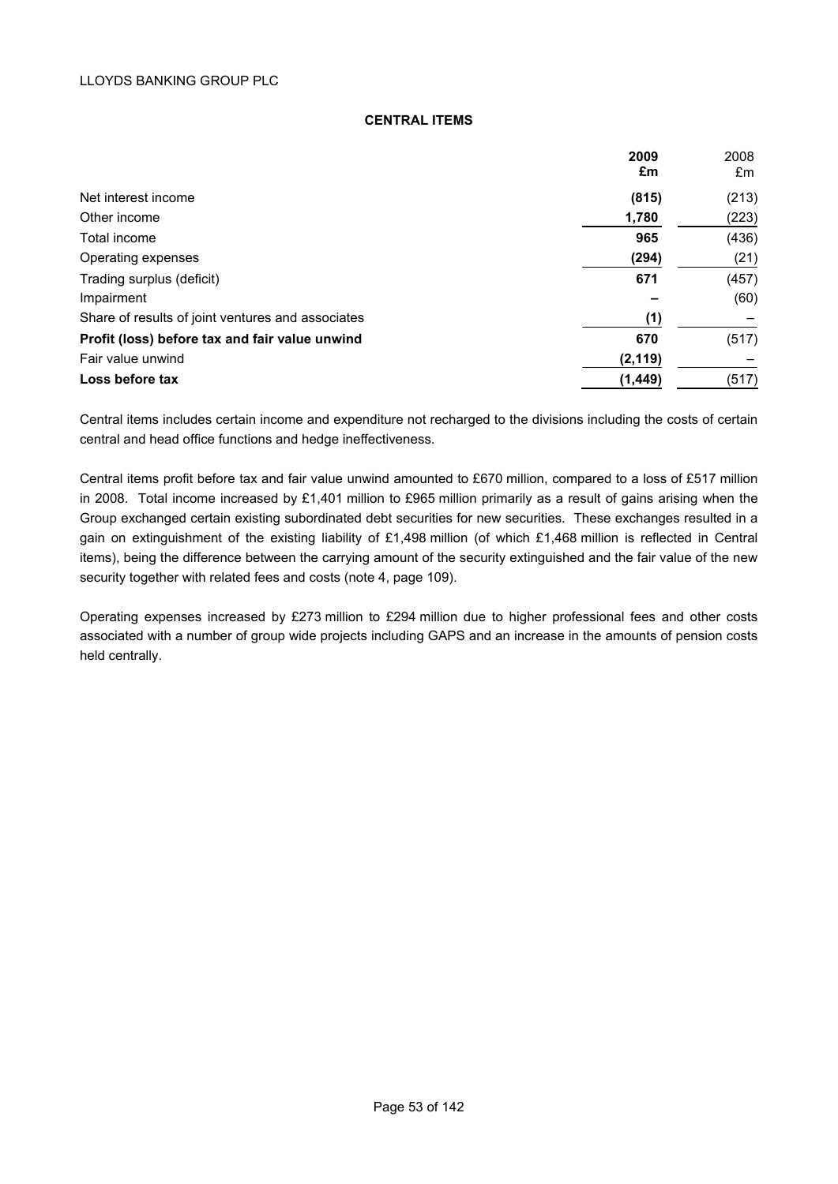## CENTRAL ITEMS

| | 2009 £m | 2008 £m |
|---|---|---|
| Net interest income | **(815)** | (213) |
| Other income | **1,780** | (223) |
| Total income | **965** | (436) |
| Operating expenses | **(294)** | (21) |
| Trading surplus (deficit) | **671** | (457) |
| Impairment | **–** | (60) |
| Share of results of joint ventures and associates | **(1)** | – |
| **Profit (loss) before tax and fair value unwind** | **670** | (517) |
| Fair value unwind | **(2,119)** | – |
| **Loss before tax** | **(1,449)** | (517) |

Central items includes certain income and expenditure not recharged to the divisions including the costs of certain central and head office functions and hedge ineffectiveness.

Central items profit before tax and fair value unwind amounted to £670 million, compared to a loss of £517 million in 2008. Total income increased by £1,401 million to £965 million primarily as a result of gains arising when the Group exchanged certain existing subordinated debt securities for new securities. These exchanges resulted in a gain on extinguishment of the existing liability of £1,498 million (of which £1,468 million is reflected in Central items), being the difference between the carrying amount of the security extinguished and the fair value of the new security together with related fees and costs (note 4, page 109).

Operating expenses increased by £273 million to £294 million due to higher professional fees and other costs associated with a number of group wide projects including GAPS and an increase in the amounts of pension costs held centrally.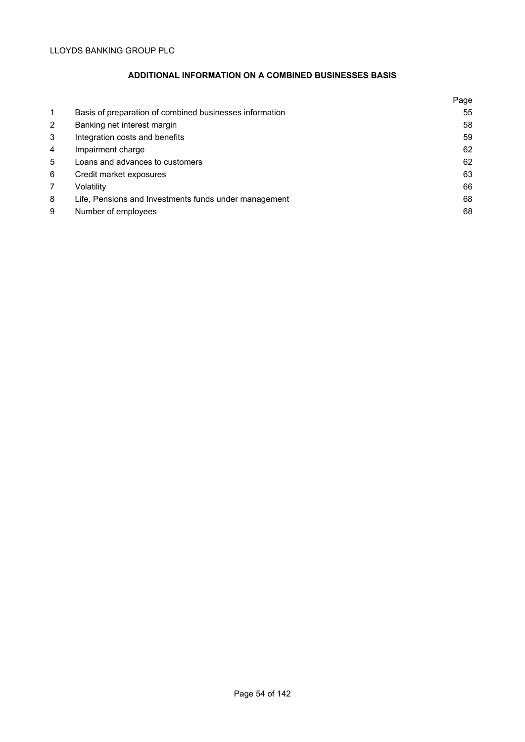## ADDITIONAL INFORMATION ON A COMBINED BUSINESSES BASIS

| | | Page |
|---|---|---|
| 1 | Basis of preparation of combined businesses information | 55 |
| 2 | Banking net interest margin | 58 |
| 3 | Integration costs and benefits | 59 |
| 4 | Impairment charge | 62 |
| 5 | Loans and advances to customers | 62 |
| 6 | Credit market exposures | 63 |
| 7 | Volatility | 66 |
| 8 | Life, Pensions and Investments funds under management | 68 |
| 9 | Number of employees | 68 |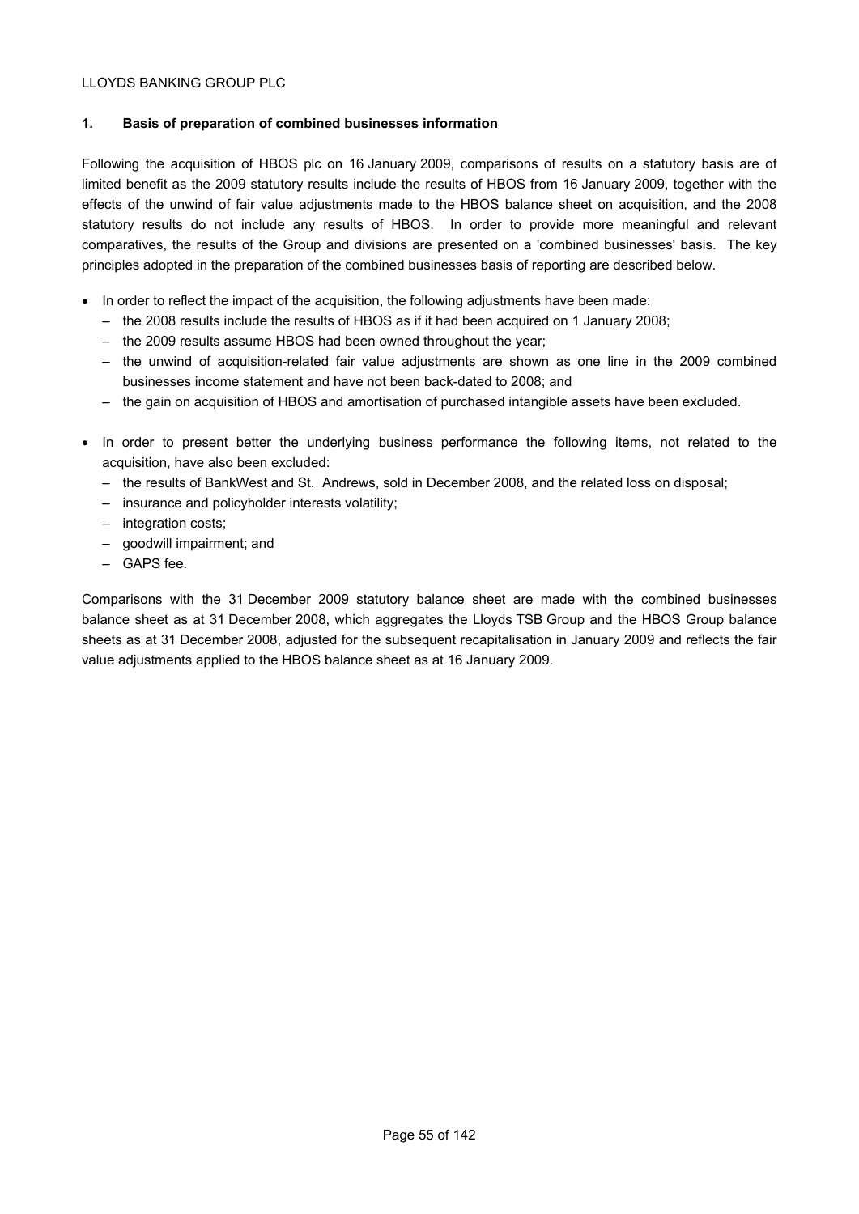## 1. Basis of preparation of combined businesses information

Following the acquisition of HBOS plc on 16 January 2009, comparisons of results on a statutory basis are of limited benefit as the 2009 statutory results include the results of HBOS from 16 January 2009, together with the effects of the unwind of fair value adjustments made to the HBOS balance sheet on acquisition, and the 2008 statutory results do not include any results of HBOS. In order to provide more meaningful and relevant comparatives, the results of the Group and divisions are presented on a 'combined businesses' basis. The key principles adopted in the preparation of the combined businesses basis of reporting are described below.

- In order to reflect the impact of the acquisition, the following adjustments have been made:
  - the 2008 results include the results of HBOS as if it had been acquired on 1 January 2008;
  - the 2009 results assume HBOS had been owned throughout the year;
  - the unwind of acquisition-related fair value adjustments are shown as one line in the 2009 combined businesses income statement and have not been back-dated to 2008; and
  - the gain on acquisition of HBOS and amortisation of purchased intangible assets have been excluded.

- In order to present better the underlying business performance the following items, not related to the acquisition, have also been excluded:
  - the results of BankWest and St. Andrews, sold in December 2008, and the related loss on disposal;
  - insurance and policyholder interests volatility;
  - integration costs;
  - goodwill impairment; and
  - GAPS fee.

Comparisons with the 31 December 2009 statutory balance sheet are made with the combined businesses balance sheet as at 31 December 2008, which aggregates the Lloyds TSB Group and the HBOS Group balance sheets as at 31 December 2008, adjusted for the subsequent recapitalisation in January 2009 and reflects the fair value adjustments applied to the HBOS balance sheet as at 16 January 2009.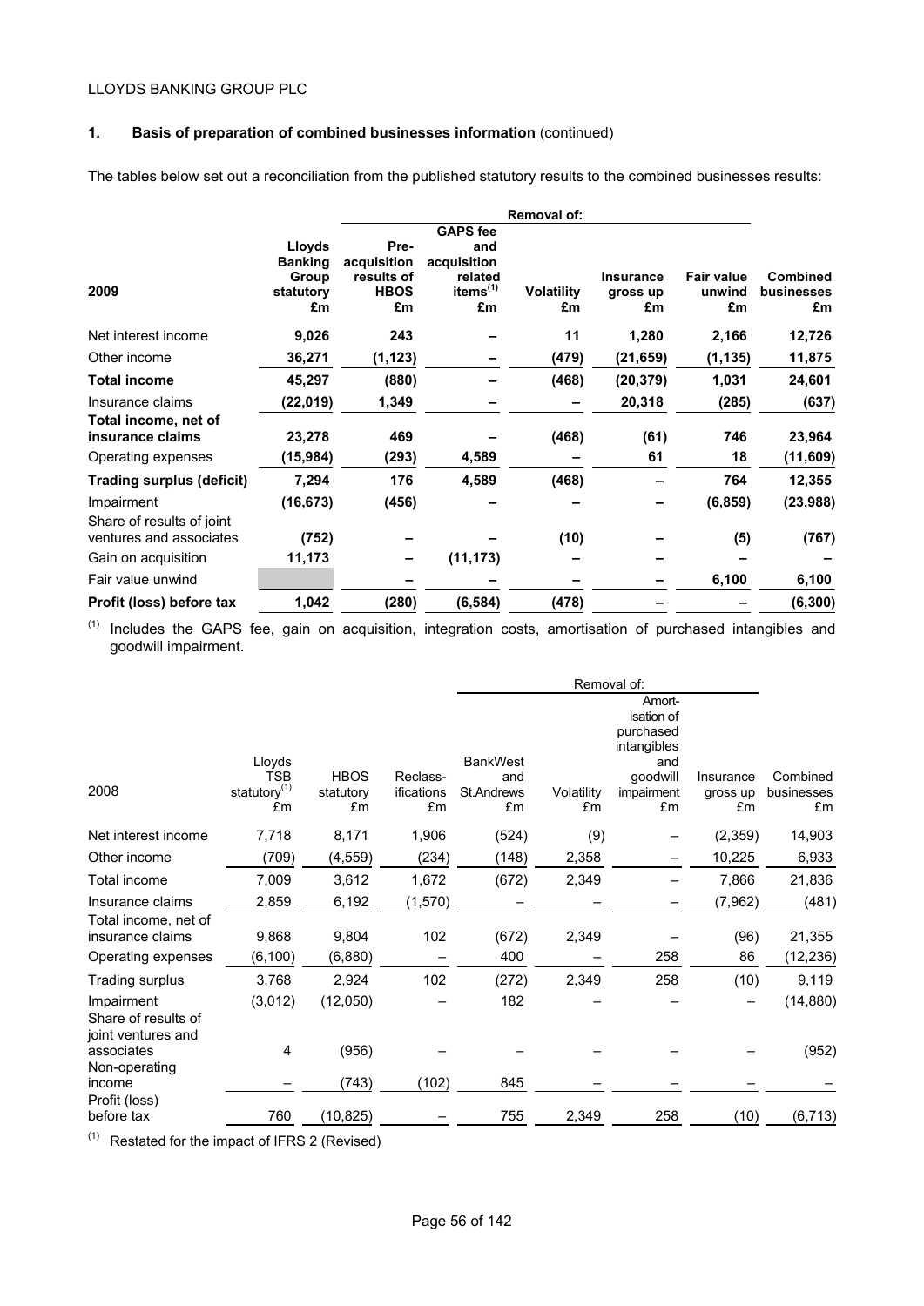## 1. Basis of preparation of combined businesses information (continued)

The tables below set out a reconciliation from the published statutory results to the combined businesses results:

| 2009 | Lloyds Banking Group statutory £m | Removal of: Pre-acquisition results of HBOS £m | GAPS fee and acquisition related items[(1)] £m | Volatility £m | Insurance gross up £m | Fair value unwind £m | Combined businesses £m |
|---|---|---|---|---|---|---|---|
| Net interest income | **9,026** | 243 | – | 11 | 1,280 | 2,166 | **12,726** |
| Other income | **36,271** | (1,123) | – | (479) | (21,659) | (1,135) | **11,875** |
| **Total income** | **45,297** | **(880)** | **–** | **(468)** | **(20,379)** | **1,031** | **24,601** |
| Insurance claims | **(22,019)** | 1,349 | – | – | 20,318 | (285) | **(637)** |
| **Total income, net of insurance claims** | **23,278** | **469** | **–** | **(468)** | **(61)** | **746** | **23,964** |
| Operating expenses | **(15,984)** | (293) | 4,589 | – | 61 | 18 | **(11,609)** |
| **Trading surplus (deficit)** | **7,294** | **176** | **4,589** | **(468)** | **–** | **764** | **12,355** |
| Impairment | **(16,673)** | (456) | – | – | – | (6,859) | **(23,988)** |
| Share of results of joint ventures and associates | **(752)** | – | – | (10) | – | (5) | **(767)** |
| Gain on acquisition | **11,173** | – | (11,173) | – | – | – | **–** |
| Fair value unwind | | – | – | – | – | 6,100 | **6,100** |
| **Profit (loss) before tax** | **1,042** | **(280)** | **(6,584)** | **(478)** | **–** | **–** | **(6,300)** |

(1) Includes the GAPS fee, gain on acquisition, integration costs, amortisation of purchased intangibles and goodwill impairment.

| 2008 | Lloyds TSB statutory[(1)] £m | HBOS statutory £m | Reclassifications £m | Removal of: BankWest and St.Andrews £m | Volatility £m | Amortisation of purchased intangibles and goodwill impairment £m | Insurance gross up £m | Combined businesses £m |
|---|---|---|---|---|---|---|---|---|
| Net interest income | 7,718 | 8,171 | 1,906 | (524) | (9) | – | (2,359) | 14,903 |
| Other income | (709) | (4,559) | (234) | (148) | 2,358 | – | 10,225 | 6,933 |
| Total income | 7,009 | 3,612 | 1,672 | (672) | 2,349 | – | 7,866 | 21,836 |
| Insurance claims | 2,859 | 6,192 | (1,570) | – | – | – | (7,962) | (481) |
| Total income, net of insurance claims | 9,868 | 9,804 | 102 | (672) | 2,349 | – | (96) | 21,355 |
| Operating expenses | (6,100) | (6,880) | – | 400 | – | 258 | 86 | (12,236) |
| Trading surplus | 3,768 | 2,924 | 102 | (272) | 2,349 | 258 | (10) | 9,119 |
| Impairment | (3,012) | (12,050) | – | 182 | – | – | – | (14,880) |
| Share of results of joint ventures and associates | 4 | (956) | – | – | – | – | – | (952) |
| Non-operating income | – | (743) | (102) | 845 | – | – | – | – |
| Profit (loss) before tax | 760 | (10,825) | – | 755 | 2,349 | 258 | (10) | (6,713) |

(1) Restated for the impact of IFRS 2 (Revised)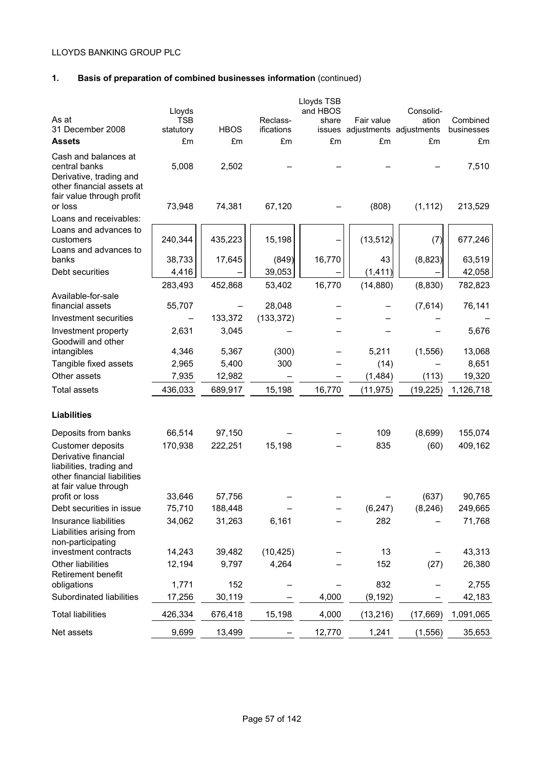LLOYDS BANKING GROUP PLC

## 1. Basis of preparation of combined businesses information (continued)

| As at 31 December 2008 | Lloyds TSB statutory | HBOS | Reclass-ifications | Lloyds TSB and HBOS share issues | Fair value adjustments | Consolid-ation adjustments | Combined businesses |
|---|---|---|---|---|---|---|---|
| **Assets** | £m | £m | £m | £m | £m | £m | £m |
| Cash and balances at central banks | 5,008 | 2,502 | – | – | – | – | 7,510 |
| Derivative, trading and other financial assets at fair value through profit or loss | 73,948 | 74,381 | 67,120 | – | (808) | (1,112) | 213,529 |
| Loans and receivables: | | | | | | | |
| Loans and advances to customers | 240,344 | 435,223 | 15,198 | – | (13,512) | (7) | 677,246 |
| Loans and advances to banks | 38,733 | 17,645 | (849) | 16,770 | 43 | (8,823) | 63,519 |
| Debt securities | 4,416 | – | 39,053 | – | (1,411) | – | 42,058 |
| | 283,493 | 452,868 | 53,402 | 16,770 | (14,880) | (8,830) | 782,823 |
| Available-for-sale financial assets | 55,707 | – | 28,048 | – | – | (7,614) | 76,141 |
| Investment securities | – | 133,372 | (133,372) | – | – | – | – |
| Investment property | 2,631 | 3,045 | – | – | – | – | 5,676 |
| Goodwill and other intangibles | 4,346 | 5,367 | (300) | – | 5,211 | (1,556) | 13,068 |
| Tangible fixed assets | 2,965 | 5,400 | 300 | – | (14) | – | 8,651 |
| Other assets | 7,935 | 12,982 | – | – | (1,484) | (113) | 19,320 |
| Total assets | 436,033 | 689,917 | 15,198 | 16,770 | (11,975) | (19,225) | 1,126,718 |
| **Liabilities** | | | | | | | |
| Deposits from banks | 66,514 | 97,150 | – | – | 109 | (8,699) | 155,074 |
| Customer deposits | 170,938 | 222,251 | 15,198 | – | 835 | (60) | 409,162 |
| Derivative financial liabilities, trading and other financial liabilities at fair value through profit or loss | 33,646 | 57,756 | – | – | – | (637) | 90,765 |
| Debt securities in issue | 75,710 | 188,448 | – | – | (6,247) | (8,246) | 249,665 |
| Insurance liabilities | 34,062 | 31,263 | 6,161 | – | 282 | – | 71,768 |
| Liabilities arising from non-participating investment contracts | 14,243 | 39,482 | (10,425) | – | 13 | – | 43,313 |
| Other liabilities | 12,194 | 9,797 | 4,264 | – | 152 | (27) | 26,380 |
| Retirement benefit obligations | 1,771 | 152 | – | – | 832 | – | 2,755 |
| Subordinated liabilities | 17,256 | 30,119 | – | 4,000 | (9,192) | – | 42,183 |
| Total liabilities | 426,334 | 676,418 | 15,198 | 4,000 | (13,216) | (17,669) | 1,091,065 |
| Net assets | 9,699 | 13,499 | – | 12,770 | 1,241 | (1,556) | 35,653 |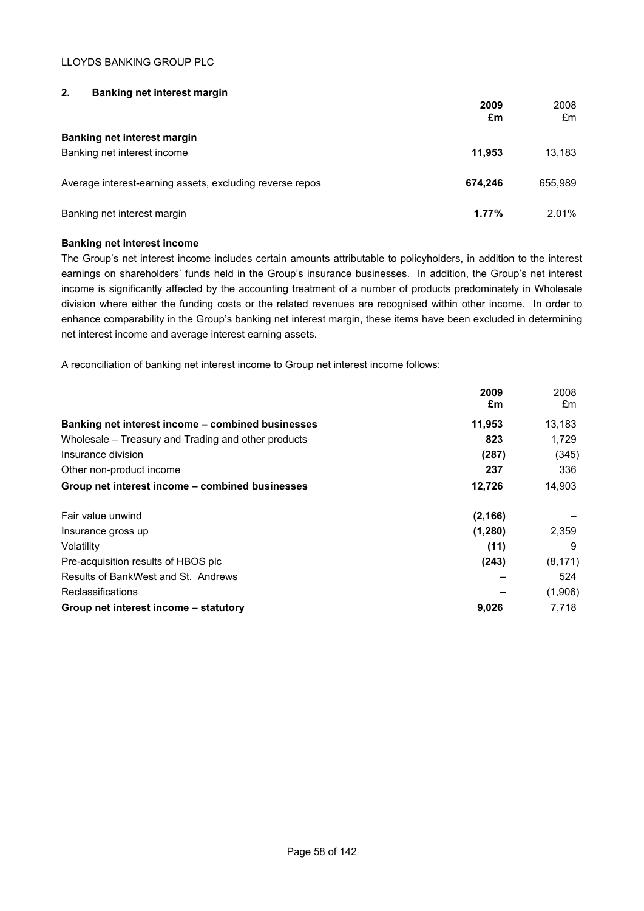## 2. Banking net interest margin

| | **2009 £m** | 2008 £m |
|---|---|---|
| **Banking net interest margin** | | |
| Banking net interest income | **11,953** | 13,183 |
| Average interest-earning assets, excluding reverse repos | **674,246** | 655,989 |
| Banking net interest margin | **1.77%** | 2.01% |

### Banking net interest income

The Group's net interest income includes certain amounts attributable to policyholders, in addition to the interest earnings on shareholders' funds held in the Group's insurance businesses. In addition, the Group's net interest income is significantly affected by the accounting treatment of a number of products predominately in Wholesale division where either the funding costs or the related revenues are recognised within other income. In order to enhance comparability in the Group's banking net interest margin, these items have been excluded in determining net interest income and average interest earning assets.

A reconciliation of banking net interest income to Group net interest income follows:

| | **2009 £m** | 2008 £m |
|---|---|---|
| **Banking net interest income – combined businesses** | **11,953** | 13,183 |
| Wholesale – Treasury and Trading and other products | **823** | 1,729 |
| Insurance division | **(287)** | (345) |
| Other non-product income | **237** | 336 |
| **Group net interest income – combined businesses** | **12,726** | 14,903 |
| Fair value unwind | **(2,166)** | – |
| Insurance gross up | **(1,280)** | 2,359 |
| Volatility | **(11)** | 9 |
| Pre-acquisition results of HBOS plc | **(243)** | (8,171) |
| Results of BankWest and St. Andrews | **–** | 524 |
| Reclassifications | **–** | (1,906) |
| **Group net interest income – statutory** | **9,026** | 7,718 |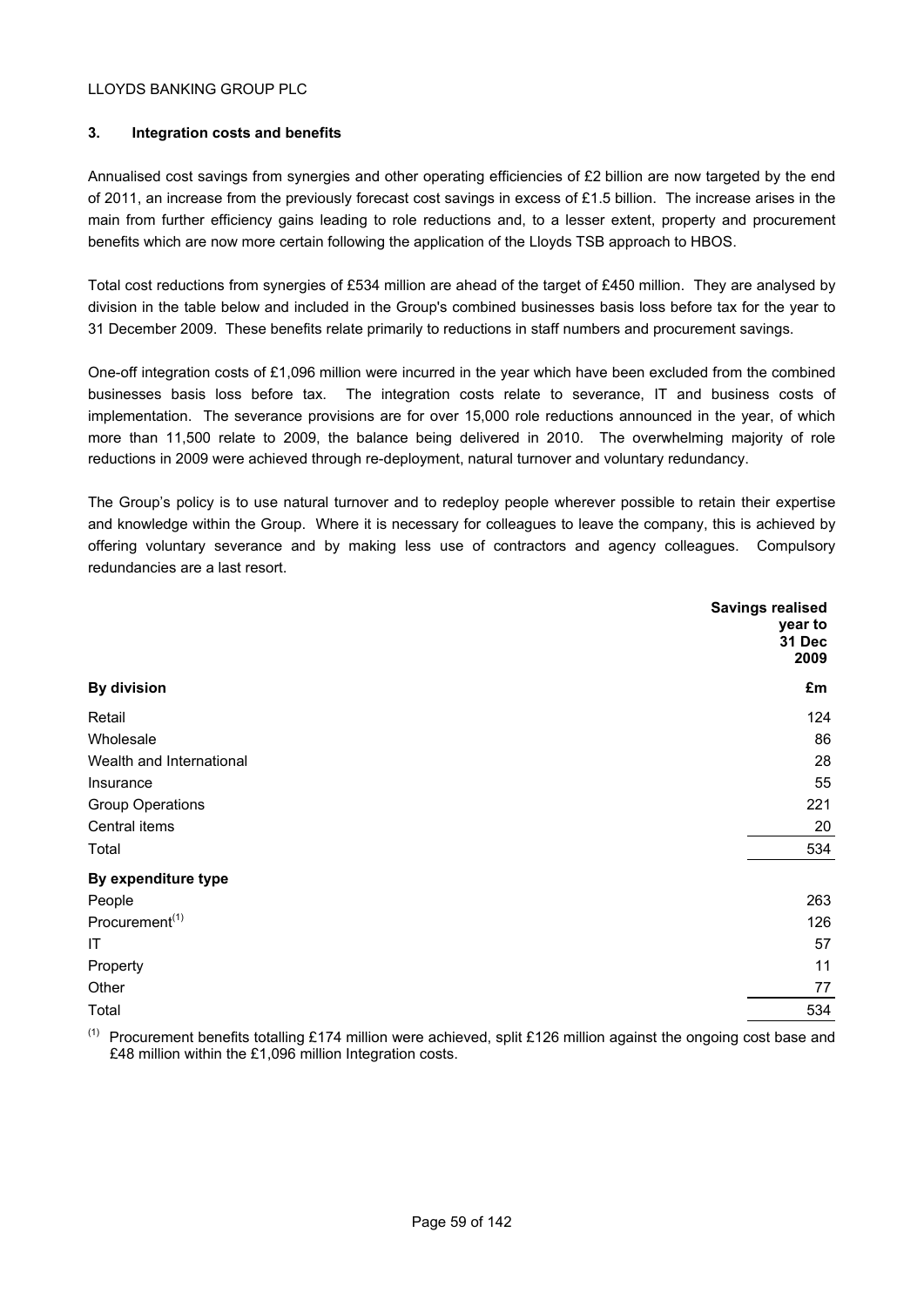## 3. Integration costs and benefits

Annualised cost savings from synergies and other operating efficiencies of £2 billion are now targeted by the end of 2011, an increase from the previously forecast cost savings in excess of £1.5 billion. The increase arises in the main from further efficiency gains leading to role reductions and, to a lesser extent, property and procurement benefits which are now more certain following the application of the Lloyds TSB approach to HBOS.

Total cost reductions from synergies of £534 million are ahead of the target of £450 million. They are analysed by division in the table below and included in the Group's combined businesses basis loss before tax for the year to 31 December 2009. These benefits relate primarily to reductions in staff numbers and procurement savings.

One-off integration costs of £1,096 million were incurred in the year which have been excluded from the combined businesses basis loss before tax. The integration costs relate to severance, IT and business costs of implementation. The severance provisions are for over 15,000 role reductions announced in the year, of which more than 11,500 relate to 2009, the balance being delivered in 2010. The overwhelming majority of role reductions in 2009 were achieved through re-deployment, natural turnover and voluntary redundancy.

The Group's policy is to use natural turnover and to redeploy people wherever possible to retain their expertise and knowledge within the Group. Where it is necessary for colleagues to leave the company, this is achieved by offering voluntary severance and by making less use of contractors and agency colleagues. Compulsory redundancies are a last resort.

| | Savings realised year to 31 Dec 2009 |
|---|---|
| **By division** | **£m** |
| Retail | 124 |
| Wholesale | 86 |
| Wealth and International | 28 |
| Insurance | 55 |
| Group Operations | 221 |
| Central items | 20 |
| Total | 534 |
| **By expenditure type** | |
| People | 263 |
| Procurement[1] | 126 |
| IT | 57 |
| Property | 11 |
| Other | 77 |
| Total | 534 |

[1] Procurement benefits totalling £174 million were achieved, split £126 million against the ongoing cost base and £48 million within the £1,096 million Integration costs.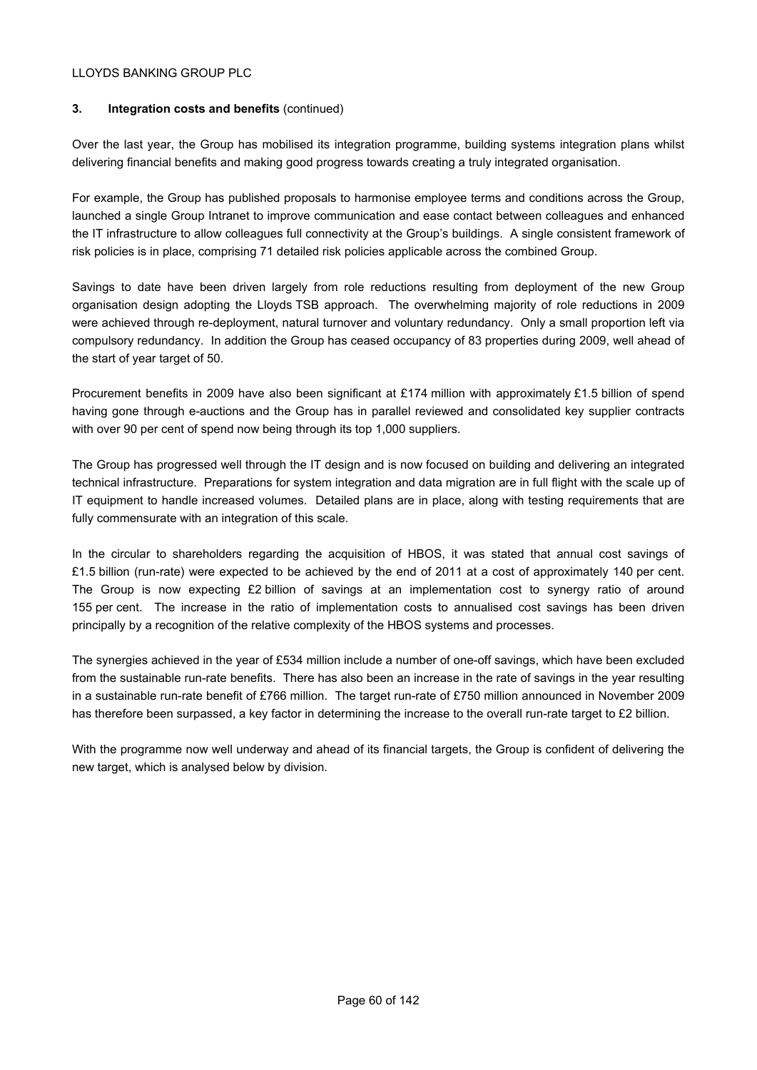### 3. Integration costs and benefits (continued)

Over the last year, the Group has mobilised its integration programme, building systems integration plans whilst delivering financial benefits and making good progress towards creating a truly integrated organisation.

For example, the Group has published proposals to harmonise employee terms and conditions across the Group, launched a single Group Intranet to improve communication and ease contact between colleagues and enhanced the IT infrastructure to allow colleagues full connectivity at the Group's buildings. A single consistent framework of risk policies is in place, comprising 71 detailed risk policies applicable across the combined Group.

Savings to date have been driven largely from role reductions resulting from deployment of the new Group organisation design adopting the Lloyds TSB approach. The overwhelming majority of role reductions in 2009 were achieved through re-deployment, natural turnover and voluntary redundancy. Only a small proportion left via compulsory redundancy. In addition the Group has ceased occupancy of 83 properties during 2009, well ahead of the start of year target of 50.

Procurement benefits in 2009 have also been significant at £174 million with approximately £1.5 billion of spend having gone through e-auctions and the Group has in parallel reviewed and consolidated key supplier contracts with over 90 per cent of spend now being through its top 1,000 suppliers.

The Group has progressed well through the IT design and is now focused on building and delivering an integrated technical infrastructure. Preparations for system integration and data migration are in full flight with the scale up of IT equipment to handle increased volumes. Detailed plans are in place, along with testing requirements that are fully commensurate with an integration of this scale.

In the circular to shareholders regarding the acquisition of HBOS, it was stated that annual cost savings of £1.5 billion (run-rate) were expected to be achieved by the end of 2011 at a cost of approximately 140 per cent. The Group is now expecting £2 billion of savings at an implementation cost to synergy ratio of around 155 per cent. The increase in the ratio of implementation costs to annualised cost savings has been driven principally by a recognition of the relative complexity of the HBOS systems and processes.

The synergies achieved in the year of £534 million include a number of one-off savings, which have been excluded from the sustainable run-rate benefits. There has also been an increase in the rate of savings in the year resulting in a sustainable run-rate benefit of £766 million. The target run-rate of £750 million announced in November 2009 has therefore been surpassed, a key factor in determining the increase to the overall run-rate target to £2 billion.

With the programme now well underway and ahead of its financial targets, the Group is confident of delivering the new target, which is analysed below by division.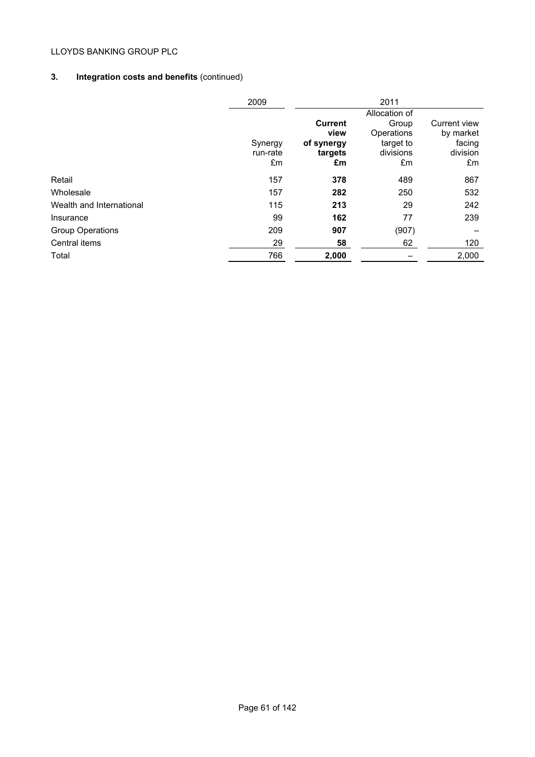### 3. Integration costs and benefits (continued)

| | 2009 | 2011 | | |
|---|---|---|---|---|
| | Synergy run-rate £m | **Current view of synergy targets £m** | Allocation of Group Operations target to divisions £m | Current view by market facing division £m |
| Retail | 157 | **378** | 489 | 867 |
| Wholesale | 157 | **282** | 250 | 532 |
| Wealth and International | 115 | **213** | 29 | 242 |
| Insurance | 99 | **162** | 77 | 239 |
| Group Operations | 209 | **907** | (907) | – |
| Central items | 29 | **58** | 62 | 120 |
| Total | 766 | **2,000** | – | 2,000 |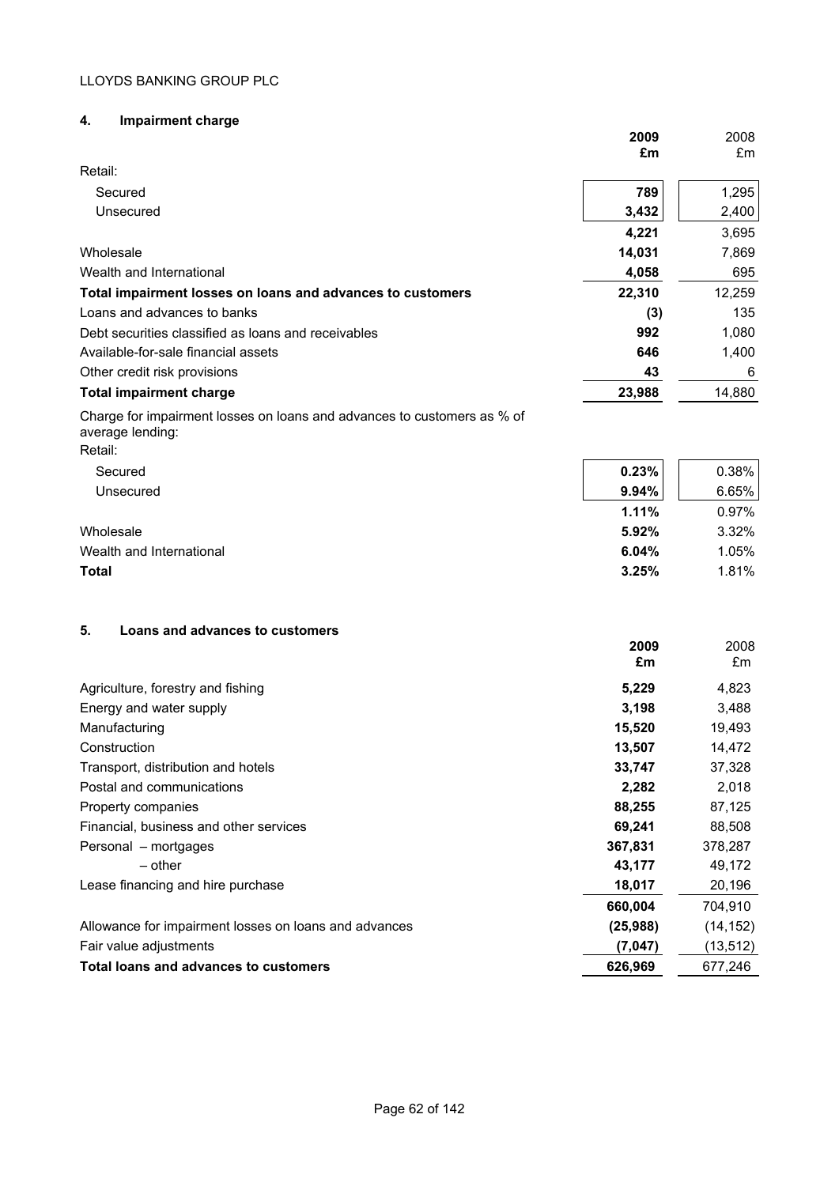## 4. Impairment charge

| | 2009 £m | 2008 £m |
|---|---|---|
| Retail: | | |
| Secured | **789** | 1,295 |
| Unsecured | **3,432** | 2,400 |
| | **4,221** | 3,695 |
| Wholesale | **14,031** | 7,869 |
| Wealth and International | **4,058** | 695 |
| **Total impairment losses on loans and advances to customers** | **22,310** | 12,259 |
| Loans and advances to banks | **(3)** | 135 |
| Debt securities classified as loans and receivables | **992** | 1,080 |
| Available-for-sale financial assets | **646** | 1,400 |
| Other credit risk provisions | **43** | 6 |
| **Total impairment charge** | **23,988** | 14,880 |
| Charge for impairment losses on loans and advances to customers as % of average lending: | | |
| Retail: | | |
| Secured | **0.23%** | 0.38% |
| Unsecured | **9.94%** | 6.65% |
| | **1.11%** | 0.97% |
| Wholesale | **5.92%** | 3.32% |
| Wealth and International | **6.04%** | 1.05% |
| **Total** | **3.25%** | 1.81% |

## 5. Loans and advances to customers

| | 2009 £m | 2008 £m |
|---|---|---|
| Agriculture, forestry and fishing | **5,229** | 4,823 |
| Energy and water supply | **3,198** | 3,488 |
| Manufacturing | **15,520** | 19,493 |
| Construction | **13,507** | 14,472 |
| Transport, distribution and hotels | **33,747** | 37,328 |
| Postal and communications | **2,282** | 2,018 |
| Property companies | **88,255** | 87,125 |
| Financial, business and other services | **69,241** | 88,508 |
| Personal – mortgages | **367,831** | 378,287 |
| – other | **43,177** | 49,172 |
| Lease financing and hire purchase | **18,017** | 20,196 |
| | **660,004** | 704,910 |
| Allowance for impairment losses on loans and advances | **(25,988)** | (14,152) |
| Fair value adjustments | **(7,047)** | (13,512) |
| **Total loans and advances to customers** | **626,969** | 677,246 |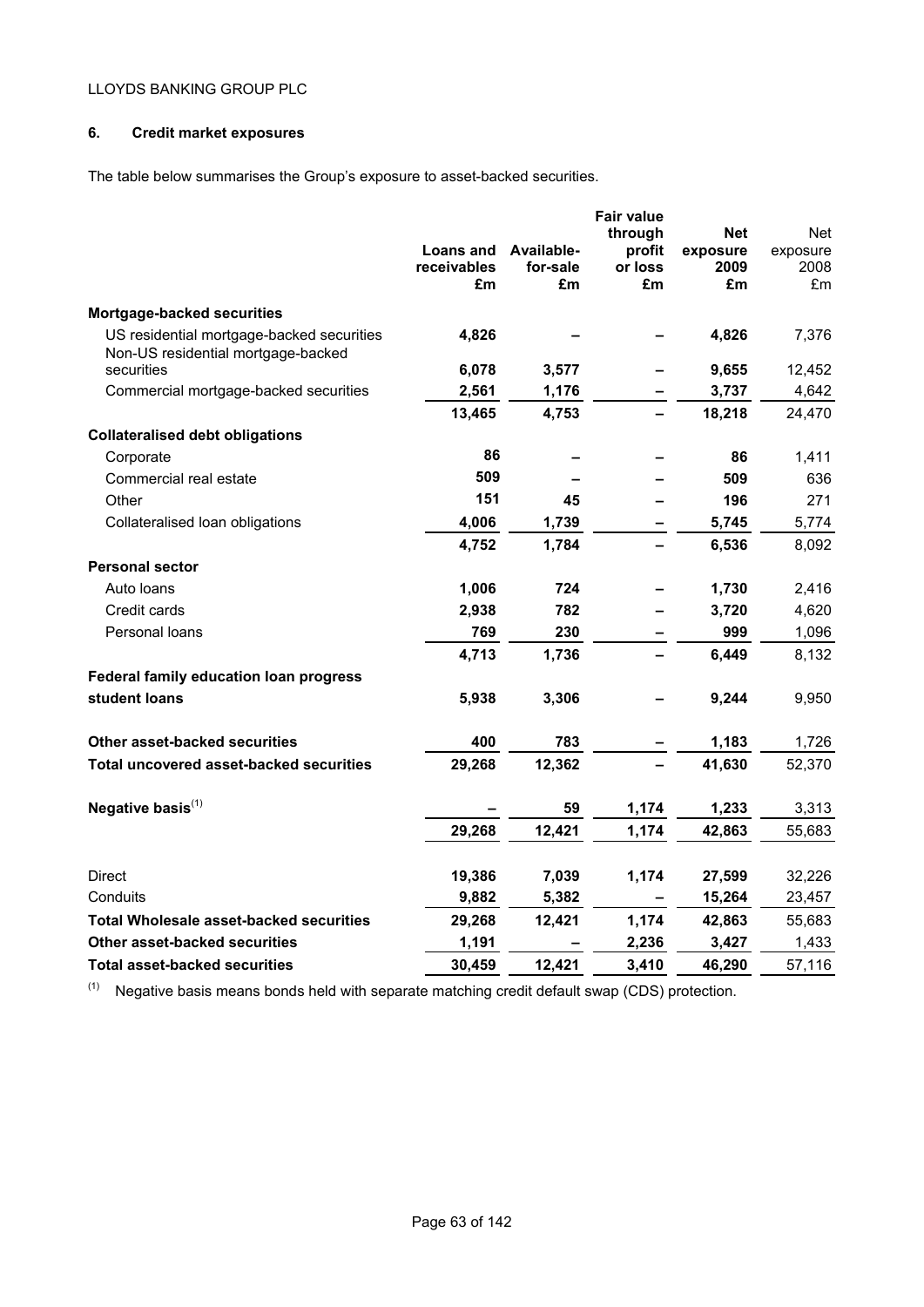## 6. Credit market exposures

The table below summarises the Group's exposure to asset-backed securities.

| | Loans and receivables £m | Available-for-sale £m | Fair value through profit or loss £m | Net exposure 2009 £m | Net exposure 2008 £m |
|---|---|---|---|---|---|
| **Mortgage-backed securities** | | | | | |
| US residential mortgage-backed securities | **4,826** | **–** | **–** | **4,826** | 7,376 |
| Non-US residential mortgage-backed securities | **6,078** | **3,577** | **–** | **9,655** | 12,452 |
| Commercial mortgage-backed securities | **2,561** | **1,176** | **–** | **3,737** | 4,642 |
| | **13,465** | **4,753** | **–** | **18,218** | 24,470 |
| **Collateralised debt obligations** | | | | | |
| Corporate | **86** | **–** | **–** | **86** | 1,411 |
| Commercial real estate | **509** | **–** | **–** | **509** | 636 |
| Other | **151** | **45** | **–** | **196** | 271 |
| Collateralised loan obligations | **4,006** | **1,739** | **–** | **5,745** | 5,774 |
| | **4,752** | **1,784** | **–** | **6,536** | 8,092 |
| **Personal sector** | | | | | |
| Auto loans | **1,006** | **724** | **–** | **1,730** | 2,416 |
| Credit cards | **2,938** | **782** | **–** | **3,720** | 4,620 |
| Personal loans | **769** | **230** | **–** | **999** | 1,096 |
| | **4,713** | **1,736** | **–** | **6,449** | 8,132 |
| **Federal family education loan progress student loans** | **5,938** | **3,306** | **–** | **9,244** | 9,950 |
| **Other asset-backed securities** | **400** | **783** | **–** | **1,183** | 1,726 |
| **Total uncovered asset-backed securities** | **29,268** | **12,362** | **–** | **41,630** | 52,370 |
| **Negative basis**[1] | **–** | **59** | **1,174** | **1,233** | 3,313 |
| | **29,268** | **12,421** | **1,174** | **42,863** | 55,683 |
| Direct | **19,386** | **7,039** | **1,174** | **27,599** | 32,226 |
| Conduits | **9,882** | **5,382** | **–** | **15,264** | 23,457 |
| **Total Wholesale asset-backed securities** | **29,268** | **12,421** | **1,174** | **42,863** | 55,683 |
| **Other asset-backed securities** | **1,191** | **–** | **2,236** | **3,427** | 1,433 |
| **Total asset-backed securities** | **30,459** | **12,421** | **3,410** | **46,290** | 57,116 |

[1] Negative basis means bonds held with separate matching credit default swap (CDS) protection.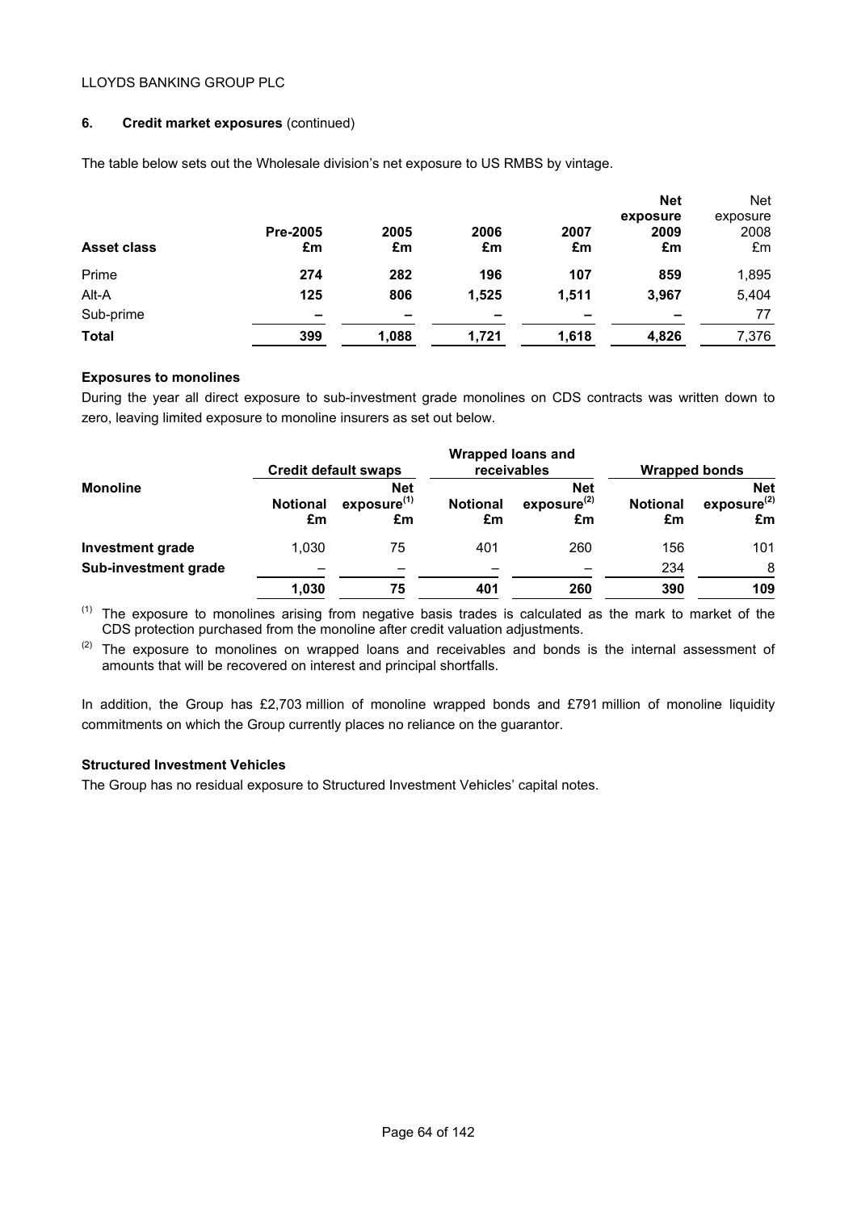## 6. Credit market exposures (continued)

The table below sets out the Wholesale division's net exposure to US RMBS by vintage.

| Asset class | Pre-2005 £m | 2005 £m | 2006 £m | 2007 £m | Net exposure 2009 £m | Net exposure 2008 £m |
|---|---|---|---|---|---|---|
| Prime | **274** | **282** | **196** | **107** | **859** | 1,895 |
| Alt-A | **125** | **806** | **1,525** | **1,511** | **3,967** | 5,404 |
| Sub-prime | **–** | **–** | **–** | **–** | **–** | 77 |
| **Total** | **399** | **1,088** | **1,721** | **1,618** | **4,826** | 7,376 |

### Exposures to monolines

During the year all direct exposure to sub-investment grade monolines on CDS contracts was written down to zero, leaving limited exposure to monoline insurers as set out below.

| Monoline | Credit default swaps | | Wrapped loans and receivables | | Wrapped bonds | |
|---|---|---|---|---|---|---|
| | Notional £m | Net exposure[1] £m | Notional £m | Net exposure[2] £m | Notional £m | Net exposure[2] £m |
| **Investment grade** | 1,030 | 75 | 401 | 260 | 156 | 101 |
| **Sub-investment grade** | – | – | – | – | 234 | 8 |
| | **1,030** | **75** | **401** | **260** | **390** | **109** |

[1] The exposure to monolines arising from negative basis trades is calculated as the mark to market of the CDS protection purchased from the monoline after credit valuation adjustments.

[2] The exposure to monolines on wrapped loans and receivables and bonds is the internal assessment of amounts that will be recovered on interest and principal shortfalls.

In addition, the Group has £2,703 million of monoline wrapped bonds and £791 million of monoline liquidity commitments on which the Group currently places no reliance on the guarantor.

### Structured Investment Vehicles

The Group has no residual exposure to Structured Investment Vehicles' capital notes.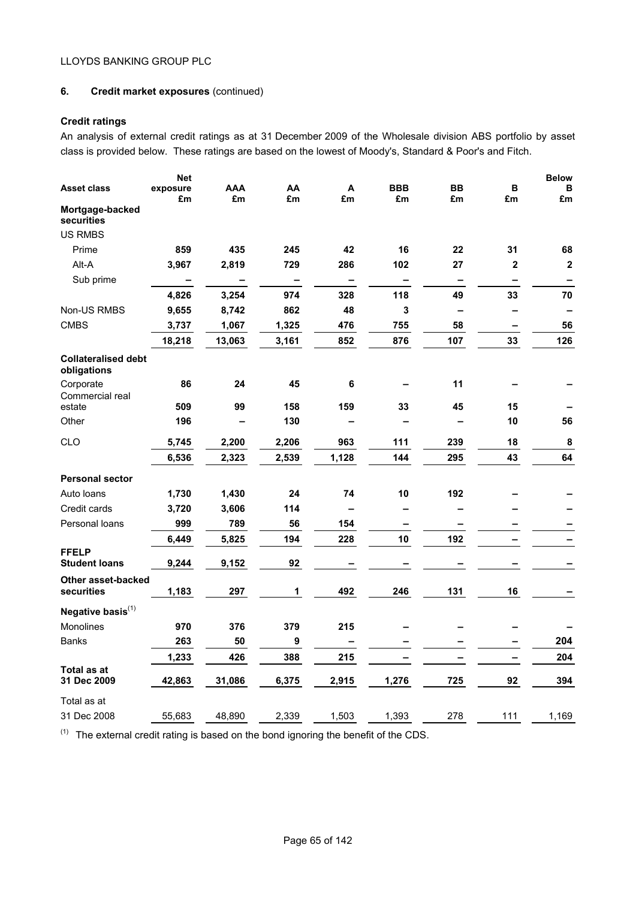LLOYDS BANKING GROUP PLC

## 6. Credit market exposures (continued)

### Credit ratings

An analysis of external credit ratings as at 31 December 2009 of the Wholesale division ABS portfolio by asset class is provided below. These ratings are based on the lowest of Moody's, Standard & Poor's and Fitch.

| Asset class | Net exposure £m | AAA £m | AA £m | A £m | BBB £m | BB £m | B £m | Below B £m |
|---|---|---|---|---|---|---|---|---|
| **Mortgage-backed securities** | | | | | | | | |
| US RMBS | | | | | | | | |
| Prime | **859** | **435** | **245** | **42** | **16** | **22** | **31** | **68** |
| Alt-A | **3,967** | **2,819** | **729** | **286** | **102** | **27** | **2** | **2** |
| Sub prime | **–** | **–** | **–** | **–** | **–** | **–** | **–** | **–** |
| | **4,826** | **3,254** | **974** | **328** | **118** | **49** | **33** | **70** |
| Non-US RMBS | **9,655** | **8,742** | **862** | **48** | **3** | **–** | **–** | **–** |
| CMBS | **3,737** | **1,067** | **1,325** | **476** | **755** | **58** | **–** | **56** |
| | **18,218** | **13,063** | **3,161** | **852** | **876** | **107** | **33** | **126** |
| **Collateralised debt obligations** | | | | | | | | |
| Corporate | **86** | **24** | **45** | **6** | **–** | **11** | **–** | **–** |
| Commercial real estate | **509** | **99** | **158** | **159** | **33** | **45** | **15** | **–** |
| Other | **196** | **–** | **130** | **–** | **–** | **–** | **10** | **56** |
| CLO | **5,745** | **2,200** | **2,206** | **963** | **111** | **239** | **18** | **8** |
| | **6,536** | **2,323** | **2,539** | **1,128** | **144** | **295** | **43** | **64** |
| **Personal sector** | | | | | | | | |
| Auto loans | **1,730** | **1,430** | **24** | **74** | **10** | **192** | **–** | **–** |
| Credit cards | **3,720** | **3,606** | **114** | **–** | **–** | **–** | **–** | **–** |
| Personal loans | **999** | **789** | **56** | **154** | **–** | **–** | **–** | **–** |
| | **6,449** | **5,825** | **194** | **228** | **10** | **192** | **–** | **–** |
| **FFELP Student loans** | **9,244** | **9,152** | **92** | **–** | **–** | **–** | **–** | **–** |
| **Other asset-backed securities** | **1,183** | **297** | **1** | **492** | **246** | **131** | **16** | **–** |
| **Negative basis**[1] | | | | | | | | |
| Monolines | **970** | **376** | **379** | **215** | **–** | **–** | **–** | **–** |
| Banks | **263** | **50** | **9** | **–** | **–** | **–** | **–** | **204** |
| | **1,233** | **426** | **388** | **215** | **–** | **–** | **–** | **204** |
| **Total as at 31 Dec 2009** | **42,863** | **31,086** | **6,375** | **2,915** | **1,276** | **725** | **92** | **394** |
| Total as at 31 Dec 2008 | 55,683 | 48,890 | 2,339 | 1,503 | 1,393 | 278 | 111 | 1,169 |

[1] The external credit rating is based on the bond ignoring the benefit of the CDS.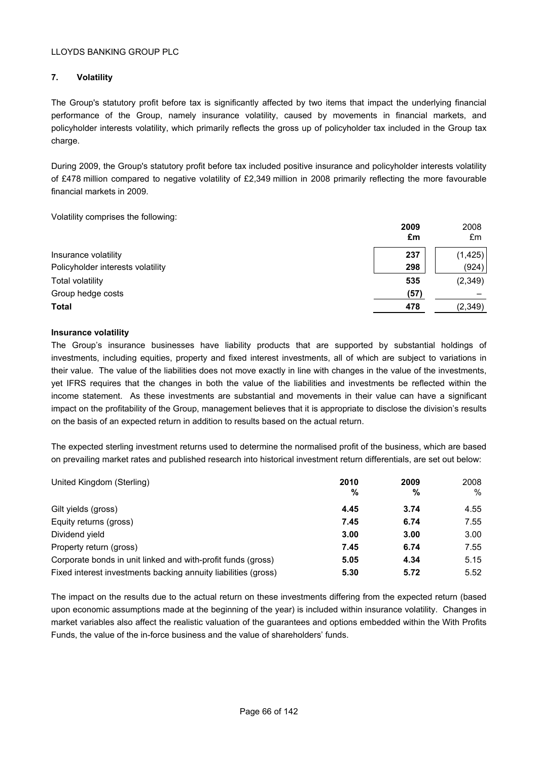## 7. Volatility

The Group's statutory profit before tax is significantly affected by two items that impact the underlying financial performance of the Group, namely insurance volatility, caused by movements in financial markets, and policyholder interests volatility, which primarily reflects the gross up of policyholder tax included in the Group tax charge.

During 2009, the Group's statutory profit before tax included positive insurance and policyholder interests volatility of £478 million compared to negative volatility of £2,349 million in 2008 primarily reflecting the more favourable financial markets in 2009.

Volatility comprises the following:

| | **2009 £m** | 2008 £m |
|---|---|---|
| Insurance volatility | **237** | (1,425) |
| Policyholder interests volatility | **298** | (924) |
| Total volatility | **535** | (2,349) |
| Group hedge costs | **(57)** | – |
| **Total** | **478** | (2,349) |

**Insurance volatility**

The Group's insurance businesses have liability products that are supported by substantial holdings of investments, including equities, property and fixed interest investments, all of which are subject to variations in their value. The value of the liabilities does not move exactly in line with changes in the value of the investments, yet IFRS requires that the changes in both the value of the liabilities and investments be reflected within the income statement. As these investments are substantial and movements in their value can have a significant impact on the profitability of the Group, management believes that it is appropriate to disclose the division's results on the basis of an expected return in addition to results based on the actual return.

The expected sterling investment returns used to determine the normalised profit of the business, which are based on prevailing market rates and published research into historical investment return differentials, are set out below:

| United Kingdom (Sterling) | **2010 %** | **2009 %** | 2008 % |
|---|---|---|---|
| Gilt yields (gross) | **4.45** | **3.74** | 4.55 |
| Equity returns (gross) | **7.45** | **6.74** | 7.55 |
| Dividend yield | **3.00** | **3.00** | 3.00 |
| Property return (gross) | **7.45** | **6.74** | 7.55 |
| Corporate bonds in unit linked and with-profit funds (gross) | **5.05** | **4.34** | 5.15 |
| Fixed interest investments backing annuity liabilities (gross) | **5.30** | **5.72** | 5.52 |

The impact on the results due to the actual return on these investments differing from the expected return (based upon economic assumptions made at the beginning of the year) is included within insurance volatility. Changes in market variables also affect the realistic valuation of the guarantees and options embedded within the With Profits Funds, the value of the in-force business and the value of shareholders' funds.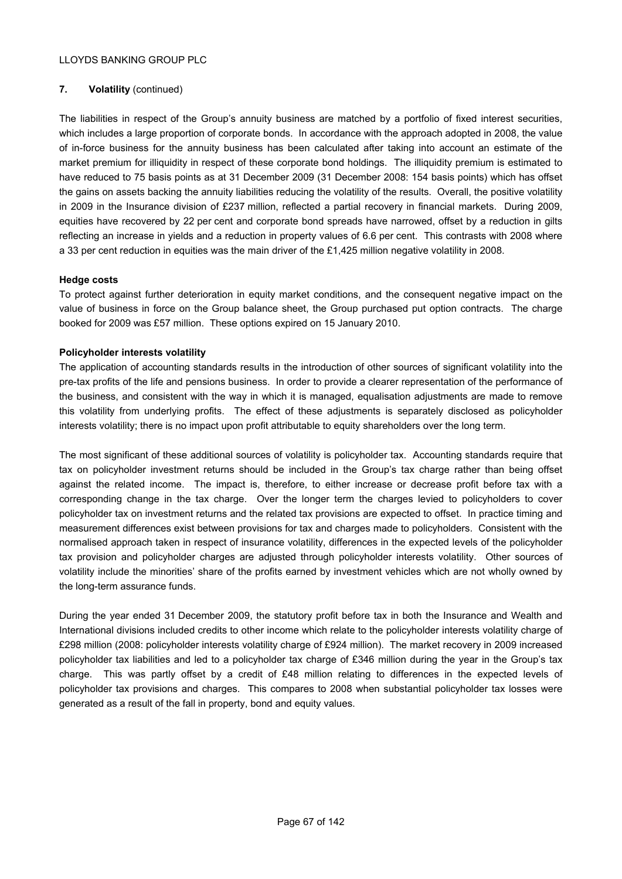## 7. Volatility (continued)

The liabilities in respect of the Group's annuity business are matched by a portfolio of fixed interest securities, which includes a large proportion of corporate bonds. In accordance with the approach adopted in 2008, the value of in-force business for the annuity business has been calculated after taking into account an estimate of the market premium for illiquidity in respect of these corporate bond holdings. The illiquidity premium is estimated to have reduced to 75 basis points as at 31 December 2009 (31 December 2008: 154 basis points) which has offset the gains on assets backing the annuity liabilities reducing the volatility of the results. Overall, the positive volatility in 2009 in the Insurance division of £237 million, reflected a partial recovery in financial markets. During 2009, equities have recovered by 22 per cent and corporate bond spreads have narrowed, offset by a reduction in gilts reflecting an increase in yields and a reduction in property values of 6.6 per cent. This contrasts with 2008 where a 33 per cent reduction in equities was the main driver of the £1,425 million negative volatility in 2008.

**Hedge costs**

To protect against further deterioration in equity market conditions, and the consequent negative impact on the value of business in force on the Group balance sheet, the Group purchased put option contracts. The charge booked for 2009 was £57 million. These options expired on 15 January 2010.

**Policyholder interests volatility**

The application of accounting standards results in the introduction of other sources of significant volatility into the pre-tax profits of the life and pensions business. In order to provide a clearer representation of the performance of the business, and consistent with the way in which it is managed, equalisation adjustments are made to remove this volatility from underlying profits. The effect of these adjustments is separately disclosed as policyholder interests volatility; there is no impact upon profit attributable to equity shareholders over the long term.

The most significant of these additional sources of volatility is policyholder tax. Accounting standards require that tax on policyholder investment returns should be included in the Group's tax charge rather than being offset against the related income. The impact is, therefore, to either increase or decrease profit before tax with a corresponding change in the tax charge. Over the longer term the charges levied to policyholders to cover policyholder tax on investment returns and the related tax provisions are expected to offset. In practice timing and measurement differences exist between provisions for tax and charges made to policyholders. Consistent with the normalised approach taken in respect of insurance volatility, differences in the expected levels of the policyholder tax provision and policyholder charges are adjusted through policyholder interests volatility. Other sources of volatility include the minorities' share of the profits earned by investment vehicles which are not wholly owned by the long-term assurance funds.

During the year ended 31 December 2009, the statutory profit before tax in both the Insurance and Wealth and International divisions included credits to other income which relate to the policyholder interests volatility charge of £298 million (2008: policyholder interests volatility charge of £924 million). The market recovery in 2009 increased policyholder tax liabilities and led to a policyholder tax charge of £346 million during the year in the Group's tax charge. This was partly offset by a credit of £48 million relating to differences in the expected levels of policyholder tax provisions and charges. This compares to 2008 when substantial policyholder tax losses were generated as a result of the fall in property, bond and equity values.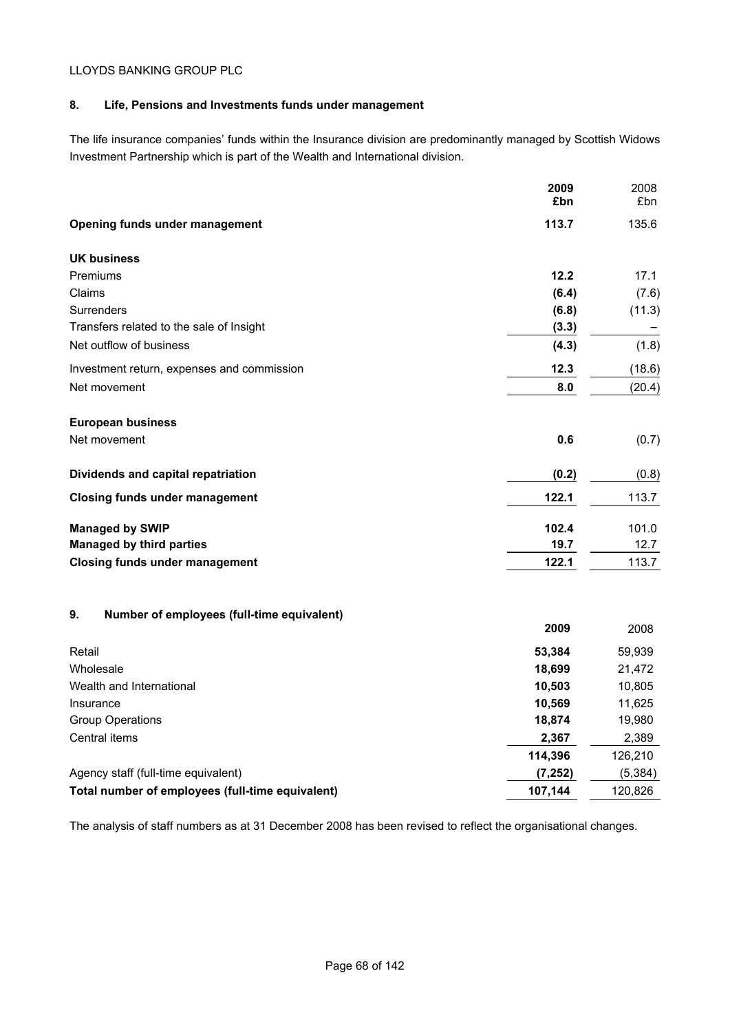## 8. Life, Pensions and Investments funds under management

The life insurance companies' funds within the Insurance division are predominantly managed by Scottish Widows Investment Partnership which is part of the Wealth and International division.

| | **2009 £bn** | 2008 £bn |
|---|---|---|
| **Opening funds under management** | **113.7** | 135.6 |
| | | |
| **UK business** | | |
| Premiums | **12.2** | 17.1 |
| Claims | **(6.4)** | (7.6) |
| Surrenders | **(6.8)** | (11.3) |
| Transfers related to the sale of Insight | **(3.3)** | – |
| Net outflow of business | **(4.3)** | (1.8) |
| Investment return, expenses and commission | **12.3** | (18.6) |
| Net movement | **8.0** | (20.4) |
| | | |
| **European business** | | |
| Net movement | **0.6** | (0.7) |
| | | |
| **Dividends and capital repatriation** | **(0.2)** | (0.8) |
| **Closing funds under management** | **122.1** | 113.7 |
| | | |
| **Managed by SWIP** | **102.4** | 101.0 |
| **Managed by third parties** | **19.7** | 12.7 |
| **Closing funds under management** | **122.1** | 113.7 |

## 9. Number of employees (full-time equivalent)

| | **2009** | 2008 |
|---|---|---|
| Retail | **53,384** | 59,939 |
| Wholesale | **18,699** | 21,472 |
| Wealth and International | **10,503** | 10,805 |
| Insurance | **10,569** | 11,625 |
| Group Operations | **18,874** | 19,980 |
| Central items | **2,367** | 2,389 |
| | **114,396** | 126,210 |
| Agency staff (full-time equivalent) | **(7,252)** | (5,384) |
| **Total number of employees (full-time equivalent)** | **107,144** | 120,826 |

The analysis of staff numbers as at 31 December 2008 has been revised to reflect the organisational changes.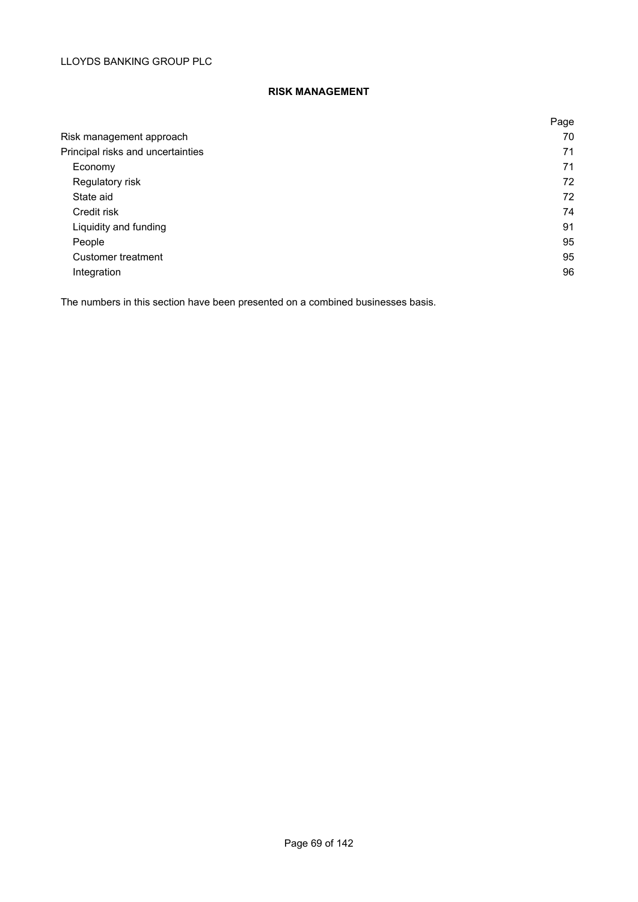## RISK MANAGEMENT

| | Page |
|---|---|
| Risk management approach | 70 |
| Principal risks and uncertainties | 71 |
| Economy | 71 |
| Regulatory risk | 72 |
| State aid | 72 |
| Credit risk | 74 |
| Liquidity and funding | 91 |
| People | 95 |
| Customer treatment | 95 |
| Integration | 96 |

The numbers in this section have been presented on a combined businesses basis.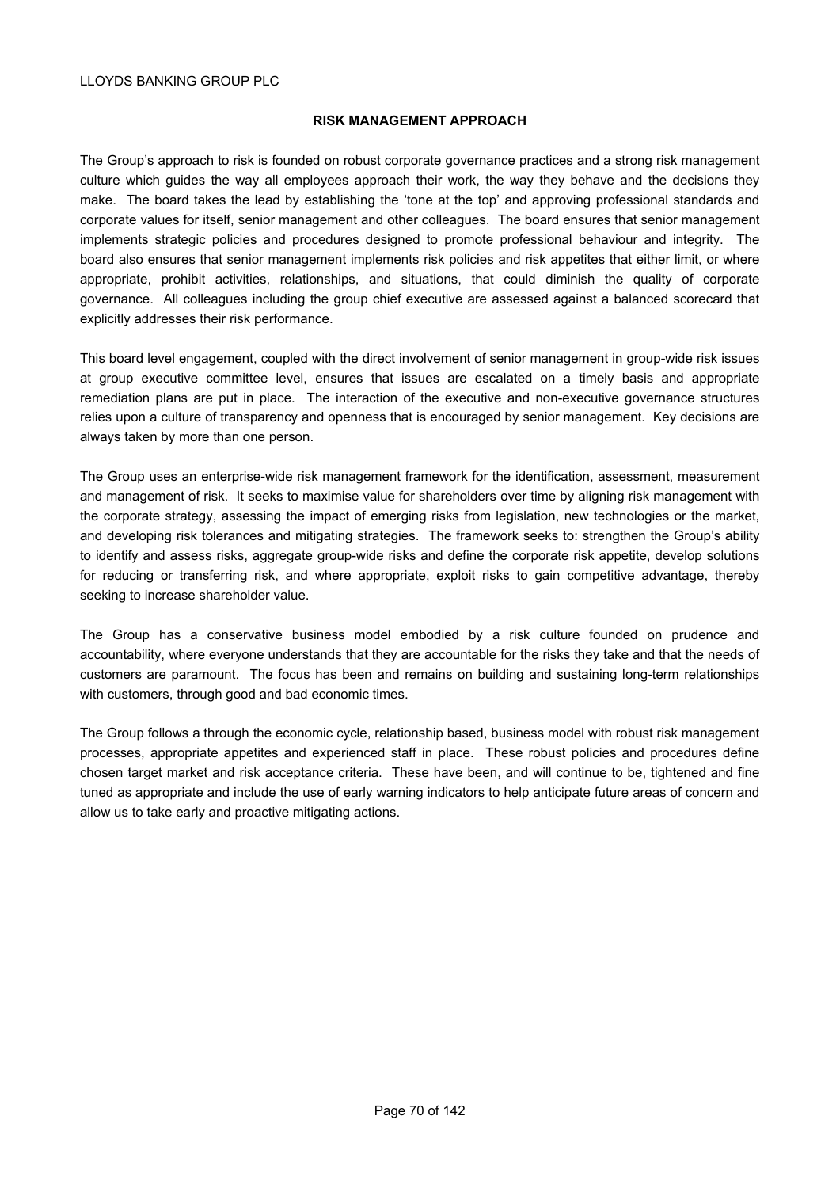## RISK MANAGEMENT APPROACH

The Group's approach to risk is founded on robust corporate governance practices and a strong risk management culture which guides the way all employees approach their work, the way they behave and the decisions they make. The board takes the lead by establishing the 'tone at the top' and approving professional standards and corporate values for itself, senior management and other colleagues. The board ensures that senior management implements strategic policies and procedures designed to promote professional behaviour and integrity. The board also ensures that senior management implements risk policies and risk appetites that either limit, or where appropriate, prohibit activities, relationships, and situations, that could diminish the quality of corporate governance. All colleagues including the group chief executive are assessed against a balanced scorecard that explicitly addresses their risk performance.

This board level engagement, coupled with the direct involvement of senior management in group-wide risk issues at group executive committee level, ensures that issues are escalated on a timely basis and appropriate remediation plans are put in place. The interaction of the executive and non-executive governance structures relies upon a culture of transparency and openness that is encouraged by senior management. Key decisions are always taken by more than one person.

The Group uses an enterprise-wide risk management framework for the identification, assessment, measurement and management of risk. It seeks to maximise value for shareholders over time by aligning risk management with the corporate strategy, assessing the impact of emerging risks from legislation, new technologies or the market, and developing risk tolerances and mitigating strategies. The framework seeks to: strengthen the Group's ability to identify and assess risks, aggregate group-wide risks and define the corporate risk appetite, develop solutions for reducing or transferring risk, and where appropriate, exploit risks to gain competitive advantage, thereby seeking to increase shareholder value.

The Group has a conservative business model embodied by a risk culture founded on prudence and accountability, where everyone understands that they are accountable for the risks they take and that the needs of customers are paramount. The focus has been and remains on building and sustaining long-term relationships with customers, through good and bad economic times.

The Group follows a through the economic cycle, relationship based, business model with robust risk management processes, appropriate appetites and experienced staff in place. These robust policies and procedures define chosen target market and risk acceptance criteria. These have been, and will continue to be, tightened and fine tuned as appropriate and include the use of early warning indicators to help anticipate future areas of concern and allow us to take early and proactive mitigating actions.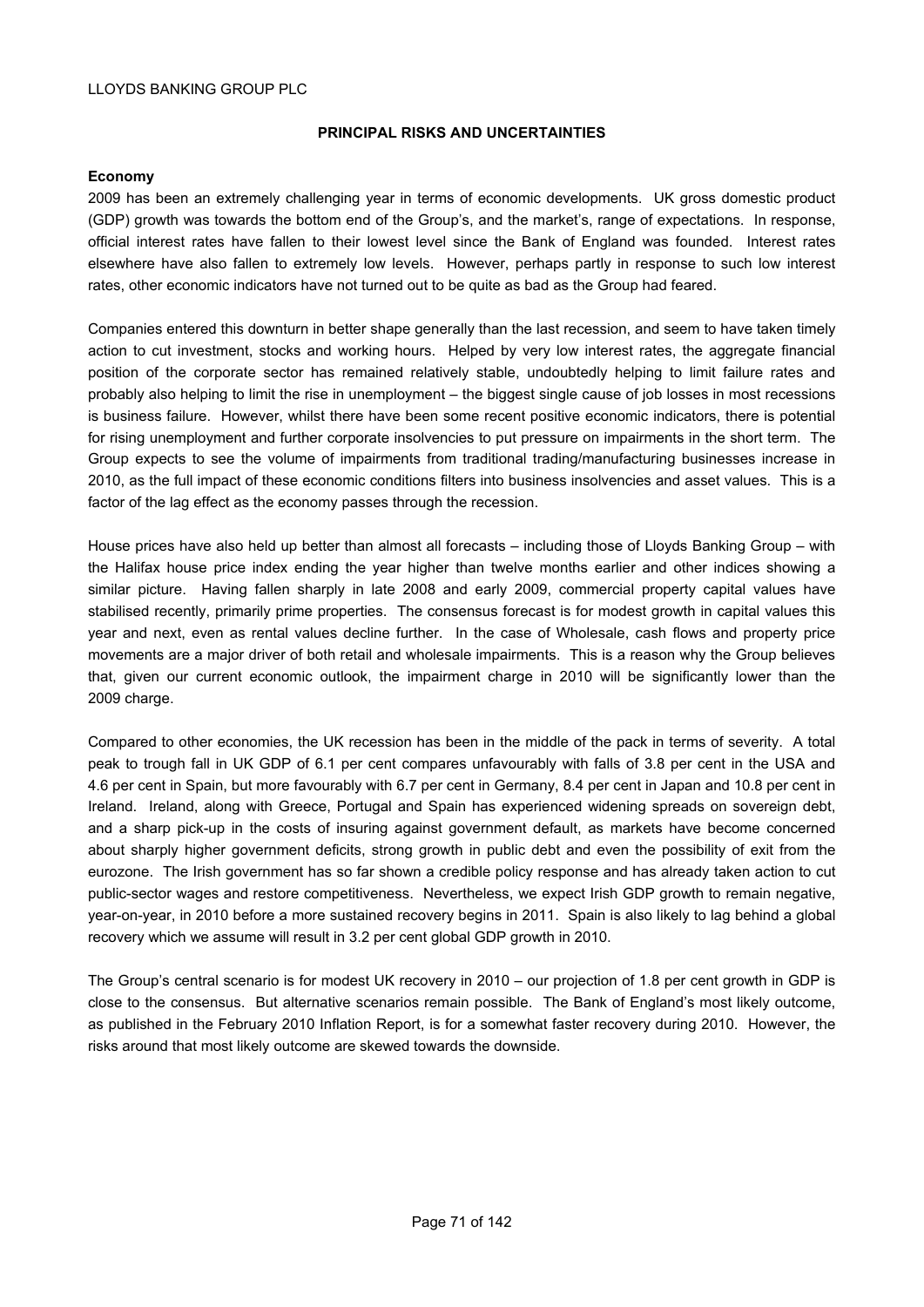## PRINCIPAL RISKS AND UNCERTAINTIES

### Economy

2009 has been an extremely challenging year in terms of economic developments. UK gross domestic product (GDP) growth was towards the bottom end of the Group's, and the market's, range of expectations. In response, official interest rates have fallen to their lowest level since the Bank of England was founded. Interest rates elsewhere have also fallen to extremely low levels. However, perhaps partly in response to such low interest rates, other economic indicators have not turned out to be quite as bad as the Group had feared.

Companies entered this downturn in better shape generally than the last recession, and seem to have taken timely action to cut investment, stocks and working hours. Helped by very low interest rates, the aggregate financial position of the corporate sector has remained relatively stable, undoubtedly helping to limit failure rates and probably also helping to limit the rise in unemployment – the biggest single cause of job losses in most recessions is business failure. However, whilst there have been some recent positive economic indicators, there is potential for rising unemployment and further corporate insolvencies to put pressure on impairments in the short term. The Group expects to see the volume of impairments from traditional trading/manufacturing businesses increase in 2010, as the full impact of these economic conditions filters into business insolvencies and asset values. This is a factor of the lag effect as the economy passes through the recession.

House prices have also held up better than almost all forecasts – including those of Lloyds Banking Group – with the Halifax house price index ending the year higher than twelve months earlier and other indices showing a similar picture. Having fallen sharply in late 2008 and early 2009, commercial property capital values have stabilised recently, primarily prime properties. The consensus forecast is for modest growth in capital values this year and next, even as rental values decline further. In the case of Wholesale, cash flows and property price movements are a major driver of both retail and wholesale impairments. This is a reason why the Group believes that, given our current economic outlook, the impairment charge in 2010 will be significantly lower than the 2009 charge.

Compared to other economies, the UK recession has been in the middle of the pack in terms of severity. A total peak to trough fall in UK GDP of 6.1 per cent compares unfavourably with falls of 3.8 per cent in the USA and 4.6 per cent in Spain, but more favourably with 6.7 per cent in Germany, 8.4 per cent in Japan and 10.8 per cent in Ireland. Ireland, along with Greece, Portugal and Spain has experienced widening spreads on sovereign debt, and a sharp pick-up in the costs of insuring against government default, as markets have become concerned about sharply higher government deficits, strong growth in public debt and even the possibility of exit from the eurozone. The Irish government has so far shown a credible policy response and has already taken action to cut public-sector wages and restore competitiveness. Nevertheless, we expect Irish GDP growth to remain negative, year-on-year, in 2010 before a more sustained recovery begins in 2011. Spain is also likely to lag behind a global recovery which we assume will result in 3.2 per cent global GDP growth in 2010.

The Group's central scenario is for modest UK recovery in 2010 – our projection of 1.8 per cent growth in GDP is close to the consensus. But alternative scenarios remain possible. The Bank of England's most likely outcome, as published in the February 2010 Inflation Report, is for a somewhat faster recovery during 2010. However, the risks around that most likely outcome are skewed towards the downside.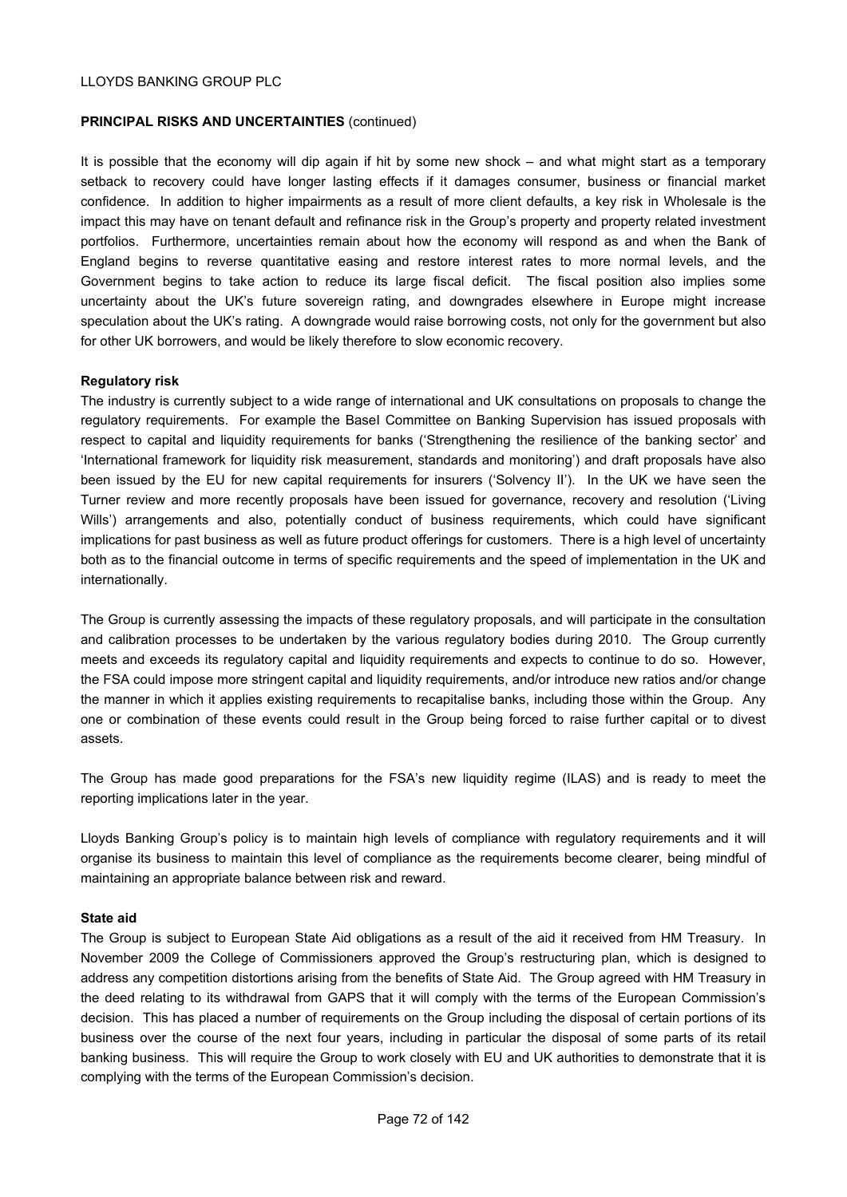**PRINCIPAL RISKS AND UNCERTAINTIES** (continued)

It is possible that the economy will dip again if hit by some new shock – and what might start as a temporary setback to recovery could have longer lasting effects if it damages consumer, business or financial market confidence. In addition to higher impairments as a result of more client defaults, a key risk in Wholesale is the impact this may have on tenant default and refinance risk in the Group's property and property related investment portfolios. Furthermore, uncertainties remain about how the economy will respond as and when the Bank of England begins to reverse quantitative easing and restore interest rates to more normal levels, and the Government begins to take action to reduce its large fiscal deficit. The fiscal position also implies some uncertainty about the UK's future sovereign rating, and downgrades elsewhere in Europe might increase speculation about the UK's rating. A downgrade would raise borrowing costs, not only for the government but also for other UK borrowers, and would be likely therefore to slow economic recovery.

**Regulatory risk**

The industry is currently subject to a wide range of international and UK consultations on proposals to change the regulatory requirements. For example the Basel Committee on Banking Supervision has issued proposals with respect to capital and liquidity requirements for banks ('Strengthening the resilience of the banking sector' and 'International framework for liquidity risk measurement, standards and monitoring') and draft proposals have also been issued by the EU for new capital requirements for insurers ('Solvency II'). In the UK we have seen the Turner review and more recently proposals have been issued for governance, recovery and resolution ('Living Wills') arrangements and also, potentially conduct of business requirements, which could have significant implications for past business as well as future product offerings for customers. There is a high level of uncertainty both as to the financial outcome in terms of specific requirements and the speed of implementation in the UK and internationally.

The Group is currently assessing the impacts of these regulatory proposals, and will participate in the consultation and calibration processes to be undertaken by the various regulatory bodies during 2010. The Group currently meets and exceeds its regulatory capital and liquidity requirements and expects to continue to do so. However, the FSA could impose more stringent capital and liquidity requirements, and/or introduce new ratios and/or change the manner in which it applies existing requirements to recapitalise banks, including those within the Group. Any one or combination of these events could result in the Group being forced to raise further capital or to divest assets.

The Group has made good preparations for the FSA's new liquidity regime (ILAS) and is ready to meet the reporting implications later in the year.

Lloyds Banking Group's policy is to maintain high levels of compliance with regulatory requirements and it will organise its business to maintain this level of compliance as the requirements become clearer, being mindful of maintaining an appropriate balance between risk and reward.

**State aid**

The Group is subject to European State Aid obligations as a result of the aid it received from HM Treasury. In November 2009 the College of Commissioners approved the Group's restructuring plan, which is designed to address any competition distortions arising from the benefits of State Aid. The Group agreed with HM Treasury in the deed relating to its withdrawal from GAPS that it will comply with the terms of the European Commission's decision. This has placed a number of requirements on the Group including the disposal of certain portions of its business over the course of the next four years, including in particular the disposal of some parts of its retail banking business. This will require the Group to work closely with EU and UK authorities to demonstrate that it is complying with the terms of the European Commission's decision.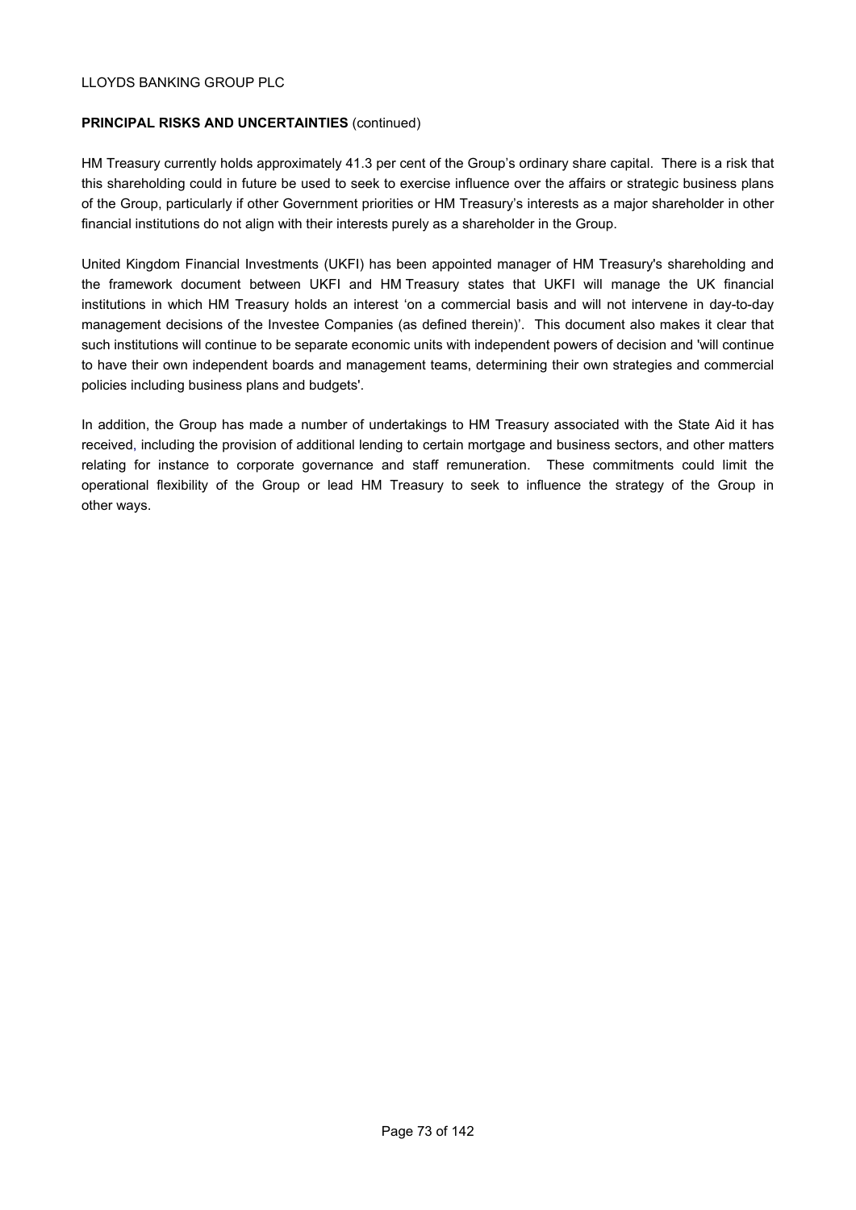**PRINCIPAL RISKS AND UNCERTAINTIES** (continued)

HM Treasury currently holds approximately 41.3 per cent of the Group's ordinary share capital. There is a risk that this shareholding could in future be used to seek to exercise influence over the affairs or strategic business plans of the Group, particularly if other Government priorities or HM Treasury's interests as a major shareholder in other financial institutions do not align with their interests purely as a shareholder in the Group.

United Kingdom Financial Investments (UKFI) has been appointed manager of HM Treasury's shareholding and the framework document between UKFI and HM Treasury states that UKFI will manage the UK financial institutions in which HM Treasury holds an interest 'on a commercial basis and will not intervene in day-to-day management decisions of the Investee Companies (as defined therein)'. This document also makes it clear that such institutions will continue to be separate economic units with independent powers of decision and 'will continue to have their own independent boards and management teams, determining their own strategies and commercial policies including business plans and budgets'.

In addition, the Group has made a number of undertakings to HM Treasury associated with the State Aid it has received, including the provision of additional lending to certain mortgage and business sectors, and other matters relating for instance to corporate governance and staff remuneration. These commitments could limit the operational flexibility of the Group or lead HM Treasury to seek to influence the strategy of the Group in other ways.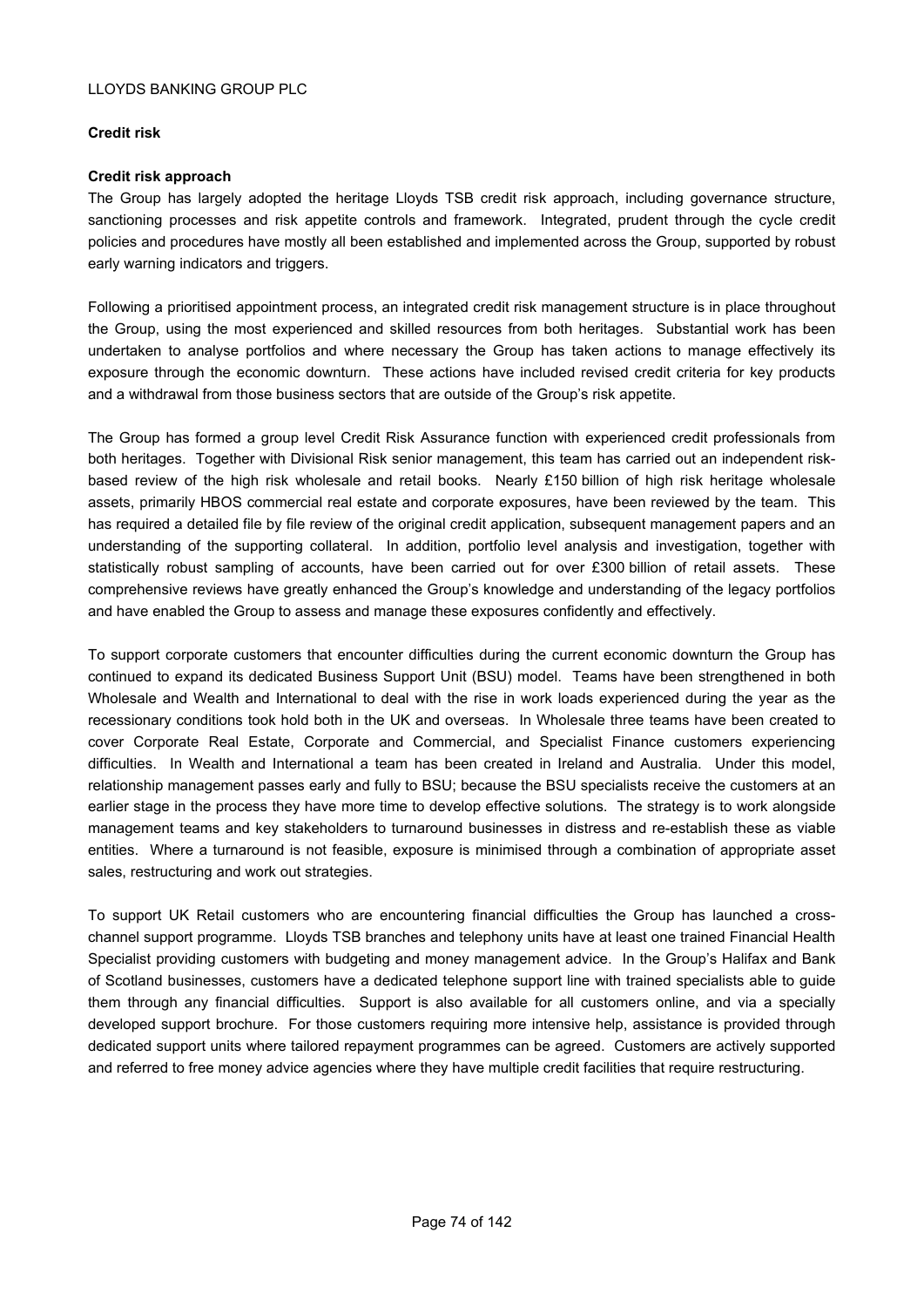## Credit risk

### Credit risk approach

The Group has largely adopted the heritage Lloyds TSB credit risk approach, including governance structure, sanctioning processes and risk appetite controls and framework. Integrated, prudent through the cycle credit policies and procedures have mostly all been established and implemented across the Group, supported by robust early warning indicators and triggers.

Following a prioritised appointment process, an integrated credit risk management structure is in place throughout the Group, using the most experienced and skilled resources from both heritages. Substantial work has been undertaken to analyse portfolios and where necessary the Group has taken actions to manage effectively its exposure through the economic downturn. These actions have included revised credit criteria for key products and a withdrawal from those business sectors that are outside of the Group's risk appetite.

The Group has formed a group level Credit Risk Assurance function with experienced credit professionals from both heritages. Together with Divisional Risk senior management, this team has carried out an independent risk-based review of the high risk wholesale and retail books. Nearly £150 billion of high risk heritage wholesale assets, primarily HBOS commercial real estate and corporate exposures, have been reviewed by the team. This has required a detailed file by file review of the original credit application, subsequent management papers and an understanding of the supporting collateral. In addition, portfolio level analysis and investigation, together with statistically robust sampling of accounts, have been carried out for over £300 billion of retail assets. These comprehensive reviews have greatly enhanced the Group's knowledge and understanding of the legacy portfolios and have enabled the Group to assess and manage these exposures confidently and effectively.

To support corporate customers that encounter difficulties during the current economic downturn the Group has continued to expand its dedicated Business Support Unit (BSU) model. Teams have been strengthened in both Wholesale and Wealth and International to deal with the rise in work loads experienced during the year as the recessionary conditions took hold both in the UK and overseas. In Wholesale three teams have been created to cover Corporate Real Estate, Corporate and Commercial, and Specialist Finance customers experiencing difficulties. In Wealth and International a team has been created in Ireland and Australia. Under this model, relationship management passes early and fully to BSU; because the BSU specialists receive the customers at an earlier stage in the process they have more time to develop effective solutions. The strategy is to work alongside management teams and key stakeholders to turnaround businesses in distress and re-establish these as viable entities. Where a turnaround is not feasible, exposure is minimised through a combination of appropriate asset sales, restructuring and work out strategies.

To support UK Retail customers who are encountering financial difficulties the Group has launched a cross-channel support programme. Lloyds TSB branches and telephony units have at least one trained Financial Health Specialist providing customers with budgeting and money management advice. In the Group's Halifax and Bank of Scotland businesses, customers have a dedicated telephone support line with trained specialists able to guide them through any financial difficulties. Support is also available for all customers online, and via a specially developed support brochure. For those customers requiring more intensive help, assistance is provided through dedicated support units where tailored repayment programmes can be agreed. Customers are actively supported and referred to free money advice agencies where they have multiple credit facilities that require restructuring.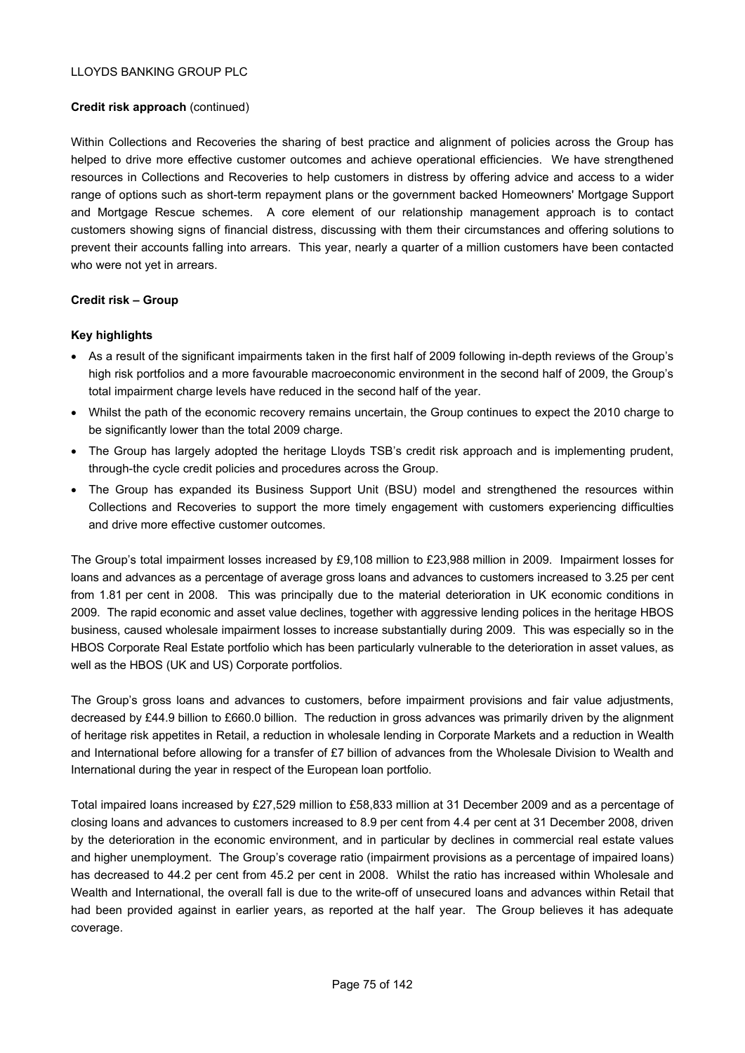**Credit risk approach** (continued)

Within Collections and Recoveries the sharing of best practice and alignment of policies across the Group has helped to drive more effective customer outcomes and achieve operational efficiencies. We have strengthened resources in Collections and Recoveries to help customers in distress by offering advice and access to a wider range of options such as short-term repayment plans or the government backed Homeowners' Mortgage Support and Mortgage Rescue schemes. A core element of our relationship management approach is to contact customers showing signs of financial distress, discussing with them their circumstances and offering solutions to prevent their accounts falling into arrears. This year, nearly a quarter of a million customers have been contacted who were not yet in arrears.

**Credit risk – Group**

**Key highlights**

- As a result of the significant impairments taken in the first half of 2009 following in-depth reviews of the Group's high risk portfolios and a more favourable macroeconomic environment in the second half of 2009, the Group's total impairment charge levels have reduced in the second half of the year.
- Whilst the path of the economic recovery remains uncertain, the Group continues to expect the 2010 charge to be significantly lower than the total 2009 charge.
- The Group has largely adopted the heritage Lloyds TSB's credit risk approach and is implementing prudent, through-the cycle credit policies and procedures across the Group.
- The Group has expanded its Business Support Unit (BSU) model and strengthened the resources within Collections and Recoveries to support the more timely engagement with customers experiencing difficulties and drive more effective customer outcomes.

The Group's total impairment losses increased by £9,108 million to £23,988 million in 2009. Impairment losses for loans and advances as a percentage of average gross loans and advances to customers increased to 3.25 per cent from 1.81 per cent in 2008. This was principally due to the material deterioration in UK economic conditions in 2009. The rapid economic and asset value declines, together with aggressive lending polices in the heritage HBOS business, caused wholesale impairment losses to increase substantially during 2009. This was especially so in the HBOS Corporate Real Estate portfolio which has been particularly vulnerable to the deterioration in asset values, as well as the HBOS (UK and US) Corporate portfolios.

The Group's gross loans and advances to customers, before impairment provisions and fair value adjustments, decreased by £44.9 billion to £660.0 billion. The reduction in gross advances was primarily driven by the alignment of heritage risk appetites in Retail, a reduction in wholesale lending in Corporate Markets and a reduction in Wealth and International before allowing for a transfer of £7 billion of advances from the Wholesale Division to Wealth and International during the year in respect of the European loan portfolio.

Total impaired loans increased by £27,529 million to £58,833 million at 31 December 2009 and as a percentage of closing loans and advances to customers increased to 8.9 per cent from 4.4 per cent at 31 December 2008, driven by the deterioration in the economic environment, and in particular by declines in commercial real estate values and higher unemployment. The Group's coverage ratio (impairment provisions as a percentage of impaired loans) has decreased to 44.2 per cent from 45.2 per cent in 2008. Whilst the ratio has increased within Wholesale and Wealth and International, the overall fall is due to the write-off of unsecured loans and advances within Retail that had been provided against in earlier years, as reported at the half year. The Group believes it has adequate coverage.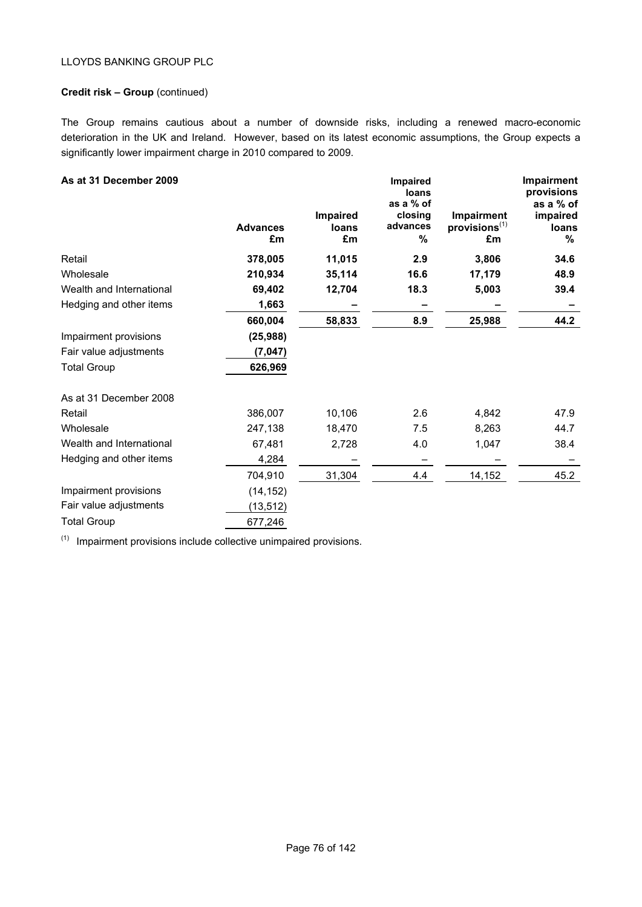**Credit risk – Group** (continued)

The Group remains cautious about a number of downside risks, including a renewed macro-economic deterioration in the UK and Ireland. However, based on its latest economic assumptions, the Group expects a significantly lower impairment charge in 2010 compared to 2009.

| **As at 31 December 2009** | **Advances £m** | **Impaired loans £m** | **Impaired loans as a % of closing advances %** | **Impairment provisions[1] £m** | **Impairment provisions as a % of impaired loans %** |
|---|---|---|---|---|---|
| Retail | **378,005** | **11,015** | **2.9** | **3,806** | **34.6** |
| Wholesale | **210,934** | **35,114** | **16.6** | **17,179** | **48.9** |
| Wealth and International | **69,402** | **12,704** | **18.3** | **5,003** | **39.4** |
| Hedging and other items | **1,663** | **–** | **–** | **–** | **–** |
| | **660,004** | **58,833** | **8.9** | **25,988** | **44.2** |
| Impairment provisions | **(25,988)** | | | | |
| Fair value adjustments | **(7,047)** | | | | |
| Total Group | **626,969** | | | | |
| As at 31 December 2008 | | | | | |
| Retail | 386,007 | 10,106 | 2.6 | 4,842 | 47.9 |
| Wholesale | 247,138 | 18,470 | 7.5 | 8,263 | 44.7 |
| Wealth and International | 67,481 | 2,728 | 4.0 | 1,047 | 38.4 |
| Hedging and other items | 4,284 | – | – | – | – |
| | 704,910 | 31,304 | 4.4 | 14,152 | 45.2 |
| Impairment provisions | (14,152) | | | | |
| Fair value adjustments | (13,512) | | | | |
| Total Group | 677,246 | | | | |

[1] Impairment provisions include collective unimpaired provisions.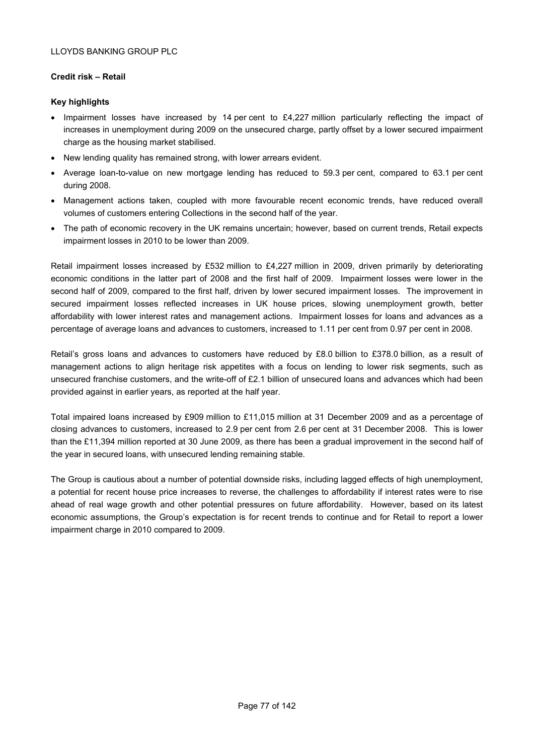## Credit risk – Retail

### Key highlights

- Impairment losses have increased by 14 per cent to £4,227 million particularly reflecting the impact of increases in unemployment during 2009 on the unsecured charge, partly offset by a lower secured impairment charge as the housing market stabilised.
- New lending quality has remained strong, with lower arrears evident.
- Average loan-to-value on new mortgage lending has reduced to 59.3 per cent, compared to 63.1 per cent during 2008.
- Management actions taken, coupled with more favourable recent economic trends, have reduced overall volumes of customers entering Collections in the second half of the year.
- The path of economic recovery in the UK remains uncertain; however, based on current trends, Retail expects impairment losses in 2010 to be lower than 2009.

Retail impairment losses increased by £532 million to £4,227 million in 2009, driven primarily by deteriorating economic conditions in the latter part of 2008 and the first half of 2009. Impairment losses were lower in the second half of 2009, compared to the first half, driven by lower secured impairment losses. The improvement in secured impairment losses reflected increases in UK house prices, slowing unemployment growth, better affordability with lower interest rates and management actions. Impairment losses for loans and advances as a percentage of average loans and advances to customers, increased to 1.11 per cent from 0.97 per cent in 2008.

Retail's gross loans and advances to customers have reduced by £8.0 billion to £378.0 billion, as a result of management actions to align heritage risk appetites with a focus on lending to lower risk segments, such as unsecured franchise customers, and the write-off of £2.1 billion of unsecured loans and advances which had been provided against in earlier years, as reported at the half year.

Total impaired loans increased by £909 million to £11,015 million at 31 December 2009 and as a percentage of closing advances to customers, increased to 2.9 per cent from 2.6 per cent at 31 December 2008. This is lower than the £11,394 million reported at 30 June 2009, as there has been a gradual improvement in the second half of the year in secured loans, with unsecured lending remaining stable.

The Group is cautious about a number of potential downside risks, including lagged effects of high unemployment, a potential for recent house price increases to reverse, the challenges to affordability if interest rates were to rise ahead of real wage growth and other potential pressures on future affordability. However, based on its latest economic assumptions, the Group's expectation is for recent trends to continue and for Retail to report a lower impairment charge in 2010 compared to 2009.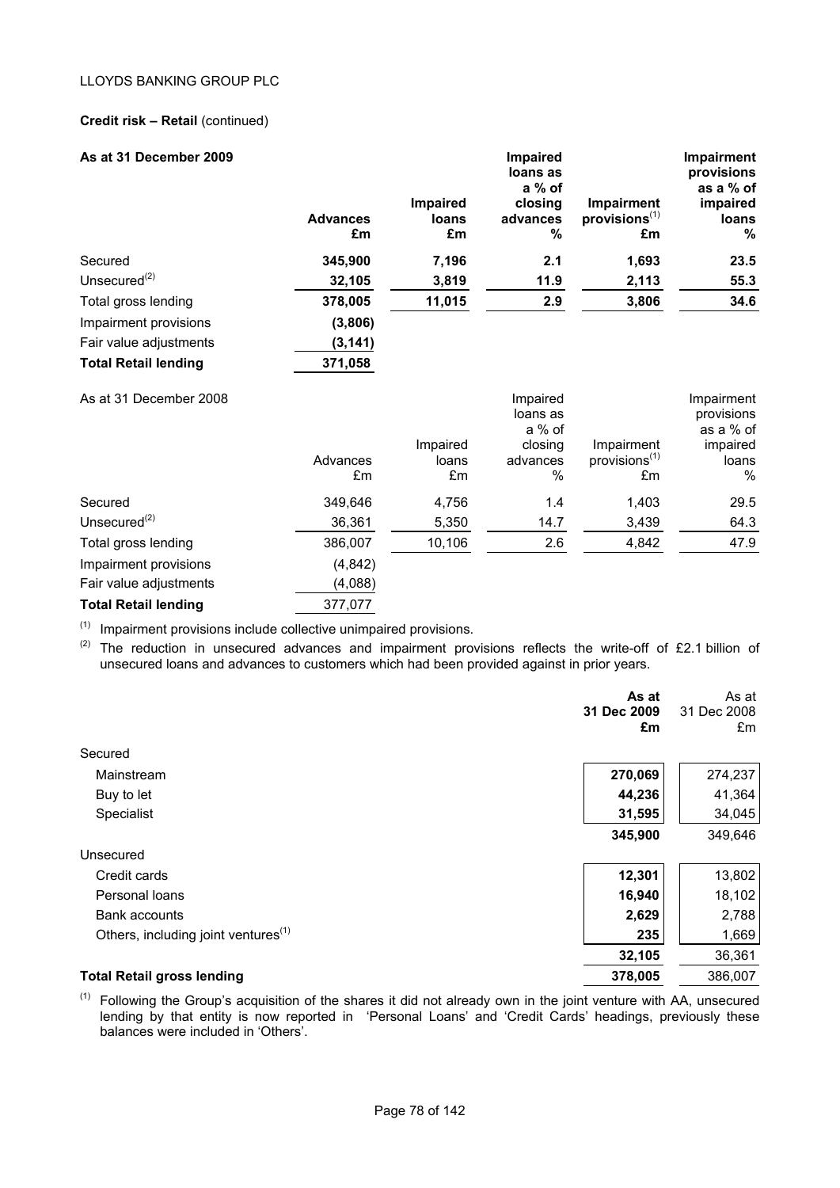LLOYDS BANKING GROUP PLC

**Credit risk – Retail** (continued)

| **As at 31 December 2009** | **Advances £m** | **Impaired loans £m** | **Impaired loans as a % of closing advances %** | **Impairment provisions[(1)] £m** | **Impairment provisions as a % of impaired loans %** |
|---|---|---|---|---|---|
| Secured | **345,900** | **7,196** | **2.1** | **1,693** | **23.5** |
| Unsecured[(2)] | **32,105** | **3,819** | **11.9** | **2,113** | **55.3** |
| Total gross lending | **378,005** | **11,015** | **2.9** | **3,806** | **34.6** |
| Impairment provisions | **(3,806)** | | | | |
| Fair value adjustments | **(3,141)** | | | | |
| **Total Retail lending** | **371,058** | | | | |

| As at 31 December 2008 | Advances £m | Impaired loans £m | Impaired loans as a % of closing advances % | Impairment provisions[(1)] £m | Impairment provisions as a % of impaired loans % |
|---|---|---|---|---|---|
| Secured | 349,646 | 4,756 | 1.4 | 1,403 | 29.5 |
| Unsecured[(2)] | 36,361 | 5,350 | 14.7 | 3,439 | 64.3 |
| Total gross lending | 386,007 | 10,106 | 2.6 | 4,842 | 47.9 |
| Impairment provisions | (4,842) | | | | |
| Fair value adjustments | (4,088) | | | | |
| **Total Retail lending** | 377,077 | | | | |

(1) Impairment provisions include collective unimpaired provisions.

(2) The reduction in unsecured advances and impairment provisions reflects the write-off of £2.1 billion of unsecured loans and advances to customers which had been provided against in prior years.

| | **As at 31 Dec 2009 £m** | As at 31 Dec 2008 £m |
|---|---|---|
| Secured | | |
| Mainstream | **270,069** | 274,237 |
| Buy to let | **44,236** | 41,364 |
| Specialist | **31,595** | 34,045 |
| | **345,900** | 349,646 |
| Unsecured | | |
| Credit cards | **12,301** | 13,802 |
| Personal loans | **16,940** | 18,102 |
| Bank accounts | **2,629** | 2,788 |
| Others, including joint ventures[(1)] | **235** | 1,669 |
| | **32,105** | 36,361 |
| **Total Retail gross lending** | **378,005** | 386,007 |

(1) Following the Group's acquisition of the shares it did not already own in the joint venture with AA, unsecured lending by that entity is now reported in 'Personal Loans' and 'Credit Cards' headings, previously these balances were included in 'Others'.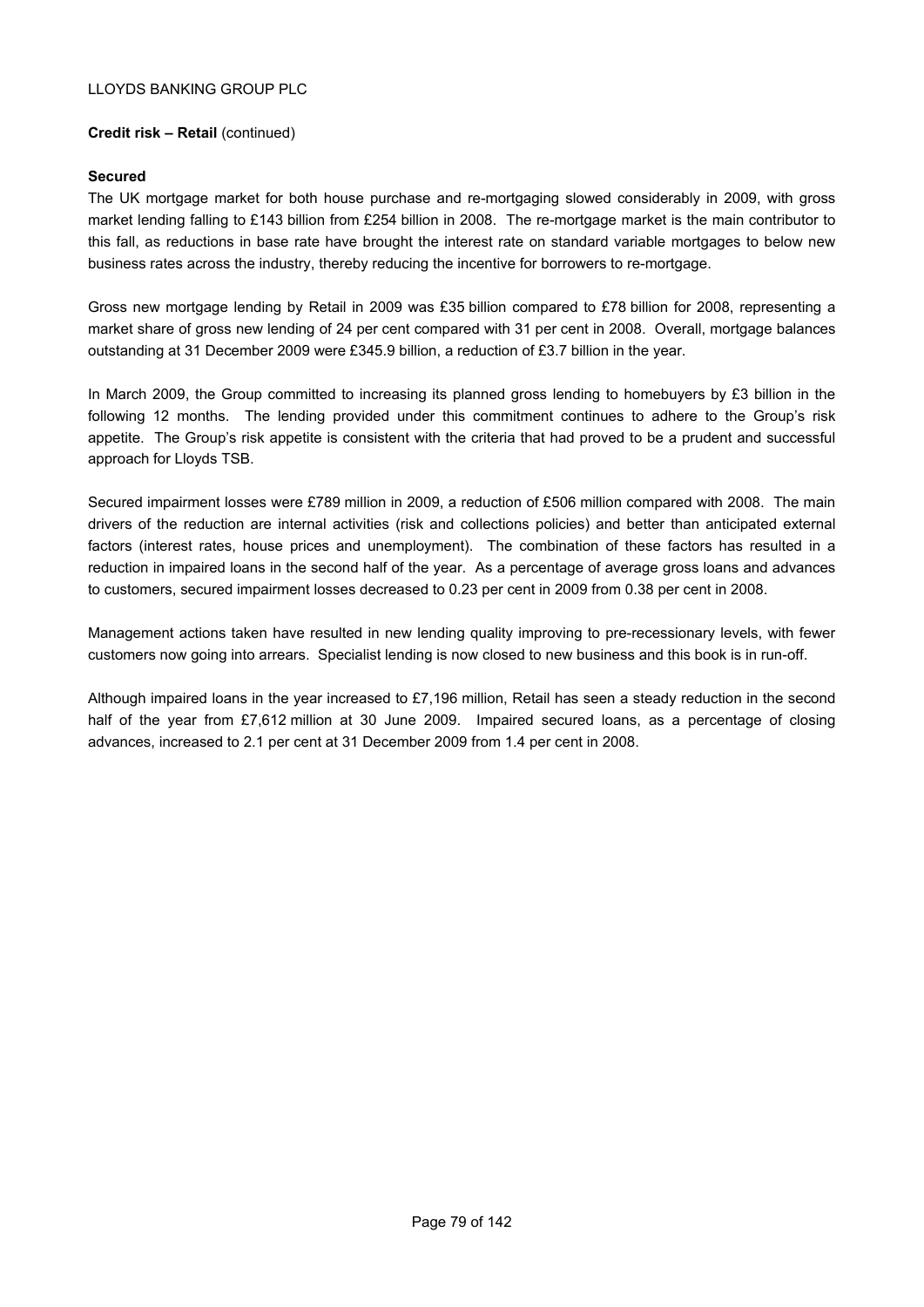**Credit risk – Retail** (continued)

**Secured**

The UK mortgage market for both house purchase and re-mortgaging slowed considerably in 2009, with gross market lending falling to £143 billion from £254 billion in 2008. The re-mortgage market is the main contributor to this fall, as reductions in base rate have brought the interest rate on standard variable mortgages to below new business rates across the industry, thereby reducing the incentive for borrowers to re-mortgage.

Gross new mortgage lending by Retail in 2009 was £35 billion compared to £78 billion for 2008, representing a market share of gross new lending of 24 per cent compared with 31 per cent in 2008. Overall, mortgage balances outstanding at 31 December 2009 were £345.9 billion, a reduction of £3.7 billion in the year.

In March 2009, the Group committed to increasing its planned gross lending to homebuyers by £3 billion in the following 12 months. The lending provided under this commitment continues to adhere to the Group's risk appetite. The Group's risk appetite is consistent with the criteria that had proved to be a prudent and successful approach for Lloyds TSB.

Secured impairment losses were £789 million in 2009, a reduction of £506 million compared with 2008. The main drivers of the reduction are internal activities (risk and collections policies) and better than anticipated external factors (interest rates, house prices and unemployment). The combination of these factors has resulted in a reduction in impaired loans in the second half of the year. As a percentage of average gross loans and advances to customers, secured impairment losses decreased to 0.23 per cent in 2009 from 0.38 per cent in 2008.

Management actions taken have resulted in new lending quality improving to pre-recessionary levels, with fewer customers now going into arrears. Specialist lending is now closed to new business and this book is in run-off.

Although impaired loans in the year increased to £7,196 million, Retail has seen a steady reduction in the second half of the year from £7,612 million at 30 June 2009. Impaired secured loans, as a percentage of closing advances, increased to 2.1 per cent at 31 December 2009 from 1.4 per cent in 2008.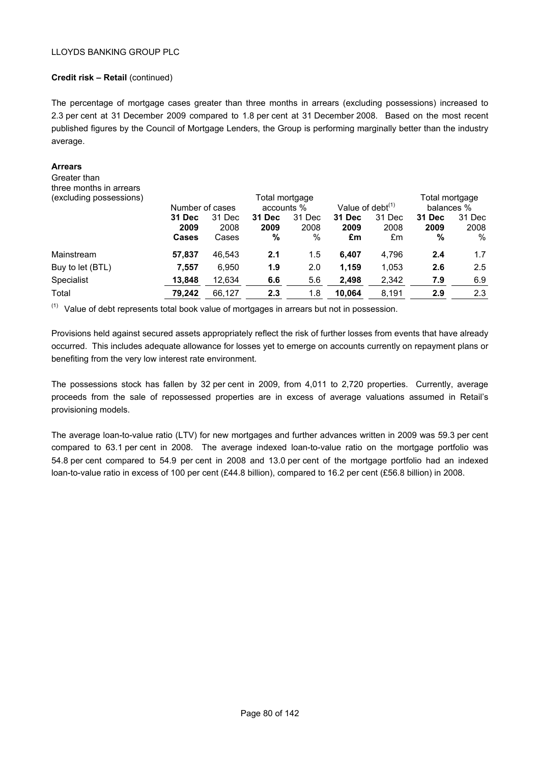**Credit risk – Retail** (continued)

The percentage of mortgage cases greater than three months in arrears (excluding possessions) increased to 2.3 per cent at 31 December 2009 compared to 1.8 per cent at 31 December 2008. Based on the most recent published figures by the Council of Mortgage Lenders, the Group is performing marginally better than the industry average.

**Arrears**

| Greater than three months in arrears (excluding possessions) | Number of cases | | Total mortgage accounts % | | Value of debt[(1)] | | Total mortgage balances % | |
|---|---|---|---|---|---|---|---|---|
| | **31 Dec 2009 Cases** | 31 Dec 2008 Cases | **31 Dec 2009 %** | 31 Dec 2008 % | **31 Dec 2009 £m** | 31 Dec 2008 £m | **31 Dec 2009 %** | 31 Dec 2008 % |
| Mainstream | **57,837** | 46,543 | **2.1** | 1.5 | **6,407** | 4,796 | **2.4** | 1.7 |
| Buy to let (BTL) | **7,557** | 6,950 | **1.9** | 2.0 | **1,159** | 1,053 | **2.6** | 2.5 |
| Specialist | **13,848** | 12,634 | **6.6** | 5.6 | **2,498** | 2,342 | **7.9** | 6.9 |
| Total | **79,242** | 66,127 | **2.3** | 1.8 | **10,064** | 8,191 | **2.9** | 2.3 |

(1) Value of debt represents total book value of mortgages in arrears but not in possession.

Provisions held against secured assets appropriately reflect the risk of further losses from events that have already occurred. This includes adequate allowance for losses yet to emerge on accounts currently on repayment plans or benefiting from the very low interest rate environment.

The possessions stock has fallen by 32 per cent in 2009, from 4,011 to 2,720 properties. Currently, average proceeds from the sale of repossessed properties are in excess of average valuations assumed in Retail's provisioning models.

The average loan-to-value ratio (LTV) for new mortgages and further advances written in 2009 was 59.3 per cent compared to 63.1 per cent in 2008. The average indexed loan-to-value ratio on the mortgage portfolio was 54.8 per cent compared to 54.9 per cent in 2008 and 13.0 per cent of the mortgage portfolio had an indexed loan-to-value ratio in excess of 100 per cent (£44.8 billion), compared to 16.2 per cent (£56.8 billion) in 2008.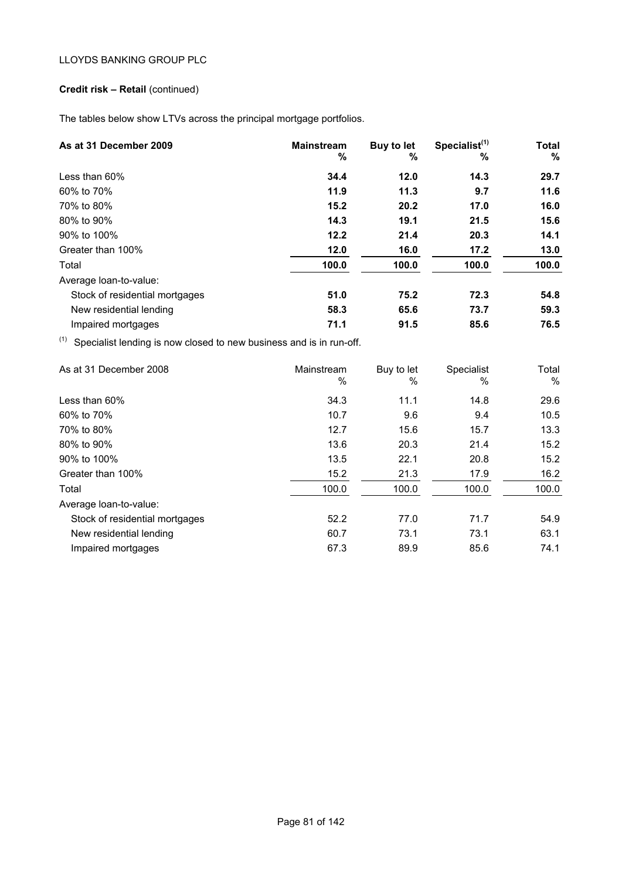**Credit risk – Retail** (continued)

The tables below show LTVs across the principal mortgage portfolios.

| **As at 31 December 2009** | **Mainstream %** | **Buy to let %** | **Specialist[(1)] %** | **Total %** |
|---|---|---|---|---|
| Less than 60% | **34.4** | **12.0** | **14.3** | **29.7** |
| 60% to 70% | **11.9** | **11.3** | **9.7** | **11.6** |
| 70% to 80% | **15.2** | **20.2** | **17.0** | **16.0** |
| 80% to 90% | **14.3** | **19.1** | **21.5** | **15.6** |
| 90% to 100% | **12.2** | **21.4** | **20.3** | **14.1** |
| Greater than 100% | **12.0** | **16.0** | **17.2** | **13.0** |
| Total | **100.0** | **100.0** | **100.0** | **100.0** |
| Average loan-to-value: | | | | |
| Stock of residential mortgages | **51.0** | **75.2** | **72.3** | **54.8** |
| New residential lending | **58.3** | **65.6** | **73.7** | **59.3** |
| Impaired mortgages | **71.1** | **91.5** | **85.6** | **76.5** |

[(1)] Specialist lending is now closed to new business and is in run-off.

| As at 31 December 2008 | Mainstream % | Buy to let % | Specialist % | Total % |
|---|---|---|---|---|
| Less than 60% | 34.3 | 11.1 | 14.8 | 29.6 |
| 60% to 70% | 10.7 | 9.6 | 9.4 | 10.5 |
| 70% to 80% | 12.7 | 15.6 | 15.7 | 13.3 |
| 80% to 90% | 13.6 | 20.3 | 21.4 | 15.2 |
| 90% to 100% | 13.5 | 22.1 | 20.8 | 15.2 |
| Greater than 100% | 15.2 | 21.3 | 17.9 | 16.2 |
| Total | 100.0 | 100.0 | 100.0 | 100.0 |
| Average loan-to-value: | | | | |
| Stock of residential mortgages | 52.2 | 77.0 | 71.7 | 54.9 |
| New residential lending | 60.7 | 73.1 | 73.1 | 63.1 |
| Impaired mortgages | 67.3 | 89.9 | 85.6 | 74.1 |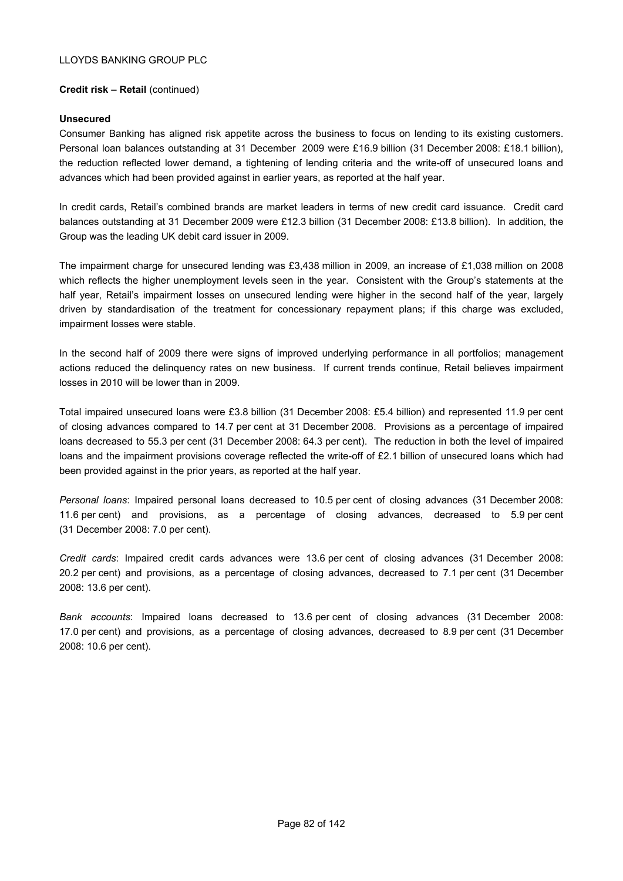**Credit risk – Retail** (continued)

**Unsecured**

Consumer Banking has aligned risk appetite across the business to focus on lending to its existing customers. Personal loan balances outstanding at 31 December 2009 were £16.9 billion (31 December 2008: £18.1 billion), the reduction reflected lower demand, a tightening of lending criteria and the write-off of unsecured loans and advances which had been provided against in earlier years, as reported at the half year.

In credit cards, Retail's combined brands are market leaders in terms of new credit card issuance. Credit card balances outstanding at 31 December 2009 were £12.3 billion (31 December 2008: £13.8 billion). In addition, the Group was the leading UK debit card issuer in 2009.

The impairment charge for unsecured lending was £3,438 million in 2009, an increase of £1,038 million on 2008 which reflects the higher unemployment levels seen in the year. Consistent with the Group's statements at the half year, Retail's impairment losses on unsecured lending were higher in the second half of the year, largely driven by standardisation of the treatment for concessionary repayment plans; if this charge was excluded, impairment losses were stable.

In the second half of 2009 there were signs of improved underlying performance in all portfolios; management actions reduced the delinquency rates on new business. If current trends continue, Retail believes impairment losses in 2010 will be lower than in 2009.

Total impaired unsecured loans were £3.8 billion (31 December 2008: £5.4 billion) and represented 11.9 per cent of closing advances compared to 14.7 per cent at 31 December 2008. Provisions as a percentage of impaired loans decreased to 55.3 per cent (31 December 2008: 64.3 per cent). The reduction in both the level of impaired loans and the impairment provisions coverage reflected the write-off of £2.1 billion of unsecured loans which had been provided against in the prior years, as reported at the half year.

*Personal loans*: Impaired personal loans decreased to 10.5 per cent of closing advances (31 December 2008: 11.6 per cent) and provisions, as a percentage of closing advances, decreased to 5.9 per cent (31 December 2008: 7.0 per cent).

*Credit cards*: Impaired credit cards advances were 13.6 per cent of closing advances (31 December 2008: 20.2 per cent) and provisions, as a percentage of closing advances, decreased to 7.1 per cent (31 December 2008: 13.6 per cent).

*Bank accounts*: Impaired loans decreased to 13.6 per cent of closing advances (31 December 2008: 17.0 per cent) and provisions, as a percentage of closing advances, decreased to 8.9 per cent (31 December 2008: 10.6 per cent).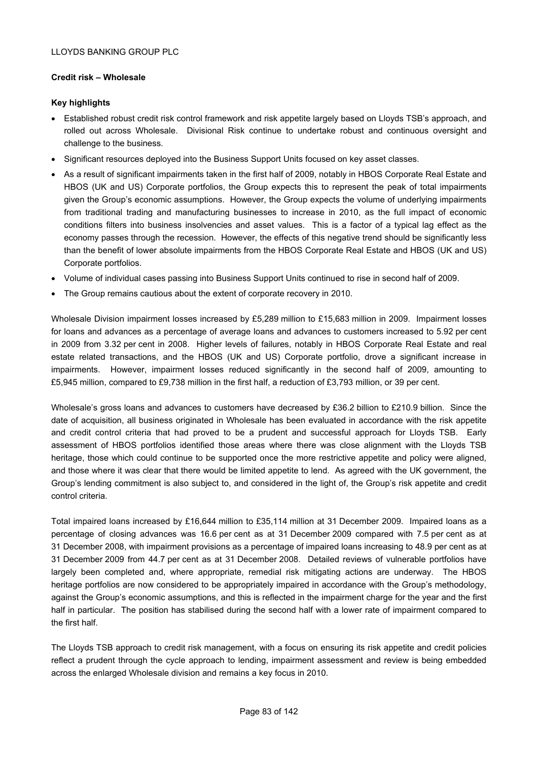## Credit risk – Wholesale

### Key highlights

- Established robust credit risk control framework and risk appetite largely based on Lloyds TSB's approach, and rolled out across Wholesale. Divisional Risk continue to undertake robust and continuous oversight and challenge to the business.
- Significant resources deployed into the Business Support Units focused on key asset classes.
- As a result of significant impairments taken in the first half of 2009, notably in HBOS Corporate Real Estate and HBOS (UK and US) Corporate portfolios, the Group expects this to represent the peak of total impairments given the Group's economic assumptions. However, the Group expects the volume of underlying impairments from traditional trading and manufacturing businesses to increase in 2010, as the full impact of economic conditions filters into business insolvencies and asset values. This is a factor of a typical lag effect as the economy passes through the recession. However, the effects of this negative trend should be significantly less than the benefit of lower absolute impairments from the HBOS Corporate Real Estate and HBOS (UK and US) Corporate portfolios.
- Volume of individual cases passing into Business Support Units continued to rise in second half of 2009.
- The Group remains cautious about the extent of corporate recovery in 2010.

Wholesale Division impairment losses increased by £5,289 million to £15,683 million in 2009. Impairment losses for loans and advances as a percentage of average loans and advances to customers increased to 5.92 per cent in 2009 from 3.32 per cent in 2008. Higher levels of failures, notably in HBOS Corporate Real Estate and real estate related transactions, and the HBOS (UK and US) Corporate portfolio, drove a significant increase in impairments. However, impairment losses reduced significantly in the second half of 2009, amounting to £5,945 million, compared to £9,738 million in the first half, a reduction of £3,793 million, or 39 per cent.

Wholesale's gross loans and advances to customers have decreased by £36.2 billion to £210.9 billion. Since the date of acquisition, all business originated in Wholesale has been evaluated in accordance with the risk appetite and credit control criteria that had proved to be a prudent and successful approach for Lloyds TSB. Early assessment of HBOS portfolios identified those areas where there was close alignment with the Lloyds TSB heritage, those which could continue to be supported once the more restrictive appetite and policy were aligned, and those where it was clear that there would be limited appetite to lend. As agreed with the UK government, the Group's lending commitment is also subject to, and considered in the light of, the Group's risk appetite and credit control criteria.

Total impaired loans increased by £16,644 million to £35,114 million at 31 December 2009. Impaired loans as a percentage of closing advances was 16.6 per cent as at 31 December 2009 compared with 7.5 per cent as at 31 December 2008, with impairment provisions as a percentage of impaired loans increasing to 48.9 per cent as at 31 December 2009 from 44.7 per cent as at 31 December 2008. Detailed reviews of vulnerable portfolios have largely been completed and, where appropriate, remedial risk mitigating actions are underway. The HBOS heritage portfolios are now considered to be appropriately impaired in accordance with the Group's methodology, against the Group's economic assumptions, and this is reflected in the impairment charge for the year and the first half in particular. The position has stabilised during the second half with a lower rate of impairment compared to the first half.

The Lloyds TSB approach to credit risk management, with a focus on ensuring its risk appetite and credit policies reflect a prudent through the cycle approach to lending, impairment assessment and review is being embedded across the enlarged Wholesale division and remains a key focus in 2010.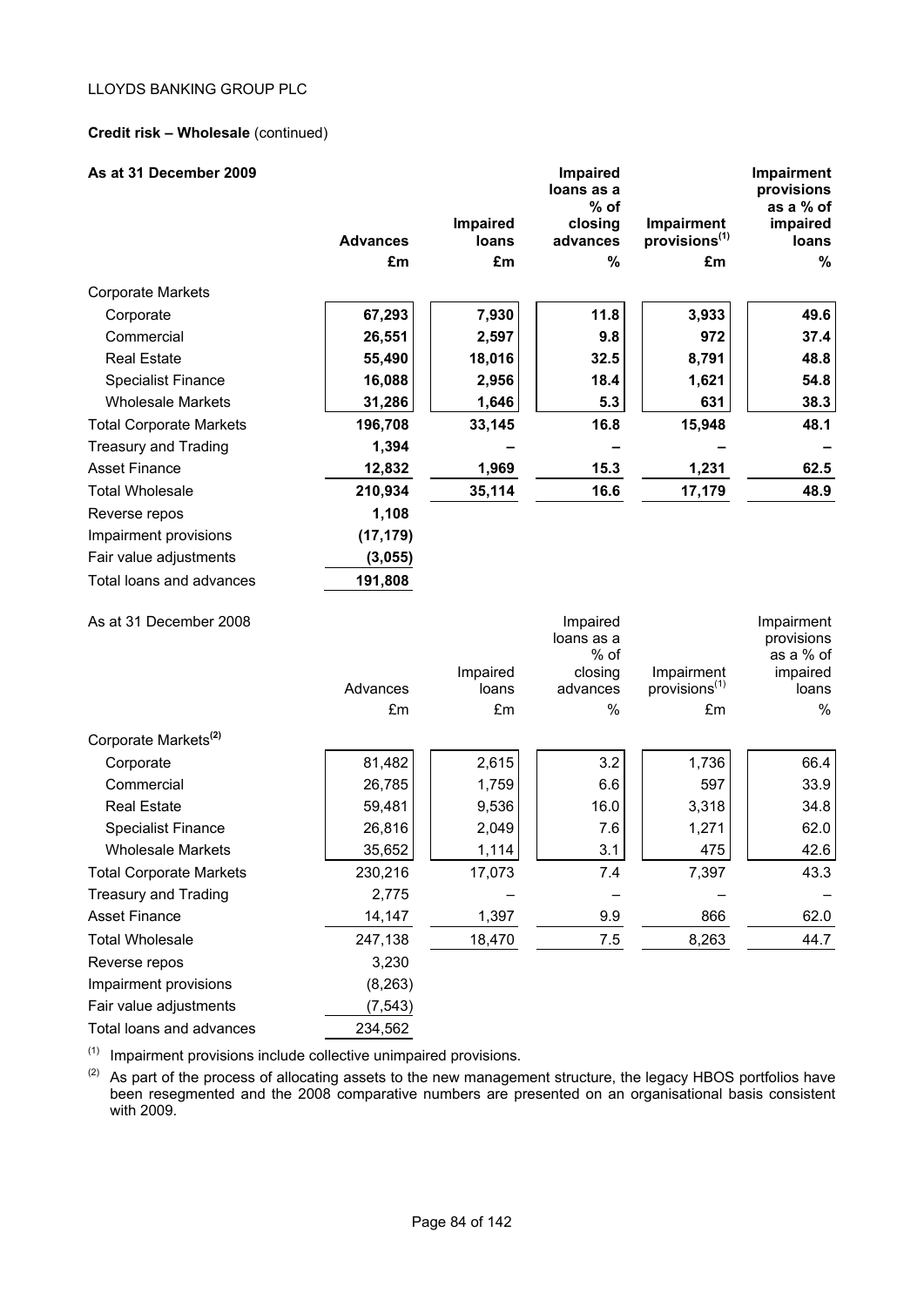LLOYDS BANKING GROUP PLC

**Credit risk – Wholesale** (continued)

**As at 31 December 2009**

| | **Advances** | **Impaired loans** | **Impaired loans as a % of closing advances** | **Impairment provisions[(1)]** | **Impairment provisions as a % of impaired loans** |
|---|---|---|---|---|---|
| | **£m** | **£m** | **%** | **£m** | **%** |
| Corporate Markets | | | | | |
| Corporate | **67,293** | **7,930** | **11.8** | **3,933** | **49.6** |
| Commercial | **26,551** | **2,597** | **9.8** | **972** | **37.4** |
| Real Estate | **55,490** | **18,016** | **32.5** | **8,791** | **48.8** |
| Specialist Finance | **16,088** | **2,956** | **18.4** | **1,621** | **54.8** |
| Wholesale Markets | **31,286** | **1,646** | **5.3** | **631** | **38.3** |
| Total Corporate Markets | **196,708** | **33,145** | **16.8** | **15,948** | **48.1** |
| Treasury and Trading | **1,394** | **–** | **–** | **–** | **–** |
| Asset Finance | **12,832** | **1,969** | **15.3** | **1,231** | **62.5** |
| Total Wholesale | **210,934** | **35,114** | **16.6** | **17,179** | **48.9** |
| Reverse repos | **1,108** | | | | |
| Impairment provisions | **(17,179)** | | | | |
| Fair value adjustments | **(3,055)** | | | | |
| Total loans and advances | **191,808** | | | | |

As at 31 December 2008

| | Advances | Impaired loans | Impaired loans as a % of closing advances | Impairment provisions[(1)] | Impairment provisions as a % of impaired loans |
|---|---|---|---|---|---|
| | £m | £m | % | £m | % |
| Corporate Markets[(2)] | | | | | |
| Corporate | 81,482 | 2,615 | 3.2 | 1,736 | 66.4 |
| Commercial | 26,785 | 1,759 | 6.6 | 597 | 33.9 |
| Real Estate | 59,481 | 9,536 | 16.0 | 3,318 | 34.8 |
| Specialist Finance | 26,816 | 2,049 | 7.6 | 1,271 | 62.0 |
| Wholesale Markets | 35,652 | 1,114 | 3.1 | 475 | 42.6 |
| Total Corporate Markets | 230,216 | 17,073 | 7.4 | 7,397 | 43.3 |
| Treasury and Trading | 2,775 | – | – | – | – |
| Asset Finance | 14,147 | 1,397 | 9.9 | 866 | 62.0 |
| Total Wholesale | 247,138 | 18,470 | 7.5 | 8,263 | 44.7 |
| Reverse repos | 3,230 | | | | |
| Impairment provisions | (8,263) | | | | |
| Fair value adjustments | (7,543) | | | | |
| Total loans and advances | 234,562 | | | | |

(1) Impairment provisions include collective unimpaired provisions.

(2) As part of the process of allocating assets to the new management structure, the legacy HBOS portfolios have been resegmented and the 2008 comparative numbers are presented on an organisational basis consistent with 2009.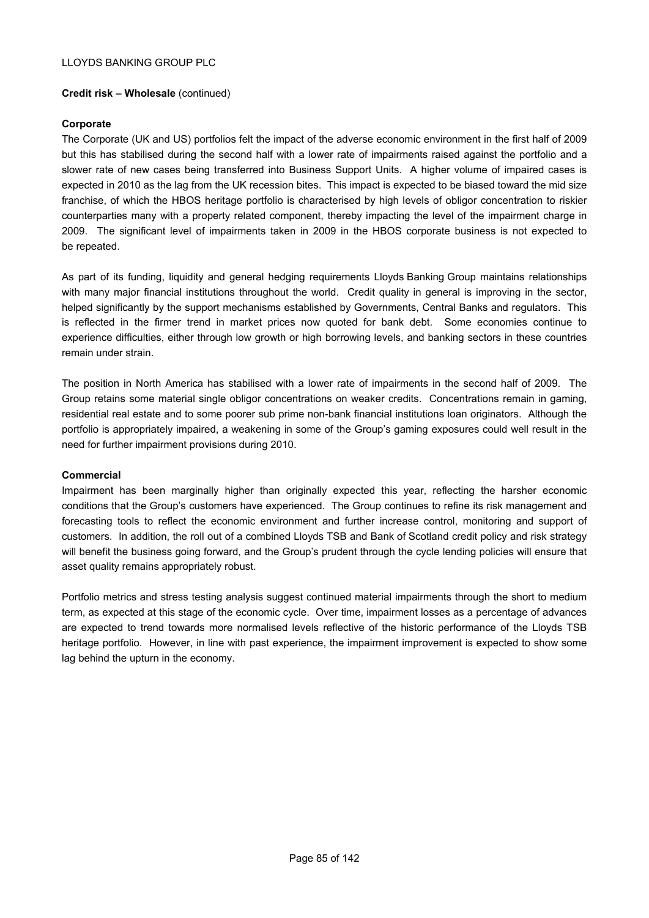**Credit risk – Wholesale** (continued)

**Corporate**

The Corporate (UK and US) portfolios felt the impact of the adverse economic environment in the first half of 2009 but this has stabilised during the second half with a lower rate of impairments raised against the portfolio and a slower rate of new cases being transferred into Business Support Units. A higher volume of impaired cases is expected in 2010 as the lag from the UK recession bites. This impact is expected to be biased toward the mid size franchise, of which the HBOS heritage portfolio is characterised by high levels of obligor concentration to riskier counterparties many with a property related component, thereby impacting the level of the impairment charge in 2009. The significant level of impairments taken in 2009 in the HBOS corporate business is not expected to be repeated.

As part of its funding, liquidity and general hedging requirements Lloyds Banking Group maintains relationships with many major financial institutions throughout the world. Credit quality in general is improving in the sector, helped significantly by the support mechanisms established by Governments, Central Banks and regulators. This is reflected in the firmer trend in market prices now quoted for bank debt. Some economies continue to experience difficulties, either through low growth or high borrowing levels, and banking sectors in these countries remain under strain.

The position in North America has stabilised with a lower rate of impairments in the second half of 2009. The Group retains some material single obligor concentrations on weaker credits. Concentrations remain in gaming, residential real estate and to some poorer sub prime non-bank financial institutions loan originators. Although the portfolio is appropriately impaired, a weakening in some of the Group's gaming exposures could well result in the need for further impairment provisions during 2010.

**Commercial**

Impairment has been marginally higher than originally expected this year, reflecting the harsher economic conditions that the Group's customers have experienced. The Group continues to refine its risk management and forecasting tools to reflect the economic environment and further increase control, monitoring and support of customers. In addition, the roll out of a combined Lloyds TSB and Bank of Scotland credit policy and risk strategy will benefit the business going forward, and the Group's prudent through the cycle lending policies will ensure that asset quality remains appropriately robust.

Portfolio metrics and stress testing analysis suggest continued material impairments through the short to medium term, as expected at this stage of the economic cycle. Over time, impairment losses as a percentage of advances are expected to trend towards more normalised levels reflective of the historic performance of the Lloyds TSB heritage portfolio. However, in line with past experience, the impairment improvement is expected to show some lag behind the upturn in the economy.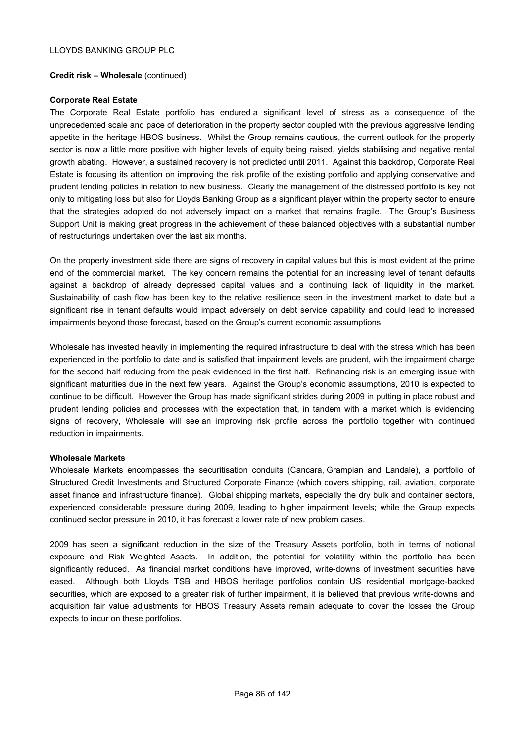**Credit risk – Wholesale** (continued)

**Corporate Real Estate**

The Corporate Real Estate portfolio has endured a significant level of stress as a consequence of the unprecedented scale and pace of deterioration in the property sector coupled with the previous aggressive lending appetite in the heritage HBOS business. Whilst the Group remains cautious, the current outlook for the property sector is now a little more positive with higher levels of equity being raised, yields stabilising and negative rental growth abating. However, a sustained recovery is not predicted until 2011. Against this backdrop, Corporate Real Estate is focusing its attention on improving the risk profile of the existing portfolio and applying conservative and prudent lending policies in relation to new business. Clearly the management of the distressed portfolio is key not only to mitigating loss but also for Lloyds Banking Group as a significant player within the property sector to ensure that the strategies adopted do not adversely impact on a market that remains fragile. The Group's Business Support Unit is making great progress in the achievement of these balanced objectives with a substantial number of restructurings undertaken over the last six months.

On the property investment side there are signs of recovery in capital values but this is most evident at the prime end of the commercial market. The key concern remains the potential for an increasing level of tenant defaults against a backdrop of already depressed capital values and a continuing lack of liquidity in the market. Sustainability of cash flow has been key to the relative resilience seen in the investment market to date but a significant rise in tenant defaults would impact adversely on debt service capability and could lead to increased impairments beyond those forecast, based on the Group's current economic assumptions.

Wholesale has invested heavily in implementing the required infrastructure to deal with the stress which has been experienced in the portfolio to date and is satisfied that impairment levels are prudent, with the impairment charge for the second half reducing from the peak evidenced in the first half. Refinancing risk is an emerging issue with significant maturities due in the next few years. Against the Group's economic assumptions, 2010 is expected to continue to be difficult. However the Group has made significant strides during 2009 in putting in place robust and prudent lending policies and processes with the expectation that, in tandem with a market which is evidencing signs of recovery, Wholesale will see an improving risk profile across the portfolio together with continued reduction in impairments.

**Wholesale Markets**

Wholesale Markets encompasses the securitisation conduits (Cancara, Grampian and Landale), a portfolio of Structured Credit Investments and Structured Corporate Finance (which covers shipping, rail, aviation, corporate asset finance and infrastructure finance). Global shipping markets, especially the dry bulk and container sectors, experienced considerable pressure during 2009, leading to higher impairment levels; while the Group expects continued sector pressure in 2010, it has forecast a lower rate of new problem cases.

2009 has seen a significant reduction in the size of the Treasury Assets portfolio, both in terms of notional exposure and Risk Weighted Assets. In addition, the potential for volatility within the portfolio has been significantly reduced. As financial market conditions have improved, write-downs of investment securities have eased. Although both Lloyds TSB and HBOS heritage portfolios contain US residential mortgage-backed securities, which are exposed to a greater risk of further impairment, it is believed that previous write-downs and acquisition fair value adjustments for HBOS Treasury Assets remain adequate to cover the losses the Group expects to incur on these portfolios.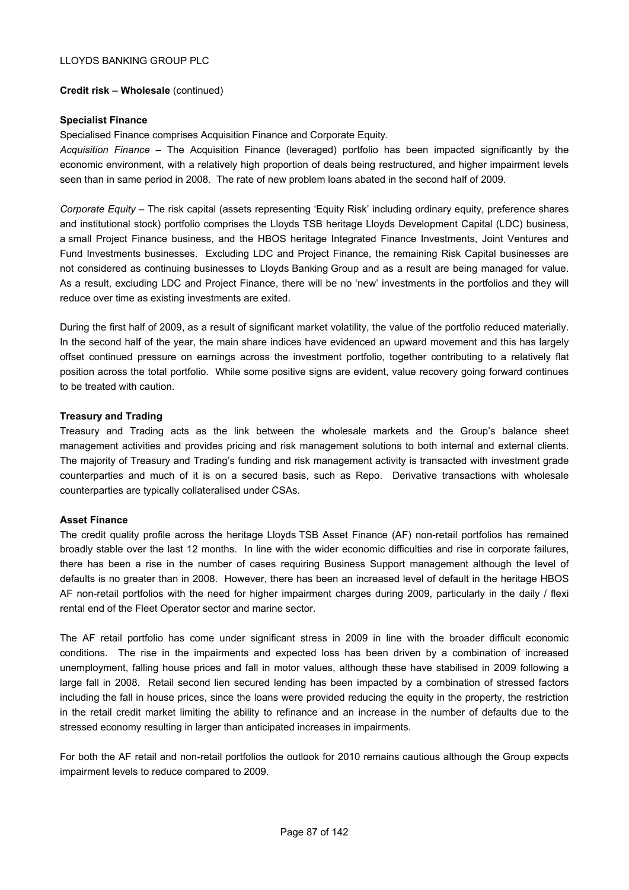**Credit risk – Wholesale** (continued)

**Specialist Finance**

Specialised Finance comprises Acquisition Finance and Corporate Equity.

*Acquisition Finance* – The Acquisition Finance (leveraged) portfolio has been impacted significantly by the economic environment, with a relatively high proportion of deals being restructured, and higher impairment levels seen than in same period in 2008. The rate of new problem loans abated in the second half of 2009.

*Corporate Equity* – The risk capital (assets representing 'Equity Risk' including ordinary equity, preference shares and institutional stock) portfolio comprises the Lloyds TSB heritage Lloyds Development Capital (LDC) business, a small Project Finance business, and the HBOS heritage Integrated Finance Investments, Joint Ventures and Fund Investments businesses. Excluding LDC and Project Finance, the remaining Risk Capital businesses are not considered as continuing businesses to Lloyds Banking Group and as a result are being managed for value. As a result, excluding LDC and Project Finance, there will be no 'new' investments in the portfolios and they will reduce over time as existing investments are exited.

During the first half of 2009, as a result of significant market volatility, the value of the portfolio reduced materially. In the second half of the year, the main share indices have evidenced an upward movement and this has largely offset continued pressure on earnings across the investment portfolio, together contributing to a relatively flat position across the total portfolio. While some positive signs are evident, value recovery going forward continues to be treated with caution.

**Treasury and Trading**

Treasury and Trading acts as the link between the wholesale markets and the Group's balance sheet management activities and provides pricing and risk management solutions to both internal and external clients. The majority of Treasury and Trading's funding and risk management activity is transacted with investment grade counterparties and much of it is on a secured basis, such as Repo. Derivative transactions with wholesale counterparties are typically collateralised under CSAs.

**Asset Finance**

The credit quality profile across the heritage Lloyds TSB Asset Finance (AF) non-retail portfolios has remained broadly stable over the last 12 months. In line with the wider economic difficulties and rise in corporate failures, there has been a rise in the number of cases requiring Business Support management although the level of defaults is no greater than in 2008. However, there has been an increased level of default in the heritage HBOS AF non-retail portfolios with the need for higher impairment charges during 2009, particularly in the daily / flexi rental end of the Fleet Operator sector and marine sector.

The AF retail portfolio has come under significant stress in 2009 in line with the broader difficult economic conditions. The rise in the impairments and expected loss has been driven by a combination of increased unemployment, falling house prices and fall in motor values, although these have stabilised in 2009 following a large fall in 2008. Retail second lien secured lending has been impacted by a combination of stressed factors including the fall in house prices, since the loans were provided reducing the equity in the property, the restriction in the retail credit market limiting the ability to refinance and an increase in the number of defaults due to the stressed economy resulting in larger than anticipated increases in impairments.

For both the AF retail and non-retail portfolios the outlook for 2010 remains cautious although the Group expects impairment levels to reduce compared to 2009.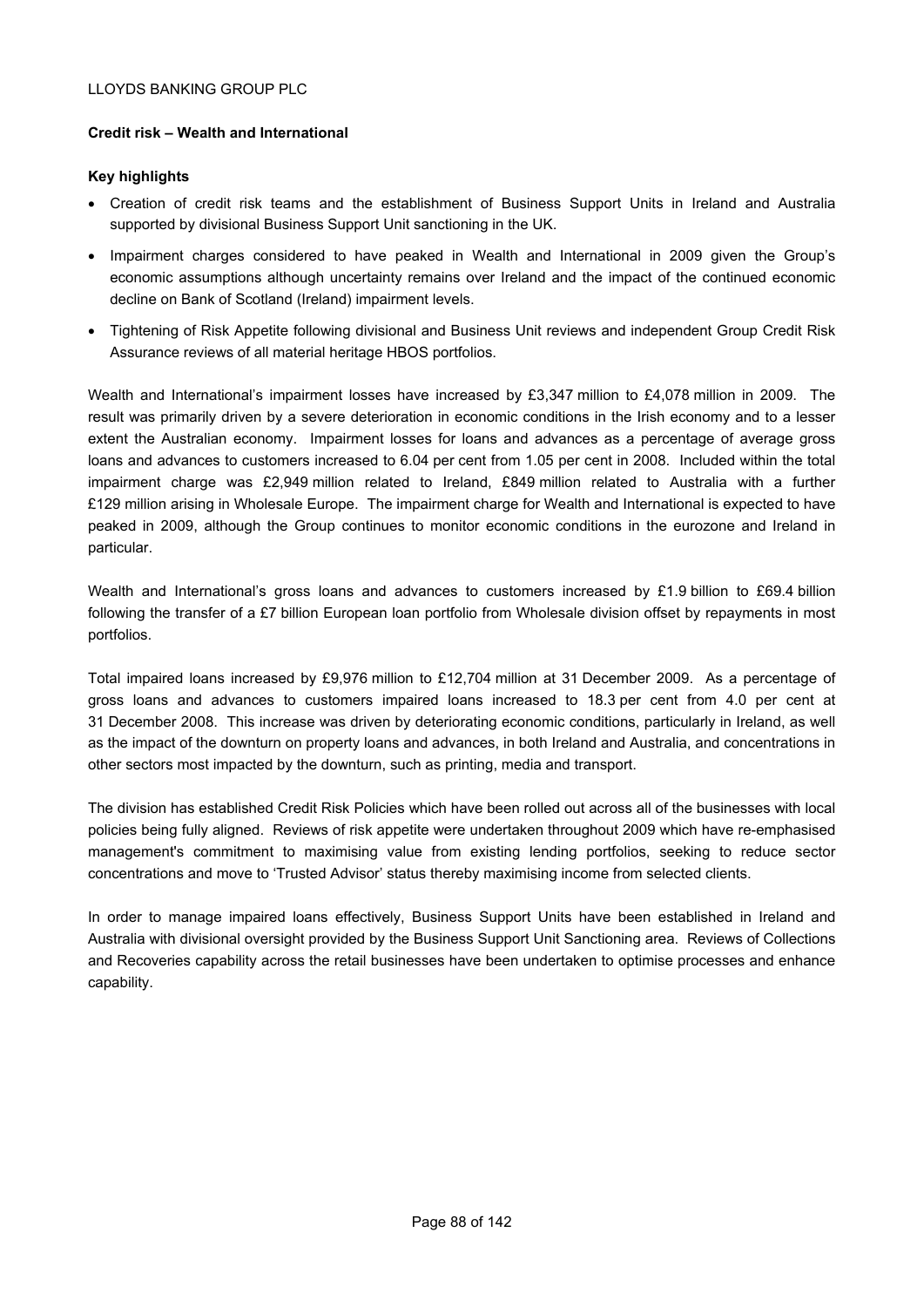## Credit risk – Wealth and International

### Key highlights

- Creation of credit risk teams and the establishment of Business Support Units in Ireland and Australia supported by divisional Business Support Unit sanctioning in the UK.
- Impairment charges considered to have peaked in Wealth and International in 2009 given the Group's economic assumptions although uncertainty remains over Ireland and the impact of the continued economic decline on Bank of Scotland (Ireland) impairment levels.
- Tightening of Risk Appetite following divisional and Business Unit reviews and independent Group Credit Risk Assurance reviews of all material heritage HBOS portfolios.

Wealth and International's impairment losses have increased by £3,347 million to £4,078 million in 2009. The result was primarily driven by a severe deterioration in economic conditions in the Irish economy and to a lesser extent the Australian economy. Impairment losses for loans and advances as a percentage of average gross loans and advances to customers increased to 6.04 per cent from 1.05 per cent in 2008. Included within the total impairment charge was £2,949 million related to Ireland, £849 million related to Australia with a further £129 million arising in Wholesale Europe. The impairment charge for Wealth and International is expected to have peaked in 2009, although the Group continues to monitor economic conditions in the eurozone and Ireland in particular.

Wealth and International's gross loans and advances to customers increased by £1.9 billion to £69.4 billion following the transfer of a £7 billion European loan portfolio from Wholesale division offset by repayments in most portfolios.

Total impaired loans increased by £9,976 million to £12,704 million at 31 December 2009. As a percentage of gross loans and advances to customers impaired loans increased to 18.3 per cent from 4.0 per cent at 31 December 2008. This increase was driven by deteriorating economic conditions, particularly in Ireland, as well as the impact of the downturn on property loans and advances, in both Ireland and Australia, and concentrations in other sectors most impacted by the downturn, such as printing, media and transport.

The division has established Credit Risk Policies which have been rolled out across all of the businesses with local policies being fully aligned. Reviews of risk appetite were undertaken throughout 2009 which have re-emphasised management's commitment to maximising value from existing lending portfolios, seeking to reduce sector concentrations and move to 'Trusted Advisor' status thereby maximising income from selected clients.

In order to manage impaired loans effectively, Business Support Units have been established in Ireland and Australia with divisional oversight provided by the Business Support Unit Sanctioning area. Reviews of Collections and Recoveries capability across the retail businesses have been undertaken to optimise processes and enhance capability.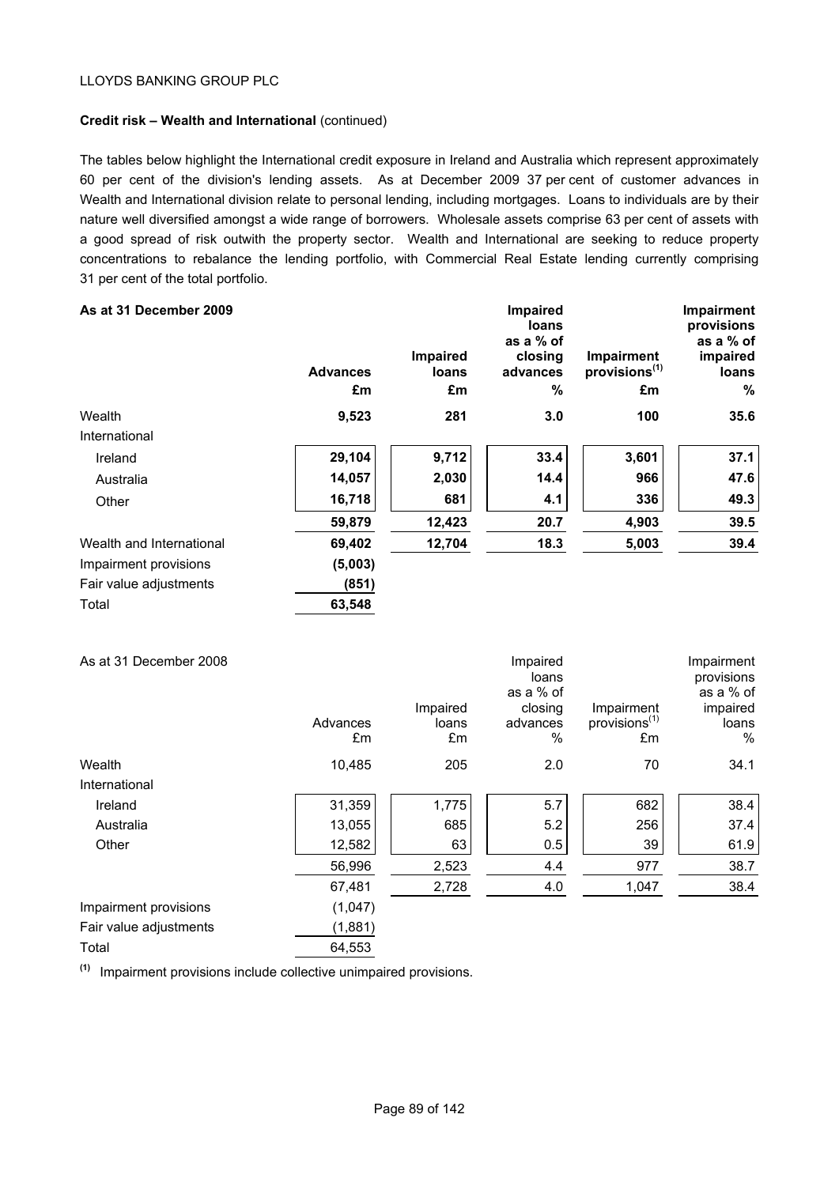**Credit risk – Wealth and International** (continued)

The tables below highlight the International credit exposure in Ireland and Australia which represent approximately 60 per cent of the division's lending assets. As at December 2009 37 per cent of customer advances in Wealth and International division relate to personal lending, including mortgages. Loans to individuals are by their nature well diversified amongst a wide range of borrowers. Wholesale assets comprise 63 per cent of assets with a good spread of risk outwith the property sector. Wealth and International are seeking to reduce property concentrations to rebalance the lending portfolio, with Commercial Real Estate lending currently comprising 31 per cent of the total portfolio.

**As at 31 December 2009**

| | **Advances £m** | **Impaired loans £m** | **Impaired loans as a % of closing advances %** | **Impairment provisions[1] £m** | **Impairment provisions as a % of impaired loans %** |
|---|---|---|---|---|---|
| Wealth | **9,523** | **281** | **3.0** | **100** | **35.6** |
| International | | | | | |
| Ireland | **29,104** | **9,712** | **33.4** | **3,601** | **37.1** |
| Australia | **14,057** | **2,030** | **14.4** | **966** | **47.6** |
| Other | **16,718** | **681** | **4.1** | **336** | **49.3** |
| | **59,879** | **12,423** | **20.7** | **4,903** | **39.5** |
| Wealth and International | **69,402** | **12,704** | **18.3** | **5,003** | **39.4** |
| Impairment provisions | **(5,003)** | | | | |
| Fair value adjustments | **(851)** | | | | |
| Total | **63,548** | | | | |

As at 31 December 2008

| | Advances £m | Impaired loans £m | Impaired loans as a % of closing advances % | Impairment provisions[1] £m | Impairment provisions as a % of impaired loans % |
|---|---|---|---|---|---|
| Wealth | 10,485 | 205 | 2.0 | 70 | 34.1 |
| International | | | | | |
| Ireland | 31,359 | 1,775 | 5.7 | 682 | 38.4 |
| Australia | 13,055 | 685 | 5.2 | 256 | 37.4 |
| Other | 12,582 | 63 | 0.5 | 39 | 61.9 |
| | 56,996 | 2,523 | 4.4 | 977 | 38.7 |
| | 67,481 | 2,728 | 4.0 | 1,047 | 38.4 |
| Impairment provisions | (1,047) | | | | |
| Fair value adjustments | (1,881) | | | | |
| Total | 64,553 | | | | |

[1] Impairment provisions include collective unimpaired provisions.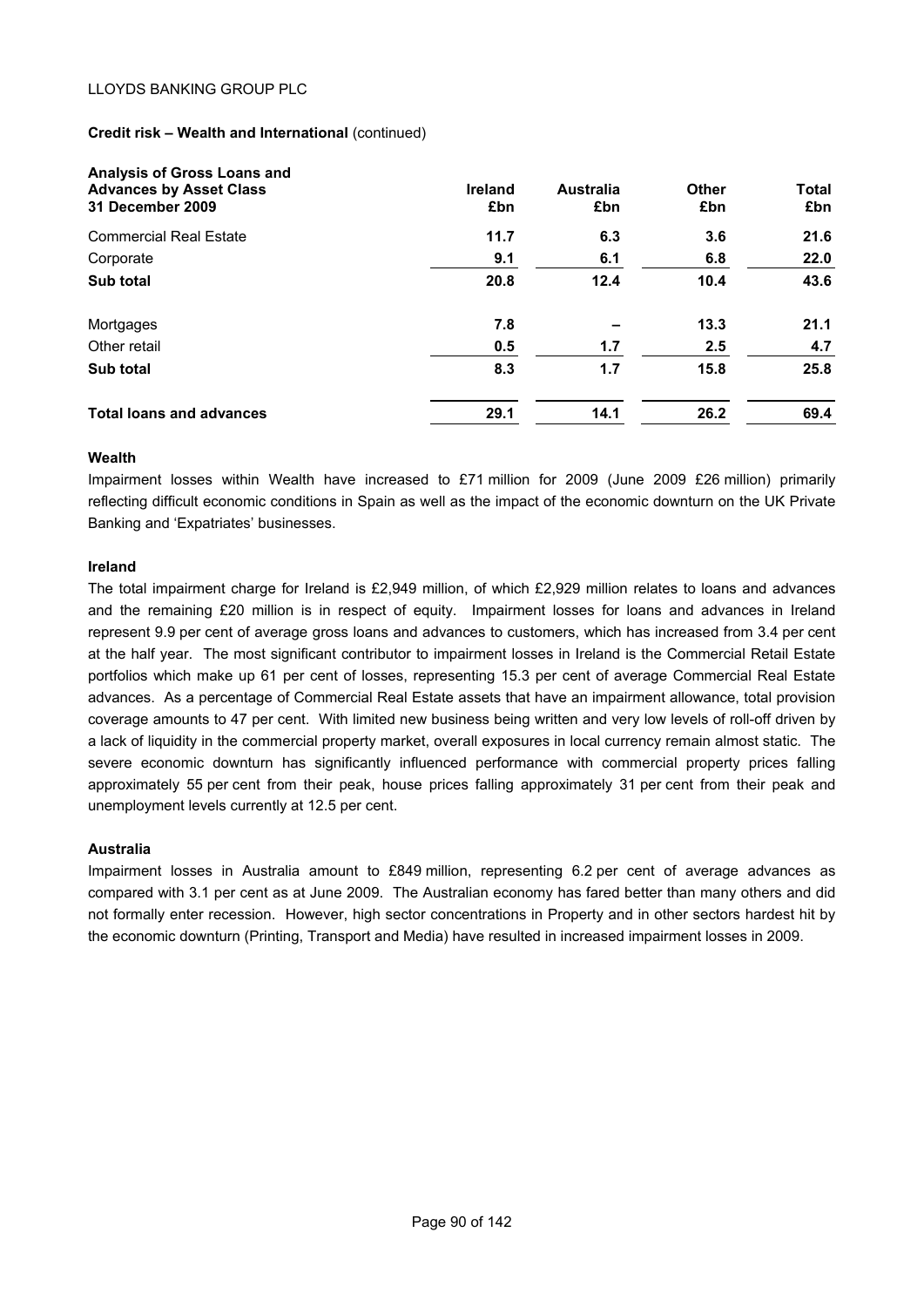**Credit risk – Wealth and International** (continued)

| **Analysis of Gross Loans and Advances by Asset Class 31 December 2009** | **Ireland £bn** | **Australia £bn** | **Other £bn** | **Total £bn** |
|---|---|---|---|---|
| Commercial Real Estate | **11.7** | **6.3** | **3.6** | **21.6** |
| Corporate | **9.1** | **6.1** | **6.8** | **22.0** |
| **Sub total** | **20.8** | **12.4** | **10.4** | **43.6** |
| Mortgages | **7.8** | **–** | **13.3** | **21.1** |
| Other retail | **0.5** | **1.7** | **2.5** | **4.7** |
| **Sub total** | **8.3** | **1.7** | **15.8** | **25.8** |
| **Total loans and advances** | **29.1** | **14.1** | **26.2** | **69.4** |

**Wealth**

Impairment losses within Wealth have increased to £71 million for 2009 (June 2009 £26 million) primarily reflecting difficult economic conditions in Spain as well as the impact of the economic downturn on the UK Private Banking and 'Expatriates' businesses.

**Ireland**

The total impairment charge for Ireland is £2,949 million, of which £2,929 million relates to loans and advances and the remaining £20 million is in respect of equity. Impairment losses for loans and advances in Ireland represent 9.9 per cent of average gross loans and advances to customers, which has increased from 3.4 per cent at the half year. The most significant contributor to impairment losses in Ireland is the Commercial Retail Estate portfolios which make up 61 per cent of losses, representing 15.3 per cent of average Commercial Real Estate advances. As a percentage of Commercial Real Estate assets that have an impairment allowance, total provision coverage amounts to 47 per cent. With limited new business being written and very low levels of roll-off driven by a lack of liquidity in the commercial property market, overall exposures in local currency remain almost static. The severe economic downturn has significantly influenced performance with commercial property prices falling approximately 55 per cent from their peak, house prices falling approximately 31 per cent from their peak and unemployment levels currently at 12.5 per cent.

**Australia**

Impairment losses in Australia amount to £849 million, representing 6.2 per cent of average advances as compared with 3.1 per cent as at June 2009. The Australian economy has fared better than many others and did not formally enter recession. However, high sector concentrations in Property and in other sectors hardest hit by the economic downturn (Printing, Transport and Media) have resulted in increased impairment losses in 2009.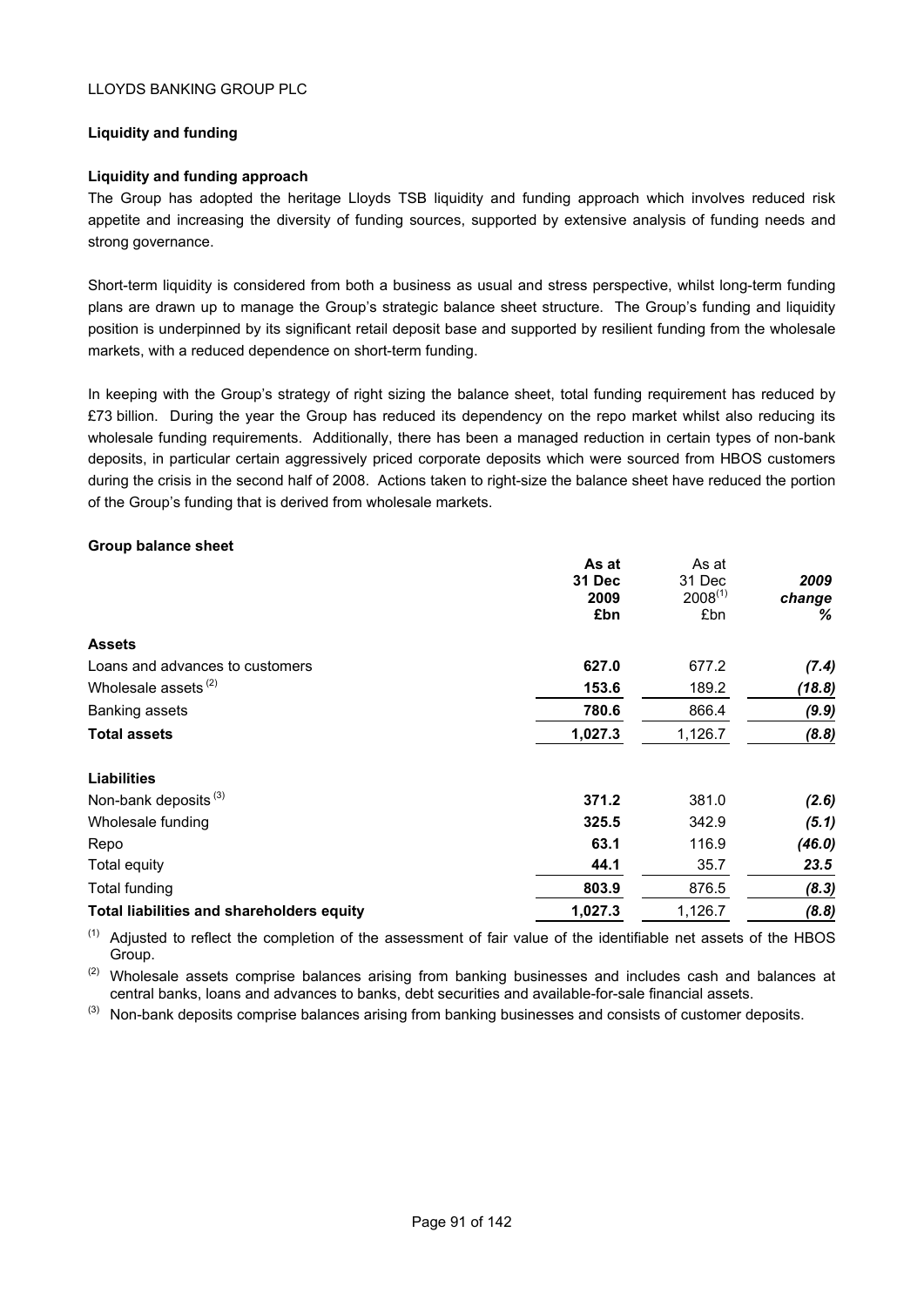## Liquidity and funding

### Liquidity and funding approach

The Group has adopted the heritage Lloyds TSB liquidity and funding approach which involves reduced risk appetite and increasing the diversity of funding sources, supported by extensive analysis of funding needs and strong governance.

Short-term liquidity is considered from both a business as usual and stress perspective, whilst long-term funding plans are drawn up to manage the Group's strategic balance sheet structure. The Group's funding and liquidity position is underpinned by its significant retail deposit base and supported by resilient funding from the wholesale markets, with a reduced dependence on short-term funding.

In keeping with the Group's strategy of right sizing the balance sheet, total funding requirement has reduced by £73 billion. During the year the Group has reduced its dependency on the repo market whilst also reducing its wholesale funding requirements. Additionally, there has been a managed reduction in certain types of non-bank deposits, in particular certain aggressively priced corporate deposits which were sourced from HBOS customers during the crisis in the second half of 2008. Actions taken to right-size the balance sheet have reduced the portion of the Group's funding that is derived from wholesale markets.

### Group balance sheet

| | **As at 31 Dec 2009 £bn** | As at 31 Dec 2008[(1)] £bn | ***2009 change %*** |
|---|---|---|---|
| **Assets** | | | |
| Loans and advances to customers | **627.0** | 677.2 | ***(7.4)*** |
| Wholesale assets [(2)] | **153.6** | 189.2 | ***(18.8)*** |
| Banking assets | **780.6** | 866.4 | ***(9.9)*** |
| **Total assets** | **1,027.3** | 1,126.7 | ***(8.8)*** |
| **Liabilities** | | | |
| Non-bank deposits [(3)] | **371.2** | 381.0 | ***(2.6)*** |
| Wholesale funding | **325.5** | 342.9 | ***(5.1)*** |
| Repo | **63.1** | 116.9 | ***(46.0)*** |
| Total equity | **44.1** | 35.7 | ***23.5*** |
| Total funding | **803.9** | 876.5 | ***(8.3)*** |
| **Total liabilities and shareholders equity** | **1,027.3** | 1,126.7 | ***(8.8)*** |

(1) Adjusted to reflect the completion of the assessment of fair value of the identifiable net assets of the HBOS Group.

(2) Wholesale assets comprise balances arising from banking businesses and includes cash and balances at central banks, loans and advances to banks, debt securities and available-for-sale financial assets.

(3) Non-bank deposits comprise balances arising from banking businesses and consists of customer deposits.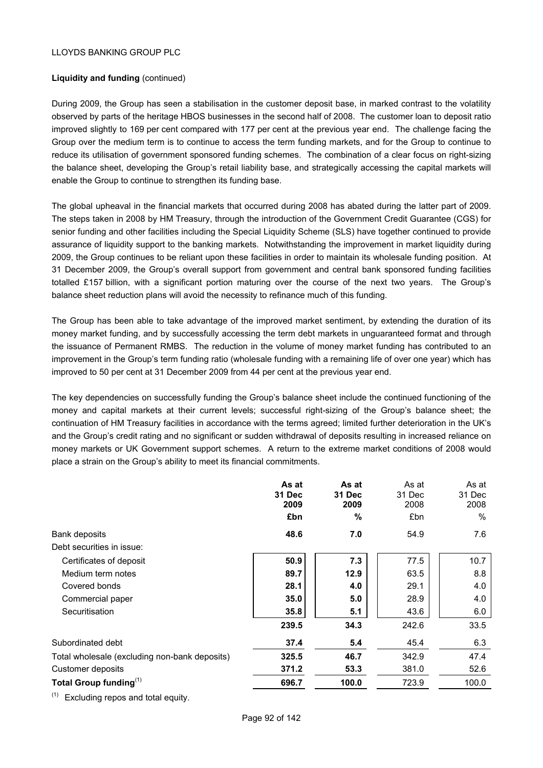**Liquidity and funding** (continued)

During 2009, the Group has seen a stabilisation in the customer deposit base, in marked contrast to the volatility observed by parts of the heritage HBOS businesses in the second half of 2008. The customer loan to deposit ratio improved slightly to 169 per cent compared with 177 per cent at the previous year end. The challenge facing the Group over the medium term is to continue to access the term funding markets, and for the Group to continue to reduce its utilisation of government sponsored funding schemes. The combination of a clear focus on right-sizing the balance sheet, developing the Group's retail liability base, and strategically accessing the capital markets will enable the Group to continue to strengthen its funding base.

The global upheaval in the financial markets that occurred during 2008 has abated during the latter part of 2009. The steps taken in 2008 by HM Treasury, through the introduction of the Government Credit Guarantee (CGS) for senior funding and other facilities including the Special Liquidity Scheme (SLS) have together continued to provide assurance of liquidity support to the banking markets. Notwithstanding the improvement in market liquidity during 2009, the Group continues to be reliant upon these facilities in order to maintain its wholesale funding position. At 31 December 2009, the Group's overall support from government and central bank sponsored funding facilities totalled £157 billion, with a significant portion maturing over the course of the next two years. The Group's balance sheet reduction plans will avoid the necessity to refinance much of this funding.

The Group has been able to take advantage of the improved market sentiment, by extending the duration of its money market funding, and by successfully accessing the term debt markets in unguaranteed format and through the issuance of Permanent RMBS. The reduction in the volume of money market funding has contributed to an improvement in the Group's term funding ratio (wholesale funding with a remaining life of over one year) which has improved to 50 per cent at 31 December 2009 from 44 per cent at the previous year end.

The key dependencies on successfully funding the Group's balance sheet include the continued functioning of the money and capital markets at their current levels; successful right-sizing of the Group's balance sheet; the continuation of HM Treasury facilities in accordance with the terms agreed; limited further deterioration in the UK's and the Group's credit rating and no significant or sudden withdrawal of deposits resulting in increased reliance on money markets or UK Government support schemes. A return to the extreme market conditions of 2008 would place a strain on the Group's ability to meet its financial commitments.

| | **As at 31 Dec 2009 £bn** | **As at 31 Dec 2009 %** | As at 31 Dec 2008 £bn | As at 31 Dec 2008 % |
|---|---|---|---|---|
| Bank deposits | **48.6** | **7.0** | 54.9 | 7.6 |
| Debt securities in issue: | | | | |
| Certificates of deposit | **50.9** | **7.3** | 77.5 | 10.7 |
| Medium term notes | **89.7** | **12.9** | 63.5 | 8.8 |
| Covered bonds | **28.1** | **4.0** | 29.1 | 4.0 |
| Commercial paper | **35.0** | **5.0** | 28.9 | 4.0 |
| Securitisation | **35.8** | **5.1** | 43.6 | 6.0 |
| | **239.5** | **34.3** | 242.6 | 33.5 |
| Subordinated debt | **37.4** | **5.4** | 45.4 | 6.3 |
| Total wholesale (excluding non-bank deposits) | **325.5** | **46.7** | 342.9 | 47.4 |
| Customer deposits | **371.2** | **53.3** | 381.0 | 52.6 |
| **Total Group funding**[(1)] | **696.7** | **100.0** | 723.9 | 100.0 |

(1) Excluding repos and total equity.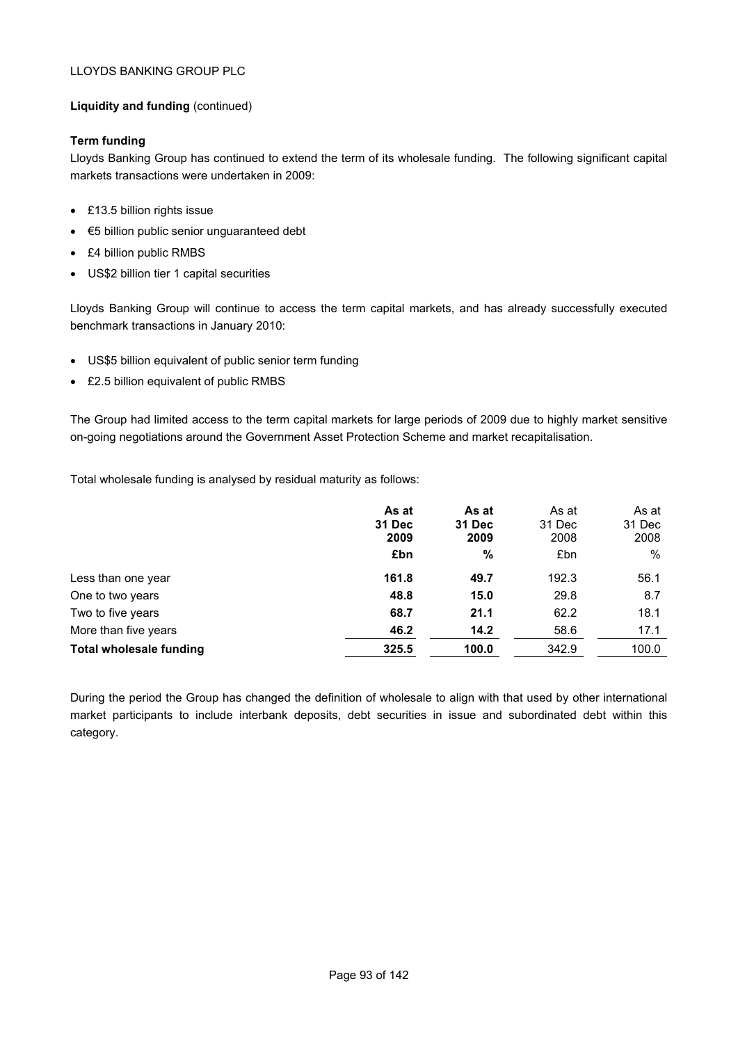LLOYDS BANKING GROUP PLC

**Liquidity and funding** (continued)

**Term funding**

Lloyds Banking Group has continued to extend the term of its wholesale funding. The following significant capital markets transactions were undertaken in 2009:

- £13.5 billion rights issue
- €5 billion public senior unguaranteed debt
- £4 billion public RMBS
- US$2 billion tier 1 capital securities

Lloyds Banking Group will continue to access the term capital markets, and has already successfully executed benchmark transactions in January 2010:

- US$5 billion equivalent of public senior term funding
- £2.5 billion equivalent of public RMBS

The Group had limited access to the term capital markets for large periods of 2009 due to highly market sensitive on-going negotiations around the Government Asset Protection Scheme and market recapitalisation.

Total wholesale funding is analysed by residual maturity as follows:

| | **As at 31 Dec 2009** | **As at 31 Dec 2009** | As at 31 Dec 2008 | As at 31 Dec 2008 |
|---|---|---|---|---|
| | **£bn** | **%** | £bn | % |
| Less than one year | **161.8** | **49.7** | 192.3 | 56.1 |
| One to two years | **48.8** | **15.0** | 29.8 | 8.7 |
| Two to five years | **68.7** | **21.1** | 62.2 | 18.1 |
| More than five years | **46.2** | **14.2** | 58.6 | 17.1 |
| **Total wholesale funding** | **325.5** | **100.0** | 342.9 | 100.0 |

During the period the Group has changed the definition of wholesale to align with that used by other international market participants to include interbank deposits, debt securities in issue and subordinated debt within this category.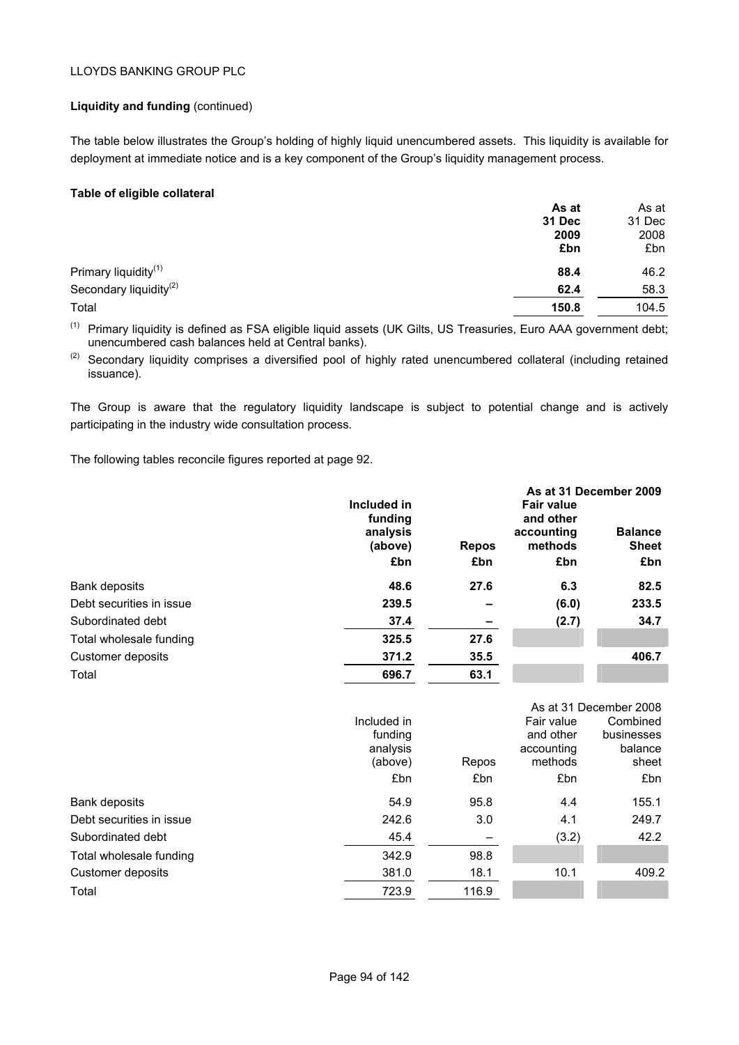**Liquidity and funding** (continued)

The table below illustrates the Group's holding of highly liquid unencumbered assets. This liquidity is available for deployment at immediate notice and is a key component of the Group's liquidity management process.

**Table of eligible collateral**

| | **As at 31 Dec 2009 £bn** | As at 31 Dec 2008 £bn |
|---|---|---|
| Primary liquidity[(1)] | **88.4** | 46.2 |
| Secondary liquidity[(2)] | **62.4** | 58.3 |
| Total | **150.8** | 104.5 |

(1) Primary liquidity is defined as FSA eligible liquid assets (UK Gilts, US Treasuries, Euro AAA government debt; unencumbered cash balances held at Central banks).

(2) Secondary liquidity comprises a diversified pool of highly rated unencumbered collateral (including retained issuance).

The Group is aware that the regulatory liquidity landscape is subject to potential change and is actively participating in the industry wide consultation process.

The following tables reconcile figures reported at page 92.

| | | | **As at 31 December 2009** | |
|---|---|---|---|---|
| | **Included in funding analysis (above) £bn** | **Repos £bn** | **Fair value and other accounting methods £bn** | **Balance Sheet £bn** |
| Bank deposits | **48.6** | **27.6** | **6.3** | **82.5** |
| Debt securities in issue | **239.5** | **–** | **(6.0)** | **233.5** |
| Subordinated debt | **37.4** | **–** | **(2.7)** | **34.7** |
| Total wholesale funding | **325.5** | **27.6** | | |
| Customer deposits | **371.2** | **35.5** | | **406.7** |
| Total | **696.7** | **63.1** | | |

| | | | As at 31 December 2008 | |
|---|---|---|---|---|
| | Included in funding analysis (above) £bn | Repos £bn | Fair value and other accounting methods £bn | Combined businesses balance sheet £bn |
| Bank deposits | 54.9 | 95.8 | 4.4 | 155.1 |
| Debt securities in issue | 242.6 | 3.0 | 4.1 | 249.7 |
| Subordinated debt | 45.4 | – | (3.2) | 42.2 |
| Total wholesale funding | 342.9 | 98.8 | | |
| Customer deposits | 381.0 | 18.1 | 10.1 | 409.2 |
| Total | 723.9 | 116.9 | | |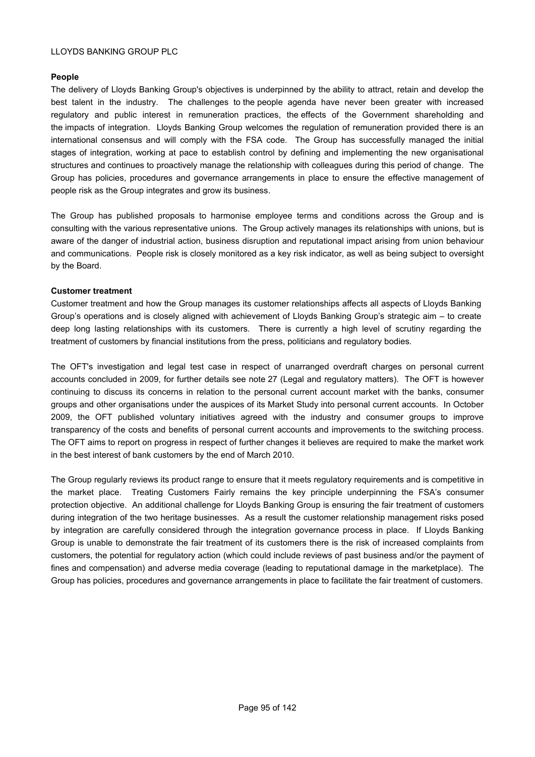### People

The delivery of Lloyds Banking Group's objectives is underpinned by the ability to attract, retain and develop the best talent in the industry. The challenges to the people agenda have never been greater with increased regulatory and public interest in remuneration practices, the effects of the Government shareholding and the impacts of integration. Lloyds Banking Group welcomes the regulation of remuneration provided there is an international consensus and will comply with the FSA code. The Group has successfully managed the initial stages of integration, working at pace to establish control by defining and implementing the new organisational structures and continues to proactively manage the relationship with colleagues during this period of change. The Group has policies, procedures and governance arrangements in place to ensure the effective management of people risk as the Group integrates and grow its business.

The Group has published proposals to harmonise employee terms and conditions across the Group and is consulting with the various representative unions. The Group actively manages its relationships with unions, but is aware of the danger of industrial action, business disruption and reputational impact arising from union behaviour and communications. People risk is closely monitored as a key risk indicator, as well as being subject to oversight by the Board.

### Customer treatment

Customer treatment and how the Group manages its customer relationships affects all aspects of Lloyds Banking Group's operations and is closely aligned with achievement of Lloyds Banking Group's strategic aim – to create deep long lasting relationships with its customers. There is currently a high level of scrutiny regarding the treatment of customers by financial institutions from the press, politicians and regulatory bodies.

The OFT's investigation and legal test case in respect of unarranged overdraft charges on personal current accounts concluded in 2009, for further details see note 27 (Legal and regulatory matters). The OFT is however continuing to discuss its concerns in relation to the personal current account market with the banks, consumer groups and other organisations under the auspices of its Market Study into personal current accounts. In October 2009, the OFT published voluntary initiatives agreed with the industry and consumer groups to improve transparency of the costs and benefits of personal current accounts and improvements to the switching process. The OFT aims to report on progress in respect of further changes it believes are required to make the market work in the best interest of bank customers by the end of March 2010.

The Group regularly reviews its product range to ensure that it meets regulatory requirements and is competitive in the market place. Treating Customers Fairly remains the key principle underpinning the FSA's consumer protection objective. An additional challenge for Lloyds Banking Group is ensuring the fair treatment of customers during integration of the two heritage businesses. As a result the customer relationship management risks posed by integration are carefully considered through the integration governance process in place. If Lloyds Banking Group is unable to demonstrate the fair treatment of its customers there is the risk of increased complaints from customers, the potential for regulatory action (which could include reviews of past business and/or the payment of fines and compensation) and adverse media coverage (leading to reputational damage in the marketplace). The Group has policies, procedures and governance arrangements in place to facilitate the fair treatment of customers.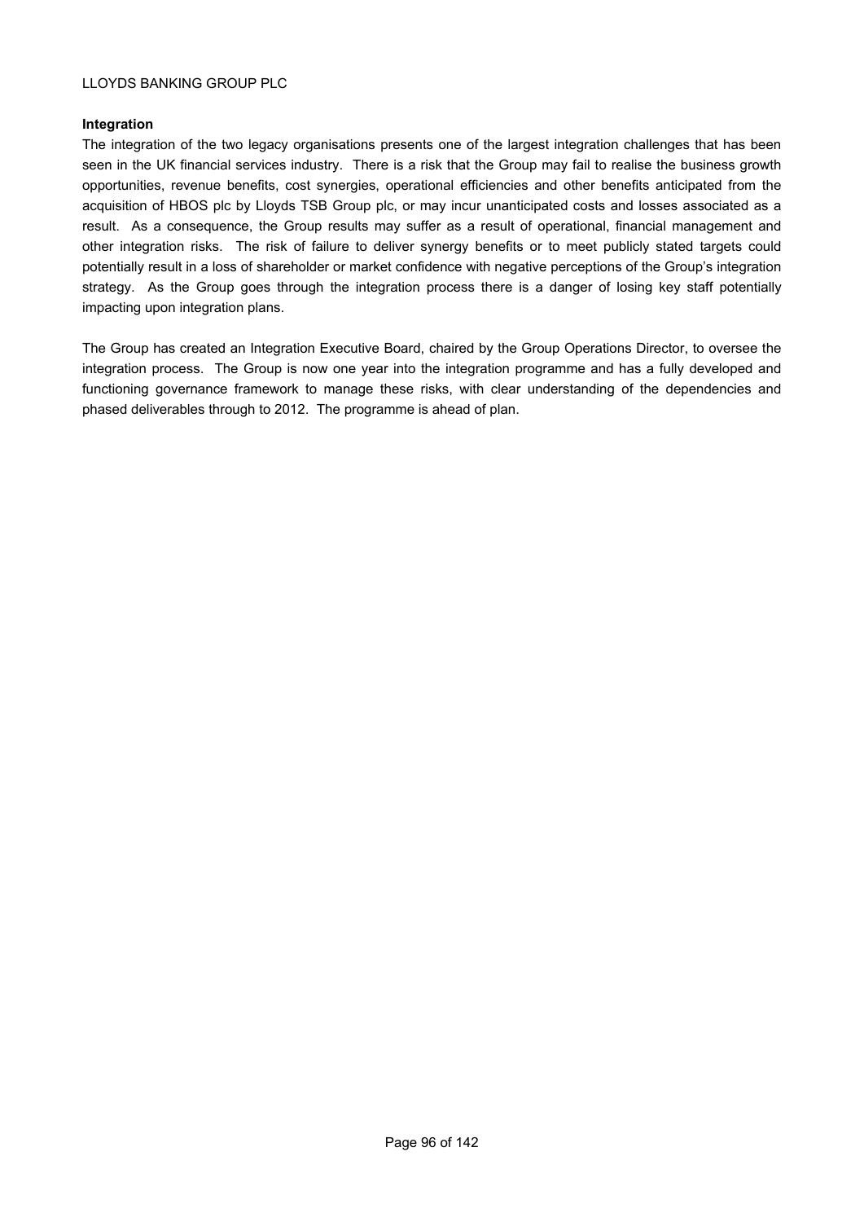**Integration**

The integration of the two legacy organisations presents one of the largest integration challenges that has been seen in the UK financial services industry. There is a risk that the Group may fail to realise the business growth opportunities, revenue benefits, cost synergies, operational efficiencies and other benefits anticipated from the acquisition of HBOS plc by Lloyds TSB Group plc, or may incur unanticipated costs and losses associated as a result. As a consequence, the Group results may suffer as a result of operational, financial management and other integration risks. The risk of failure to deliver synergy benefits or to meet publicly stated targets could potentially result in a loss of shareholder or market confidence with negative perceptions of the Group's integration strategy. As the Group goes through the integration process there is a danger of losing key staff potentially impacting upon integration plans.

The Group has created an Integration Executive Board, chaired by the Group Operations Director, to oversee the integration process. The Group is now one year into the integration programme and has a fully developed and functioning governance framework to manage these risks, with clear understanding of the dependencies and phased deliverables through to 2012. The programme is ahead of plan.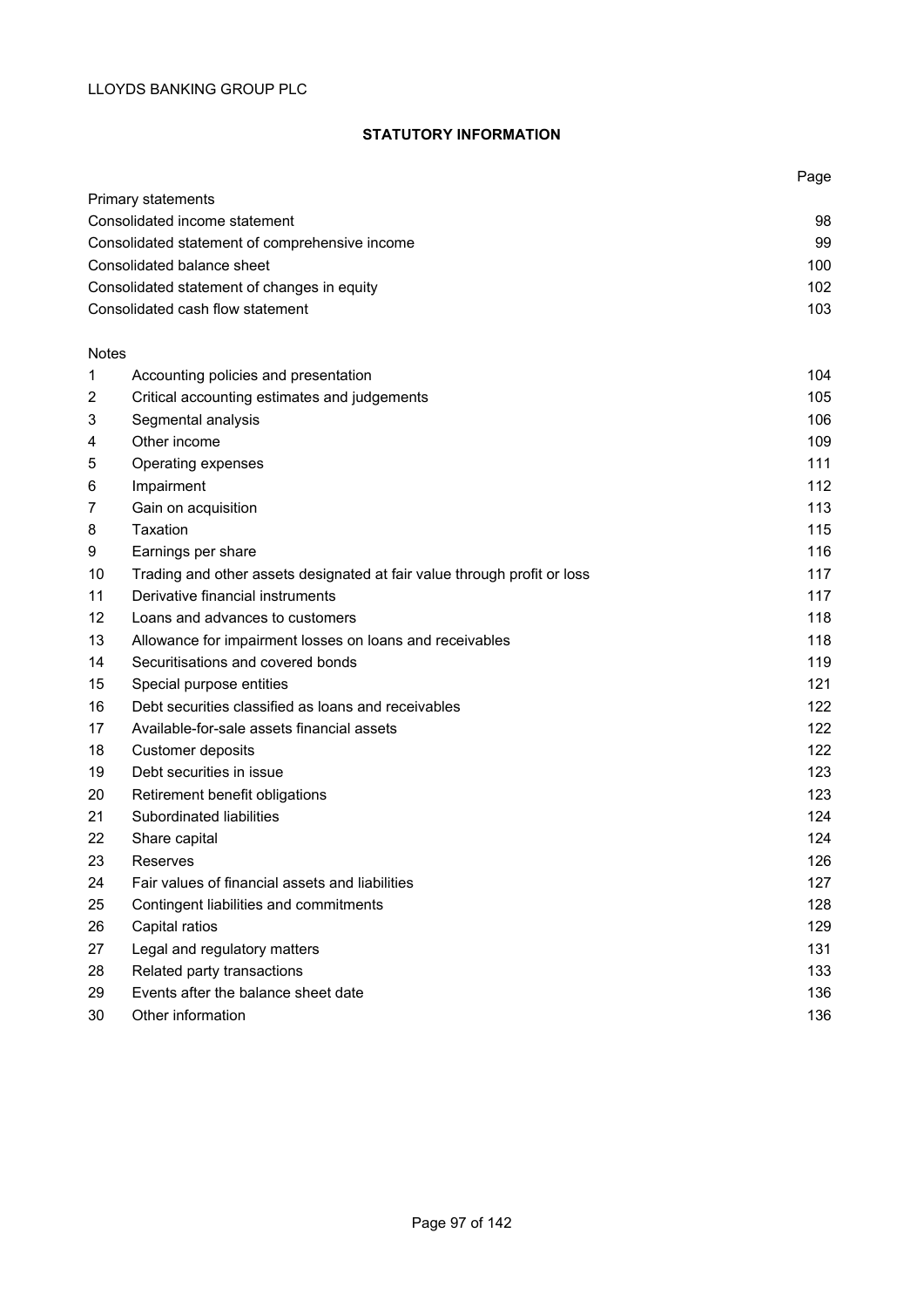LLOYDS BANKING GROUP PLC

## STATUTORY INFORMATION

| | | Page |
|---|---|---|
| Primary statements | | |
| Consolidated income statement | | 98 |
| Consolidated statement of comprehensive income | | 99 |
| Consolidated balance sheet | | 100 |
| Consolidated statement of changes in equity | | 102 |
| Consolidated cash flow statement | | 103 |
| | | |
| Notes | | |
| 1 | Accounting policies and presentation | 104 |
| 2 | Critical accounting estimates and judgements | 105 |
| 3 | Segmental analysis | 106 |
| 4 | Other income | 109 |
| 5 | Operating expenses | 111 |
| 6 | Impairment | 112 |
| 7 | Gain on acquisition | 113 |
| 8 | Taxation | 115 |
| 9 | Earnings per share | 116 |
| 10 | Trading and other assets designated at fair value through profit or loss | 117 |
| 11 | Derivative financial instruments | 117 |
| 12 | Loans and advances to customers | 118 |
| 13 | Allowance for impairment losses on loans and receivables | 118 |
| 14 | Securitisations and covered bonds | 119 |
| 15 | Special purpose entities | 121 |
| 16 | Debt securities classified as loans and receivables | 122 |
| 17 | Available-for-sale assets financial assets | 122 |
| 18 | Customer deposits | 122 |
| 19 | Debt securities in issue | 123 |
| 20 | Retirement benefit obligations | 123 |
| 21 | Subordinated liabilities | 124 |
| 22 | Share capital | 124 |
| 23 | Reserves | 126 |
| 24 | Fair values of financial assets and liabilities | 127 |
| 25 | Contingent liabilities and commitments | 128 |
| 26 | Capital ratios | 129 |
| 27 | Legal and regulatory matters | 131 |
| 28 | Related party transactions | 133 |
| 29 | Events after the balance sheet date | 136 |
| 30 | Other information | 136 |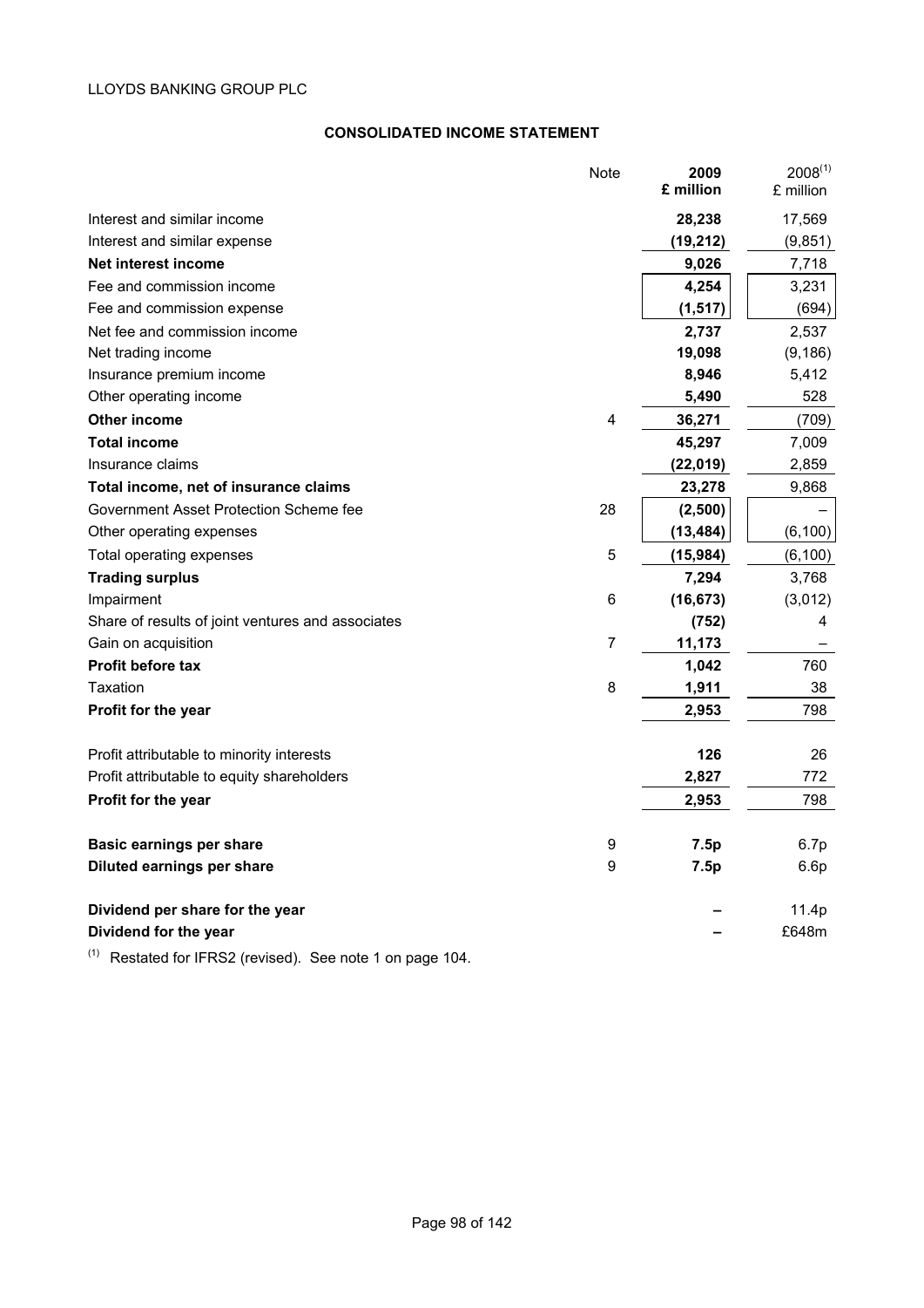LLOYDS BANKING GROUP PLC

## CONSOLIDATED INCOME STATEMENT

| | Note | **2009 £ million** | 2008[(1)] £ million |
|---|---|---|---|
| Interest and similar income | | **28,238** | 17,569 |
| Interest and similar expense | | **(19,212)** | (9,851) |
| **Net interest income** | | **9,026** | 7,718 |
| Fee and commission income | | **4,254** | 3,231 |
| Fee and commission expense | | **(1,517)** | (694) |
| Net fee and commission income | | **2,737** | 2,537 |
| Net trading income | | **19,098** | (9,186) |
| Insurance premium income | | **8,946** | 5,412 |
| Other operating income | | **5,490** | 528 |
| **Other income** | 4 | **36,271** | (709) |
| **Total income** | | **45,297** | 7,009 |
| Insurance claims | | **(22,019)** | 2,859 |
| **Total income, net of insurance claims** | | **23,278** | 9,868 |
| Government Asset Protection Scheme fee | 28 | **(2,500)** | – |
| Other operating expenses | | **(13,484)** | (6,100) |
| Total operating expenses | 5 | **(15,984)** | (6,100) |
| **Trading surplus** | | **7,294** | 3,768 |
| Impairment | 6 | **(16,673)** | (3,012) |
| Share of results of joint ventures and associates | | **(752)** | 4 |
| Gain on acquisition | 7 | **11,173** | – |
| **Profit before tax** | | **1,042** | 760 |
| Taxation | 8 | **1,911** | 38 |
| **Profit for the year** | | **2,953** | 798 |
| | | | |
| Profit attributable to minority interests | | **126** | 26 |
| Profit attributable to equity shareholders | | **2,827** | 772 |
| **Profit for the year** | | **2,953** | 798 |
| | | | |
| **Basic earnings per share** | 9 | **7.5p** | 6.7p |
| **Diluted earnings per share** | 9 | **7.5p** | 6.6p |
| | | | |
| **Dividend per share for the year** | | **–** | 11.4p |
| **Dividend for the year** | | **–** | £648m |

(1) Restated for IFRS2 (revised). See note 1 on page 104.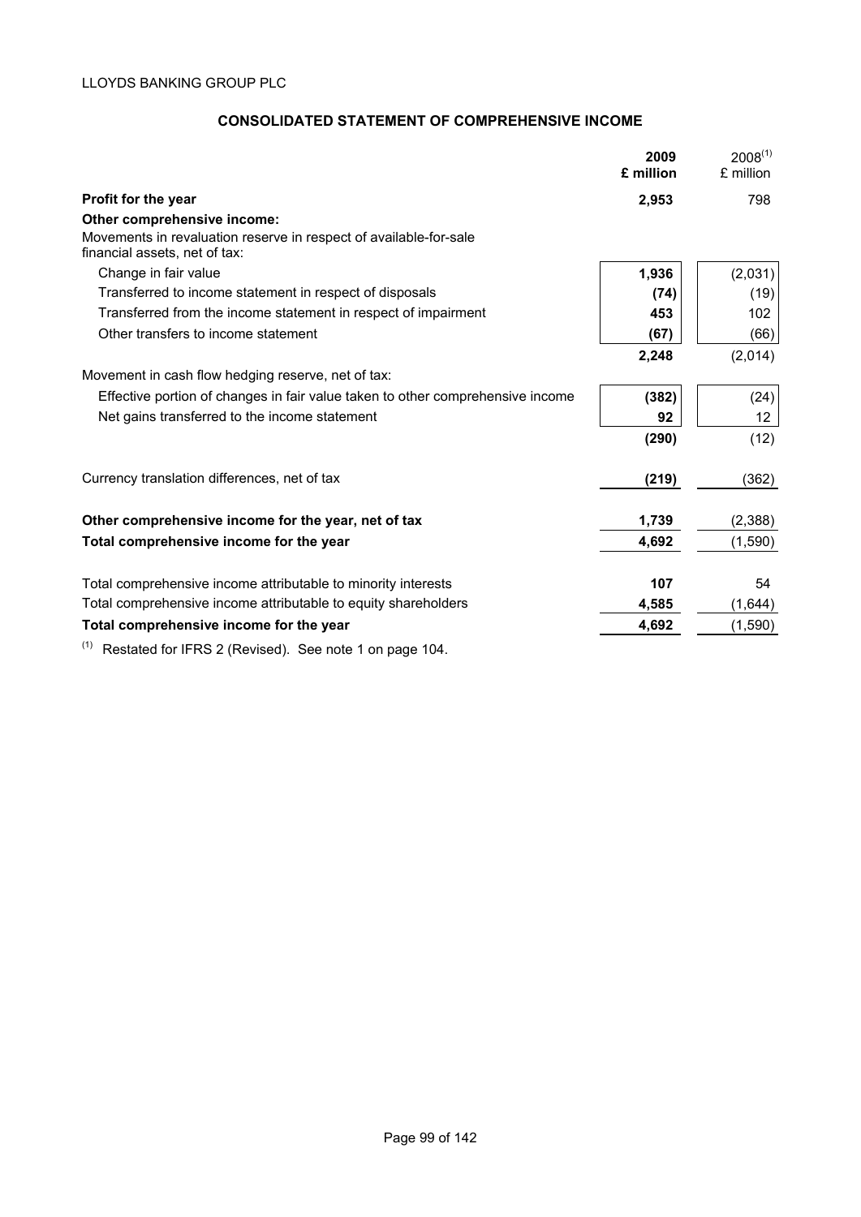LLOYDS BANKING GROUP PLC

## CONSOLIDATED STATEMENT OF COMPREHENSIVE INCOME

| | **2009 £ million** | 2008[1] £ million |
|---|---|---|
| **Profit for the year** | **2,953** | 798 |
| **Other comprehensive income:** | | |
| Movements in revaluation reserve in respect of available-for-sale financial assets, net of tax: | | |
| Change in fair value | **1,936** | (2,031) |
| Transferred to income statement in respect of disposals | **(74)** | (19) |
| Transferred from the income statement in respect of impairment | **453** | 102 |
| Other transfers to income statement | **(67)** | (66) |
| | **2,248** | (2,014) |
| Movement in cash flow hedging reserve, net of tax: | | |
| Effective portion of changes in fair value taken to other comprehensive income | **(382)** | (24) |
| Net gains transferred to the income statement | **92** | 12 |
| | **(290)** | (12) |
| Currency translation differences, net of tax | **(219)** | (362) |
| **Other comprehensive income for the year, net of tax** | **1,739** | (2,388) |
| **Total comprehensive income for the year** | **4,692** | (1,590) |
| Total comprehensive income attributable to minority interests | **107** | 54 |
| Total comprehensive income attributable to equity shareholders | **4,585** | (1,644) |
| **Total comprehensive income for the year** | **4,692** | (1,590) |

[1] Restated for IFRS 2 (Revised). See note 1 on page 104.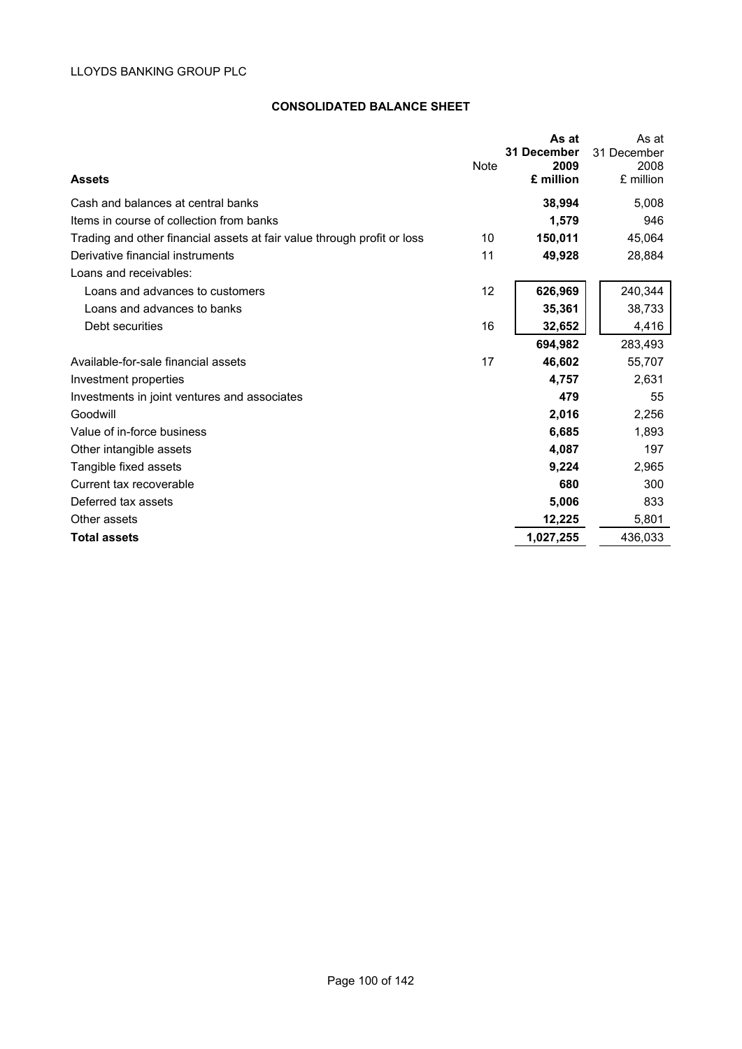LLOYDS BANKING GROUP PLC

## CONSOLIDATED BALANCE SHEET

| **Assets** | Note | **As at 31 December 2009 £ million** | As at 31 December 2008 £ million |
|---|---|---|---|
| Cash and balances at central banks | | **38,994** | 5,008 |
| Items in course of collection from banks | | **1,579** | 946 |
| Trading and other financial assets at fair value through profit or loss | 10 | **150,011** | 45,064 |
| Derivative financial instruments | 11 | **49,928** | 28,884 |
| Loans and receivables: | | | |
| Loans and advances to customers | 12 | **626,969** | 240,344 |
| Loans and advances to banks | | **35,361** | 38,733 |
| Debt securities | 16 | **32,652** | 4,416 |
| | | **694,982** | 283,493 |
| Available-for-sale financial assets | 17 | **46,602** | 55,707 |
| Investment properties | | **4,757** | 2,631 |
| Investments in joint ventures and associates | | **479** | 55 |
| Goodwill | | **2,016** | 2,256 |
| Value of in-force business | | **6,685** | 1,893 |
| Other intangible assets | | **4,087** | 197 |
| Tangible fixed assets | | **9,224** | 2,965 |
| Current tax recoverable | | **680** | 300 |
| Deferred tax assets | | **5,006** | 833 |
| Other assets | | **12,225** | 5,801 |
| **Total assets** | | **1,027,255** | 436,033 |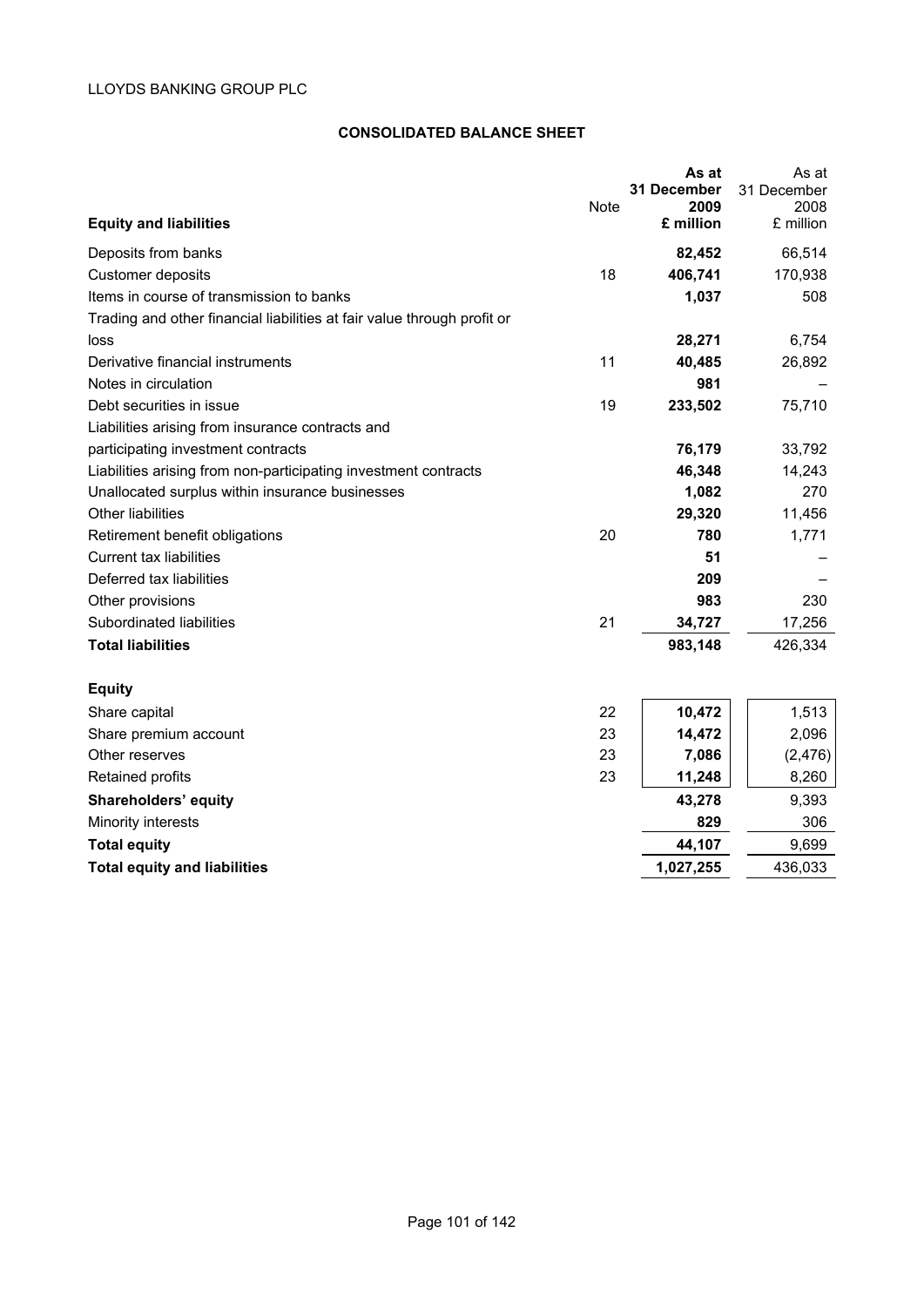LLOYDS BANKING GROUP PLC

## CONSOLIDATED BALANCE SHEET

| Equity and liabilities | Note | As at 31 December 2009 £ million | As at 31 December 2008 £ million |
|---|---|---|---|
| Deposits from banks | | **82,452** | 66,514 |
| Customer deposits | 18 | **406,741** | 170,938 |
| Items in course of transmission to banks | | **1,037** | 508 |
| Trading and other financial liabilities at fair value through profit or loss | | **28,271** | 6,754 |
| Derivative financial instruments | 11 | **40,485** | 26,892 |
| Notes in circulation | | **981** | – |
| Debt securities in issue | 19 | **233,502** | 75,710 |
| Liabilities arising from insurance contracts and participating investment contracts | | **76,179** | 33,792 |
| Liabilities arising from non-participating investment contracts | | **46,348** | 14,243 |
| Unallocated surplus within insurance businesses | | **1,082** | 270 |
| Other liabilities | | **29,320** | 11,456 |
| Retirement benefit obligations | 20 | **780** | 1,771 |
| Current tax liabilities | | **51** | – |
| Deferred tax liabilities | | **209** | – |
| Other provisions | | **983** | 230 |
| Subordinated liabilities | 21 | **34,727** | 17,256 |
| **Total liabilities** | | **983,148** | 426,334 |
| | | | |
| **Equity** | | | |
| Share capital | 22 | **10,472** | 1,513 |
| Share premium account | 23 | **14,472** | 2,096 |
| Other reserves | 23 | **7,086** | (2,476) |
| Retained profits | 23 | **11,248** | 8,260 |
| **Shareholders' equity** | | **43,278** | 9,393 |
| Minority interests | | **829** | 306 |
| **Total equity** | | **44,107** | 9,699 |
| **Total equity and liabilities** | | **1,027,255** | 436,033 |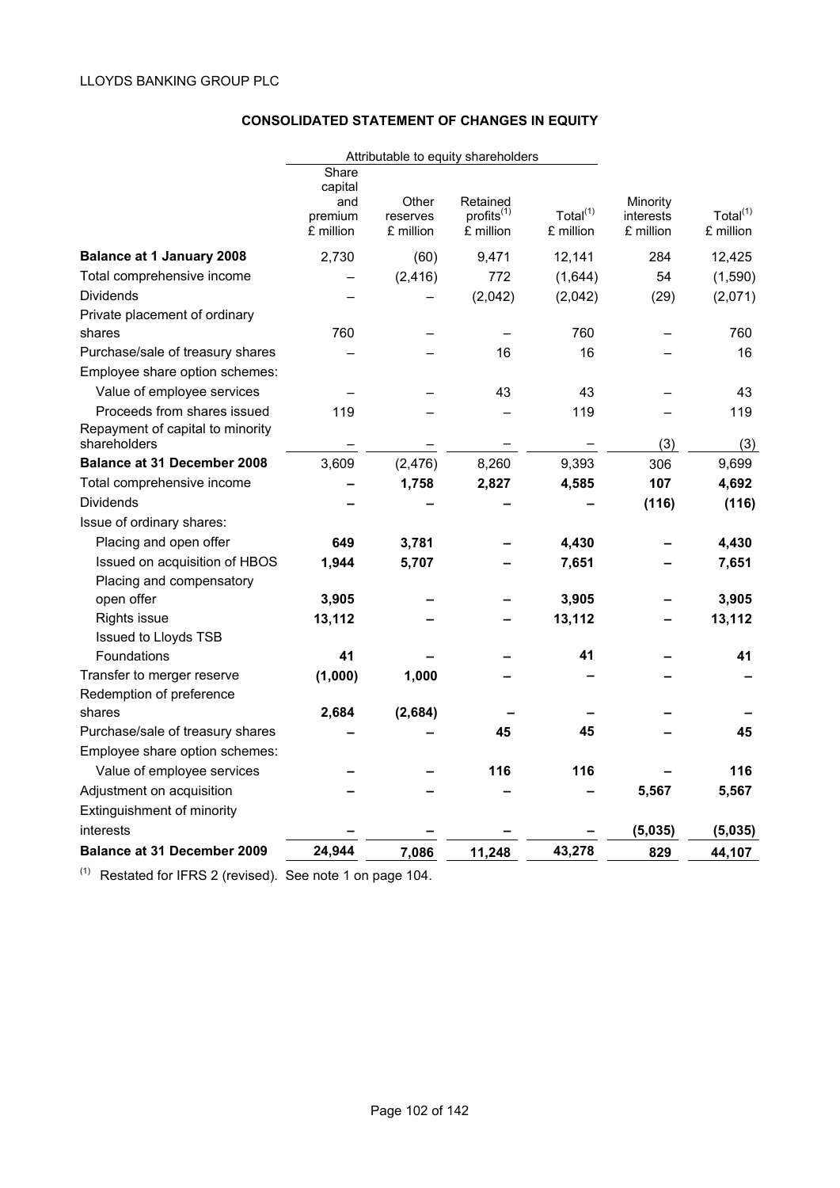LLOYDS BANKING GROUP PLC

## CONSOLIDATED STATEMENT OF CHANGES IN EQUITY

| | Attributable to equity shareholders | | | | | |
|---|---|---|---|---|---|---|
| | Share capital and premium £ million | Other reserves £ million | Retained profits(1) £ million | Total(1) £ million | Minority interests £ million | Total(1) £ million |
| **Balance at 1 January 2008** | 2,730 | (60) | 9,471 | 12,141 | 284 | 12,425 |
| Total comprehensive income | – | (2,416) | 772 | (1,644) | 54 | (1,590) |
| Dividends | – | – | (2,042) | (2,042) | (29) | (2,071) |
| Private placement of ordinary shares | 760 | – | – | 760 | – | 760 |
| Purchase/sale of treasury shares | – | – | 16 | 16 | – | 16 |
| Employee share option schemes: | | | | | | |
| Value of employee services | – | – | 43 | 43 | – | 43 |
| Proceeds from shares issued | 119 | – | – | 119 | – | 119 |
| Repayment of capital to minority shareholders | – | – | – | – | (3) | (3) |
| **Balance at 31 December 2008** | 3,609 | (2,476) | 8,260 | 9,393 | 306 | 9,699 |
| Total comprehensive income | **–** | **1,758** | **2,827** | **4,585** | **107** | **4,692** |
| Dividends | **–** | **–** | **–** | **–** | **(116)** | **(116)** |
| Issue of ordinary shares: | | | | | | |
| Placing and open offer | **649** | **3,781** | **–** | **4,430** | **–** | **4,430** |
| Issued on acquisition of HBOS | **1,944** | **5,707** | **–** | **7,651** | **–** | **7,651** |
| Placing and compensatory open offer | **3,905** | **–** | **–** | **3,905** | **–** | **3,905** |
| Rights issue | **13,112** | **–** | **–** | **13,112** | **–** | **13,112** |
| Issued to Lloyds TSB Foundations | **41** | **–** | **–** | **41** | **–** | **41** |
| Transfer to merger reserve | **(1,000)** | **1,000** | **–** | **–** | **–** | **–** |
| Redemption of preference shares | **2,684** | **(2,684)** | **–** | **–** | **–** | **–** |
| Purchase/sale of treasury shares | **–** | **–** | **45** | **45** | **–** | **45** |
| Employee share option schemes: | | | | | | |
| Value of employee services | **–** | **–** | **116** | **116** | **–** | **116** |
| Adjustment on acquisition | **–** | **–** | **–** | **–** | **5,567** | **5,567** |
| Extinguishment of minority interests | **–** | **–** | **–** | **–** | **(5,035)** | **(5,035)** |
| **Balance at 31 December 2009** | **24,944** | **7,086** | **11,248** | **43,278** | **829** | **44,107** |

(1) Restated for IFRS 2 (revised). See note 1 on page 104.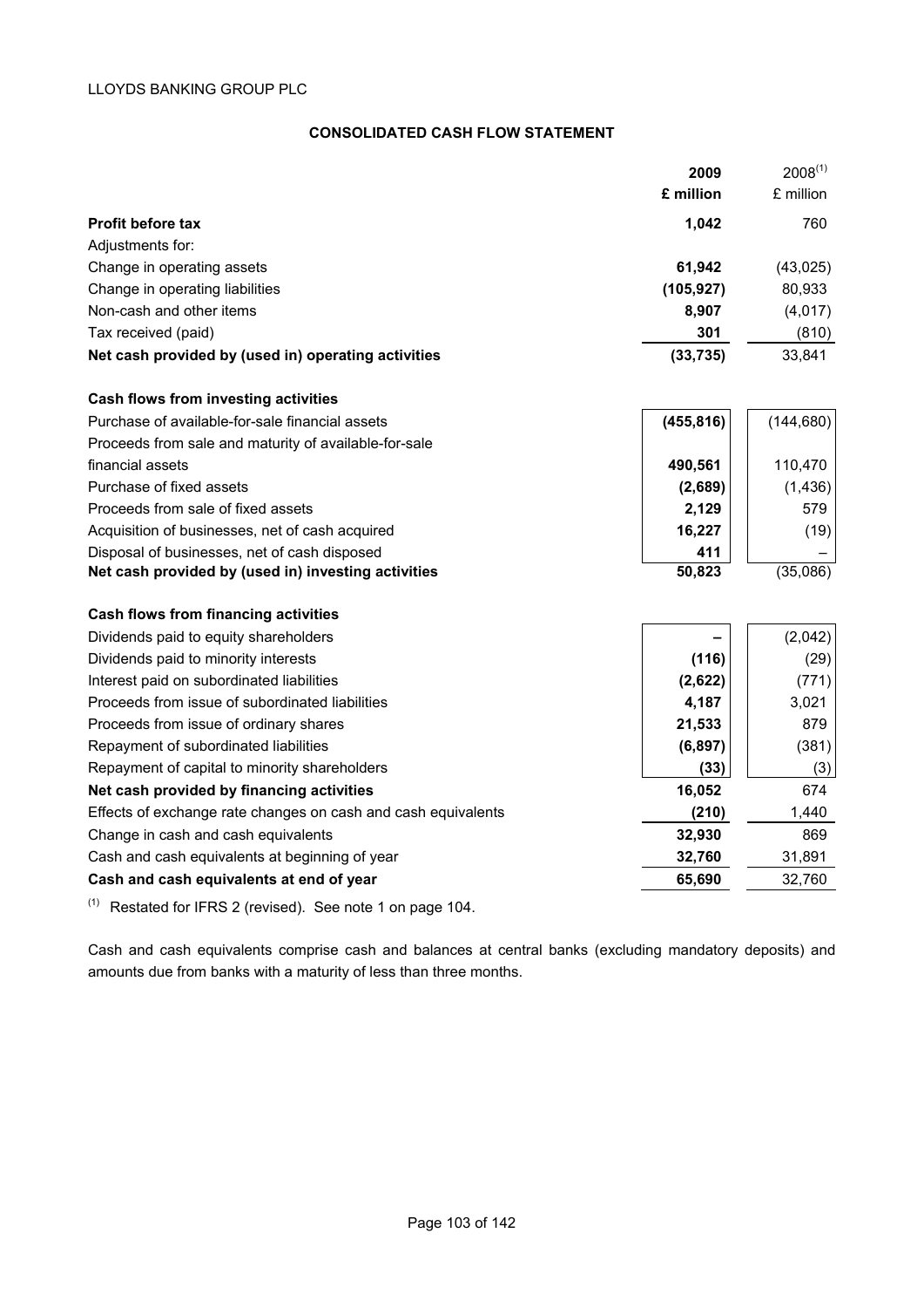LLOYDS BANKING GROUP PLC

## CONSOLIDATED CASH FLOW STATEMENT

| | 2009 £ million | 2008[1] £ million |
|---|---|---|
| **Profit before tax** | **1,042** | 760 |
| Adjustments for: | | |
| Change in operating assets | **61,942** | (43,025) |
| Change in operating liabilities | **(105,927)** | 80,933 |
| Non-cash and other items | **8,907** | (4,017) |
| Tax received (paid) | **301** | (810) |
| **Net cash provided by (used in) operating activities** | **(33,735)** | 33,841 |
| | | |
| **Cash flows from investing activities** | | |
| Purchase of available-for-sale financial assets | **(455,816)** | (144,680) |
| Proceeds from sale and maturity of available-for-sale financial assets | **490,561** | 110,470 |
| Purchase of fixed assets | **(2,689)** | (1,436) |
| Proceeds from sale of fixed assets | **2,129** | 579 |
| Acquisition of businesses, net of cash acquired | **16,227** | (19) |
| Disposal of businesses, net of cash disposed | **411** | – |
| **Net cash provided by (used in) investing activities** | **50,823** | (35,086) |
| | | |
| **Cash flows from financing activities** | | |
| Dividends paid to equity shareholders | **–** | (2,042) |
| Dividends paid to minority interests | **(116)** | (29) |
| Interest paid on subordinated liabilities | **(2,622)** | (771) |
| Proceeds from issue of subordinated liabilities | **4,187** | 3,021 |
| Proceeds from issue of ordinary shares | **21,533** | 879 |
| Repayment of subordinated liabilities | **(6,897)** | (381) |
| Repayment of capital to minority shareholders | **(33)** | (3) |
| **Net cash provided by financing activities** | **16,052** | 674 |
| Effects of exchange rate changes on cash and cash equivalents | **(210)** | 1,440 |
| Change in cash and cash equivalents | **32,930** | 869 |
| Cash and cash equivalents at beginning of year | **32,760** | 31,891 |
| **Cash and cash equivalents at end of year** | **65,690** | 32,760 |

[1] Restated for IFRS 2 (revised). See note 1 on page 104.

Cash and cash equivalents comprise cash and balances at central banks (excluding mandatory deposits) and amounts due from banks with a maturity of less than three months.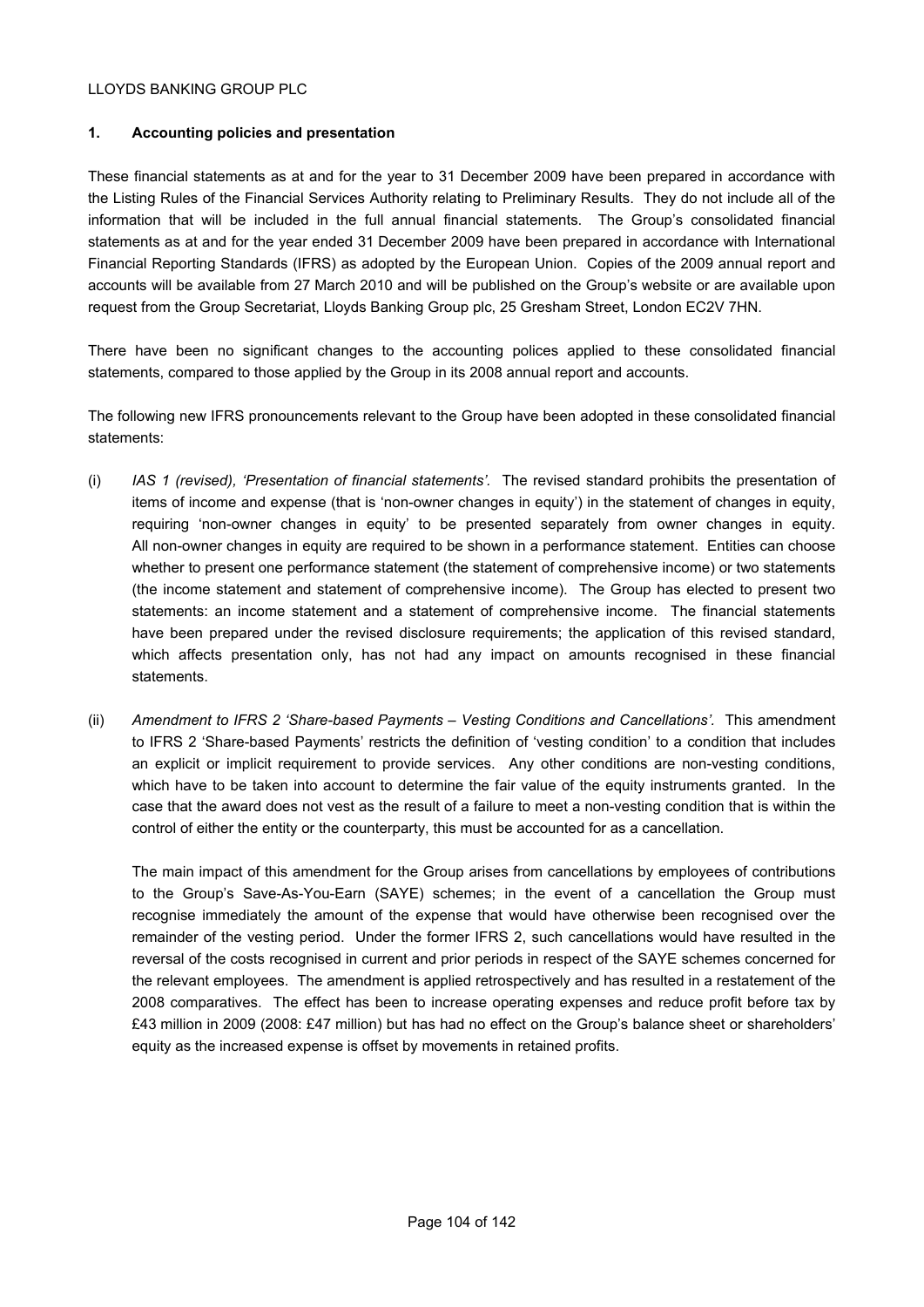## 1. Accounting policies and presentation

These financial statements as at and for the year to 31 December 2009 have been prepared in accordance with the Listing Rules of the Financial Services Authority relating to Preliminary Results. They do not include all of the information that will be included in the full annual financial statements. The Group's consolidated financial statements as at and for the year ended 31 December 2009 have been prepared in accordance with International Financial Reporting Standards (IFRS) as adopted by the European Union. Copies of the 2009 annual report and accounts will be available from 27 March 2010 and will be published on the Group's website or are available upon request from the Group Secretariat, Lloyds Banking Group plc, 25 Gresham Street, London EC2V 7HN.

There have been no significant changes to the accounting polices applied to these consolidated financial statements, compared to those applied by the Group in its 2008 annual report and accounts.

The following new IFRS pronouncements relevant to the Group have been adopted in these consolidated financial statements:

(i) *IAS 1 (revised), 'Presentation of financial statements'.* The revised standard prohibits the presentation of items of income and expense (that is 'non-owner changes in equity') in the statement of changes in equity, requiring 'non-owner changes in equity' to be presented separately from owner changes in equity. All non-owner changes in equity are required to be shown in a performance statement. Entities can choose whether to present one performance statement (the statement of comprehensive income) or two statements (the income statement and statement of comprehensive income). The Group has elected to present two statements: an income statement and a statement of comprehensive income. The financial statements have been prepared under the revised disclosure requirements; the application of this revised standard, which affects presentation only, has not had any impact on amounts recognised in these financial statements.

(ii) *Amendment to IFRS 2 'Share-based Payments – Vesting Conditions and Cancellations'.* This amendment to IFRS 2 'Share-based Payments' restricts the definition of 'vesting condition' to a condition that includes an explicit or implicit requirement to provide services. Any other conditions are non-vesting conditions, which have to be taken into account to determine the fair value of the equity instruments granted. In the case that the award does not vest as the result of a failure to meet a non-vesting condition that is within the control of either the entity or the counterparty, this must be accounted for as a cancellation.

The main impact of this amendment for the Group arises from cancellations by employees of contributions to the Group's Save-As-You-Earn (SAYE) schemes; in the event of a cancellation the Group must recognise immediately the amount of the expense that would have otherwise been recognised over the remainder of the vesting period. Under the former IFRS 2, such cancellations would have resulted in the reversal of the costs recognised in current and prior periods in respect of the SAYE schemes concerned for the relevant employees. The amendment is applied retrospectively and has resulted in a restatement of the 2008 comparatives. The effect has been to increase operating expenses and reduce profit before tax by £43 million in 2009 (2008: £47 million) but has had no effect on the Group's balance sheet or shareholders' equity as the increased expense is offset by movements in retained profits.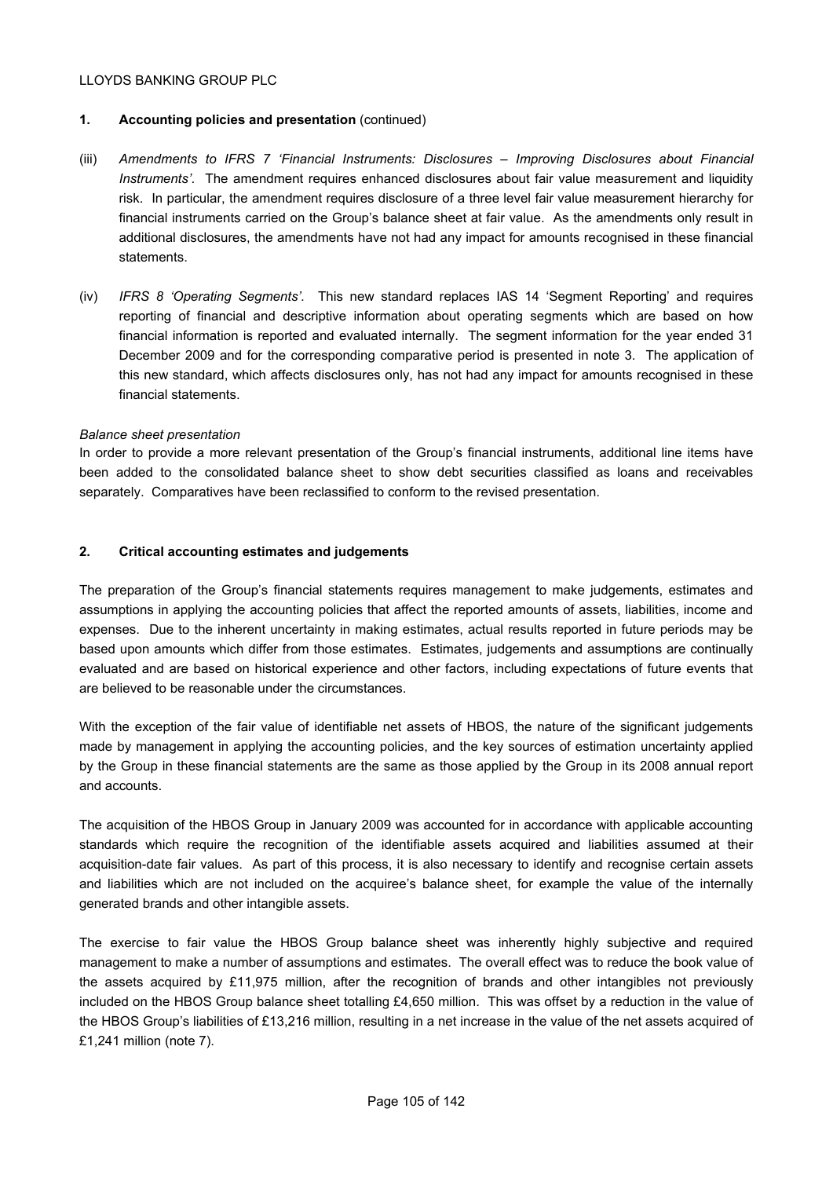## 1. Accounting policies and presentation (continued)

(iii) *Amendments to IFRS 7 'Financial Instruments: Disclosures – Improving Disclosures about Financial Instruments'.* The amendment requires enhanced disclosures about fair value measurement and liquidity risk. In particular, the amendment requires disclosure of a three level fair value measurement hierarchy for financial instruments carried on the Group's balance sheet at fair value. As the amendments only result in additional disclosures, the amendments have not had any impact for amounts recognised in these financial statements.

(iv) *IFRS 8 'Operating Segments'.* This new standard replaces IAS 14 'Segment Reporting' and requires reporting of financial and descriptive information about operating segments which are based on how financial information is reported and evaluated internally. The segment information for the year ended 31 December 2009 and for the corresponding comparative period is presented in note 3. The application of this new standard, which affects disclosures only, has not had any impact for amounts recognised in these financial statements.

*Balance sheet presentation*

In order to provide a more relevant presentation of the Group's financial instruments, additional line items have been added to the consolidated balance sheet to show debt securities classified as loans and receivables separately. Comparatives have been reclassified to conform to the revised presentation.

## 2. Critical accounting estimates and judgements

The preparation of the Group's financial statements requires management to make judgements, estimates and assumptions in applying the accounting policies that affect the reported amounts of assets, liabilities, income and expenses. Due to the inherent uncertainty in making estimates, actual results reported in future periods may be based upon amounts which differ from those estimates. Estimates, judgements and assumptions are continually evaluated and are based on historical experience and other factors, including expectations of future events that are believed to be reasonable under the circumstances.

With the exception of the fair value of identifiable net assets of HBOS, the nature of the significant judgements made by management in applying the accounting policies, and the key sources of estimation uncertainty applied by the Group in these financial statements are the same as those applied by the Group in its 2008 annual report and accounts.

The acquisition of the HBOS Group in January 2009 was accounted for in accordance with applicable accounting standards which require the recognition of the identifiable assets acquired and liabilities assumed at their acquisition-date fair values. As part of this process, it is also necessary to identify and recognise certain assets and liabilities which are not included on the acquiree's balance sheet, for example the value of the internally generated brands and other intangible assets.

The exercise to fair value the HBOS Group balance sheet was inherently highly subjective and required management to make a number of assumptions and estimates. The overall effect was to reduce the book value of the assets acquired by £11,975 million, after the recognition of brands and other intangibles not previously included on the HBOS Group balance sheet totalling £4,650 million. This was offset by a reduction in the value of the HBOS Group's liabilities of £13,216 million, resulting in a net increase in the value of the net assets acquired of £1,241 million (note 7).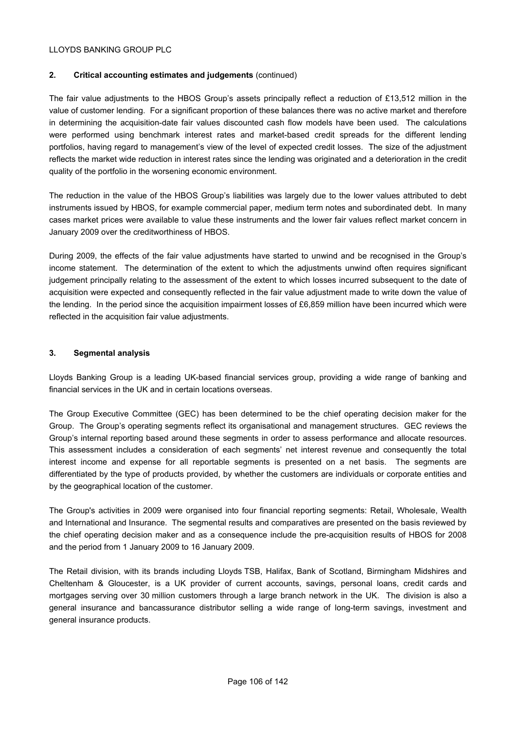## 2. Critical accounting estimates and judgements (continued)

The fair value adjustments to the HBOS Group's assets principally reflect a reduction of £13,512 million in the value of customer lending. For a significant proportion of these balances there was no active market and therefore in determining the acquisition-date fair values discounted cash flow models have been used. The calculations were performed using benchmark interest rates and market-based credit spreads for the different lending portfolios, having regard to management's view of the level of expected credit losses. The size of the adjustment reflects the market wide reduction in interest rates since the lending was originated and a deterioration in the credit quality of the portfolio in the worsening economic environment.

The reduction in the value of the HBOS Group's liabilities was largely due to the lower values attributed to debt instruments issued by HBOS, for example commercial paper, medium term notes and subordinated debt. In many cases market prices were available to value these instruments and the lower fair values reflect market concern in January 2009 over the creditworthiness of HBOS.

During 2009, the effects of the fair value adjustments have started to unwind and be recognised in the Group's income statement. The determination of the extent to which the adjustments unwind often requires significant judgement principally relating to the assessment of the extent to which losses incurred subsequent to the date of acquisition were expected and consequently reflected in the fair value adjustment made to write down the value of the lending. In the period since the acquisition impairment losses of £6,859 million have been incurred which were reflected in the acquisition fair value adjustments.

## 3. Segmental analysis

Lloyds Banking Group is a leading UK-based financial services group, providing a wide range of banking and financial services in the UK and in certain locations overseas.

The Group Executive Committee (GEC) has been determined to be the chief operating decision maker for the Group. The Group's operating segments reflect its organisational and management structures. GEC reviews the Group's internal reporting based around these segments in order to assess performance and allocate resources. This assessment includes a consideration of each segments' net interest revenue and consequently the total interest income and expense for all reportable segments is presented on a net basis. The segments are differentiated by the type of products provided, by whether the customers are individuals or corporate entities and by the geographical location of the customer.

The Group's activities in 2009 were organised into four financial reporting segments: Retail, Wholesale, Wealth and International and Insurance. The segmental results and comparatives are presented on the basis reviewed by the chief operating decision maker and as a consequence include the pre-acquisition results of HBOS for 2008 and the period from 1 January 2009 to 16 January 2009.

The Retail division, with its brands including Lloyds TSB, Halifax, Bank of Scotland, Birmingham Midshires and Cheltenham & Gloucester, is a UK provider of current accounts, savings, personal loans, credit cards and mortgages serving over 30 million customers through a large branch network in the UK. The division is also a general insurance and bancassurance distributor selling a wide range of long-term savings, investment and general insurance products.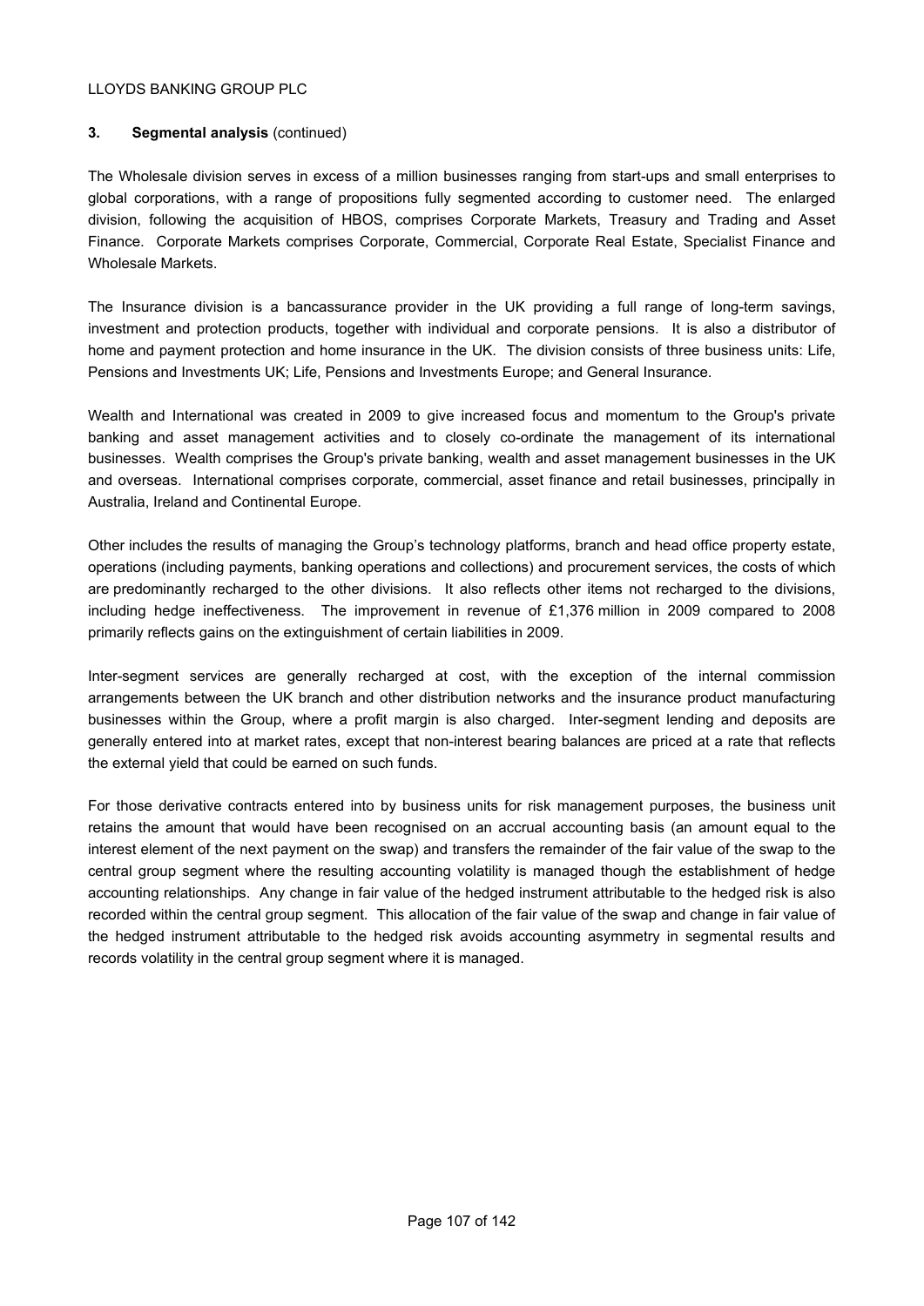## 3. Segmental analysis (continued)

The Wholesale division serves in excess of a million businesses ranging from start-ups and small enterprises to global corporations, with a range of propositions fully segmented according to customer need. The enlarged division, following the acquisition of HBOS, comprises Corporate Markets, Treasury and Trading and Asset Finance. Corporate Markets comprises Corporate, Commercial, Corporate Real Estate, Specialist Finance and Wholesale Markets.

The Insurance division is a bancassurance provider in the UK providing a full range of long-term savings, investment and protection products, together with individual and corporate pensions. It is also a distributor of home and payment protection and home insurance in the UK. The division consists of three business units: Life, Pensions and Investments UK; Life, Pensions and Investments Europe; and General Insurance.

Wealth and International was created in 2009 to give increased focus and momentum to the Group's private banking and asset management activities and to closely co-ordinate the management of its international businesses. Wealth comprises the Group's private banking, wealth and asset management businesses in the UK and overseas. International comprises corporate, commercial, asset finance and retail businesses, principally in Australia, Ireland and Continental Europe.

Other includes the results of managing the Group's technology platforms, branch and head office property estate, operations (including payments, banking operations and collections) and procurement services, the costs of which are predominantly recharged to the other divisions. It also reflects other items not recharged to the divisions, including hedge ineffectiveness. The improvement in revenue of £1,376 million in 2009 compared to 2008 primarily reflects gains on the extinguishment of certain liabilities in 2009.

Inter-segment services are generally recharged at cost, with the exception of the internal commission arrangements between the UK branch and other distribution networks and the insurance product manufacturing businesses within the Group, where a profit margin is also charged. Inter-segment lending and deposits are generally entered into at market rates, except that non-interest bearing balances are priced at a rate that reflects the external yield that could be earned on such funds.

For those derivative contracts entered into by business units for risk management purposes, the business unit retains the amount that would have been recognised on an accrual accounting basis (an amount equal to the interest element of the next payment on the swap) and transfers the remainder of the fair value of the swap to the central group segment where the resulting accounting volatility is managed though the establishment of hedge accounting relationships. Any change in fair value of the hedged instrument attributable to the hedged risk is also recorded within the central group segment. This allocation of the fair value of the swap and change in fair value of the hedged instrument attributable to the hedged risk avoids accounting asymmetry in segmental results and records volatility in the central group segment where it is managed.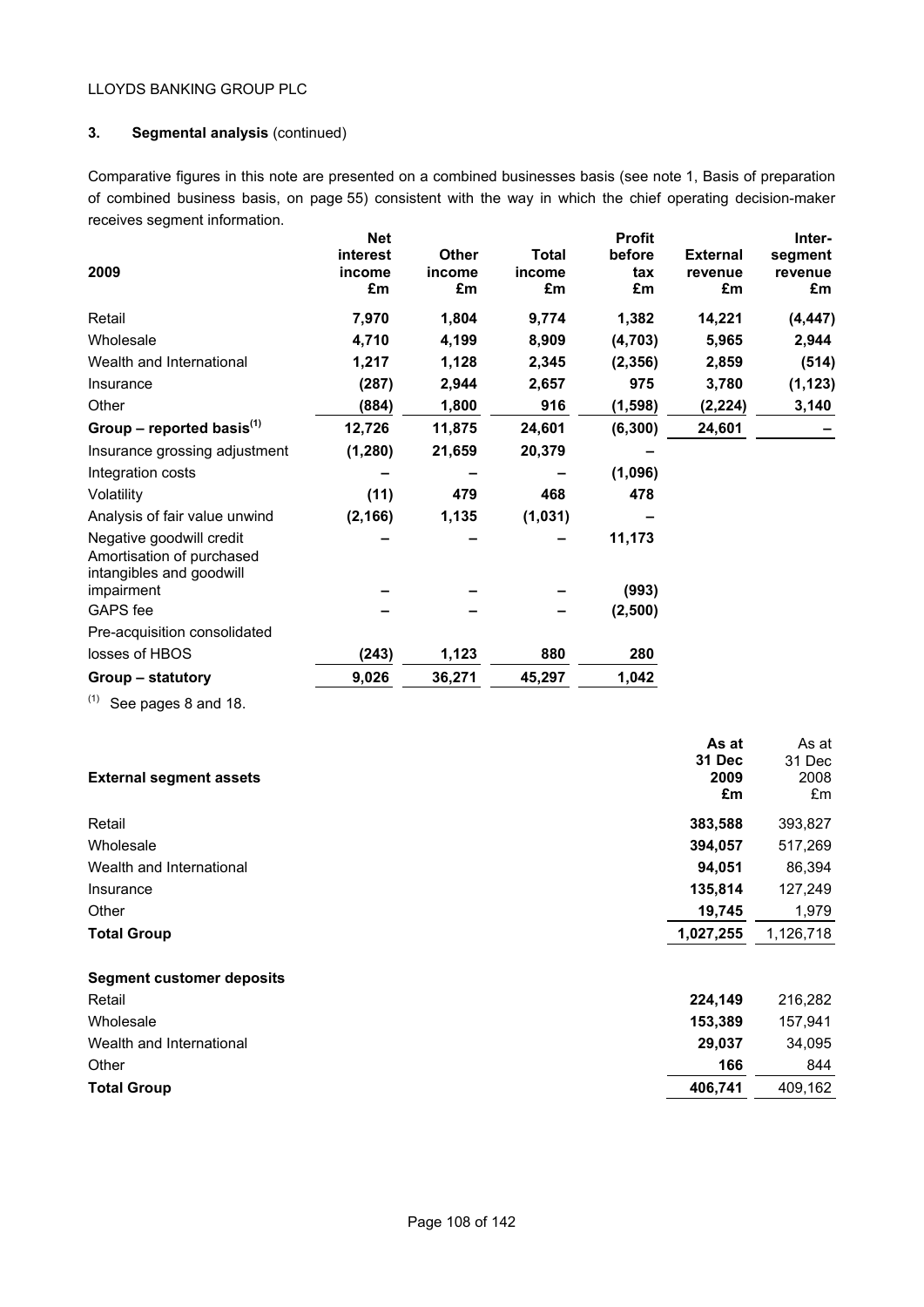LLOYDS BANKING GROUP PLC

## 3. Segmental analysis (continued)

Comparative figures in this note are presented on a combined businesses basis (see note 1, Basis of preparation of combined business basis, on page 55) consistent with the way in which the chief operating decision-maker receives segment information.

| 2009 | Net interest income £m | Other income £m | Total income £m | Profit before tax £m | External revenue £m | Inter-segment revenue £m |
|---|---|---|---|---|---|---|
| Retail | **7,970** | **1,804** | **9,774** | **1,382** | **14,221** | **(4,447)** |
| Wholesale | **4,710** | **4,199** | **8,909** | **(4,703)** | **5,965** | **2,944** |
| Wealth and International | **1,217** | **1,128** | **2,345** | **(2,356)** | **2,859** | **(514)** |
| Insurance | **(287)** | **2,944** | **2,657** | **975** | **3,780** | **(1,123)** |
| Other | **(884)** | **1,800** | **916** | **(1,598)** | **(2,224)** | **3,140** |
| **Group – reported basis**[(1)] | **12,726** | **11,875** | **24,601** | **(6,300)** | **24,601** | **–** |
| Insurance grossing adjustment | **(1,280)** | **21,659** | **20,379** | **–** | | |
| Integration costs | **–** | **–** | **–** | **(1,096)** | | |
| Volatility | **(11)** | **479** | **468** | **478** | | |
| Analysis of fair value unwind | **(2,166)** | **1,135** | **(1,031)** | **–** | | |
| Negative goodwill credit | **–** | **–** | **–** | **11,173** | | |
| Amortisation of purchased intangibles and goodwill impairment | **–** | **–** | **–** | **(993)** | | |
| GAPS fee | **–** | **–** | **–** | **(2,500)** | | |
| Pre-acquisition consolidated losses of HBOS | **(243)** | **1,123** | **880** | **280** | | |
| **Group – statutory** | **9,026** | **36,271** | **45,297** | **1,042** | | |

(1) See pages 8 and 18.

| External segment assets | As at 31 Dec 2009 £m | As at 31 Dec 2008 £m |
|---|---|---|
| Retail | **383,588** | 393,827 |
| Wholesale | **394,057** | 517,269 |
| Wealth and International | **94,051** | 86,394 |
| Insurance | **135,814** | 127,249 |
| Other | **19,745** | 1,979 |
| **Total Group** | **1,027,255** | 1,126,718 |
| | | |
| **Segment customer deposits** | | |
| Retail | **224,149** | 216,282 |
| Wholesale | **153,389** | 157,941 |
| Wealth and International | **29,037** | 34,095 |
| Other | **166** | 844 |
| **Total Group** | **406,741** | 409,162 |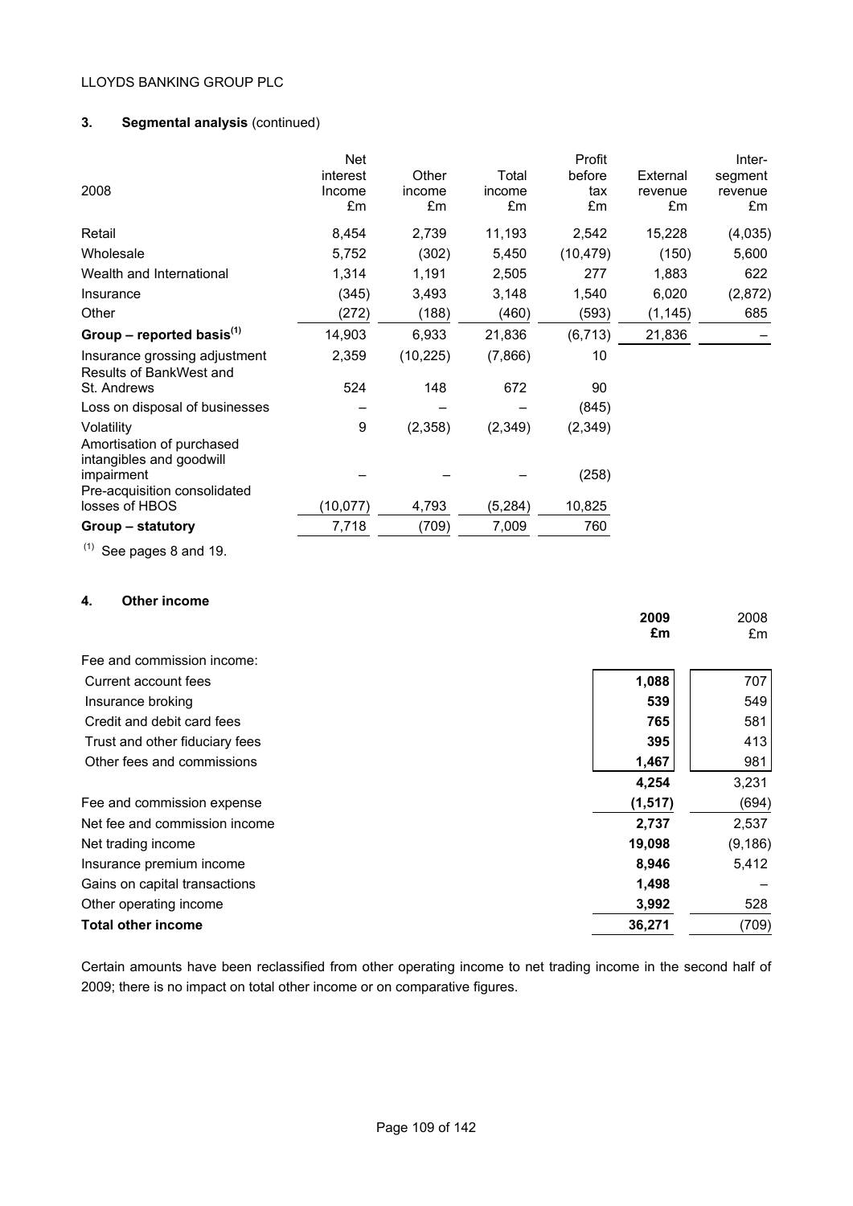LLOYDS BANKING GROUP PLC

## 3. Segmental analysis (continued)

| 2008 | Net interest Income £m | Other income £m | Total income £m | Profit before tax £m | External revenue £m | Inter-segment revenue £m |
|---|---|---|---|---|---|---|
| Retail | 8,454 | 2,739 | 11,193 | 2,542 | 15,228 | (4,035) |
| Wholesale | 5,752 | (302) | 5,450 | (10,479) | (150) | 5,600 |
| Wealth and International | 1,314 | 1,191 | 2,505 | 277 | 1,883 | 622 |
| Insurance | (345) | 3,493 | 3,148 | 1,540 | 6,020 | (2,872) |
| Other | (272) | (188) | (460) | (593) | (1,145) | 685 |
| **Group – reported basis[(1)]** | 14,903 | 6,933 | 21,836 | (6,713) | 21,836 | – |
| Insurance grossing adjustment | 2,359 | (10,225) | (7,866) | 10 | | |
| Results of BankWest and St. Andrews | 524 | 148 | 672 | 90 | | |
| Loss on disposal of businesses | – | – | – | (845) | | |
| Volatility | 9 | (2,358) | (2,349) | (2,349) | | |
| Amortisation of purchased intangibles and goodwill impairment | – | – | – | (258) | | |
| Pre-acquisition consolidated losses of HBOS | (10,077) | 4,793 | (5,284) | 10,825 | | |
| **Group – statutory** | 7,718 | (709) | 7,009 | 760 | | |

[(1)] See pages 8 and 19.

## 4. Other income

| | 2009 £m | 2008 £m |
|---|---|---|
| Fee and commission income: | | |
| Current account fees | **1,088** | 707 |
| Insurance broking | **539** | 549 |
| Credit and debit card fees | **765** | 581 |
| Trust and other fiduciary fees | **395** | 413 |
| Other fees and commissions | **1,467** | 981 |
| | **4,254** | 3,231 |
| Fee and commission expense | **(1,517)** | (694) |
| Net fee and commission income | **2,737** | 2,537 |
| Net trading income | **19,098** | (9,186) |
| Insurance premium income | **8,946** | 5,412 |
| Gains on capital transactions | **1,498** | – |
| Other operating income | **3,992** | 528 |
| **Total other income** | **36,271** | (709) |

Certain amounts have been reclassified from other operating income to net trading income in the second half of 2009; there is no impact on total other income or on comparative figures.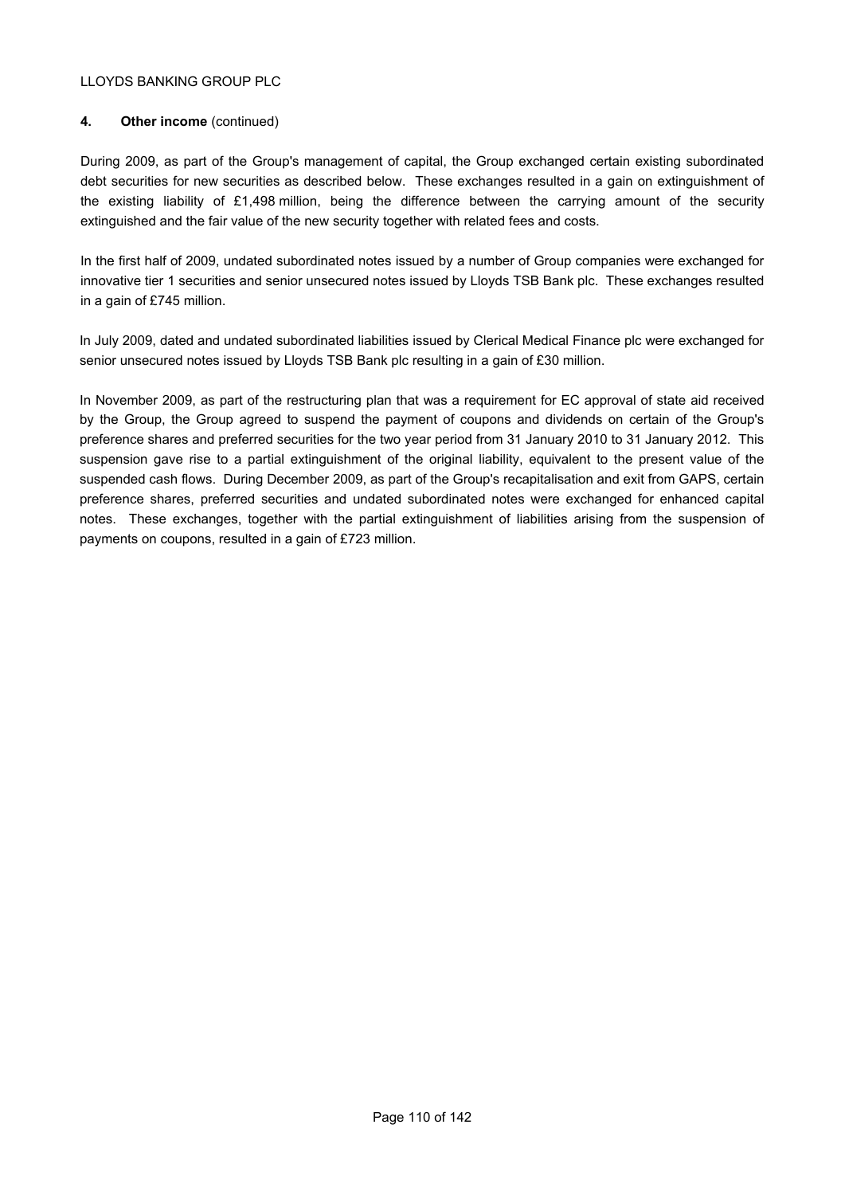## 4. **Other income** (continued)

During 2009, as part of the Group's management of capital, the Group exchanged certain existing subordinated debt securities for new securities as described below. These exchanges resulted in a gain on extinguishment of the existing liability of £1,498 million, being the difference between the carrying amount of the security extinguished and the fair value of the new security together with related fees and costs.

In the first half of 2009, undated subordinated notes issued by a number of Group companies were exchanged for innovative tier 1 securities and senior unsecured notes issued by Lloyds TSB Bank plc. These exchanges resulted in a gain of £745 million.

In July 2009, dated and undated subordinated liabilities issued by Clerical Medical Finance plc were exchanged for senior unsecured notes issued by Lloyds TSB Bank plc resulting in a gain of £30 million.

In November 2009, as part of the restructuring plan that was a requirement for EC approval of state aid received by the Group, the Group agreed to suspend the payment of coupons and dividends on certain of the Group's preference shares and preferred securities for the two year period from 31 January 2010 to 31 January 2012. This suspension gave rise to a partial extinguishment of the original liability, equivalent to the present value of the suspended cash flows. During December 2009, as part of the Group's recapitalisation and exit from GAPS, certain preference shares, preferred securities and undated subordinated notes were exchanged for enhanced capital notes. These exchanges, together with the partial extinguishment of liabilities arising from the suspension of payments on coupons, resulted in a gain of £723 million.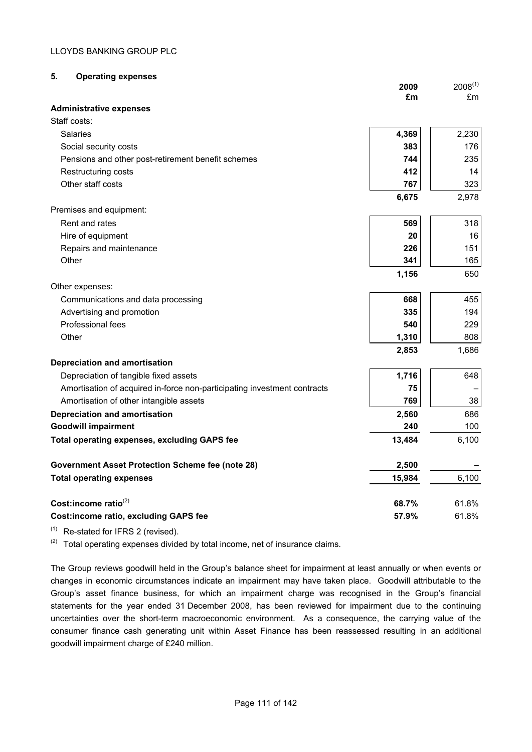## 5. Operating expenses

| | 2009 £m | 2008[(1)] £m |
|---|---|---|
| **Administrative expenses** | | |
| Staff costs: | | |
| Salaries | **4,369** | 2,230 |
| Social security costs | **383** | 176 |
| Pensions and other post-retirement benefit schemes | **744** | 235 |
| Restructuring costs | **412** | 14 |
| Other staff costs | **767** | 323 |
| | **6,675** | 2,978 |
| Premises and equipment: | | |
| Rent and rates | **569** | 318 |
| Hire of equipment | **20** | 16 |
| Repairs and maintenance | **226** | 151 |
| Other | **341** | 165 |
| | **1,156** | 650 |
| Other expenses: | | |
| Communications and data processing | **668** | 455 |
| Advertising and promotion | **335** | 194 |
| Professional fees | **540** | 229 |
| Other | **1,310** | 808 |
| | **2,853** | 1,686 |
| **Depreciation and amortisation** | | |
| Depreciation of tangible fixed assets | **1,716** | 648 |
| Amortisation of acquired in-force non-participating investment contracts | **75** | – |
| Amortisation of other intangible assets | **769** | 38 |
| **Depreciation and amortisation** | **2,560** | 686 |
| **Goodwill impairment** | **240** | 100 |
| **Total operating expenses, excluding GAPS fee** | **13,484** | 6,100 |
| **Government Asset Protection Scheme fee (note 28)** | **2,500** | – |
| **Total operating expenses** | **15,984** | 6,100 |
| **Cost:income ratio**[(2)] | **68.7%** | 61.8% |
| **Cost:income ratio, excluding GAPS fee** | **57.9%** | 61.8% |

(1) Re-stated for IFRS 2 (revised).

(2) Total operating expenses divided by total income, net of insurance claims.

The Group reviews goodwill held in the Group's balance sheet for impairment at least annually or when events or changes in economic circumstances indicate an impairment may have taken place. Goodwill attributable to the Group's asset finance business, for which an impairment charge was recognised in the Group's financial statements for the year ended 31 December 2008, has been reviewed for impairment due to the continuing uncertainties over the short-term macroeconomic environment. As a consequence, the carrying value of the consumer finance cash generating unit within Asset Finance has been reassessed resulting in an additional goodwill impairment charge of £240 million.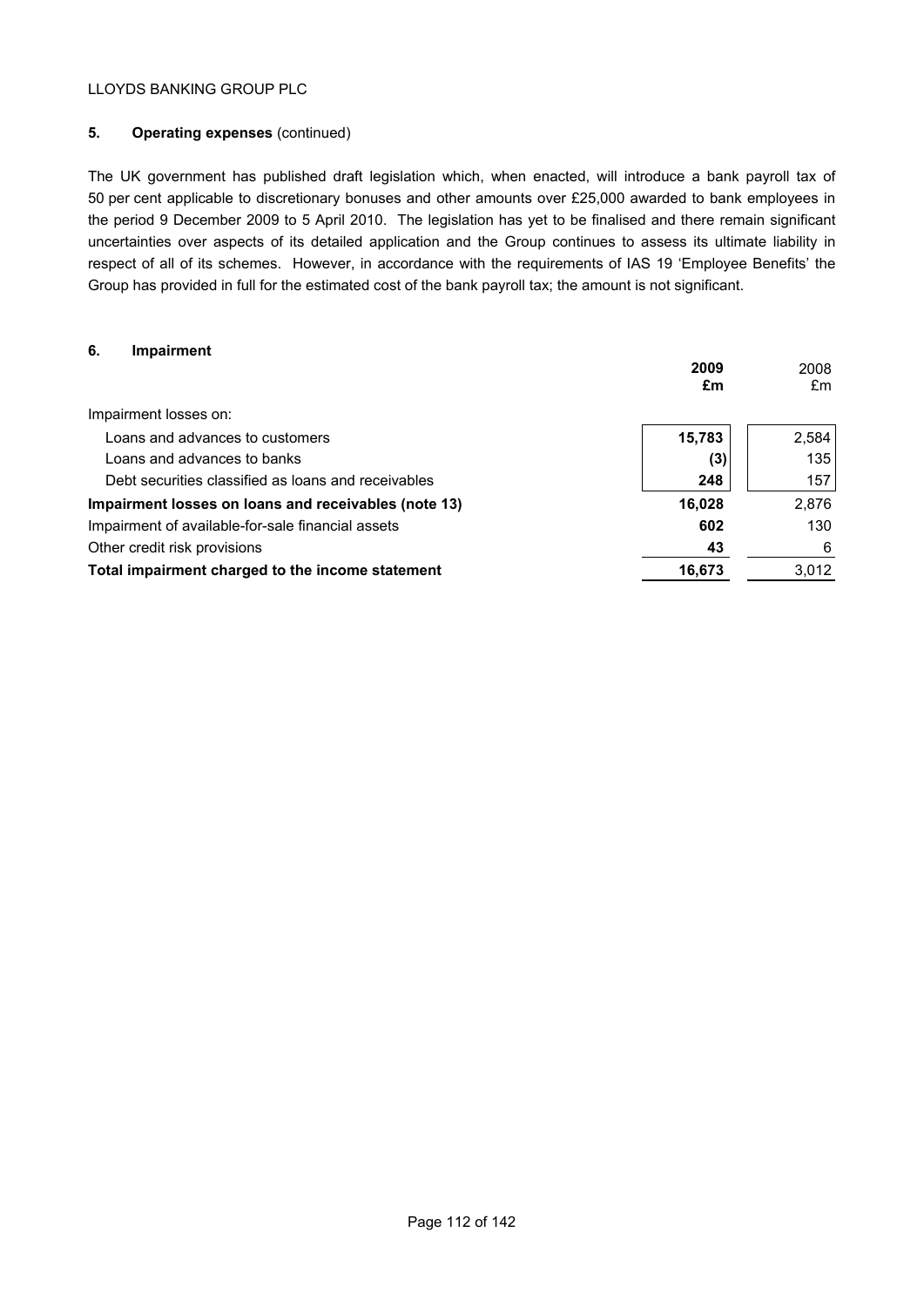## 5. Operating expenses (continued)

The UK government has published draft legislation which, when enacted, will introduce a bank payroll tax of 50 per cent applicable to discretionary bonuses and other amounts over £25,000 awarded to bank employees in the period 9 December 2009 to 5 April 2010. The legislation has yet to be finalised and there remain significant uncertainties over aspects of its detailed application and the Group continues to assess its ultimate liability in respect of all of its schemes. However, in accordance with the requirements of IAS 19 'Employee Benefits' the Group has provided in full for the estimated cost of the bank payroll tax; the amount is not significant.

## 6. Impairment

| | **2009 £m** | 2008 £m |
|---|---|---|
| Impairment losses on: | | |
| Loans and advances to customers | **15,783** | 2,584 |
| Loans and advances to banks | **(3)** | 135 |
| Debt securities classified as loans and receivables | **248** | 157 |
| **Impairment losses on loans and receivables (note 13)** | **16,028** | 2,876 |
| Impairment of available-for-sale financial assets | **602** | 130 |
| Other credit risk provisions | **43** | 6 |
| **Total impairment charged to the income statement** | **16,673** | 3,012 |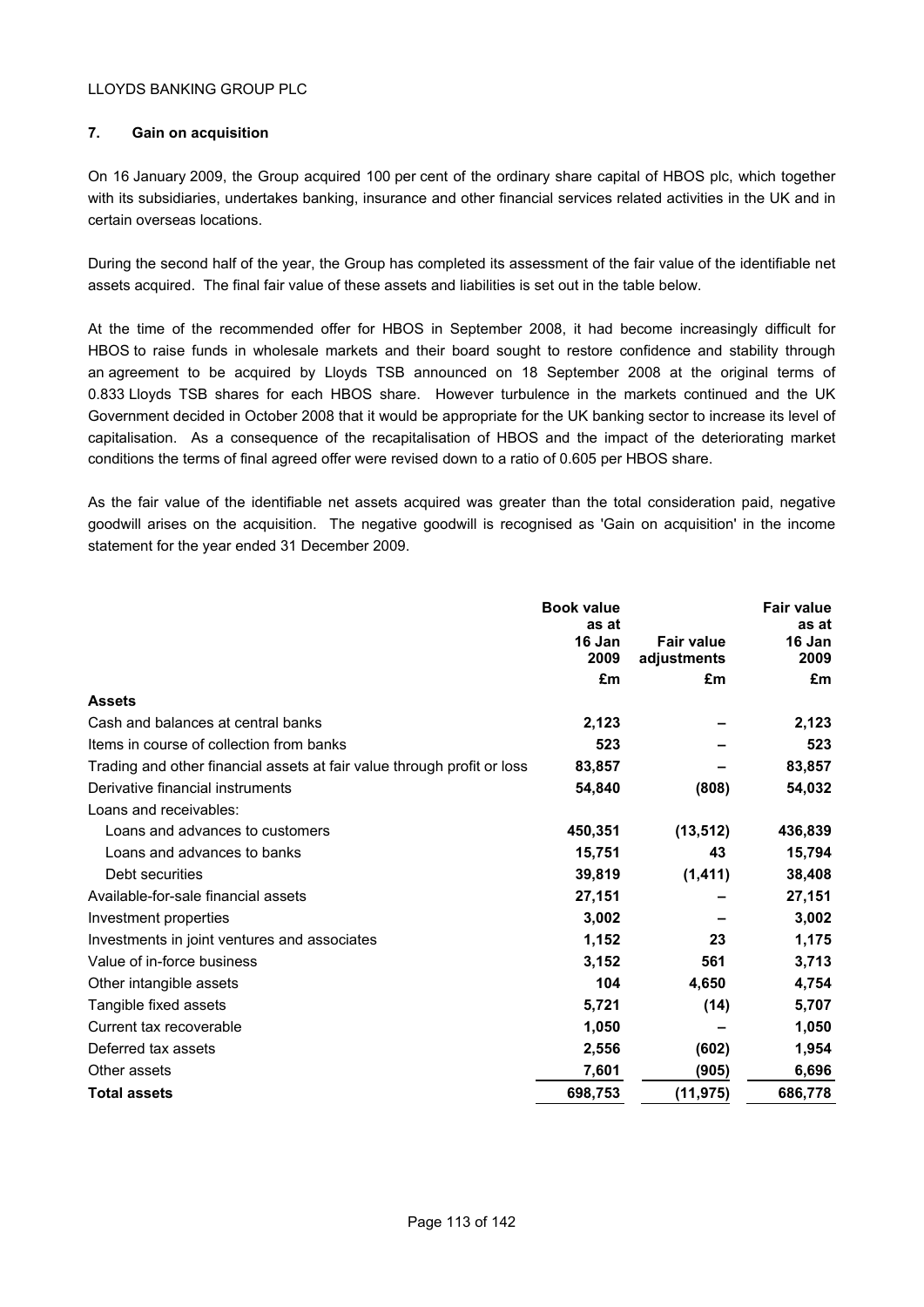## 7. Gain on acquisition

On 16 January 2009, the Group acquired 100 per cent of the ordinary share capital of HBOS plc, which together with its subsidiaries, undertakes banking, insurance and other financial services related activities in the UK and in certain overseas locations.

During the second half of the year, the Group has completed its assessment of the fair value of the identifiable net assets acquired. The final fair value of these assets and liabilities is set out in the table below.

At the time of the recommended offer for HBOS in September 2008, it had become increasingly difficult for HBOS to raise funds in wholesale markets and their board sought to restore confidence and stability through an agreement to be acquired by Lloyds TSB announced on 18 September 2008 at the original terms of 0.833 Lloyds TSB shares for each HBOS share. However turbulence in the markets continued and the UK Government decided in October 2008 that it would be appropriate for the UK banking sector to increase its level of capitalisation. As a consequence of the recapitalisation of HBOS and the impact of the deteriorating market conditions the terms of final agreed offer were revised down to a ratio of 0.605 per HBOS share.

As the fair value of the identifiable net assets acquired was greater than the total consideration paid, negative goodwill arises on the acquisition. The negative goodwill is recognised as 'Gain on acquisition' in the income statement for the year ended 31 December 2009.

| | Book value as at 16 Jan 2009 | Fair value adjustments | Fair value as at 16 Jan 2009 |
|---|---|---|---|
| | £m | £m | £m |
| **Assets** | | | |
| Cash and balances at central banks | 2,123 | – | 2,123 |
| Items in course of collection from banks | 523 | – | 523 |
| Trading and other financial assets at fair value through profit or loss | 83,857 | – | 83,857 |
| Derivative financial instruments | 54,840 | (808) | 54,032 |
| Loans and receivables: | | | |
| Loans and advances to customers | 450,351 | (13,512) | 436,839 |
| Loans and advances to banks | 15,751 | 43 | 15,794 |
| Debt securities | 39,819 | (1,411) | 38,408 |
| Available-for-sale financial assets | 27,151 | – | 27,151 |
| Investment properties | 3,002 | – | 3,002 |
| Investments in joint ventures and associates | 1,152 | 23 | 1,175 |
| Value of in-force business | 3,152 | 561 | 3,713 |
| Other intangible assets | 104 | 4,650 | 4,754 |
| Tangible fixed assets | 5,721 | (14) | 5,707 |
| Current tax recoverable | 1,050 | – | 1,050 |
| Deferred tax assets | 2,556 | (602) | 1,954 |
| Other assets | 7,601 | (905) | 6,696 |
| **Total assets** | 698,753 | (11,975) | 686,778 |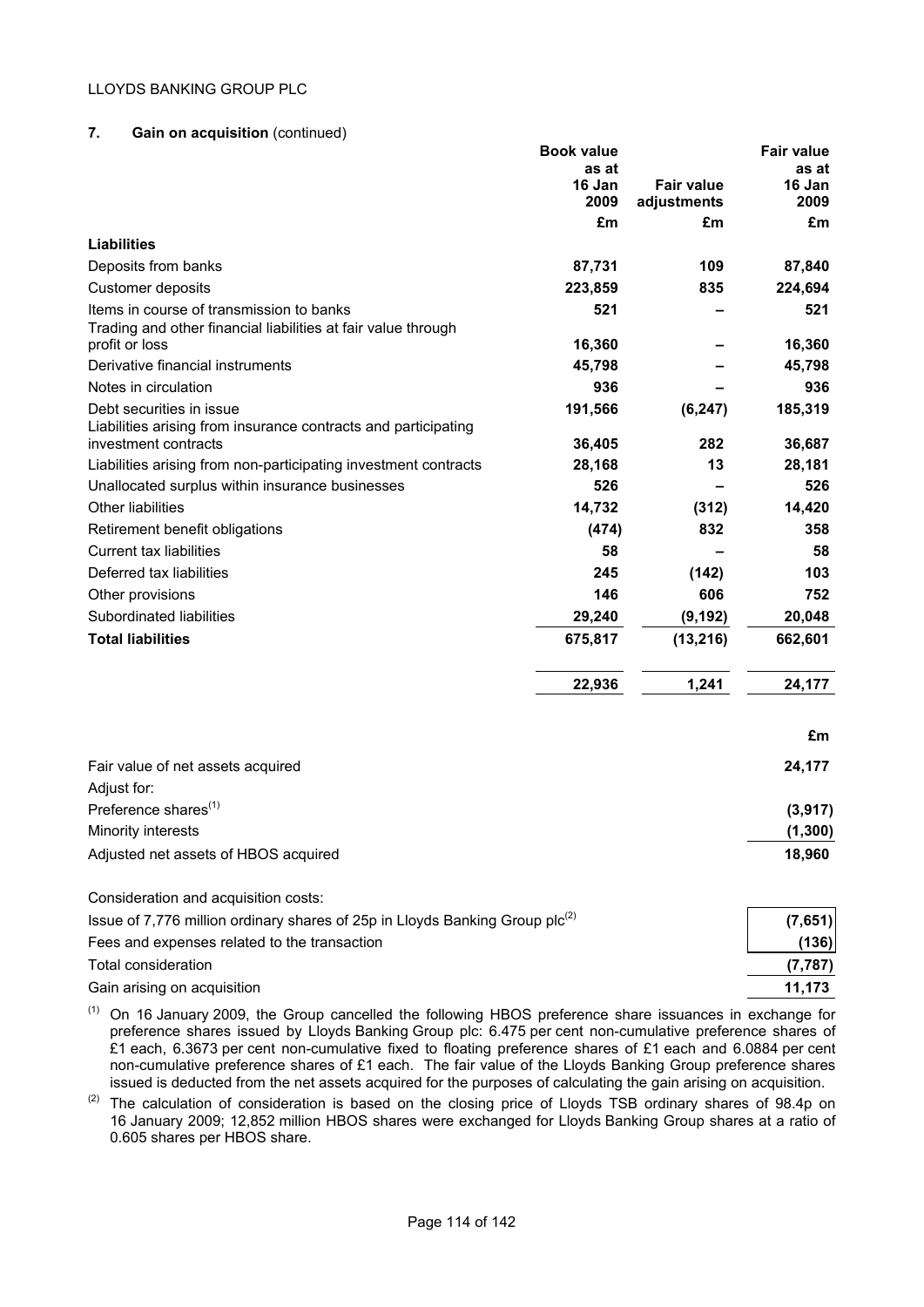## 7. Gain on acquisition (continued)

| | Book value as at 16 Jan 2009 | Fair value adjustments | Fair value as at 16 Jan 2009 |
|---|---|---|---|
| | £m | £m | £m |
| **Liabilities** | | | |
| Deposits from banks | **87,731** | **109** | **87,840** |
| Customer deposits | **223,859** | **835** | **224,694** |
| Items in course of transmission to banks | **521** | **–** | **521** |
| Trading and other financial liabilities at fair value through profit or loss | **16,360** | **–** | **16,360** |
| Derivative financial instruments | **45,798** | **–** | **45,798** |
| Notes in circulation | **936** | **–** | **936** |
| Debt securities in issue | **191,566** | **(6,247)** | **185,319** |
| Liabilities arising from insurance contracts and participating investment contracts | **36,405** | **282** | **36,687** |
| Liabilities arising from non-participating investment contracts | **28,168** | **13** | **28,181** |
| Unallocated surplus within insurance businesses | **526** | **–** | **526** |
| Other liabilities | **14,732** | **(312)** | **14,420** |
| Retirement benefit obligations | **(474)** | **832** | **358** |
| Current tax liabilities | **58** | **–** | **58** |
| Deferred tax liabilities | **245** | **(142)** | **103** |
| Other provisions | **146** | **606** | **752** |
| Subordinated liabilities | **29,240** | **(9,192)** | **20,048** |
| **Total liabilities** | **675,817** | **(13,216)** | **662,601** |
| | **22,936** | **1,241** | **24,177** |

| | £m |
|---|---|
| Fair value of net assets acquired | **24,177** |
| Adjust for: | |
| Preference shares[1] | **(3,917)** |
| Minority interests | **(1,300)** |
| Adjusted net assets of HBOS acquired | **18,960** |
| | |
| Consideration and acquisition costs: | |
| Issue of 7,776 million ordinary shares of 25p in Lloyds Banking Group plc[2] | **(7,651)** |
| Fees and expenses related to the transaction | **(136)** |
| Total consideration | **(7,787)** |
| Gain arising on acquisition | **11,173** |

(1) On 16 January 2009, the Group cancelled the following HBOS preference share issuances in exchange for preference shares issued by Lloyds Banking Group plc: 6.475 per cent non-cumulative preference shares of £1 each, 6.3673 per cent non-cumulative fixed to floating preference shares of £1 each and 6.0884 per cent non-cumulative preference shares of £1 each. The fair value of the Lloyds Banking Group preference shares issued is deducted from the net assets acquired for the purposes of calculating the gain arising on acquisition.

(2) The calculation of consideration is based on the closing price of Lloyds TSB ordinary shares of 98.4p on 16 January 2009; 12,852 million HBOS shares were exchanged for Lloyds Banking Group shares at a ratio of 0.605 shares per HBOS share.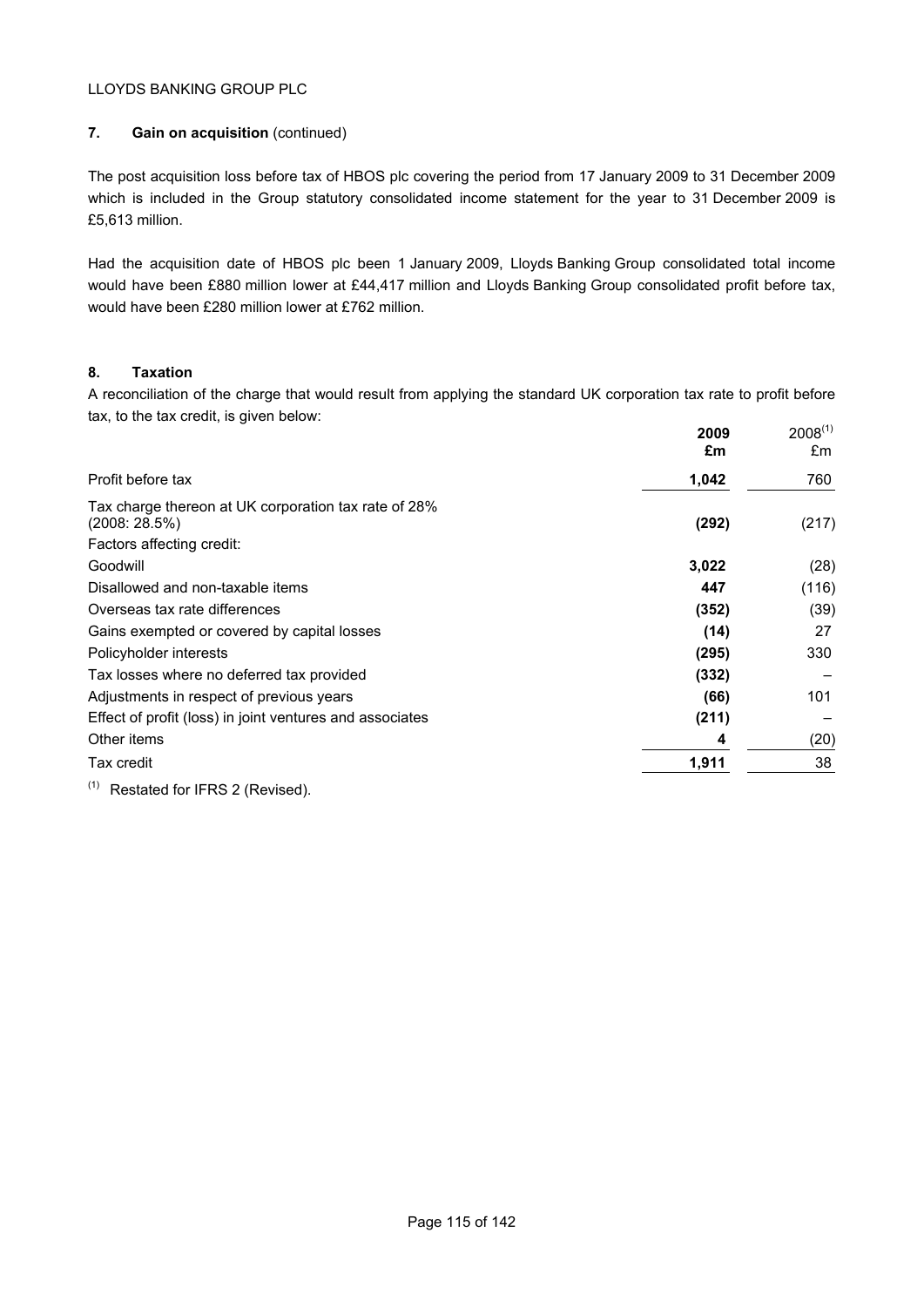### 7. Gain on acquisition (continued)

The post acquisition loss before tax of HBOS plc covering the period from 17 January 2009 to 31 December 2009 which is included in the Group statutory consolidated income statement for the year to 31 December 2009 is £5,613 million.

Had the acquisition date of HBOS plc been 1 January 2009, Lloyds Banking Group consolidated total income would have been £880 million lower at £44,417 million and Lloyds Banking Group consolidated profit before tax, would have been £280 million lower at £762 million.

### 8. Taxation

A reconciliation of the charge that would result from applying the standard UK corporation tax rate to profit before tax, to the tax credit, is given below:

| | **2009 £m** | 2008[(1)] £m |
|---|---|---|
| Profit before tax | **1,042** | 760 |
| Tax charge thereon at UK corporation tax rate of 28% (2008: 28.5%) | **(292)** | (217) |
| Factors affecting credit: | | |
| Goodwill | **3,022** | (28) |
| Disallowed and non-taxable items | **447** | (116) |
| Overseas tax rate differences | **(352)** | (39) |
| Gains exempted or covered by capital losses | **(14)** | 27 |
| Policyholder interests | **(295)** | 330 |
| Tax losses where no deferred tax provided | **(332)** | – |
| Adjustments in respect of previous years | **(66)** | 101 |
| Effect of profit (loss) in joint ventures and associates | **(211)** | – |
| Other items | **4** | (20) |
| Tax credit | **1,911** | 38 |

(1) Restated for IFRS 2 (Revised).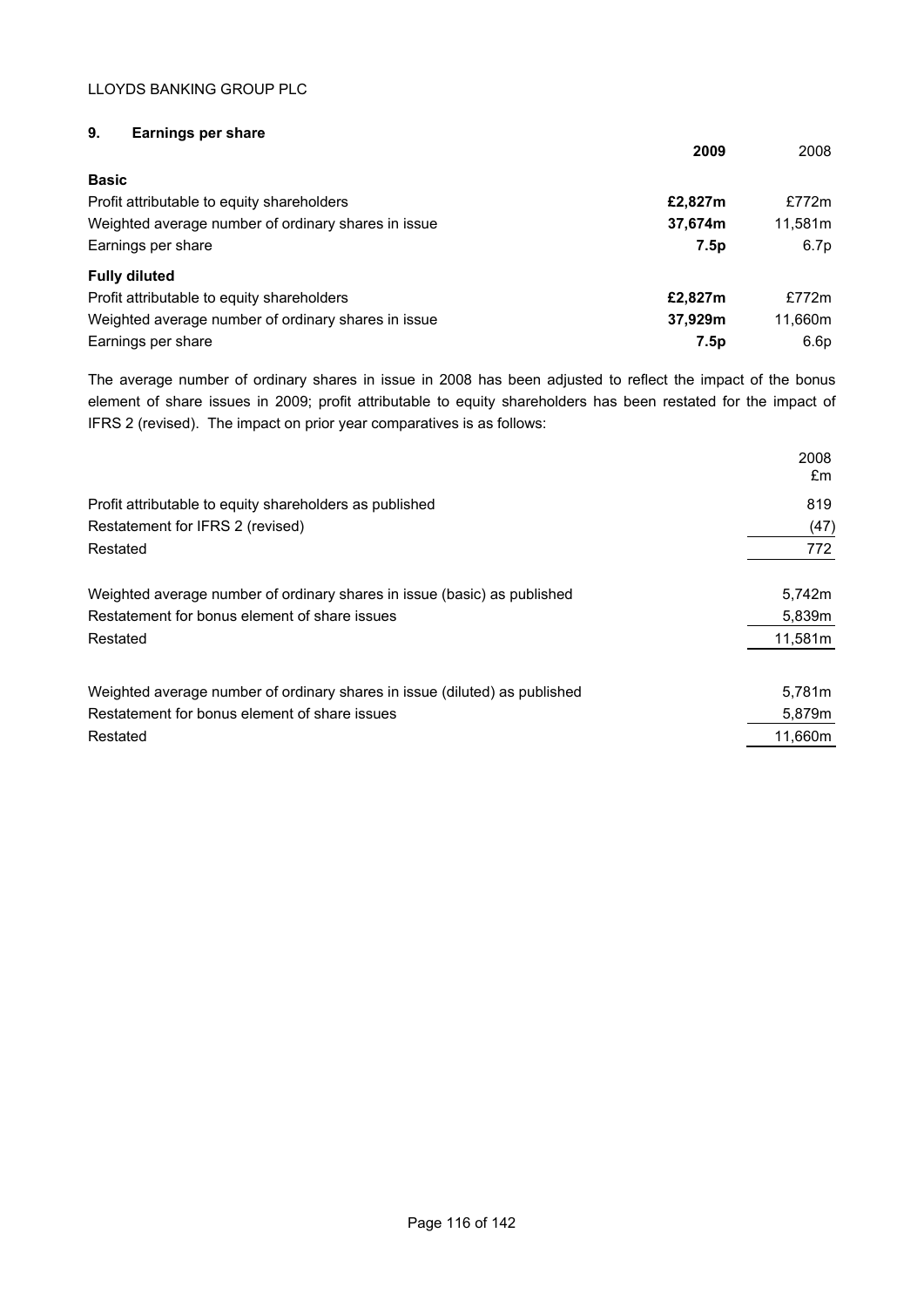## 9. Earnings per share

| | **2009** | 2008 |
|---|---|---|
| **Basic** | | |
| Profit attributable to equity shareholders | **£2,827m** | £772m |
| Weighted average number of ordinary shares in issue | **37,674m** | 11,581m |
| Earnings per share | **7.5p** | 6.7p |
| **Fully diluted** | | |
| Profit attributable to equity shareholders | **£2,827m** | £772m |
| Weighted average number of ordinary shares in issue | **37,929m** | 11,660m |
| Earnings per share | **7.5p** | 6.6p |

The average number of ordinary shares in issue in 2008 has been adjusted to reflect the impact of the bonus element of share issues in 2009; profit attributable to equity shareholders has been restated for the impact of IFRS 2 (revised). The impact on prior year comparatives is as follows:

| | 2008 £m |
|---|---|
| Profit attributable to equity shareholders as published | 819 |
| Restatement for IFRS 2 (revised) | (47) |
| Restated | 772 |
| | |
| Weighted average number of ordinary shares in issue (basic) as published | 5,742m |
| Restatement for bonus element of share issues | 5,839m |
| Restated | 11,581m |
| | |
| Weighted average number of ordinary shares in issue (diluted) as published | 5,781m |
| Restatement for bonus element of share issues | 5,879m |
| Restated | 11,660m |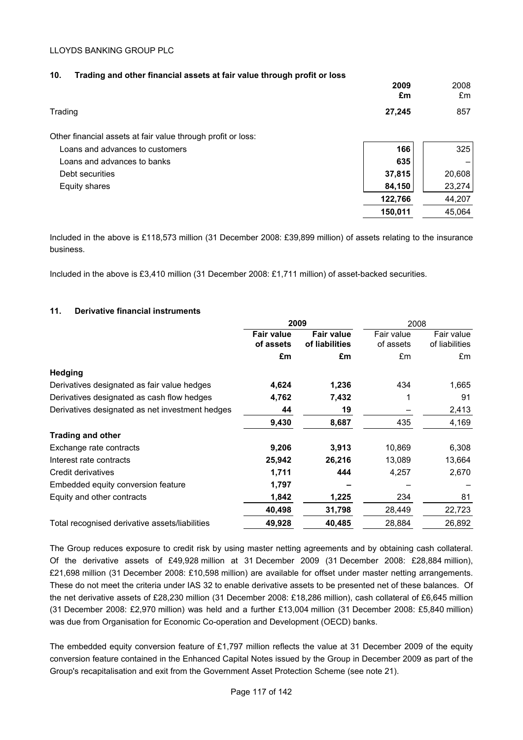## 10. Trading and other financial assets at fair value through profit or loss

| | 2009 £m | 2008 £m |
|---|---|---|
| Trading | **27,245** | 857 |
| Other financial assets at fair value through profit or loss: | | |
| Loans and advances to customers | **166** | 325 |
| Loans and advances to banks | **635** | – |
| Debt securities | **37,815** | 20,608 |
| Equity shares | **84,150** | 23,274 |
| | **122,766** | 44,207 |
| | **150,011** | 45,064 |

Included in the above is £118,573 million (31 December 2008: £39,899 million) of assets relating to the insurance business.

Included in the above is £3,410 million (31 December 2008: £1,711 million) of asset-backed securities.

## 11. Derivative financial instruments

| | 2009 | | 2008 | |
|---|---|---|---|---|
| | Fair value of assets £m | Fair value of liabilities £m | Fair value of assets £m | Fair value of liabilities £m |
| **Hedging** | | | | |
| Derivatives designated as fair value hedges | **4,624** | **1,236** | 434 | 1,665 |
| Derivatives designated as cash flow hedges | **4,762** | **7,432** | 1 | 91 |
| Derivatives designated as net investment hedges | **44** | **19** | – | 2,413 |
| | **9,430** | **8,687** | 435 | 4,169 |
| **Trading and other** | | | | |
| Exchange rate contracts | **9,206** | **3,913** | 10,869 | 6,308 |
| Interest rate contracts | **25,942** | **26,216** | 13,089 | 13,664 |
| Credit derivatives | **1,711** | **444** | 4,257 | 2,670 |
| Embedded equity conversion feature | **1,797** | **–** | – | – |
| Equity and other contracts | **1,842** | **1,225** | 234 | 81 |
| | **40,498** | **31,798** | 28,449 | 22,723 |
| Total recognised derivative assets/liabilities | **49,928** | **40,485** | 28,884 | 26,892 |

The Group reduces exposure to credit risk by using master netting agreements and by obtaining cash collateral. Of the derivative assets of £49,928 million at 31 December 2009 (31 December 2008: £28,884 million), £21,698 million (31 December 2008: £10,598 million) are available for offset under master netting arrangements. These do not meet the criteria under IAS 32 to enable derivative assets to be presented net of these balances. Of the net derivative assets of £28,230 million (31 December 2008: £18,286 million), cash collateral of £6,645 million (31 December 2008: £2,970 million) was held and a further £13,004 million (31 December 2008: £5,840 million) was due from Organisation for Economic Co-operation and Development (OECD) banks.

The embedded equity conversion feature of £1,797 million reflects the value at 31 December 2009 of the equity conversion feature contained in the Enhanced Capital Notes issued by the Group in December 2009 as part of the Group's recapitalisation and exit from the Government Asset Protection Scheme (see note 21).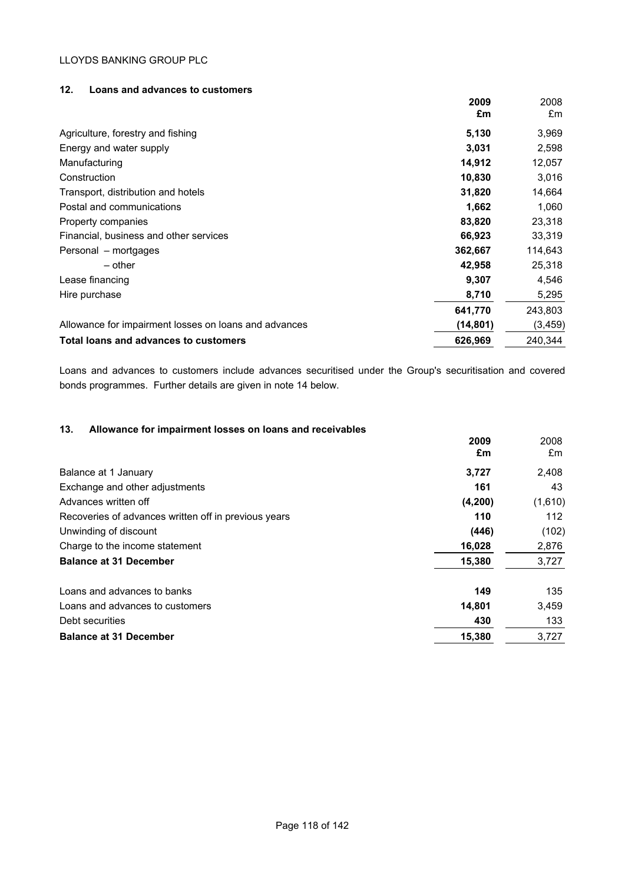LLOYDS BANKING GROUP PLC

## 12. Loans and advances to customers

| | 2009 £m | 2008 £m |
|---|---|---|
| Agriculture, forestry and fishing | **5,130** | 3,969 |
| Energy and water supply | **3,031** | 2,598 |
| Manufacturing | **14,912** | 12,057 |
| Construction | **10,830** | 3,016 |
| Transport, distribution and hotels | **31,820** | 14,664 |
| Postal and communications | **1,662** | 1,060 |
| Property companies | **83,820** | 23,318 |
| Financial, business and other services | **66,923** | 33,319 |
| Personal – mortgages | **362,667** | 114,643 |
| – other | **42,958** | 25,318 |
| Lease financing | **9,307** | 4,546 |
| Hire purchase | **8,710** | 5,295 |
| | **641,770** | 243,803 |
| Allowance for impairment losses on loans and advances | **(14,801)** | (3,459) |
| **Total loans and advances to customers** | **626,969** | 240,344 |

Loans and advances to customers include advances securitised under the Group's securitisation and covered bonds programmes. Further details are given in note 14 below.

## 13. Allowance for impairment losses on loans and receivables

| | 2009 £m | 2008 £m |
|---|---|---|
| Balance at 1 January | **3,727** | 2,408 |
| Exchange and other adjustments | **161** | 43 |
| Advances written off | **(4,200)** | (1,610) |
| Recoveries of advances written off in previous years | **110** | 112 |
| Unwinding of discount | **(446)** | (102) |
| Charge to the income statement | **16,028** | 2,876 |
| **Balance at 31 December** | **15,380** | 3,727 |
| | | |
| Loans and advances to banks | **149** | 135 |
| Loans and advances to customers | **14,801** | 3,459 |
| Debt securities | **430** | 133 |
| **Balance at 31 December** | **15,380** | 3,727 |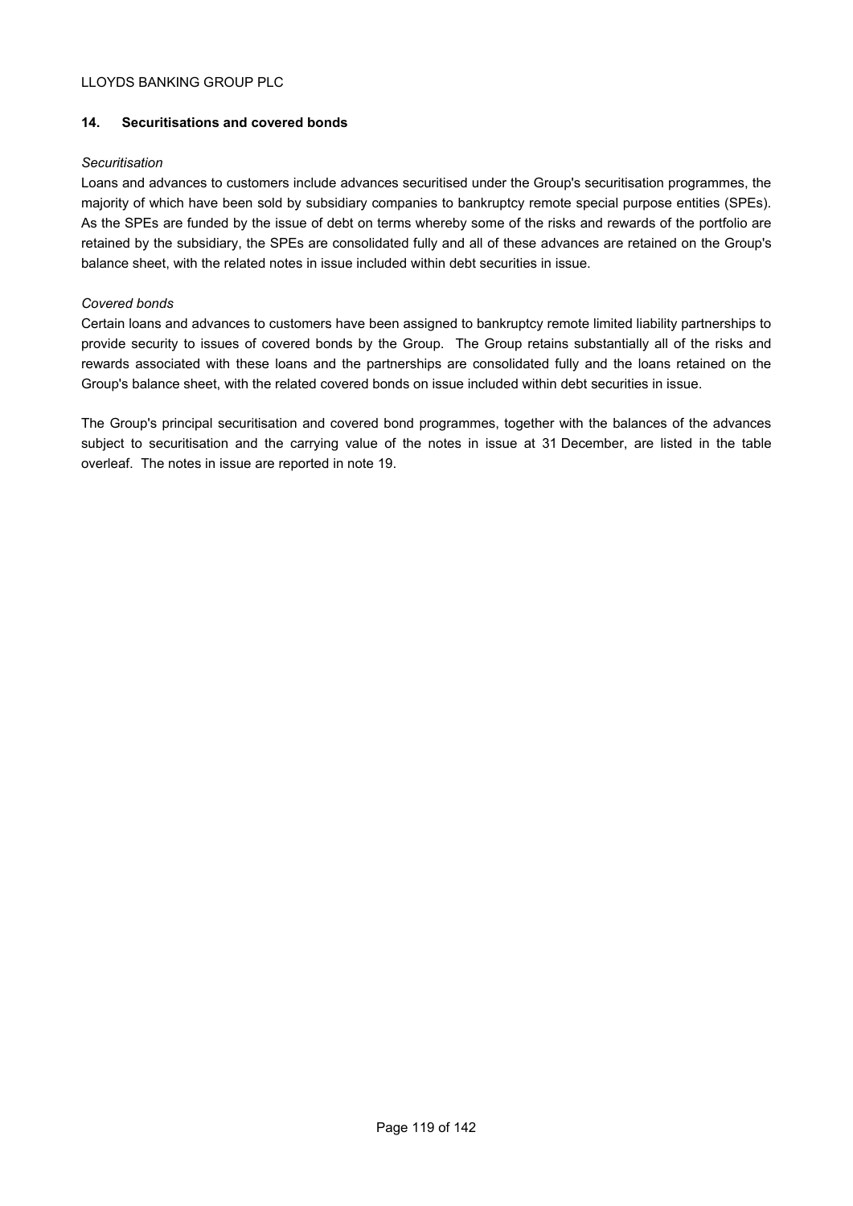## 14. Securitisations and covered bonds

*Securitisation*

Loans and advances to customers include advances securitised under the Group's securitisation programmes, the majority of which have been sold by subsidiary companies to bankruptcy remote special purpose entities (SPEs). As the SPEs are funded by the issue of debt on terms whereby some of the risks and rewards of the portfolio are retained by the subsidiary, the SPEs are consolidated fully and all of these advances are retained on the Group's balance sheet, with the related notes in issue included within debt securities in issue.

*Covered bonds*

Certain loans and advances to customers have been assigned to bankruptcy remote limited liability partnerships to provide security to issues of covered bonds by the Group. The Group retains substantially all of the risks and rewards associated with these loans and the partnerships are consolidated fully and the loans retained on the Group's balance sheet, with the related covered bonds on issue included within debt securities in issue.

The Group's principal securitisation and covered bond programmes, together with the balances of the advances subject to securitisation and the carrying value of the notes in issue at 31 December, are listed in the table overleaf. The notes in issue are reported in note 19.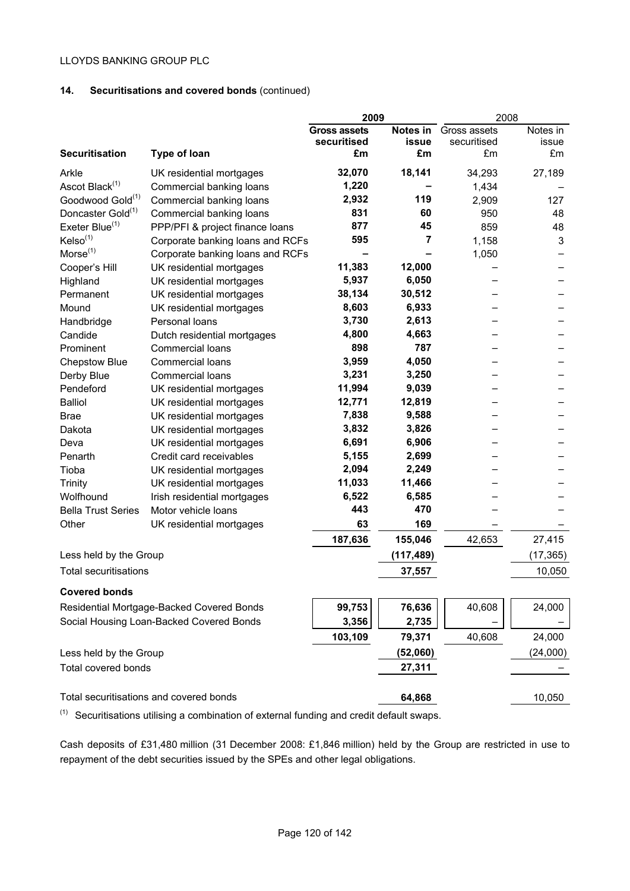## 14. Securitisations and covered bonds (continued)

| Securitisation | Type of loan | 2009 Gross assets securitised £m | 2009 Notes in issue £m | 2008 Gross assets securitised £m | 2008 Notes in issue £m |
|---|---|---|---|---|---|
| Arkle | UK residential mortgages | **32,070** | **18,141** | 34,293 | 27,189 |
| Ascot Black[(1)] | Commercial banking loans | **1,220** | **–** | 1,434 | – |
| Goodwood Gold[(1)] | Commercial banking loans | **2,932** | **119** | 2,909 | 127 |
| Doncaster Gold[(1)] | Commercial banking loans | **831** | **60** | 950 | 48 |
| Exeter Blue[(1)] | PPP/PFI & project finance loans | **877** | **45** | 859 | 48 |
| Kelso[(1)] | Corporate banking loans and RCFs | **595** | **7** | 1,158 | 3 |
| Morse[(1)] | Corporate banking loans and RCFs | **–** | **–** | 1,050 | – |
| Cooper's Hill | UK residential mortgages | **11,383** | **12,000** | – | – |
| Highland | UK residential mortgages | **5,937** | **6,050** | – | – |
| Permanent | UK residential mortgages | **38,134** | **30,512** | – | – |
| Mound | UK residential mortgages | **8,603** | **6,933** | – | – |
| Handbridge | Personal loans | **3,730** | **2,613** | – | – |
| Candide | Dutch residential mortgages | **4,800** | **4,663** | – | – |
| Prominent | Commercial loans | **898** | **787** | – | – |
| Chepstow Blue | Commercial loans | **3,959** | **4,050** | – | – |
| Derby Blue | Commercial loans | **3,231** | **3,250** | – | – |
| Pendeford | UK residential mortgages | **11,994** | **9,039** | – | – |
| Balliol | UK residential mortgages | **12,771** | **12,819** | – | – |
| Brae | UK residential mortgages | **7,838** | **9,588** | – | – |
| Dakota | UK residential mortgages | **3,832** | **3,826** | – | – |
| Deva | UK residential mortgages | **6,691** | **6,906** | – | – |
| Penarth | Credit card receivables | **5,155** | **2,699** | – | – |
| Tioba | UK residential mortgages | **2,094** | **2,249** | – | – |
| Trinity | UK residential mortgages | **11,033** | **11,466** | – | – |
| Wolfhound | Irish residential mortgages | **6,522** | **6,585** | – | – |
| Bella Trust Series | Motor vehicle loans | **443** | **470** | – | – |
| Other | UK residential mortgages | **63** | **169** | – | – |
| | | **187,636** | **155,046** | 42,653 | 27,415 |
| Less held by the Group | | | **(117,489)** | | (17,365) |
| Total securitisations | | | **37,557** | | 10,050 |
| **Covered bonds** | | | | | |
| Residential Mortgage-Backed Covered Bonds | | **99,753** | **76,636** | 40,608 | 24,000 |
| Social Housing Loan-Backed Covered Bonds | | **3,356** | **2,735** | – | – |
| | | **103,109** | **79,371** | 40,608 | 24,000 |
| Less held by the Group | | | **(52,060)** | | (24,000) |
| Total covered bonds | | | **27,311** | | – |
| Total securitisations and covered bonds | | | **64,868** | | 10,050 |

(1) Securitisations utilising a combination of external funding and credit default swaps.

Cash deposits of £31,480 million (31 December 2008: £1,846 million) held by the Group are restricted in use to repayment of the debt securities issued by the SPEs and other legal obligations.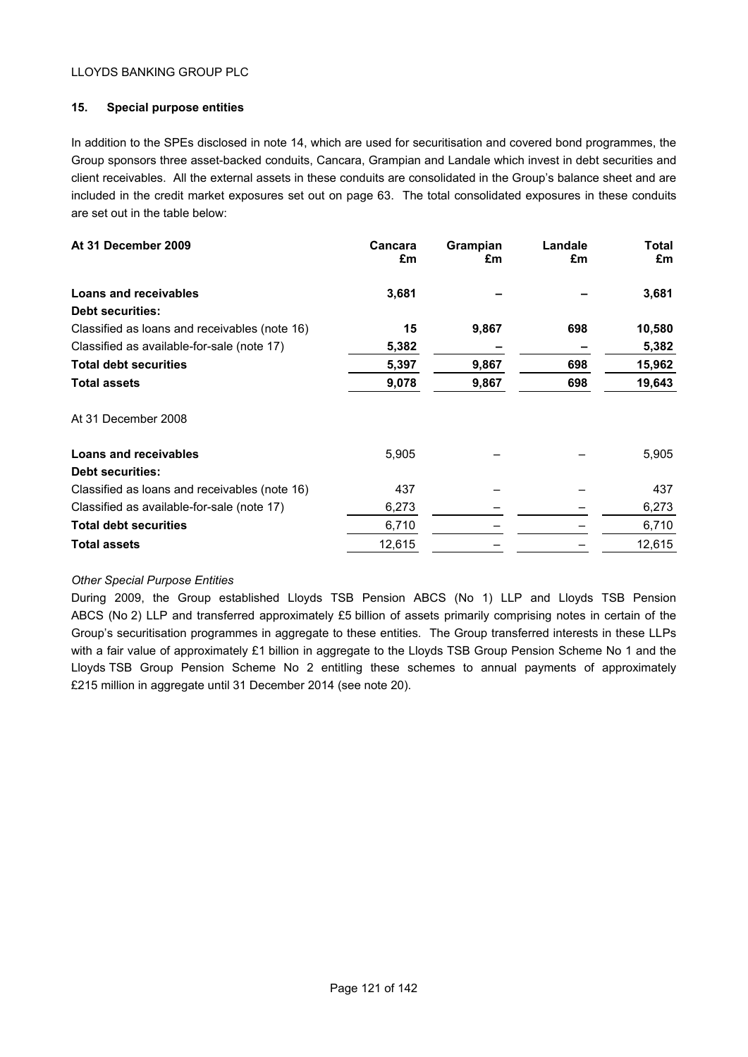## 15. Special purpose entities

In addition to the SPEs disclosed in note 14, which are used for securitisation and covered bond programmes, the Group sponsors three asset-backed conduits, Cancara, Grampian and Landale which invest in debt securities and client receivables. All the external assets in these conduits are consolidated in the Group's balance sheet and are included in the credit market exposures set out on page 63. The total consolidated exposures in these conduits are set out in the table below:

| At 31 December 2009 | Cancara £m | Grampian £m | Landale £m | Total £m |
|---|---|---|---|---|
| **Loans and receivables** | **3,681** | **–** | **–** | **3,681** |
| **Debt securities:** | | | | |
| Classified as loans and receivables (note 16) | **15** | **9,867** | **698** | **10,580** |
| Classified as available-for-sale (note 17) | **5,382** | **–** | **–** | **5,382** |
| **Total debt securities** | **5,397** | **9,867** | **698** | **15,962** |
| **Total assets** | **9,078** | **9,867** | **698** | **19,643** |
| At 31 December 2008 | | | | |
| **Loans and receivables** | 5,905 | – | – | 5,905 |
| **Debt securities:** | | | | |
| Classified as loans and receivables (note 16) | 437 | – | – | 437 |
| Classified as available-for-sale (note 17) | 6,273 | – | – | 6,273 |
| **Total debt securities** | 6,710 | – | – | 6,710 |
| **Total assets** | 12,615 | – | – | 12,615 |

*Other Special Purpose Entities*

During 2009, the Group established Lloyds TSB Pension ABCS (No 1) LLP and Lloyds TSB Pension ABCS (No 2) LLP and transferred approximately £5 billion of assets primarily comprising notes in certain of the Group's securitisation programmes in aggregate to these entities. The Group transferred interests in these LLPs with a fair value of approximately £1 billion in aggregate to the Lloyds TSB Group Pension Scheme No 1 and the Lloyds TSB Group Pension Scheme No 2 entitling these schemes to annual payments of approximately £215 million in aggregate until 31 December 2014 (see note 20).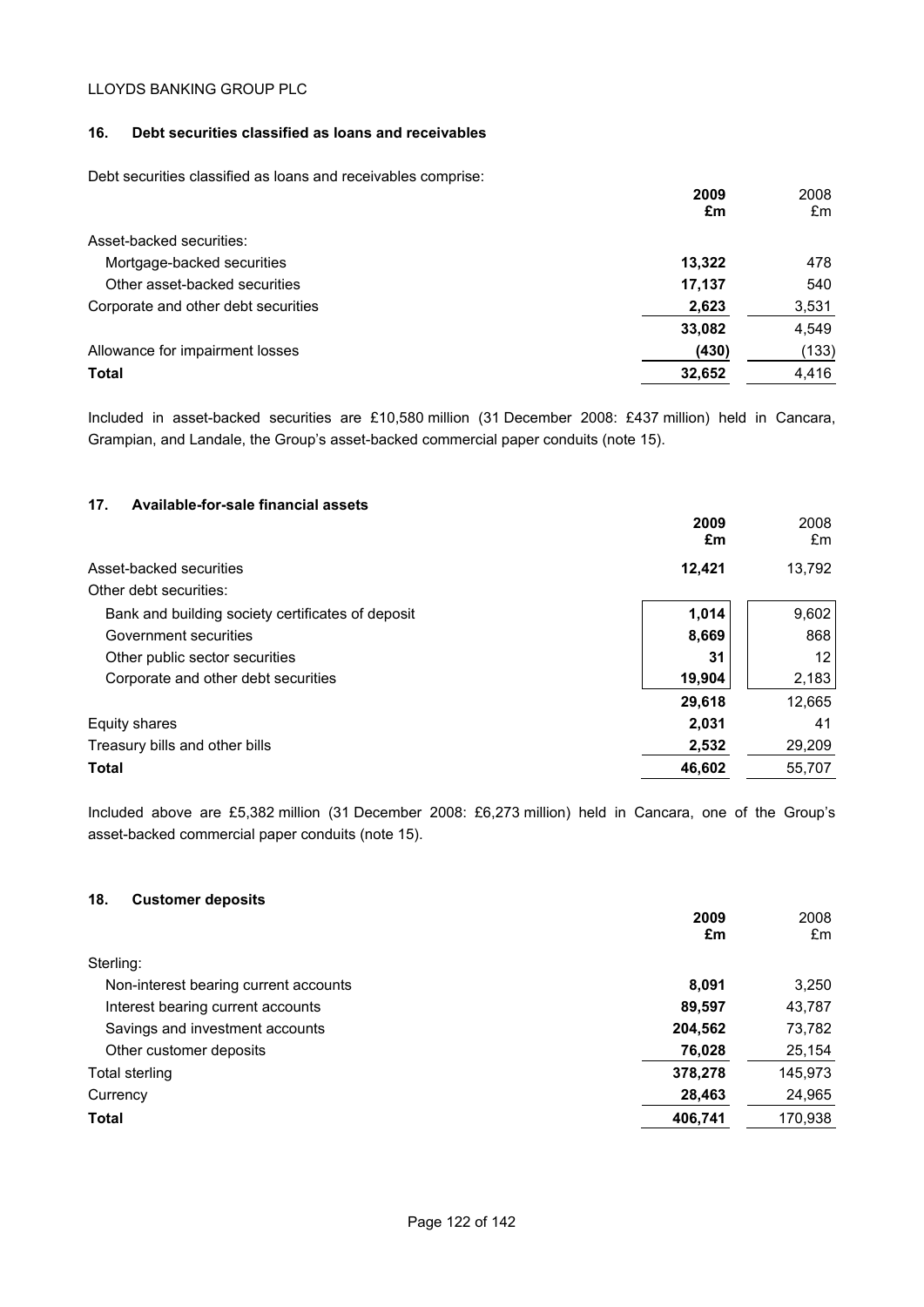LLOYDS BANKING GROUP PLC

### 16. Debt securities classified as loans and receivables

Debt securities classified as loans and receivables comprise:

| | **2009 £m** | 2008 £m |
|---|---|---|
| Asset-backed securities: | | |
| Mortgage-backed securities | **13,322** | 478 |
| Other asset-backed securities | **17,137** | 540 |
| Corporate and other debt securities | **2,623** | 3,531 |
| | **33,082** | 4,549 |
| Allowance for impairment losses | **(430)** | (133) |
| **Total** | **32,652** | 4,416 |

Included in asset-backed securities are £10,580 million (31 December 2008: £437 million) held in Cancara, Grampian, and Landale, the Group's asset-backed commercial paper conduits (note 15).

### 17. Available-for-sale financial assets

| | **2009 £m** | 2008 £m |
|---|---|---|
| Asset-backed securities | **12,421** | 13,792 |
| Other debt securities: | | |
| Bank and building society certificates of deposit | **1,014** | 9,602 |
| Government securities | **8,669** | 868 |
| Other public sector securities | **31** | 12 |
| Corporate and other debt securities | **19,904** | 2,183 |
| | **29,618** | 12,665 |
| Equity shares | **2,031** | 41 |
| Treasury bills and other bills | **2,532** | 29,209 |
| **Total** | **46,602** | 55,707 |

Included above are £5,382 million (31 December 2008: £6,273 million) held in Cancara, one of the Group's asset-backed commercial paper conduits (note 15).

### 18. Customer deposits

| | **2009 £m** | 2008 £m |
|---|---|---|
| Sterling: | | |
| Non-interest bearing current accounts | **8,091** | 3,250 |
| Interest bearing current accounts | **89,597** | 43,787 |
| Savings and investment accounts | **204,562** | 73,782 |
| Other customer deposits | **76,028** | 25,154 |
| Total sterling | **378,278** | 145,973 |
| Currency | **28,463** | 24,965 |
| **Total** | **406,741** | 170,938 |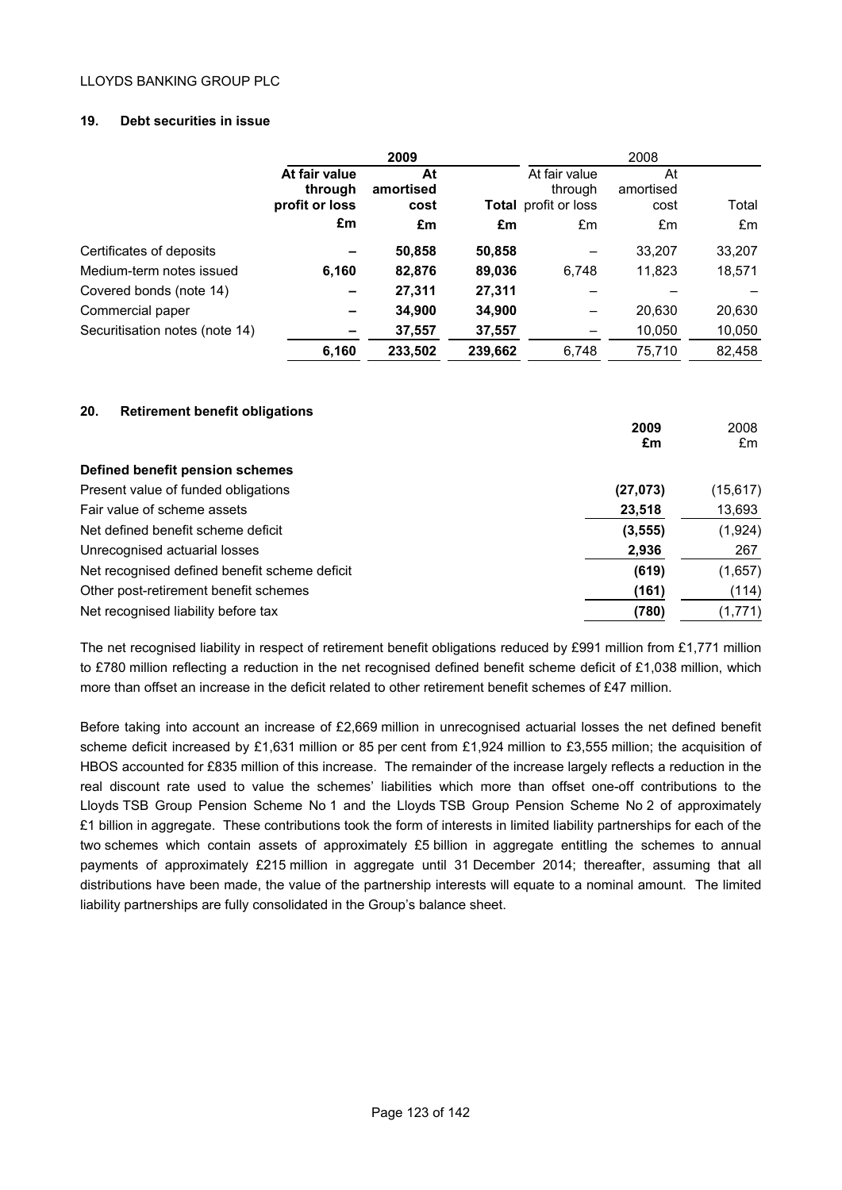## 19. Debt securities in issue

| | 2009 | | | 2008 | | |
|---|---|---|---|---|---|---|
| | **At fair value through profit or loss** | **At amortised cost** | **Total** | At fair value through profit or loss | At amortised cost | Total |
| | **£m** | **£m** | **£m** | £m | £m | £m |
| Certificates of deposits | **–** | **50,858** | **50,858** | – | 33,207 | 33,207 |
| Medium-term notes issued | **6,160** | **82,876** | **89,036** | 6,748 | 11,823 | 18,571 |
| Covered bonds (note 14) | **–** | **27,311** | **27,311** | – | – | – |
| Commercial paper | **–** | **34,900** | **34,900** | – | 20,630 | 20,630 |
| Securitisation notes (note 14) | **–** | **37,557** | **37,557** | – | 10,050 | 10,050 |
| | **6,160** | **233,502** | **239,662** | 6,748 | 75,710 | 82,458 |

## 20. Retirement benefit obligations

| | **2009** | 2008 |
|---|---|---|
| | **£m** | £m |
| **Defined benefit pension schemes** | | |
| Present value of funded obligations | **(27,073)** | (15,617) |
| Fair value of scheme assets | **23,518** | 13,693 |
| Net defined benefit scheme deficit | **(3,555)** | (1,924) |
| Unrecognised actuarial losses | **2,936** | 267 |
| Net recognised defined benefit scheme deficit | **(619)** | (1,657) |
| Other post-retirement benefit schemes | **(161)** | (114) |
| Net recognised liability before tax | **(780)** | (1,771) |

The net recognised liability in respect of retirement benefit obligations reduced by £991 million from £1,771 million to £780 million reflecting a reduction in the net recognised defined benefit scheme deficit of £1,038 million, which more than offset an increase in the deficit related to other retirement benefit schemes of £47 million.

Before taking into account an increase of £2,669 million in unrecognised actuarial losses the net defined benefit scheme deficit increased by £1,631 million or 85 per cent from £1,924 million to £3,555 million; the acquisition of HBOS accounted for £835 million of this increase. The remainder of the increase largely reflects a reduction in the real discount rate used to value the schemes' liabilities which more than offset one-off contributions to the Lloyds TSB Group Pension Scheme No 1 and the Lloyds TSB Group Pension Scheme No 2 of approximately £1 billion in aggregate. These contributions took the form of interests in limited liability partnerships for each of the two schemes which contain assets of approximately £5 billion in aggregate entitling the schemes to annual payments of approximately £215 million in aggregate until 31 December 2014; thereafter, assuming that all distributions have been made, the value of the partnership interests will equate to a nominal amount. The limited liability partnerships are fully consolidated in the Group's balance sheet.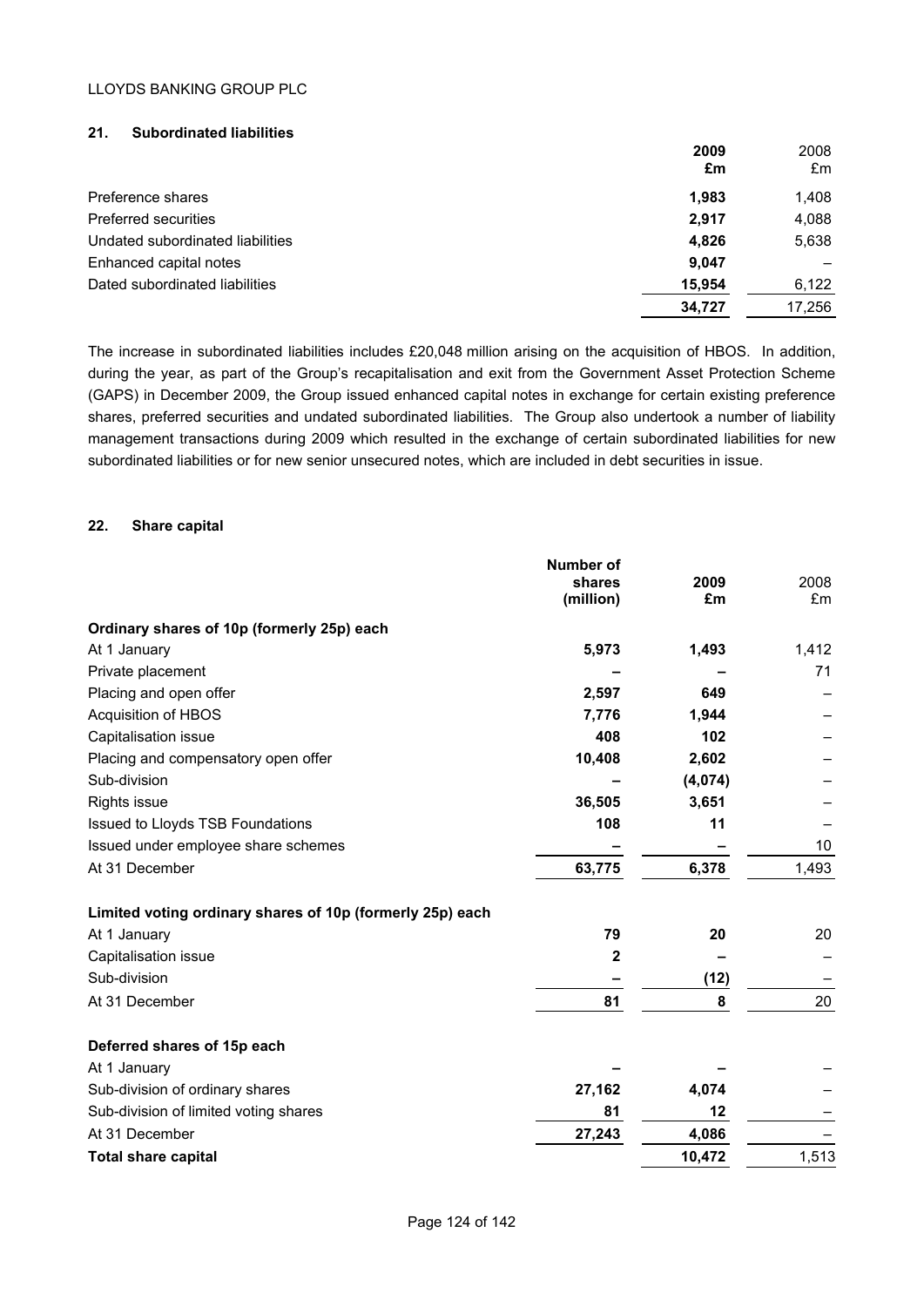LLOYDS BANKING GROUP PLC

## 21. Subordinated liabilities

| | **2009 £m** | 2008 £m |
|---|---|---|
| Preference shares | **1,983** | 1,408 |
| Preferred securities | **2,917** | 4,088 |
| Undated subordinated liabilities | **4,826** | 5,638 |
| Enhanced capital notes | **9,047** | – |
| Dated subordinated liabilities | **15,954** | 6,122 |
| | **34,727** | 17,256 |

The increase in subordinated liabilities includes £20,048 million arising on the acquisition of HBOS. In addition, during the year, as part of the Group's recapitalisation and exit from the Government Asset Protection Scheme (GAPS) in December 2009, the Group issued enhanced capital notes in exchange for certain existing preference shares, preferred securities and undated subordinated liabilities. The Group also undertook a number of liability management transactions during 2009 which resulted in the exchange of certain subordinated liabilities for new subordinated liabilities or for new senior unsecured notes, which are included in debt securities in issue.

## 22. Share capital

| | **Number of shares (million)** | **2009 £m** | 2008 £m |
|---|---|---|---|
| **Ordinary shares of 10p (formerly 25p) each** | | | |
| At 1 January | **5,973** | **1,493** | 1,412 |
| Private placement | **–** | **–** | 71 |
| Placing and open offer | **2,597** | **649** | – |
| Acquisition of HBOS | **7,776** | **1,944** | – |
| Capitalisation issue | **408** | **102** | – |
| Placing and compensatory open offer | **10,408** | **2,602** | – |
| Sub-division | **–** | **(4,074)** | – |
| Rights issue | **36,505** | **3,651** | – |
| Issued to Lloyds TSB Foundations | **108** | **11** | – |
| Issued under employee share schemes | **–** | **–** | 10 |
| At 31 December | **63,775** | **6,378** | 1,493 |
| **Limited voting ordinary shares of 10p (formerly 25p) each** | | | |
| At 1 January | **79** | **20** | 20 |
| Capitalisation issue | **2** | **–** | – |
| Sub-division | **–** | **(12)** | – |
| At 31 December | **81** | **8** | 20 |
| **Deferred shares of 15p each** | | | |
| At 1 January | **–** | **–** | – |
| Sub-division of ordinary shares | **27,162** | **4,074** | – |
| Sub-division of limited voting shares | **81** | **12** | – |
| At 31 December | **27,243** | **4,086** | – |
| **Total share capital** | | **10,472** | 1,513 |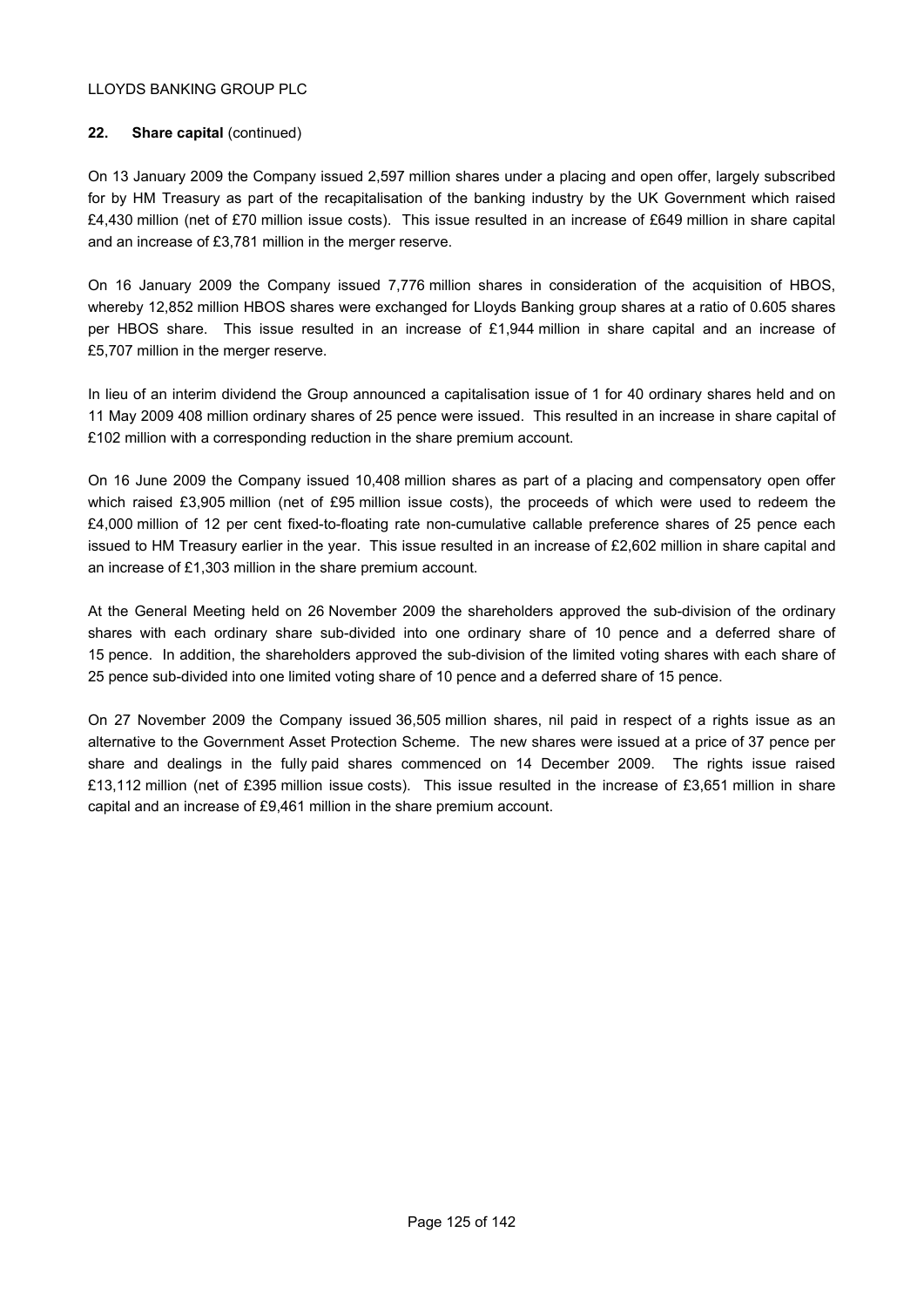**22. Share capital** (continued)

On 13 January 2009 the Company issued 2,597 million shares under a placing and open offer, largely subscribed for by HM Treasury as part of the recapitalisation of the banking industry by the UK Government which raised £4,430 million (net of £70 million issue costs). This issue resulted in an increase of £649 million in share capital and an increase of £3,781 million in the merger reserve.

On 16 January 2009 the Company issued 7,776 million shares in consideration of the acquisition of HBOS, whereby 12,852 million HBOS shares were exchanged for Lloyds Banking group shares at a ratio of 0.605 shares per HBOS share. This issue resulted in an increase of £1,944 million in share capital and an increase of £5,707 million in the merger reserve.

In lieu of an interim dividend the Group announced a capitalisation issue of 1 for 40 ordinary shares held and on 11 May 2009 408 million ordinary shares of 25 pence were issued. This resulted in an increase in share capital of £102 million with a corresponding reduction in the share premium account.

On 16 June 2009 the Company issued 10,408 million shares as part of a placing and compensatory open offer which raised £3,905 million (net of £95 million issue costs), the proceeds of which were used to redeem the £4,000 million of 12 per cent fixed-to-floating rate non-cumulative callable preference shares of 25 pence each issued to HM Treasury earlier in the year. This issue resulted in an increase of £2,602 million in share capital and an increase of £1,303 million in the share premium account.

At the General Meeting held on 26 November 2009 the shareholders approved the sub-division of the ordinary shares with each ordinary share sub-divided into one ordinary share of 10 pence and a deferred share of 15 pence. In addition, the shareholders approved the sub-division of the limited voting shares with each share of 25 pence sub-divided into one limited voting share of 10 pence and a deferred share of 15 pence.

On 27 November 2009 the Company issued 36,505 million shares, nil paid in respect of a rights issue as an alternative to the Government Asset Protection Scheme. The new shares were issued at a price of 37 pence per share and dealings in the fully paid shares commenced on 14 December 2009. The rights issue raised £13,112 million (net of £395 million issue costs). This issue resulted in the increase of £3,651 million in share capital and an increase of £9,461 million in the share premium account.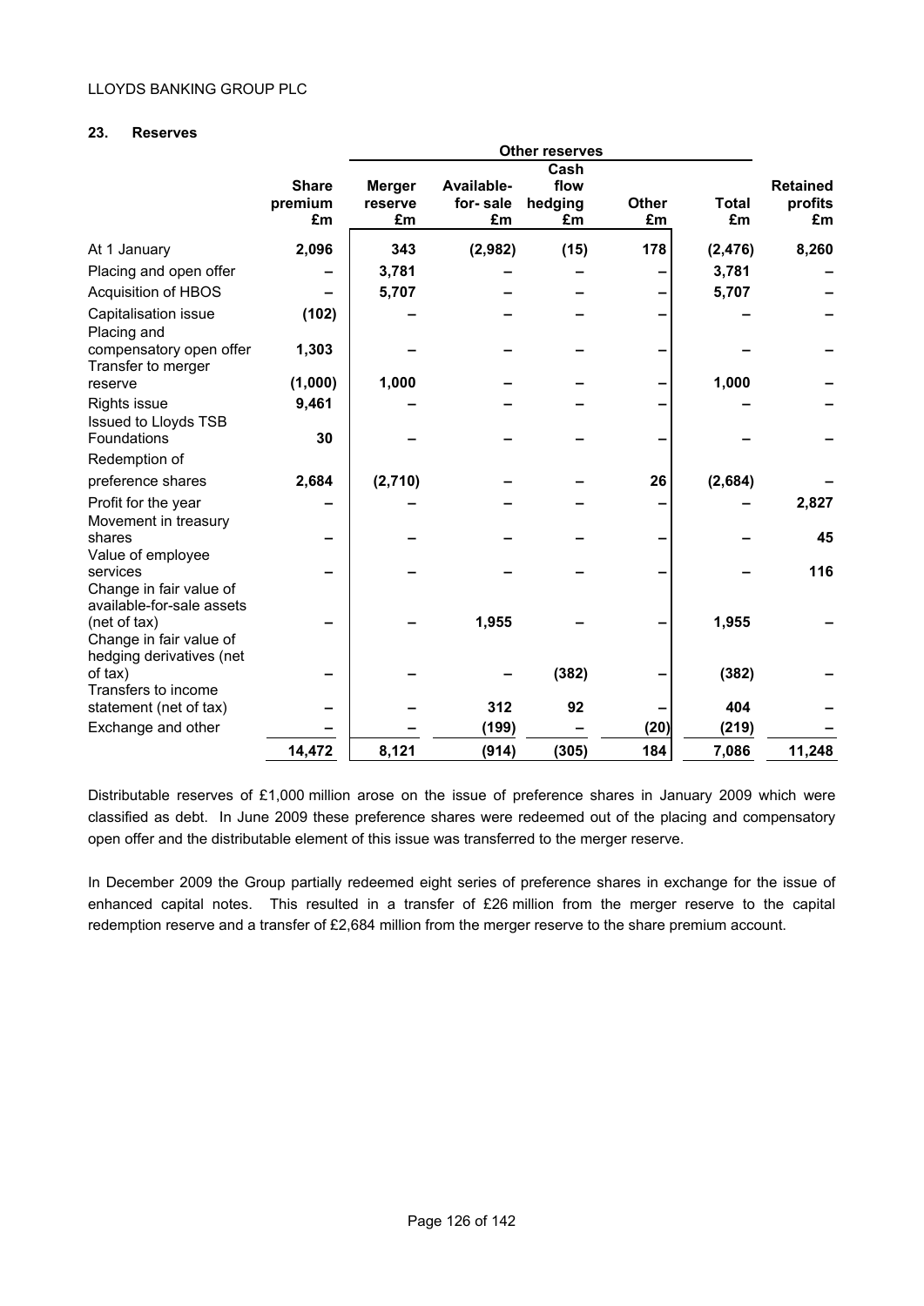## 23. Reserves

| | Share premium £m | Other reserves | | | | | Retained profits £m |
|---|---|---|---|---|---|---|---|
| | | Merger reserve £m | Available-for- sale £m | Cash flow hedging £m | Other £m | Total £m | |
| At 1 January | 2,096 | 343 | (2,982) | (15) | 178 | (2,476) | 8,260 |
| Placing and open offer | – | 3,781 | – | – | – | 3,781 | – |
| Acquisition of HBOS | – | 5,707 | – | – | – | 5,707 | – |
| Capitalisation issue | (102) | – | – | – | – | – | – |
| Placing and compensatory open offer | 1,303 | – | – | – | – | – | – |
| Transfer to merger reserve | (1,000) | 1,000 | – | – | – | 1,000 | – |
| Rights issue | 9,461 | – | – | – | – | – | – |
| Issued to Lloyds TSB Foundations | 30 | – | – | – | – | – | – |
| Redemption of preference shares | 2,684 | (2,710) | – | – | 26 | (2,684) | – |
| Profit for the year | – | – | – | – | – | – | 2,827 |
| Movement in treasury shares | – | – | – | – | – | – | 45 |
| Value of employee services | – | – | – | – | – | – | 116 |
| Change in fair value of available-for-sale assets (net of tax) | – | – | 1,955 | – | – | 1,955 | – |
| Change in fair value of hedging derivatives (net of tax) | – | – | – | (382) | – | (382) | – |
| Transfers to income statement (net of tax) | – | – | 312 | 92 | – | 404 | – |
| Exchange and other | – | – | (199) | – | (20) | (219) | – |
| | 14,472 | 8,121 | (914) | (305) | 184 | 7,086 | 11,248 |

Distributable reserves of £1,000 million arose on the issue of preference shares in January 2009 which were classified as debt. In June 2009 these preference shares were redeemed out of the placing and compensatory open offer and the distributable element of this issue was transferred to the merger reserve.

In December 2009 the Group partially redeemed eight series of preference shares in exchange for the issue of enhanced capital notes. This resulted in a transfer of £26 million from the merger reserve to the capital redemption reserve and a transfer of £2,684 million from the merger reserve to the share premium account.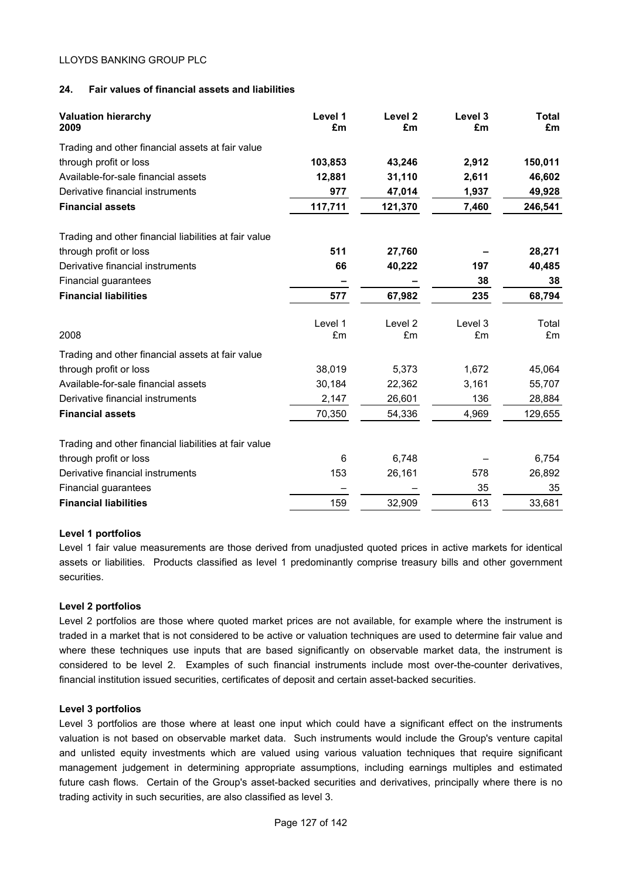## 24. Fair values of financial assets and liabilities

| **Valuation hierarchy 2009** | **Level 1 £m** | **Level 2 £m** | **Level 3 £m** | **Total £m** |
|---|---|---|---|---|
| Trading and other financial assets at fair value through profit or loss | **103,853** | **43,246** | **2,912** | **150,011** |
| Available-for-sale financial assets | **12,881** | **31,110** | **2,611** | **46,602** |
| Derivative financial instruments | **977** | **47,014** | **1,937** | **49,928** |
| **Financial assets** | **117,711** | **121,370** | **7,460** | **246,541** |
| Trading and other financial liabilities at fair value through profit or loss | **511** | **27,760** | **–** | **28,271** |
| Derivative financial instruments | **66** | **40,222** | **197** | **40,485** |
| Financial guarantees | **–** | **–** | **38** | **38** |
| **Financial liabilities** | **577** | **67,982** | **235** | **68,794** |

| 2008 | Level 1 £m | Level 2 £m | Level 3 £m | Total £m |
|---|---|---|---|---|
| Trading and other financial assets at fair value through profit or loss | 38,019 | 5,373 | 1,672 | 45,064 |
| Available-for-sale financial assets | 30,184 | 22,362 | 3,161 | 55,707 |
| Derivative financial instruments | 2,147 | 26,601 | 136 | 28,884 |
| **Financial assets** | 70,350 | 54,336 | 4,969 | 129,655 |
| Trading and other financial liabilities at fair value through profit or loss | 6 | 6,748 | – | 6,754 |
| Derivative financial instruments | 153 | 26,161 | 578 | 26,892 |
| Financial guarantees | – | – | 35 | 35 |
| **Financial liabilities** | 159 | 32,909 | 613 | 33,681 |

**Level 1 portfolios**

Level 1 fair value measurements are those derived from unadjusted quoted prices in active markets for identical assets or liabilities. Products classified as level 1 predominantly comprise treasury bills and other government securities.

**Level 2 portfolios**

Level 2 portfolios are those where quoted market prices are not available, for example where the instrument is traded in a market that is not considered to be active or valuation techniques are used to determine fair value and where these techniques use inputs that are based significantly on observable market data, the instrument is considered to be level 2. Examples of such financial instruments include most over-the-counter derivatives, financial institution issued securities, certificates of deposit and certain asset-backed securities.

**Level 3 portfolios**

Level 3 portfolios are those where at least one input which could have a significant effect on the instruments valuation is not based on observable market data. Such instruments would include the Group's venture capital and unlisted equity investments which are valued using various valuation techniques that require significant management judgement in determining appropriate assumptions, including earnings multiples and estimated future cash flows. Certain of the Group's asset-backed securities and derivatives, principally where there is no trading activity in such securities, are also classified as level 3.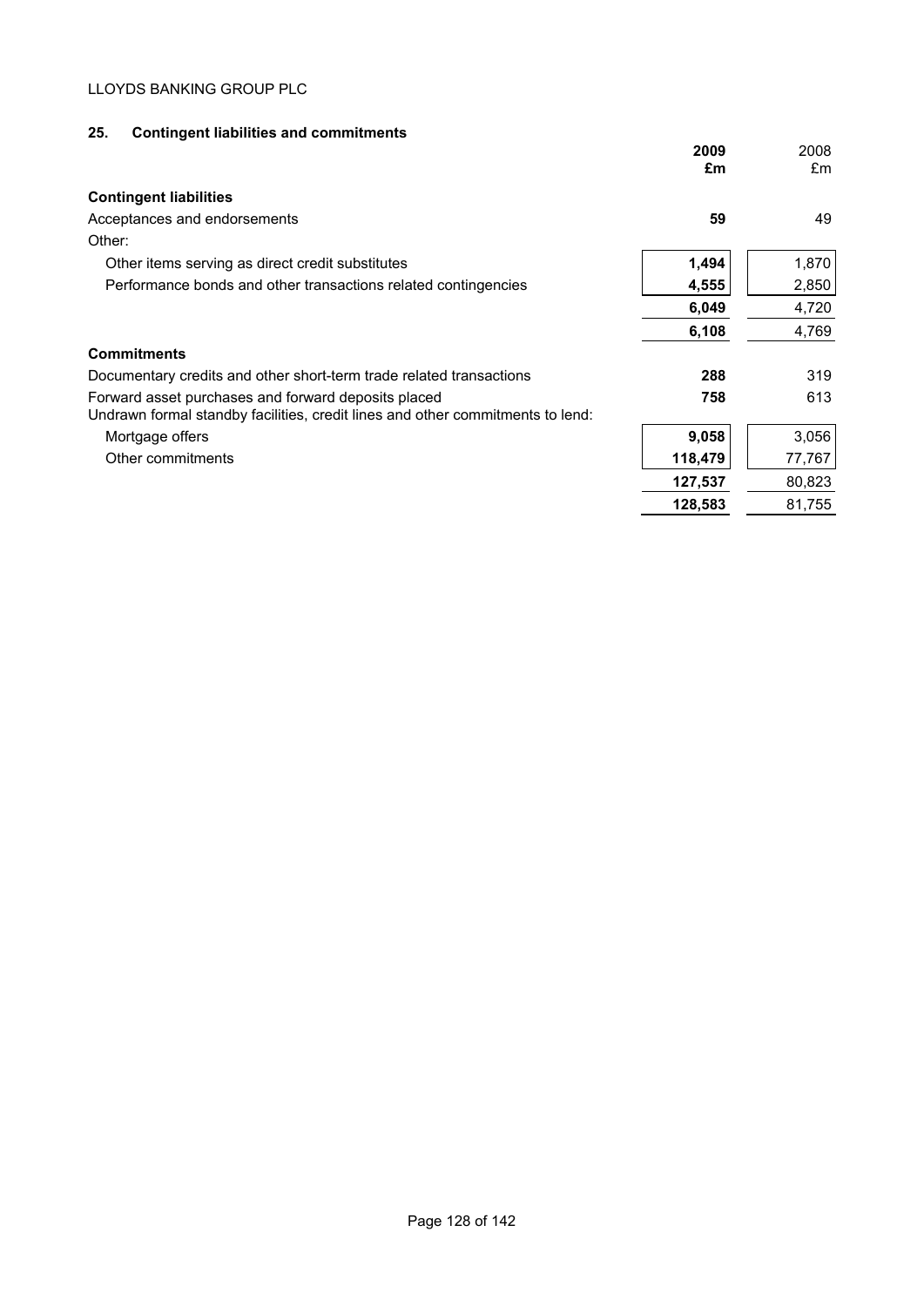LLOYDS BANKING GROUP PLC

## 25. Contingent liabilities and commitments

| | **2009 £m** | 2008 £m |
|---|---|---|
| **Contingent liabilities** | | |
| Acceptances and endorsements | **59** | 49 |
| Other: | | |
| Other items serving as direct credit substitutes | **1,494** | 1,870 |
| Performance bonds and other transactions related contingencies | **4,555** | 2,850 |
| | **6,049** | 4,720 |
| | **6,108** | 4,769 |
| **Commitments** | | |
| Documentary credits and other short-term trade related transactions | **288** | 319 |
| Forward asset purchases and forward deposits placed | **758** | 613 |
| Undrawn formal standby facilities, credit lines and other commitments to lend: | | |
| Mortgage offers | **9,058** | 3,056 |
| Other commitments | **118,479** | 77,767 |
| | **127,537** | 80,823 |
| | **128,583** | 81,755 |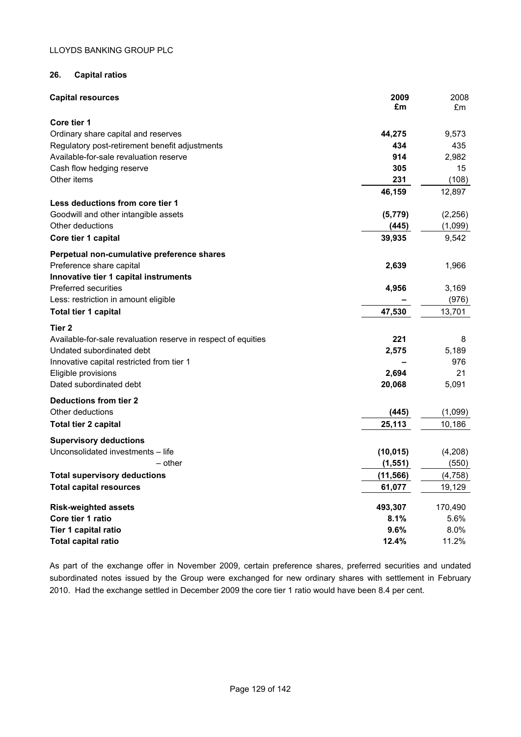## 26. Capital ratios

| Capital resources | 2009 £m | 2008 £m |
|---|---|---|
| **Core tier 1** | | |
| Ordinary share capital and reserves | **44,275** | 9,573 |
| Regulatory post-retirement benefit adjustments | **434** | 435 |
| Available-for-sale revaluation reserve | **914** | 2,982 |
| Cash flow hedging reserve | **305** | 15 |
| Other items | **231** | (108) |
| | **46,159** | 12,897 |
| **Less deductions from core tier 1** | | |
| Goodwill and other intangible assets | **(5,779)** | (2,256) |
| Other deductions | **(445)** | (1,099) |
| **Core tier 1 capital** | **39,935** | 9,542 |
| **Perpetual non-cumulative preference shares** | | |
| Preference share capital | **2,639** | 1,966 |
| **Innovative tier 1 capital instruments** | | |
| Preferred securities | **4,956** | 3,169 |
| Less: restriction in amount eligible | **–** | (976) |
| **Total tier 1 capital** | **47,530** | 13,701 |
| **Tier 2** | | |
| Available-for-sale revaluation reserve in respect of equities | **221** | 8 |
| Undated subordinated debt | **2,575** | 5,189 |
| Innovative capital restricted from tier 1 | **–** | 976 |
| Eligible provisions | **2,694** | 21 |
| Dated subordinated debt | **20,068** | 5,091 |
| **Deductions from tier 2** | | |
| Other deductions | **(445)** | (1,099) |
| **Total tier 2 capital** | **25,113** | 10,186 |
| **Supervisory deductions** | | |
| Unconsolidated investments – life | **(10,015)** | (4,208) |
| – other | **(1,551)** | (550) |
| **Total supervisory deductions** | **(11,566)** | (4,758) |
| **Total capital resources** | **61,077** | 19,129 |
| **Risk-weighted assets** | **493,307** | 170,490 |
| **Core tier 1 ratio** | **8.1%** | 5.6% |
| **Tier 1 capital ratio** | **9.6%** | 8.0% |
| **Total capital ratio** | **12.4%** | 11.2% |

As part of the exchange offer in November 2009, certain preference shares, preferred securities and undated subordinated notes issued by the Group were exchanged for new ordinary shares with settlement in February 2010. Had the exchange settled in December 2009 the core tier 1 ratio would have been 8.4 per cent.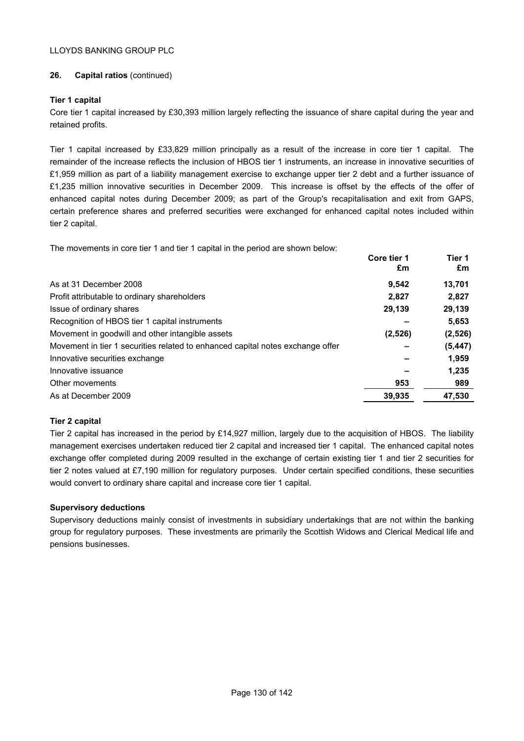LLOYDS BANKING GROUP PLC

**26. Capital ratios** (continued)

**Tier 1 capital**

Core tier 1 capital increased by £30,393 million largely reflecting the issuance of share capital during the year and retained profits.

Tier 1 capital increased by £33,829 million principally as a result of the increase in core tier 1 capital. The remainder of the increase reflects the inclusion of HBOS tier 1 instruments, an increase in innovative securities of £1,959 million as part of a liability management exercise to exchange upper tier 2 debt and a further issuance of £1,235 million innovative securities in December 2009. This increase is offset by the effects of the offer of enhanced capital notes during December 2009; as part of the Group's recapitalisation and exit from GAPS, certain preference shares and preferred securities were exchanged for enhanced capital notes included within tier 2 capital.

The movements in core tier 1 and tier 1 capital in the period are shown below:

| | Core tier 1 £m | Tier 1 £m |
|---|---|---|
| As at 31 December 2008 | **9,542** | **13,701** |
| Profit attributable to ordinary shareholders | **2,827** | **2,827** |
| Issue of ordinary shares | **29,139** | **29,139** |
| Recognition of HBOS tier 1 capital instruments | **–** | **5,653** |
| Movement in goodwill and other intangible assets | **(2,526)** | **(2,526)** |
| Movement in tier 1 securities related to enhanced capital notes exchange offer | **–** | **(5,447)** |
| Innovative securities exchange | **–** | **1,959** |
| Innovative issuance | **–** | **1,235** |
| Other movements | **953** | **989** |
| As at December 2009 | **39,935** | **47,530** |

**Tier 2 capital**

Tier 2 capital has increased in the period by £14,927 million, largely due to the acquisition of HBOS. The liability management exercises undertaken reduced tier 2 capital and increased tier 1 capital. The enhanced capital notes exchange offer completed during 2009 resulted in the exchange of certain existing tier 1 and tier 2 securities for tier 2 notes valued at £7,190 million for regulatory purposes. Under certain specified conditions, these securities would convert to ordinary share capital and increase core tier 1 capital.

**Supervisory deductions**

Supervisory deductions mainly consist of investments in subsidiary undertakings that are not within the banking group for regulatory purposes. These investments are primarily the Scottish Widows and Clerical Medical life and pensions businesses.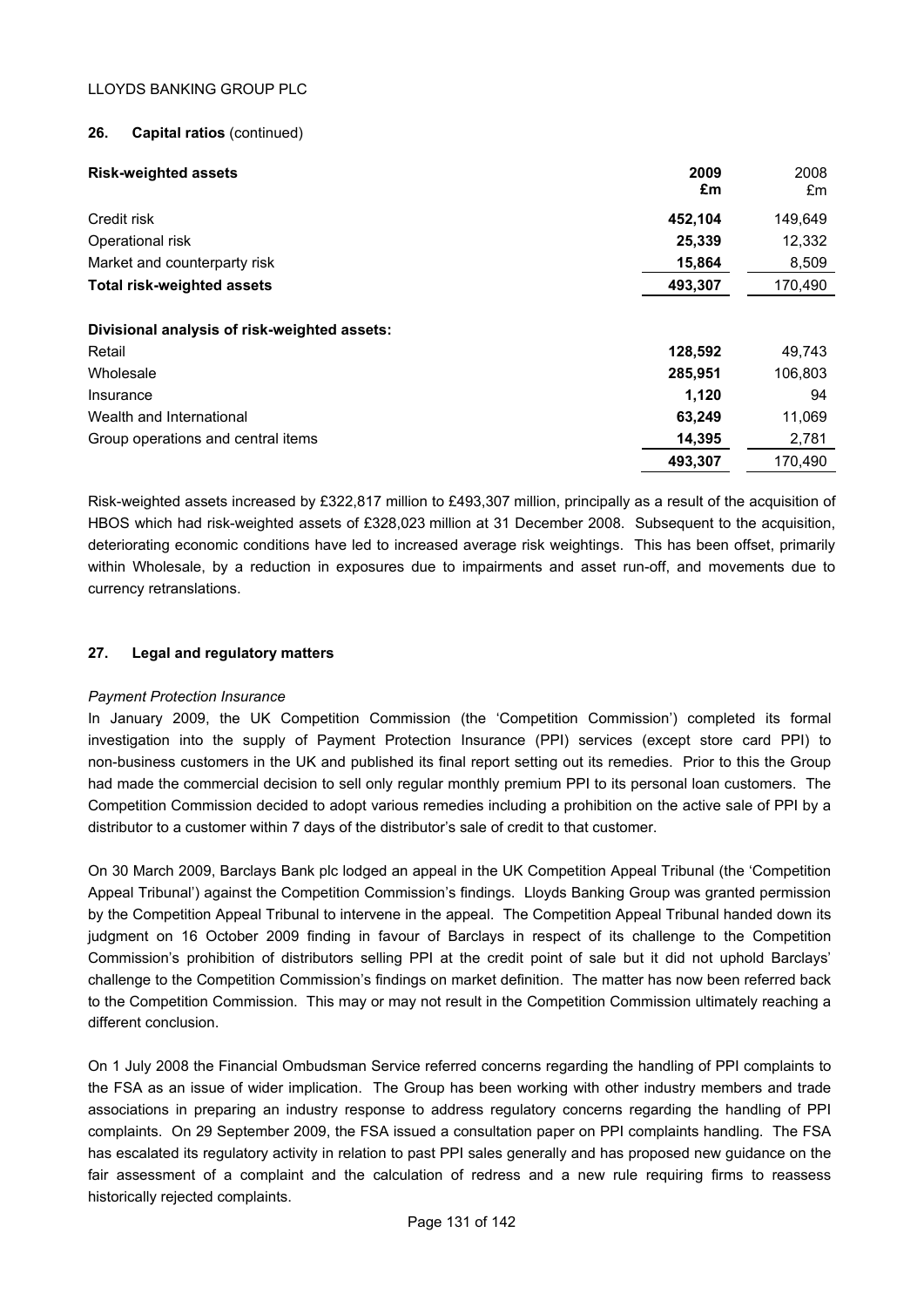LLOYDS BANKING GROUP PLC

## 26. Capital ratios (continued)

| Risk-weighted assets | 2009 £m | 2008 £m |
|---|---|---|
| Credit risk | **452,104** | 149,649 |
| Operational risk | **25,339** | 12,332 |
| Market and counterparty risk | **15,864** | 8,509 |
| **Total risk-weighted assets** | **493,307** | 170,490 |
| | | |
| **Divisional analysis of risk-weighted assets:** | | |
| Retail | **128,592** | 49,743 |
| Wholesale | **285,951** | 106,803 |
| Insurance | **1,120** | 94 |
| Wealth and International | **63,249** | 11,069 |
| Group operations and central items | **14,395** | 2,781 |
| | **493,307** | 170,490 |

Risk-weighted assets increased by £322,817 million to £493,307 million, principally as a result of the acquisition of HBOS which had risk-weighted assets of £328,023 million at 31 December 2008. Subsequent to the acquisition, deteriorating economic conditions have led to increased average risk weightings. This has been offset, primarily within Wholesale, by a reduction in exposures due to impairments and asset run-off, and movements due to currency retranslations.

## 27. Legal and regulatory matters

*Payment Protection Insurance*

In January 2009, the UK Competition Commission (the 'Competition Commission') completed its formal investigation into the supply of Payment Protection Insurance (PPI) services (except store card PPI) to non-business customers in the UK and published its final report setting out its remedies. Prior to this the Group had made the commercial decision to sell only regular monthly premium PPI to its personal loan customers. The Competition Commission decided to adopt various remedies including a prohibition on the active sale of PPI by a distributor to a customer within 7 days of the distributor's sale of credit to that customer.

On 30 March 2009, Barclays Bank plc lodged an appeal in the UK Competition Appeal Tribunal (the 'Competition Appeal Tribunal') against the Competition Commission's findings. Lloyds Banking Group was granted permission by the Competition Appeal Tribunal to intervene in the appeal. The Competition Appeal Tribunal handed down its judgment on 16 October 2009 finding in favour of Barclays in respect of its challenge to the Competition Commission's prohibition of distributors selling PPI at the credit point of sale but it did not uphold Barclays' challenge to the Competition Commission's findings on market definition. The matter has now been referred back to the Competition Commission. This may or may not result in the Competition Commission ultimately reaching a different conclusion.

On 1 July 2008 the Financial Ombudsman Service referred concerns regarding the handling of PPI complaints to the FSA as an issue of wider implication. The Group has been working with other industry members and trade associations in preparing an industry response to address regulatory concerns regarding the handling of PPI complaints. On 29 September 2009, the FSA issued a consultation paper on PPI complaints handling. The FSA has escalated its regulatory activity in relation to past PPI sales generally and has proposed new guidance on the fair assessment of a complaint and the calculation of redress and a new rule requiring firms to reassess historically rejected complaints.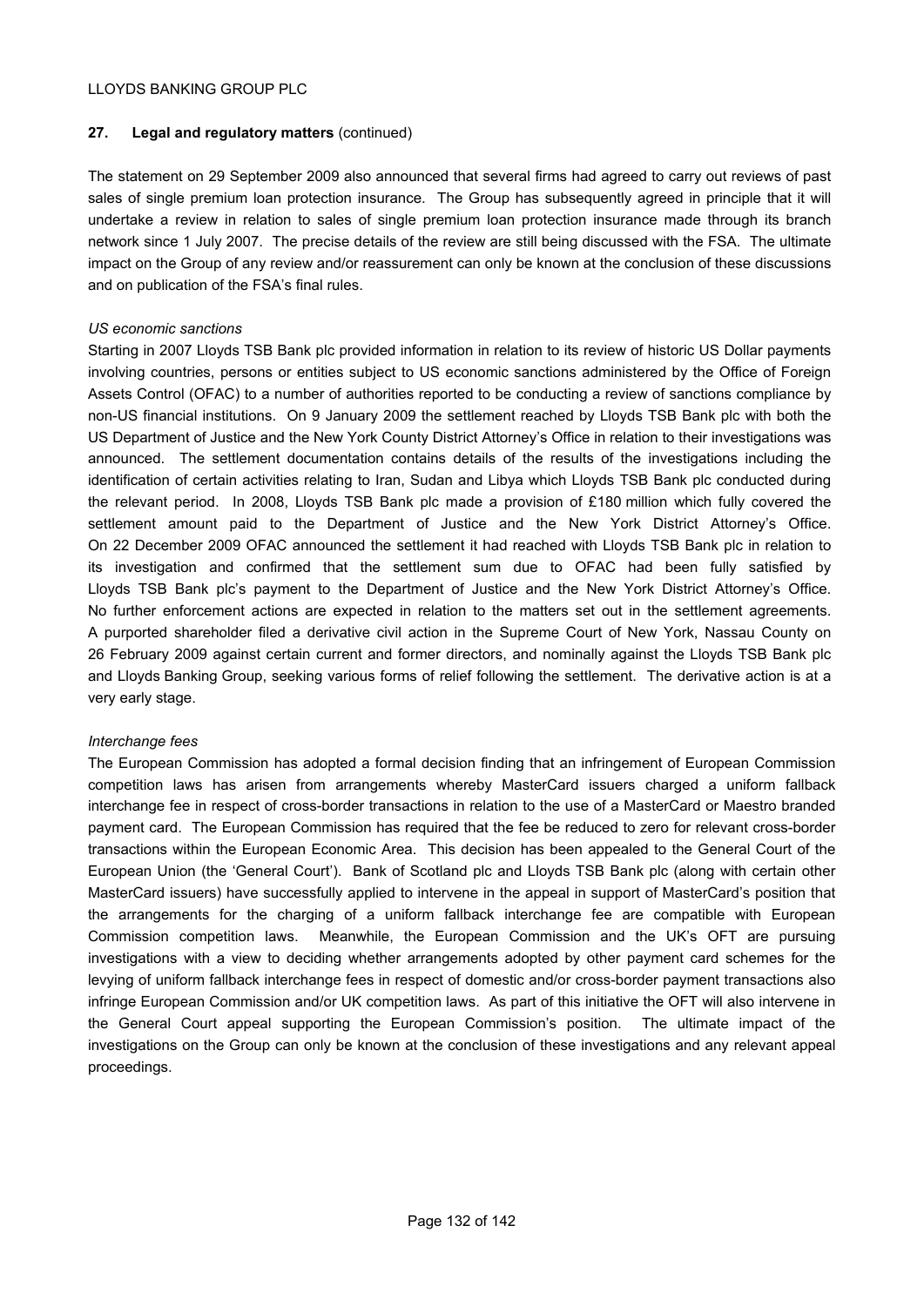## 27. Legal and regulatory matters (continued)

The statement on 29 September 2009 also announced that several firms had agreed to carry out reviews of past sales of single premium loan protection insurance. The Group has subsequently agreed in principle that it will undertake a review in relation to sales of single premium loan protection insurance made through its branch network since 1 July 2007. The precise details of the review are still being discussed with the FSA. The ultimate impact on the Group of any review and/or reassurement can only be known at the conclusion of these discussions and on publication of the FSA's final rules.

*US economic sanctions*

Starting in 2007 Lloyds TSB Bank plc provided information in relation to its review of historic US Dollar payments involving countries, persons or entities subject to US economic sanctions administered by the Office of Foreign Assets Control (OFAC) to a number of authorities reported to be conducting a review of sanctions compliance by non-US financial institutions. On 9 January 2009 the settlement reached by Lloyds TSB Bank plc with both the US Department of Justice and the New York County District Attorney's Office in relation to their investigations was announced. The settlement documentation contains details of the results of the investigations including the identification of certain activities relating to Iran, Sudan and Libya which Lloyds TSB Bank plc conducted during the relevant period. In 2008, Lloyds TSB Bank plc made a provision of £180 million which fully covered the settlement amount paid to the Department of Justice and the New York District Attorney's Office. On 22 December 2009 OFAC announced the settlement it had reached with Lloyds TSB Bank plc in relation to its investigation and confirmed that the settlement sum due to OFAC had been fully satisfied by Lloyds TSB Bank plc's payment to the Department of Justice and the New York District Attorney's Office. No further enforcement actions are expected in relation to the matters set out in the settlement agreements. A purported shareholder filed a derivative civil action in the Supreme Court of New York, Nassau County on 26 February 2009 against certain current and former directors, and nominally against the Lloyds TSB Bank plc and Lloyds Banking Group, seeking various forms of relief following the settlement. The derivative action is at a very early stage.

*Interchange fees*

The European Commission has adopted a formal decision finding that an infringement of European Commission competition laws has arisen from arrangements whereby MasterCard issuers charged a uniform fallback interchange fee in respect of cross-border transactions in relation to the use of a MasterCard or Maestro branded payment card. The European Commission has required that the fee be reduced to zero for relevant cross-border transactions within the European Economic Area. This decision has been appealed to the General Court of the European Union (the 'General Court'). Bank of Scotland plc and Lloyds TSB Bank plc (along with certain other MasterCard issuers) have successfully applied to intervene in the appeal in support of MasterCard's position that the arrangements for the charging of a uniform fallback interchange fee are compatible with European Commission competition laws. Meanwhile, the European Commission and the UK's OFT are pursuing investigations with a view to deciding whether arrangements adopted by other payment card schemes for the levying of uniform fallback interchange fees in respect of domestic and/or cross-border payment transactions also infringe European Commission and/or UK competition laws. As part of this initiative the OFT will also intervene in the General Court appeal supporting the European Commission's position. The ultimate impact of the investigations on the Group can only be known at the conclusion of these investigations and any relevant appeal proceedings.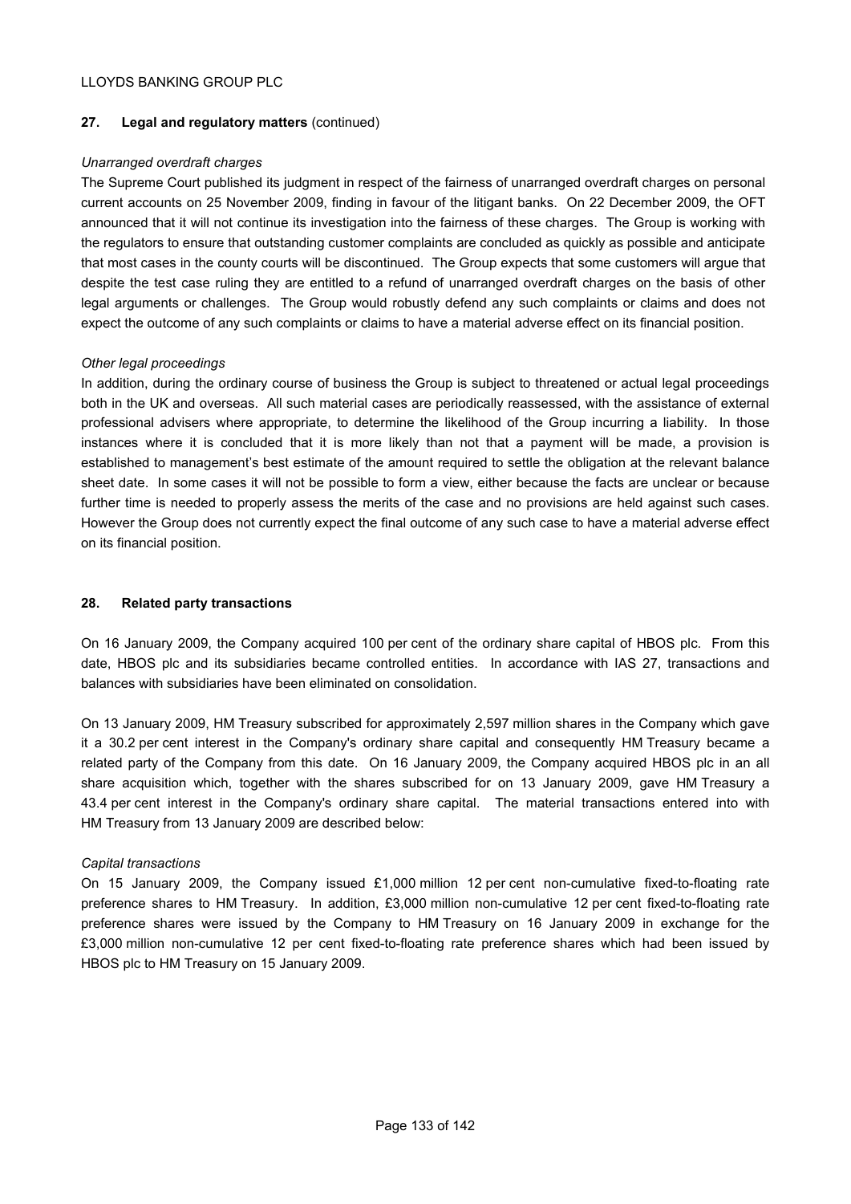## 27. Legal and regulatory matters (continued)

*Unarranged overdraft charges*

The Supreme Court published its judgment in respect of the fairness of unarranged overdraft charges on personal current accounts on 25 November 2009, finding in favour of the litigant banks. On 22 December 2009, the OFT announced that it will not continue its investigation into the fairness of these charges. The Group is working with the regulators to ensure that outstanding customer complaints are concluded as quickly as possible and anticipate that most cases in the county courts will be discontinued. The Group expects that some customers will argue that despite the test case ruling they are entitled to a refund of unarranged overdraft charges on the basis of other legal arguments or challenges. The Group would robustly defend any such complaints or claims and does not expect the outcome of any such complaints or claims to have a material adverse effect on its financial position.

*Other legal proceedings*

In addition, during the ordinary course of business the Group is subject to threatened or actual legal proceedings both in the UK and overseas. All such material cases are periodically reassessed, with the assistance of external professional advisers where appropriate, to determine the likelihood of the Group incurring a liability. In those instances where it is concluded that it is more likely than not that a payment will be made, a provision is established to management's best estimate of the amount required to settle the obligation at the relevant balance sheet date. In some cases it will not be possible to form a view, either because the facts are unclear or because further time is needed to properly assess the merits of the case and no provisions are held against such cases. However the Group does not currently expect the final outcome of any such case to have a material adverse effect on its financial position.

## 28. Related party transactions

On 16 January 2009, the Company acquired 100 per cent of the ordinary share capital of HBOS plc. From this date, HBOS plc and its subsidiaries became controlled entities. In accordance with IAS 27, transactions and balances with subsidiaries have been eliminated on consolidation.

On 13 January 2009, HM Treasury subscribed for approximately 2,597 million shares in the Company which gave it a 30.2 per cent interest in the Company's ordinary share capital and consequently HM Treasury became a related party of the Company from this date. On 16 January 2009, the Company acquired HBOS plc in an all share acquisition which, together with the shares subscribed for on 13 January 2009, gave HM Treasury a 43.4 per cent interest in the Company's ordinary share capital. The material transactions entered into with HM Treasury from 13 January 2009 are described below:

*Capital transactions*

On 15 January 2009, the Company issued £1,000 million 12 per cent non-cumulative fixed-to-floating rate preference shares to HM Treasury. In addition, £3,000 million non-cumulative 12 per cent fixed-to-floating rate preference shares were issued by the Company to HM Treasury on 16 January 2009 in exchange for the £3,000 million non-cumulative 12 per cent fixed-to-floating rate preference shares which had been issued by HBOS plc to HM Treasury on 15 January 2009.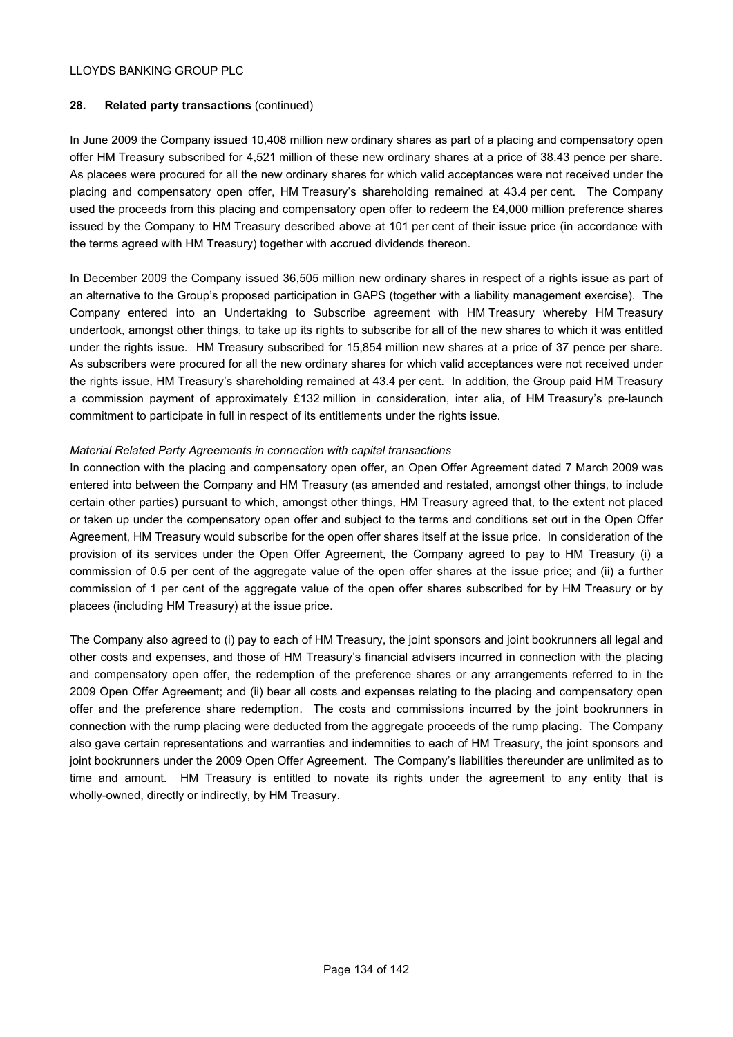## 28. Related party transactions (continued)

In June 2009 the Company issued 10,408 million new ordinary shares as part of a placing and compensatory open offer HM Treasury subscribed for 4,521 million of these new ordinary shares at a price of 38.43 pence per share. As placees were procured for all the new ordinary shares for which valid acceptances were not received under the placing and compensatory open offer, HM Treasury's shareholding remained at 43.4 per cent. The Company used the proceeds from this placing and compensatory open offer to redeem the £4,000 million preference shares issued by the Company to HM Treasury described above at 101 per cent of their issue price (in accordance with the terms agreed with HM Treasury) together with accrued dividends thereon.

In December 2009 the Company issued 36,505 million new ordinary shares in respect of a rights issue as part of an alternative to the Group's proposed participation in GAPS (together with a liability management exercise). The Company entered into an Undertaking to Subscribe agreement with HM Treasury whereby HM Treasury undertook, amongst other things, to take up its rights to subscribe for all of the new shares to which it was entitled under the rights issue. HM Treasury subscribed for 15,854 million new shares at a price of 37 pence per share. As subscribers were procured for all the new ordinary shares for which valid acceptances were not received under the rights issue, HM Treasury's shareholding remained at 43.4 per cent. In addition, the Group paid HM Treasury a commission payment of approximately £132 million in consideration, inter alia, of HM Treasury's pre-launch commitment to participate in full in respect of its entitlements under the rights issue.

*Material Related Party Agreements in connection with capital transactions*

In connection with the placing and compensatory open offer, an Open Offer Agreement dated 7 March 2009 was entered into between the Company and HM Treasury (as amended and restated, amongst other things, to include certain other parties) pursuant to which, amongst other things, HM Treasury agreed that, to the extent not placed or taken up under the compensatory open offer and subject to the terms and conditions set out in the Open Offer Agreement, HM Treasury would subscribe for the open offer shares itself at the issue price. In consideration of the provision of its services under the Open Offer Agreement, the Company agreed to pay to HM Treasury (i) a commission of 0.5 per cent of the aggregate value of the open offer shares at the issue price; and (ii) a further commission of 1 per cent of the aggregate value of the open offer shares subscribed for by HM Treasury or by placees (including HM Treasury) at the issue price.

The Company also agreed to (i) pay to each of HM Treasury, the joint sponsors and joint bookrunners all legal and other costs and expenses, and those of HM Treasury's financial advisers incurred in connection with the placing and compensatory open offer, the redemption of the preference shares or any arrangements referred to in the 2009 Open Offer Agreement; and (ii) bear all costs and expenses relating to the placing and compensatory open offer and the preference share redemption. The costs and commissions incurred by the joint bookrunners in connection with the rump placing were deducted from the aggregate proceeds of the rump placing. The Company also gave certain representations and warranties and indemnities to each of HM Treasury, the joint sponsors and joint bookrunners under the 2009 Open Offer Agreement. The Company's liabilities thereunder are unlimited as to time and amount. HM Treasury is entitled to novate its rights under the agreement to any entity that is wholly-owned, directly or indirectly, by HM Treasury.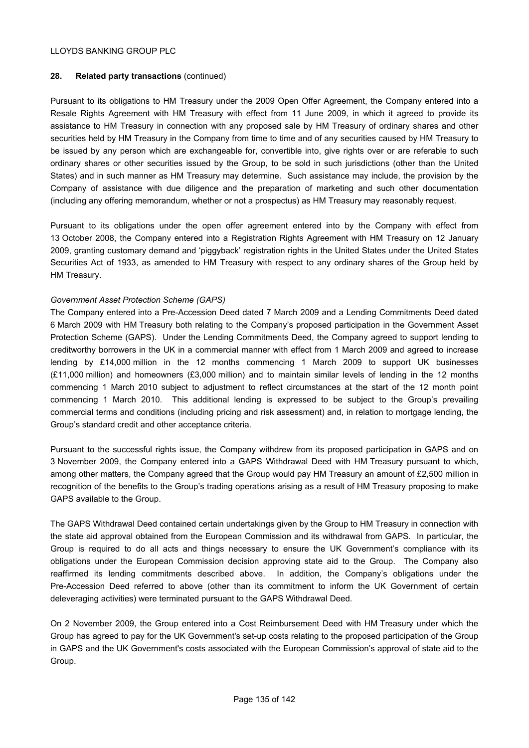## 28. Related party transactions (continued)

Pursuant to its obligations to HM Treasury under the 2009 Open Offer Agreement, the Company entered into a Resale Rights Agreement with HM Treasury with effect from 11 June 2009, in which it agreed to provide its assistance to HM Treasury in connection with any proposed sale by HM Treasury of ordinary shares and other securities held by HM Treasury in the Company from time to time and of any securities caused by HM Treasury to be issued by any person which are exchangeable for, convertible into, give rights over or are referable to such ordinary shares or other securities issued by the Group, to be sold in such jurisdictions (other than the United States) and in such manner as HM Treasury may determine. Such assistance may include, the provision by the Company of assistance with due diligence and the preparation of marketing and such other documentation (including any offering memorandum, whether or not a prospectus) as HM Treasury may reasonably request.

Pursuant to its obligations under the open offer agreement entered into by the Company with effect from 13 October 2008, the Company entered into a Registration Rights Agreement with HM Treasury on 12 January 2009, granting customary demand and 'piggyback' registration rights in the United States under the United States Securities Act of 1933, as amended to HM Treasury with respect to any ordinary shares of the Group held by HM Treasury.

*Government Asset Protection Scheme (GAPS)*

The Company entered into a Pre-Accession Deed dated 7 March 2009 and a Lending Commitments Deed dated 6 March 2009 with HM Treasury both relating to the Company's proposed participation in the Government Asset Protection Scheme (GAPS). Under the Lending Commitments Deed, the Company agreed to support lending to creditworthy borrowers in the UK in a commercial manner with effect from 1 March 2009 and agreed to increase lending by £14,000 million in the 12 months commencing 1 March 2009 to support UK businesses (£11,000 million) and homeowners (£3,000 million) and to maintain similar levels of lending in the 12 months commencing 1 March 2010 subject to adjustment to reflect circumstances at the start of the 12 month point commencing 1 March 2010. This additional lending is expressed to be subject to the Group's prevailing commercial terms and conditions (including pricing and risk assessment) and, in relation to mortgage lending, the Group's standard credit and other acceptance criteria.

Pursuant to the successful rights issue, the Company withdrew from its proposed participation in GAPS and on 3 November 2009, the Company entered into a GAPS Withdrawal Deed with HM Treasury pursuant to which, among other matters, the Company agreed that the Group would pay HM Treasury an amount of £2,500 million in recognition of the benefits to the Group's trading operations arising as a result of HM Treasury proposing to make GAPS available to the Group.

The GAPS Withdrawal Deed contained certain undertakings given by the Group to HM Treasury in connection with the state aid approval obtained from the European Commission and its withdrawal from GAPS. In particular, the Group is required to do all acts and things necessary to ensure the UK Government's compliance with its obligations under the European Commission decision approving state aid to the Group. The Company also reaffirmed its lending commitments described above. In addition, the Company's obligations under the Pre-Accession Deed referred to above (other than its commitment to inform the UK Government of certain deleveraging activities) were terminated pursuant to the GAPS Withdrawal Deed.

On 2 November 2009, the Group entered into a Cost Reimbursement Deed with HM Treasury under which the Group has agreed to pay for the UK Government's set-up costs relating to the proposed participation of the Group in GAPS and the UK Government's costs associated with the European Commission's approval of state aid to the Group.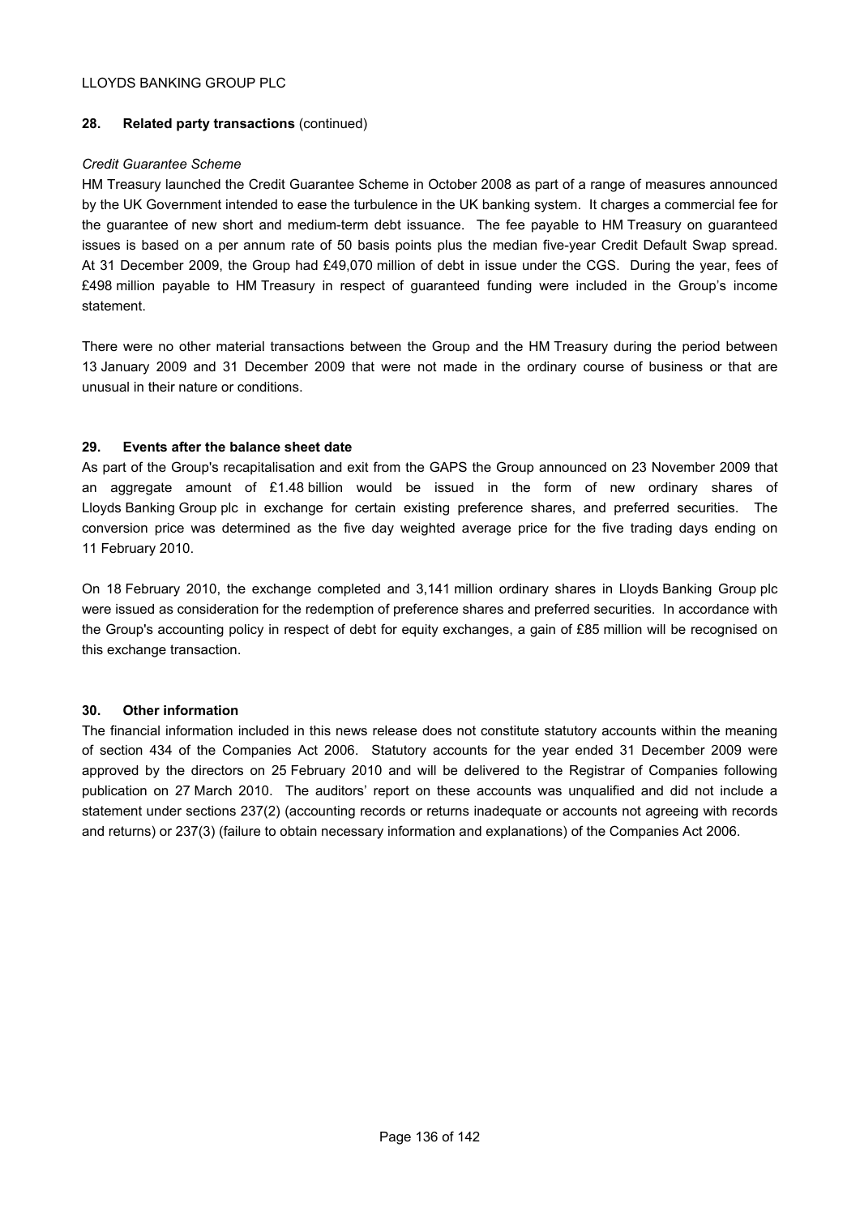## 28. Related party transactions (continued)

*Credit Guarantee Scheme*

HM Treasury launched the Credit Guarantee Scheme in October 2008 as part of a range of measures announced by the UK Government intended to ease the turbulence in the UK banking system. It charges a commercial fee for the guarantee of new short and medium-term debt issuance. The fee payable to HM Treasury on guaranteed issues is based on a per annum rate of 50 basis points plus the median five-year Credit Default Swap spread. At 31 December 2009, the Group had £49,070 million of debt in issue under the CGS. During the year, fees of £498 million payable to HM Treasury in respect of guaranteed funding were included in the Group's income statement.

There were no other material transactions between the Group and the HM Treasury during the period between 13 January 2009 and 31 December 2009 that were not made in the ordinary course of business or that are unusual in their nature or conditions.

## 29. Events after the balance sheet date

As part of the Group's recapitalisation and exit from the GAPS the Group announced on 23 November 2009 that an aggregate amount of £1.48 billion would be issued in the form of new ordinary shares of Lloyds Banking Group plc in exchange for certain existing preference shares, and preferred securities. The conversion price was determined as the five day weighted average price for the five trading days ending on 11 February 2010.

On 18 February 2010, the exchange completed and 3,141 million ordinary shares in Lloyds Banking Group plc were issued as consideration for the redemption of preference shares and preferred securities. In accordance with the Group's accounting policy in respect of debt for equity exchanges, a gain of £85 million will be recognised on this exchange transaction.

## 30. Other information

The financial information included in this news release does not constitute statutory accounts within the meaning of section 434 of the Companies Act 2006. Statutory accounts for the year ended 31 December 2009 were approved by the directors on 25 February 2010 and will be delivered to the Registrar of Companies following publication on 27 March 2010. The auditors' report on these accounts was unqualified and did not include a statement under sections 237(2) (accounting records or returns inadequate or accounts not agreeing with records and returns) or 237(3) (failure to obtain necessary information and explanations) of the Companies Act 2006.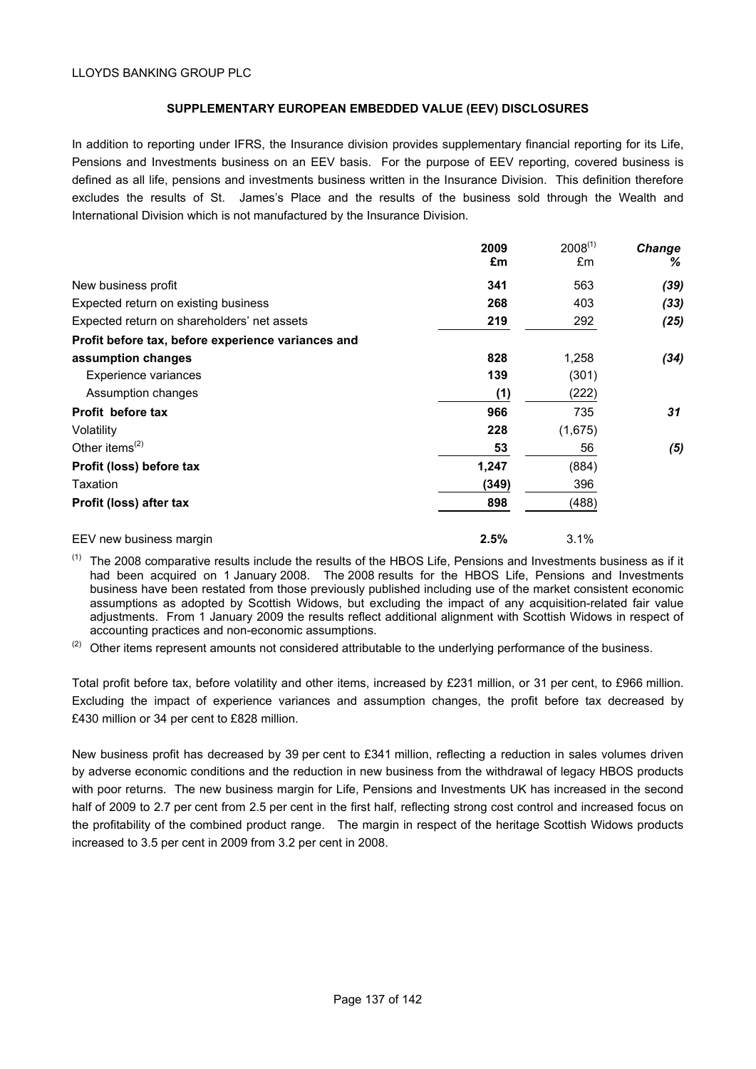LLOYDS BANKING GROUP PLC

## SUPPLEMENTARY EUROPEAN EMBEDDED VALUE (EEV) DISCLOSURES

In addition to reporting under IFRS, the Insurance division provides supplementary financial reporting for its Life, Pensions and Investments business on an EEV basis. For the purpose of EEV reporting, covered business is defined as all life, pensions and investments business written in the Insurance Division. This definition therefore excludes the results of St. James's Place and the results of the business sold through the Wealth and International Division which is not manufactured by the Insurance Division.

| | **2009 £m** | 2008[(1)] £m | ***Change %*** |
|---|---|---|---|
| New business profit | **341** | 563 | ***(39)*** |
| Expected return on existing business | **268** | 403 | ***(33)*** |
| Expected return on shareholders' net assets | **219** | 292 | ***(25)*** |
| **Profit before tax, before experience variances and assumption changes** | **828** | 1,258 | ***(34)*** |
| Experience variances | **139** | (301) | |
| Assumption changes | **(1)** | (222) | |
| **Profit before tax** | **966** | 735 | ***31*** |
| Volatility | **228** | (1,675) | |
| Other items[(2)] | **53** | 56 | ***(5)*** |
| **Profit (loss) before tax** | **1,247** | (884) | |
| Taxation | **(349)** | 396 | |
| **Profit (loss) after tax** | **898** | (488) | |
| | | | |
| EEV new business margin | **2.5%** | 3.1% | |

(1) The 2008 comparative results include the results of the HBOS Life, Pensions and Investments business as if it had been acquired on 1 January 2008. The 2008 results for the HBOS Life, Pensions and Investments business have been restated from those previously published including use of the market consistent economic assumptions as adopted by Scottish Widows, but excluding the impact of any acquisition-related fair value adjustments. From 1 January 2009 the results reflect additional alignment with Scottish Widows in respect of accounting practices and non-economic assumptions.

(2) Other items represent amounts not considered attributable to the underlying performance of the business.

Total profit before tax, before volatility and other items, increased by £231 million, or 31 per cent, to £966 million. Excluding the impact of experience variances and assumption changes, the profit before tax decreased by £430 million or 34 per cent to £828 million.

New business profit has decreased by 39 per cent to £341 million, reflecting a reduction in sales volumes driven by adverse economic conditions and the reduction in new business from the withdrawal of legacy HBOS products with poor returns. The new business margin for Life, Pensions and Investments UK has increased in the second half of 2009 to 2.7 per cent from 2.5 per cent in the first half, reflecting strong cost control and increased focus on the profitability of the combined product range. The margin in respect of the heritage Scottish Widows products increased to 3.5 per cent in 2009 from 3.2 per cent in 2008.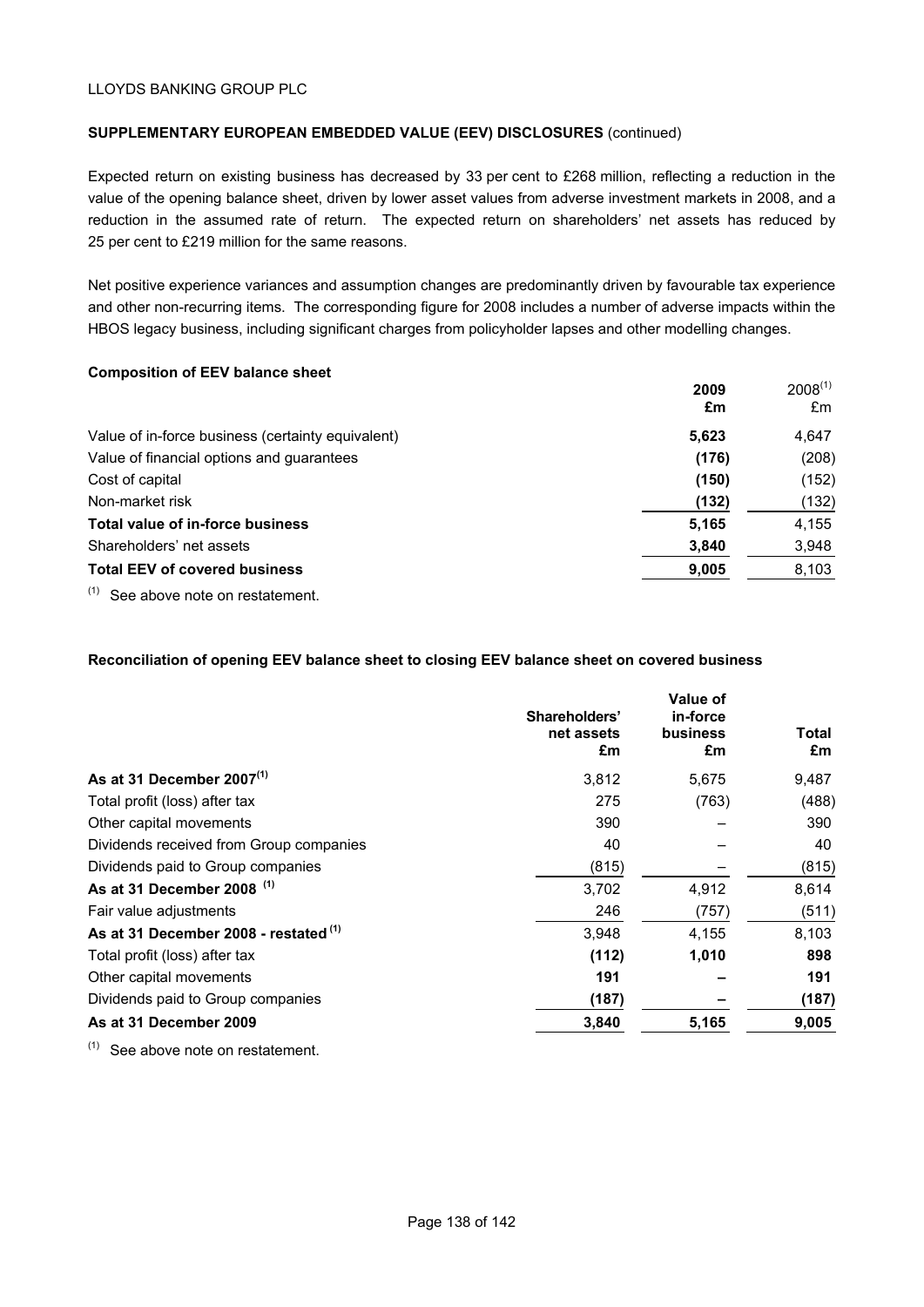LLOYDS BANKING GROUP PLC

**SUPPLEMENTARY EUROPEAN EMBEDDED VALUE (EEV) DISCLOSURES** (continued)

Expected return on existing business has decreased by 33 per cent to £268 million, reflecting a reduction in the value of the opening balance sheet, driven by lower asset values from adverse investment markets in 2008, and a reduction in the assumed rate of return. The expected return on shareholders' net assets has reduced by 25 per cent to £219 million for the same reasons.

Net positive experience variances and assumption changes are predominantly driven by favourable tax experience and other non-recurring items. The corresponding figure for 2008 includes a number of adverse impacts within the HBOS legacy business, including significant charges from policyholder lapses and other modelling changes.

**Composition of EEV balance sheet**

| | **2009 £m** | 2008[(1)] £m |
|---|---|---|
| Value of in-force business (certainty equivalent) | **5,623** | 4,647 |
| Value of financial options and guarantees | **(176)** | (208) |
| Cost of capital | **(150)** | (152) |
| Non-market risk | **(132)** | (132) |
| **Total value of in-force business** | **5,165** | 4,155 |
| Shareholders' net assets | **3,840** | 3,948 |
| **Total EEV of covered business** | **9,005** | 8,103 |

(1) See above note on restatement.

**Reconciliation of opening EEV balance sheet to closing EEV balance sheet on covered business**

| | Shareholders' net assets £m | Value of in-force business £m | Total £m |
|---|---|---|---|
| **As at 31 December 2007[(1)]** | 3,812 | 5,675 | 9,487 |
| Total profit (loss) after tax | 275 | (763) | (488) |
| Other capital movements | 390 | – | 390 |
| Dividends received from Group companies | 40 | – | 40 |
| Dividends paid to Group companies | (815) | – | (815) |
| **As at 31 December 2008 [(1)]** | 3,702 | 4,912 | 8,614 |
| Fair value adjustments | 246 | (757) | (511) |
| **As at 31 December 2008 - restated [(1)]** | 3,948 | 4,155 | 8,103 |
| Total profit (loss) after tax | **(112)** | **1,010** | **898** |
| Other capital movements | **191** | **–** | **191** |
| Dividends paid to Group companies | **(187)** | **–** | **(187)** |
| **As at 31 December 2009** | **3,840** | **5,165** | **9,005** |

(1) See above note on restatement.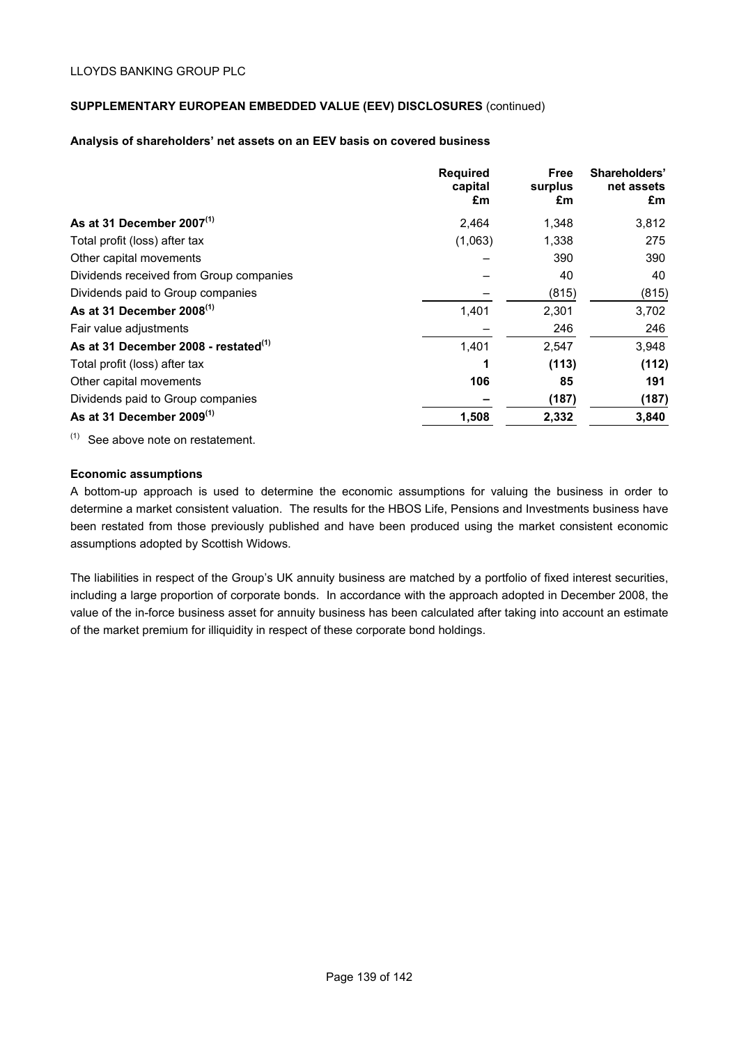LLOYDS BANKING GROUP PLC

## SUPPLEMENTARY EUROPEAN EMBEDDED VALUE (EEV) DISCLOSURES (continued)

### Analysis of shareholders' net assets on an EEV basis on covered business

| | Required capital £m | Free surplus £m | Shareholders' net assets £m |
|---|---|---|---|
| **As at 31 December 2007[1]** | 2,464 | 1,348 | 3,812 |
| Total profit (loss) after tax | (1,063) | 1,338 | 275 |
| Other capital movements | – | 390 | 390 |
| Dividends received from Group companies | – | 40 | 40 |
| Dividends paid to Group companies | – | (815) | (815) |
| **As at 31 December 2008[1]** | 1,401 | 2,301 | 3,702 |
| Fair value adjustments | – | 246 | 246 |
| **As at 31 December 2008 - restated[1]** | 1,401 | 2,547 | 3,948 |
| Total profit (loss) after tax | **1** | **(113)** | **(112)** |
| Other capital movements | **106** | **85** | **191** |
| Dividends paid to Group companies | **–** | **(187)** | **(187)** |
| **As at 31 December 2009[1]** | **1,508** | **2,332** | **3,840** |

[1] See above note on restatement.

### Economic assumptions

A bottom-up approach is used to determine the economic assumptions for valuing the business in order to determine a market consistent valuation. The results for the HBOS Life, Pensions and Investments business have been restated from those previously published and have been produced using the market consistent economic assumptions adopted by Scottish Widows.

The liabilities in respect of the Group's UK annuity business are matched by a portfolio of fixed interest securities, including a large proportion of corporate bonds. In accordance with the approach adopted in December 2008, the value of the in-force business asset for annuity business has been calculated after taking into account an estimate of the market premium for illiquidity in respect of these corporate bond holdings.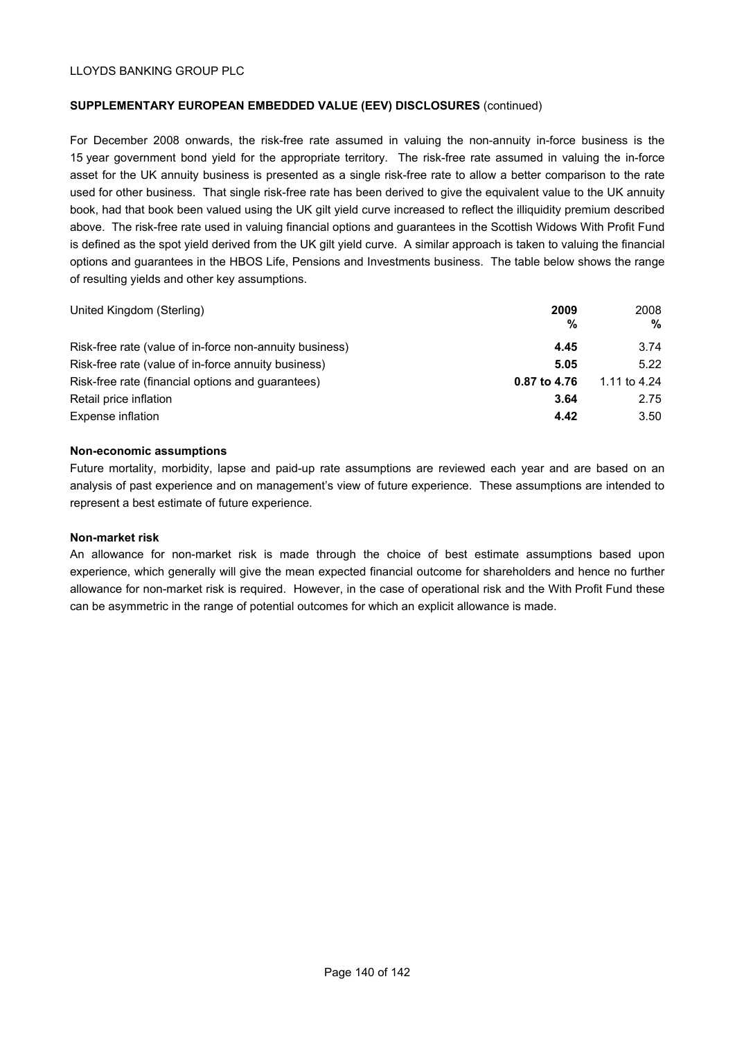**SUPPLEMENTARY EUROPEAN EMBEDDED VALUE (EEV) DISCLOSURES** (continued)

For December 2008 onwards, the risk-free rate assumed in valuing the non-annuity in-force business is the 15 year government bond yield for the appropriate territory. The risk-free rate assumed in valuing the in-force asset for the UK annuity business is presented as a single risk-free rate to allow a better comparison to the rate used for other business. That single risk-free rate has been derived to give the equivalent value to the UK annuity book, had that book been valued using the UK gilt yield curve increased to reflect the illiquidity premium described above. The risk-free rate used in valuing financial options and guarantees in the Scottish Widows With Profit Fund is defined as the spot yield derived from the UK gilt yield curve. A similar approach is taken to valuing the financial options and guarantees in the HBOS Life, Pensions and Investments business. The table below shows the range of resulting yields and other key assumptions.

| United Kingdom (Sterling) | **2009 %** | 2008 % |
|---|---|---|
| Risk-free rate (value of in-force non-annuity business) | **4.45** | 3.74 |
| Risk-free rate (value of in-force annuity business) | **5.05** | 5.22 |
| Risk-free rate (financial options and guarantees) | **0.87 to 4.76** | 1.11 to 4.24 |
| Retail price inflation | **3.64** | 2.75 |
| Expense inflation | **4.42** | 3.50 |

**Non-economic assumptions**

Future mortality, morbidity, lapse and paid-up rate assumptions are reviewed each year and are based on an analysis of past experience and on management's view of future experience. These assumptions are intended to represent a best estimate of future experience.

**Non-market risk**

An allowance for non-market risk is made through the choice of best estimate assumptions based upon experience, which generally will give the mean expected financial outcome for shareholders and hence no further allowance for non-market risk is required. However, in the case of operational risk and the With Profit Fund these can be asymmetric in the range of potential outcomes for which an explicit allowance is made.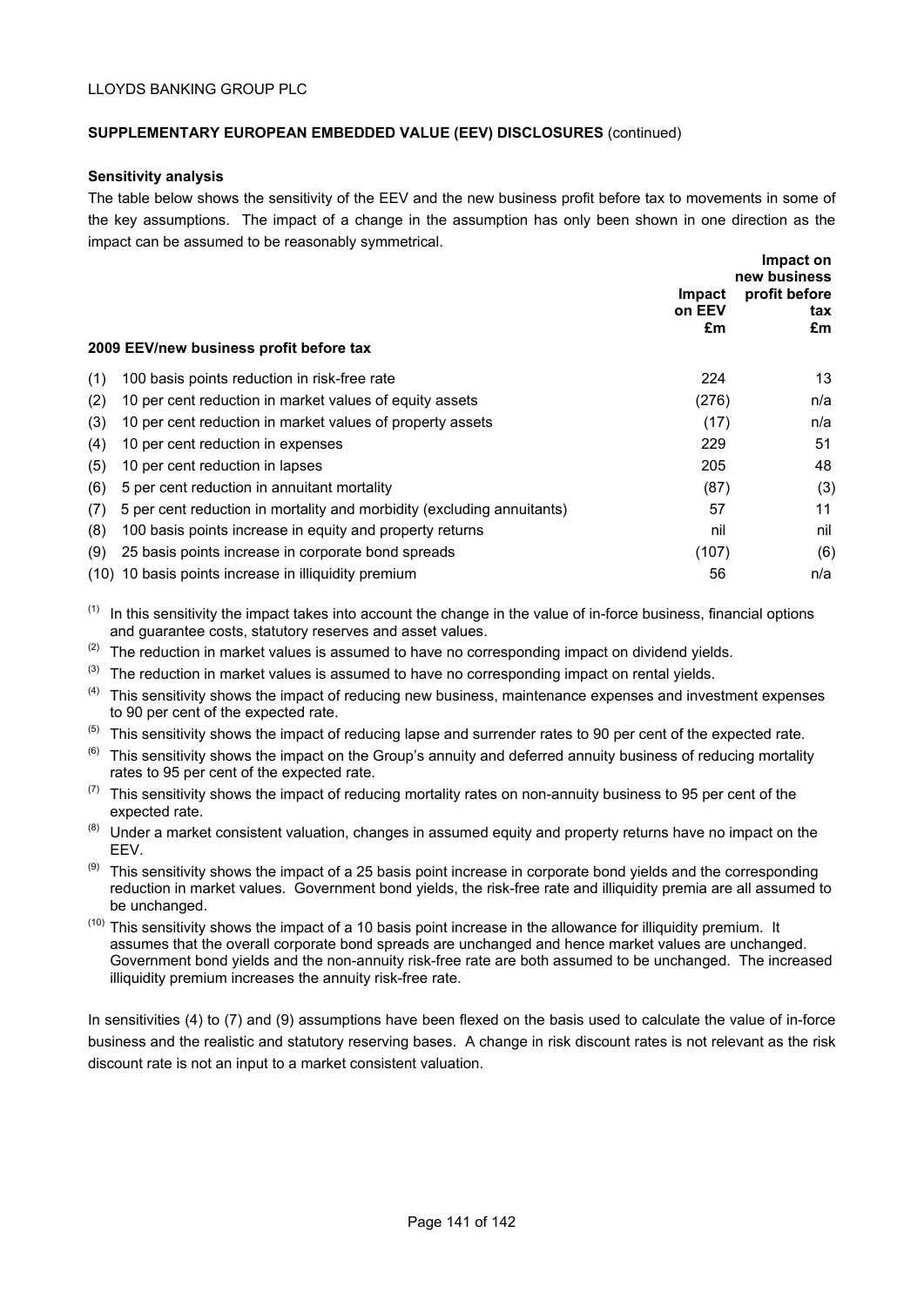LLOYDS BANKING GROUP PLC

**SUPPLEMENTARY EUROPEAN EMBEDDED VALUE (EEV) DISCLOSURES** (continued)

**Sensitivity analysis**

The table below shows the sensitivity of the EEV and the new business profit before tax to movements in some of the key assumptions. The impact of a change in the assumption has only been shown in one direction as the impact can be assumed to be reasonably symmetrical.

| | Impact on EEV £m | Impact on new business profit before tax £m |
|---|---|---|
| **2009 EEV/new business profit before tax** | | |
| (1) 100 basis points reduction in risk-free rate | 224 | 13 |
| (2) 10 per cent reduction in market values of equity assets | (276) | n/a |
| (3) 10 per cent reduction in market values of property assets | (17) | n/a |
| (4) 10 per cent reduction in expenses | 229 | 51 |
| (5) 10 per cent reduction in lapses | 205 | 48 |
| (6) 5 per cent reduction in annuitant mortality | (87) | (3) |
| (7) 5 per cent reduction in mortality and morbidity (excluding annuitants) | 57 | 11 |
| (8) 100 basis points increase in equity and property returns | nil | nil |
| (9) 25 basis points increase in corporate bond spreads | (107) | (6) |
| (10) 10 basis points increase in illiquidity premium | 56 | n/a |

(1) In this sensitivity the impact takes into account the change in the value of in-force business, financial options and guarantee costs, statutory reserves and asset values.

(2) The reduction in market values is assumed to have no corresponding impact on dividend yields.

(3) The reduction in market values is assumed to have no corresponding impact on rental yields.

(4) This sensitivity shows the impact of reducing new business, maintenance expenses and investment expenses to 90 per cent of the expected rate.

(5) This sensitivity shows the impact of reducing lapse and surrender rates to 90 per cent of the expected rate.

(6) This sensitivity shows the impact on the Group's annuity and deferred annuity business of reducing mortality rates to 95 per cent of the expected rate.

(7) This sensitivity shows the impact of reducing mortality rates on non-annuity business to 95 per cent of the expected rate.

(8) Under a market consistent valuation, changes in assumed equity and property returns have no impact on the EEV.

(9) This sensitivity shows the impact of a 25 basis point increase in corporate bond yields and the corresponding reduction in market values. Government bond yields, the risk-free rate and illiquidity premia are all assumed to be unchanged.

(10) This sensitivity shows the impact of a 10 basis point increase in the allowance for illiquidity premium. It assumes that the overall corporate bond spreads are unchanged and hence market values are unchanged. Government bond yields and the non-annuity risk-free rate are both assumed to be unchanged. The increased illiquidity premium increases the annuity risk-free rate.

In sensitivities (4) to (7) and (9) assumptions have been flexed on the basis used to calculate the value of in-force business and the realistic and statutory reserving bases. A change in risk discount rates is not relevant as the risk discount rate is not an input to a market consistent valuation.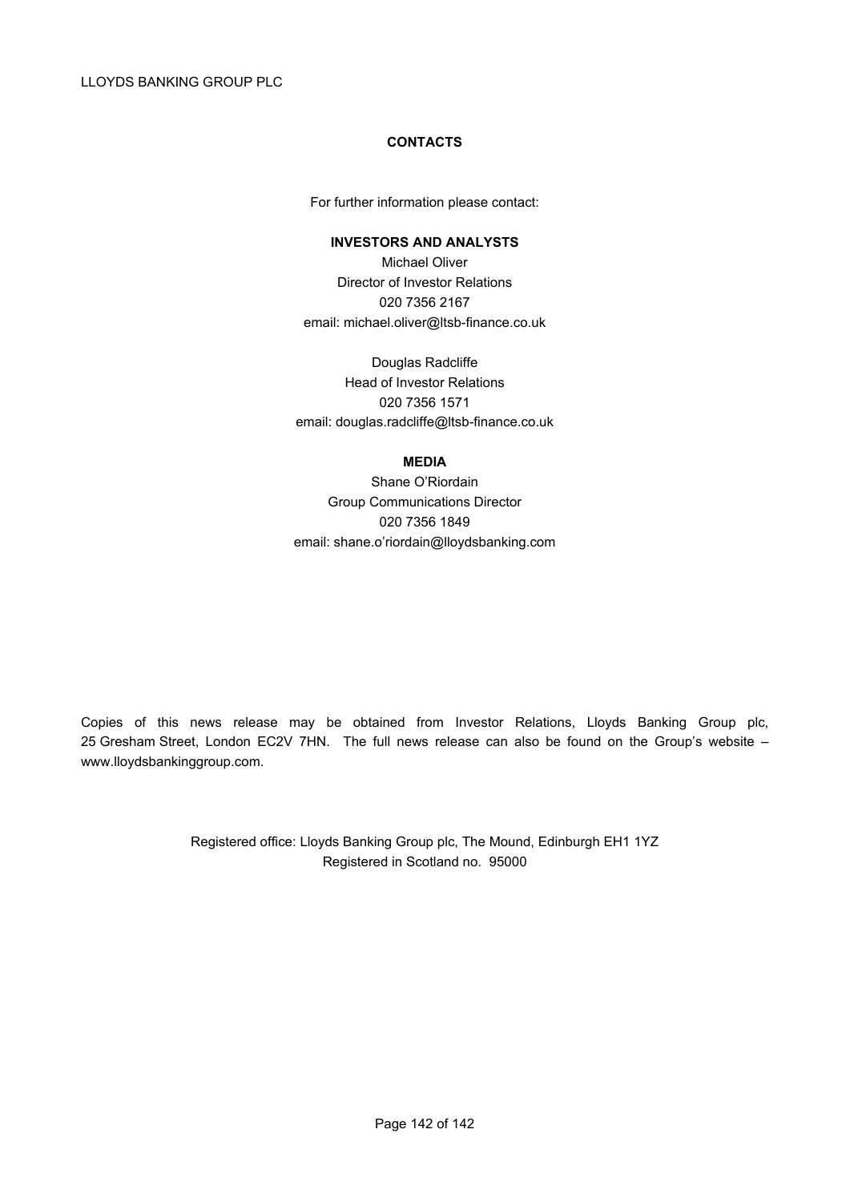## CONTACTS

For further information please contact:

**INVESTORS AND ANALYSTS**

Michael Oliver
Director of Investor Relations
020 7356 2167
email: michael.oliver@ltsb-finance.co.uk

Douglas Radcliffe
Head of Investor Relations
020 7356 1571
email: douglas.radcliffe@ltsb-finance.co.uk

**MEDIA**

Shane O'Riordain
Group Communications Director
020 7356 1849
email: shane.o'riordain@lloydsbanking.com

Copies of this news release may be obtained from Investor Relations, Lloyds Banking Group plc, 25 Gresham Street, London EC2V 7HN. The full news release can also be found on the Group's website – www.lloydsbankinggroup.com.

Registered office: Lloyds Banking Group plc, The Mound, Edinburgh EH1 1YZ
Registered in Scotland no. 95000